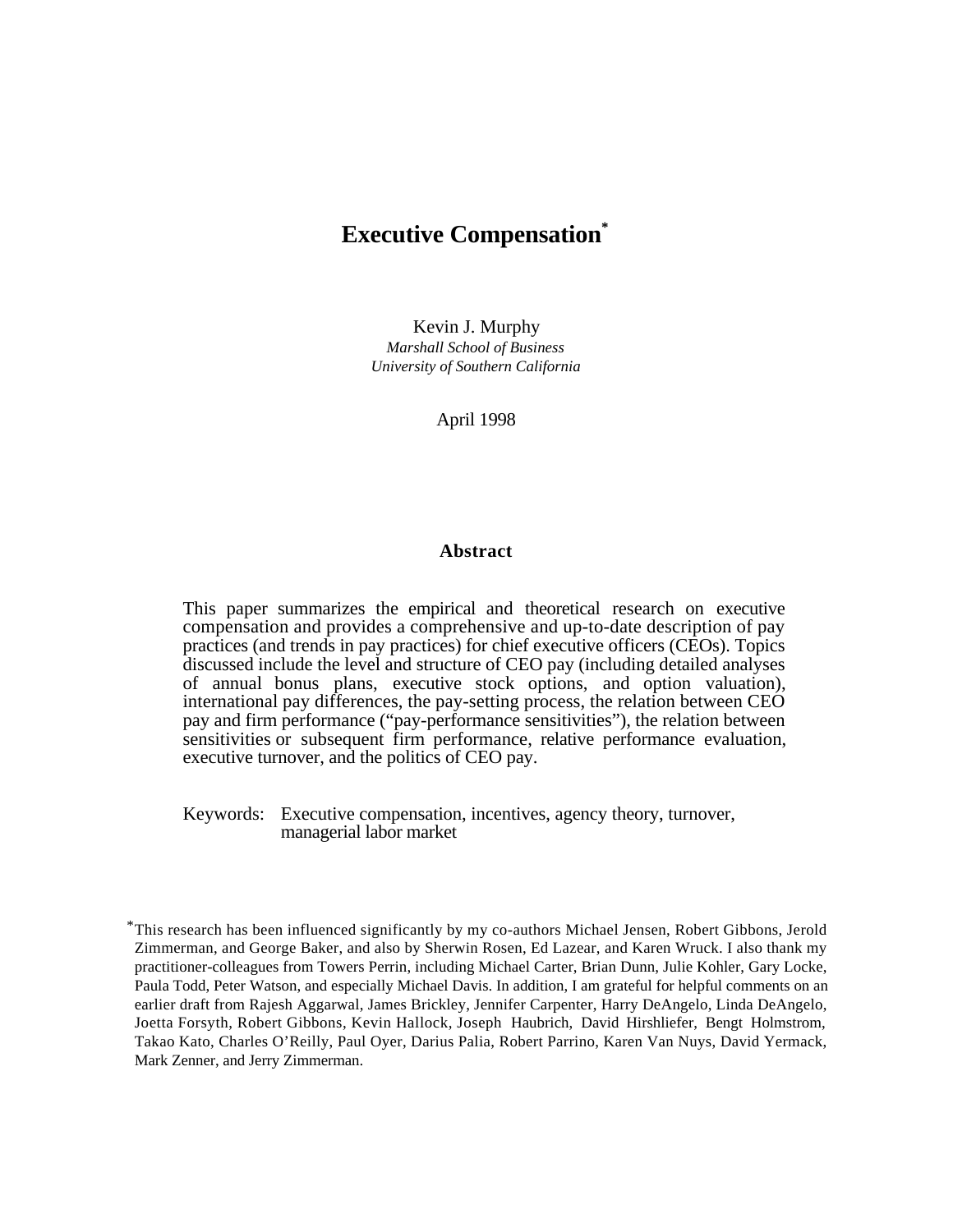# Executive Compensation[*]

Kevin J. Murphy

*Marshall School of Business*

*University of Southern California*

April 1998

## Abstract

This paper summarizes the empirical and theoretical research on executive compensation and provides a comprehensive and up-to-date description of pay practices (and trends in pay practices) for chief executive officers (CEOs). Topics discussed include the level and structure of CEO pay (including detailed analyses of annual bonus plans, executive stock options, and option valuation), international pay differences, the pay-setting process, the relation between CEO pay and firm performance ("pay-performance sensitivities"), the relation between sensitivities or subsequent firm performance, relative performance evaluation, executive turnover, and the politics of CEO pay.

Keywords: Executive compensation, incentives, agency theory, turnover, managerial labor market

[*]This research has been influenced significantly by my co-authors Michael Jensen, Robert Gibbons, Jerold Zimmerman, and George Baker, and also by Sherwin Rosen, Ed Lazear, and Karen Wruck. I also thank my practitioner-colleagues from Towers Perrin, including Michael Carter, Brian Dunn, Julie Kohler, Gary Locke, Paula Todd, Peter Watson, and especially Michael Davis. In addition, I am grateful for helpful comments on an earlier draft from Rajesh Aggarwal, James Brickley, Jennifer Carpenter, Harry DeAngelo, Linda DeAngelo, Joetta Forsyth, Robert Gibbons, Kevin Hallock, Joseph Haubrich, David Hirshliefer, Bengt Holmstrom, Takao Kato, Charles O'Reilly, Paul Oyer, Darius Palia, Robert Parrino, Karen Van Nuys, David Yermack, Mark Zenner, and Jerry Zimmerman.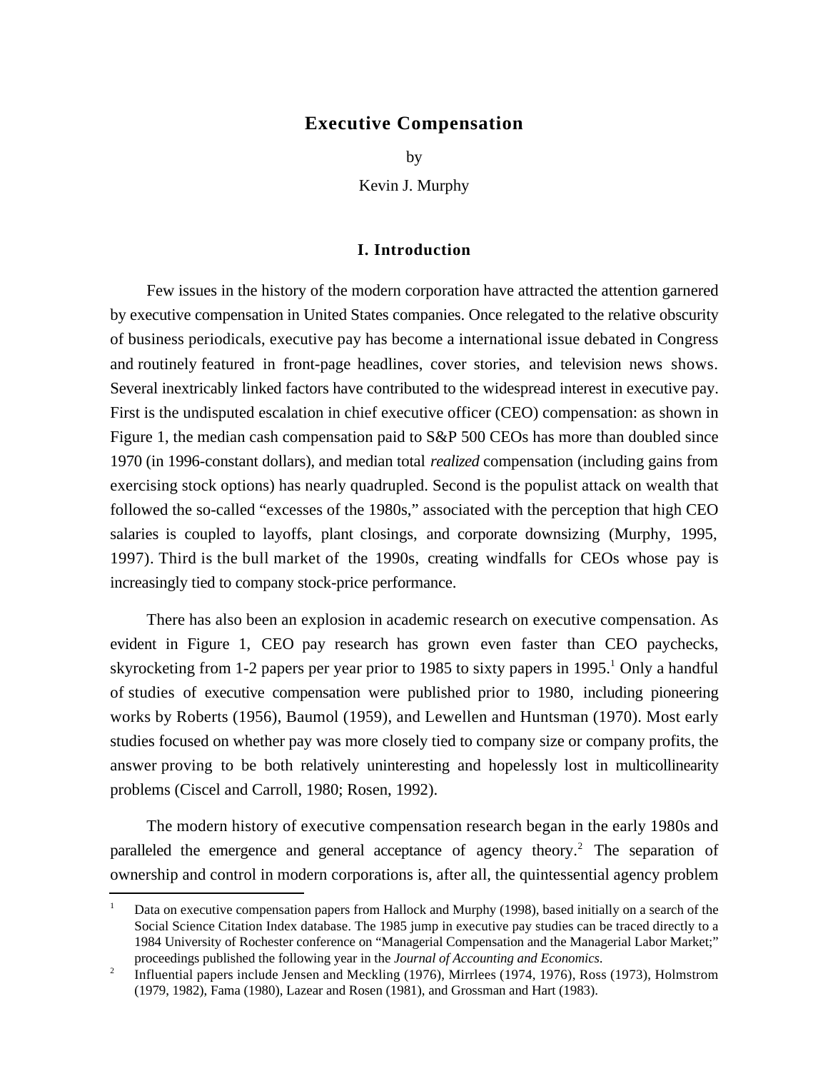# Executive Compensation

by

Kevin J. Murphy

## I. Introduction

Few issues in the history of the modern corporation have attracted the attention garnered by executive compensation in United States companies. Once relegated to the relative obscurity of business periodicals, executive pay has become a international issue debated in Congress and routinely featured in front-page headlines, cover stories, and television news shows. Several inextricably linked factors have contributed to the widespread interest in executive pay. First is the undisputed escalation in chief executive officer (CEO) compensation: as shown in Figure 1, the median cash compensation paid to S&P 500 CEOs has more than doubled since 1970 (in 1996-constant dollars), and median total *realized* compensation (including gains from exercising stock options) has nearly quadrupled. Second is the populist attack on wealth that followed the so-called "excesses of the 1980s," associated with the perception that high CEO salaries is coupled to layoffs, plant closings, and corporate downsizing (Murphy, 1995, 1997). Third is the bull market of the 1990s, creating windfalls for CEOs whose pay is increasingly tied to company stock-price performance.

There has also been an explosion in academic research on executive compensation. As evident in Figure 1, CEO pay research has grown even faster than CEO paychecks, skyrocketing from 1-2 papers per year prior to 1985 to sixty papers in 1995.[1] Only a handful of studies of executive compensation were published prior to 1980, including pioneering works by Roberts (1956), Baumol (1959), and Lewellen and Huntsman (1970). Most early studies focused on whether pay was more closely tied to company size or company profits, the answer proving to be both relatively uninteresting and hopelessly lost in multicollinearity problems (Ciscel and Carroll, 1980; Rosen, 1992).

The modern history of executive compensation research began in the early 1980s and paralleled the emergence and general acceptance of agency theory.[2] The separation of ownership and control in modern corporations is, after all, the quintessential agency problem

---

[1] Data on executive compensation papers from Hallock and Murphy (1998), based initially on a search of the Social Science Citation Index database. The 1985 jump in executive pay studies can be traced directly to a 1984 University of Rochester conference on "Managerial Compensation and the Managerial Labor Market;" proceedings published the following year in the *Journal of Accounting and Economics*.

[2] Influential papers include Jensen and Meckling (1976), Mirrlees (1974, 1976), Ross (1973), Holmstrom (1979, 1982), Fama (1980), Lazear and Rosen (1981), and Grossman and Hart (1983).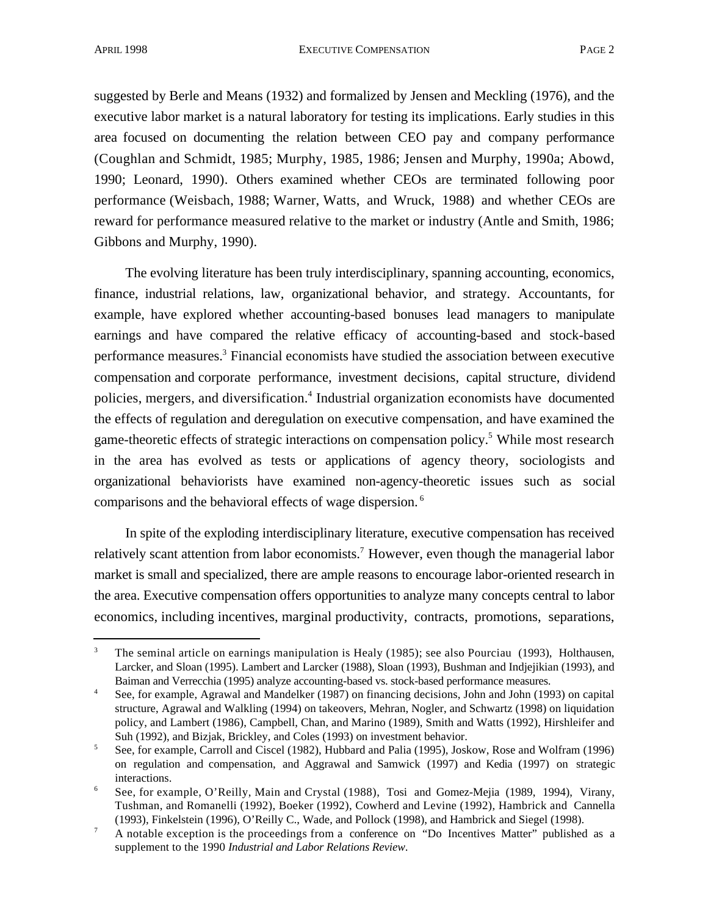suggested by Berle and Means (1932) and formalized by Jensen and Meckling (1976), and the executive labor market is a natural laboratory for testing its implications. Early studies in this area focused on documenting the relation between CEO pay and company performance (Coughlan and Schmidt, 1985; Murphy, 1985, 1986; Jensen and Murphy, 1990a; Abowd, 1990; Leonard, 1990). Others examined whether CEOs are terminated following poor performance (Weisbach, 1988; Warner, Watts, and Wruck, 1988) and whether CEOs are reward for performance measured relative to the market or industry (Antle and Smith, 1986; Gibbons and Murphy, 1990).

The evolving literature has been truly interdisciplinary, spanning accounting, economics, finance, industrial relations, law, organizational behavior, and strategy. Accountants, for example, have explored whether accounting-based bonuses lead managers to manipulate earnings and have compared the relative efficacy of accounting-based and stock-based performance measures.[3] Financial economists have studied the association between executive compensation and corporate performance, investment decisions, capital structure, dividend policies, mergers, and diversification.[4] Industrial organization economists have documented the effects of regulation and deregulation on executive compensation, and have examined the game-theoretic effects of strategic interactions on compensation policy.[5] While most research in the area has evolved as tests or applications of agency theory, sociologists and organizational behaviorists have examined non-agency-theoretic issues such as social comparisons and the behavioral effects of wage dispersion.[6]

In spite of the exploding interdisciplinary literature, executive compensation has received relatively scant attention from labor economists.[7] However, even though the managerial labor market is small and specialized, there are ample reasons to encourage labor-oriented research in the area. Executive compensation offers opportunities to analyze many concepts central to labor economics, including incentives, marginal productivity, contracts, promotions, separations,

---

[3] The seminal article on earnings manipulation is Healy (1985); see also Pourciau (1993), Holthausen, Larcker, and Sloan (1995). Lambert and Larcker (1988), Sloan (1993), Bushman and Indjejikian (1993), and Baiman and Verrecchia (1995) analyze accounting-based vs. stock-based performance measures.

[4] See, for example, Agrawal and Mandelker (1987) on financing decisions, John and John (1993) on capital structure, Agrawal and Walkling (1994) on takeovers, Mehran, Nogler, and Schwartz (1998) on liquidation policy, and Lambert (1986), Campbell, Chan, and Marino (1989), Smith and Watts (1992), Hirshleifer and Suh (1992), and Bizjak, Brickley, and Coles (1993) on investment behavior.

[5] See, for example, Carroll and Ciscel (1982), Hubbard and Palia (1995), Joskow, Rose and Wolfram (1996) on regulation and compensation, and Aggrawal and Samwick (1997) and Kedia (1997) on strategic interactions.

[6] See, for example, O'Reilly, Main and Crystal (1988), Tosi and Gomez-Mejia (1989, 1994), Virany, Tushman, and Romanelli (1992), Boeker (1992), Cowherd and Levine (1992), Hambrick and Cannella (1993), Finkelstein (1996), O'Reilly C., Wade, and Pollock (1998), and Hambrick and Siegel (1998).

[7] A notable exception is the proceedings from a conference on "Do Incentives Matter" published as a supplement to the 1990 *Industrial and Labor Relations Review*.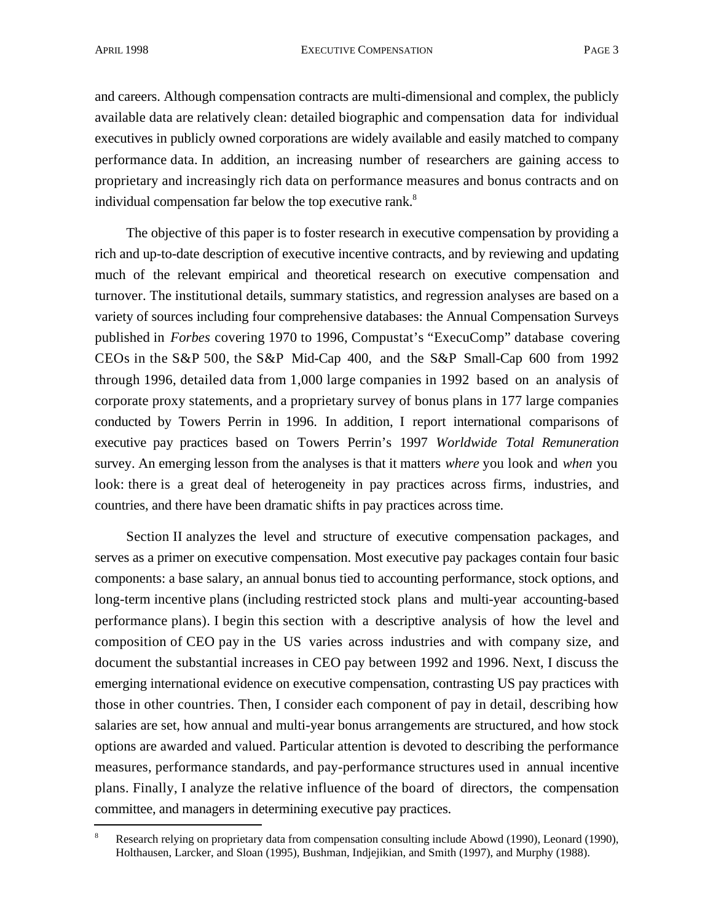and careers. Although compensation contracts are multi-dimensional and complex, the publicly available data are relatively clean: detailed biographic and compensation data for individual executives in publicly owned corporations are widely available and easily matched to company performance data. In addition, an increasing number of researchers are gaining access to proprietary and increasingly rich data on performance measures and bonus contracts and on individual compensation far below the top executive rank.[8]

The objective of this paper is to foster research in executive compensation by providing a rich and up-to-date description of executive incentive contracts, and by reviewing and updating much of the relevant empirical and theoretical research on executive compensation and turnover. The institutional details, summary statistics, and regression analyses are based on a variety of sources including four comprehensive databases: the Annual Compensation Surveys published in *Forbes* covering 1970 to 1996, Compustat's "ExecuComp" database covering CEOs in the S&P 500, the S&P Mid-Cap 400, and the S&P Small-Cap 600 from 1992 through 1996, detailed data from 1,000 large companies in 1992 based on an analysis of corporate proxy statements, and a proprietary survey of bonus plans in 177 large companies conducted by Towers Perrin in 1996. In addition, I report international comparisons of executive pay practices based on Towers Perrin's 1997 *Worldwide Total Remuneration* survey. An emerging lesson from the analyses is that it matters *where* you look and *when* you look: there is a great deal of heterogeneity in pay practices across firms, industries, and countries, and there have been dramatic shifts in pay practices across time.

Section II analyzes the level and structure of executive compensation packages, and serves as a primer on executive compensation. Most executive pay packages contain four basic components: a base salary, an annual bonus tied to accounting performance, stock options, and long-term incentive plans (including restricted stock plans and multi-year accounting-based performance plans). I begin this section with a descriptive analysis of how the level and composition of CEO pay in the US varies across industries and with company size, and document the substantial increases in CEO pay between 1992 and 1996. Next, I discuss the emerging international evidence on executive compensation, contrasting US pay practices with those in other countries. Then, I consider each component of pay in detail, describing how salaries are set, how annual and multi-year bonus arrangements are structured, and how stock options are awarded and valued. Particular attention is devoted to describing the performance measures, performance standards, and pay-performance structures used in annual incentive plans. Finally, I analyze the relative influence of the board of directors, the compensation committee, and managers in determining executive pay practices.

---

[8] Research relying on proprietary data from compensation consulting include Abowd (1990), Leonard (1990), Holthausen, Larcker, and Sloan (1995), Bushman, Indjejikian, and Smith (1997), and Murphy (1988).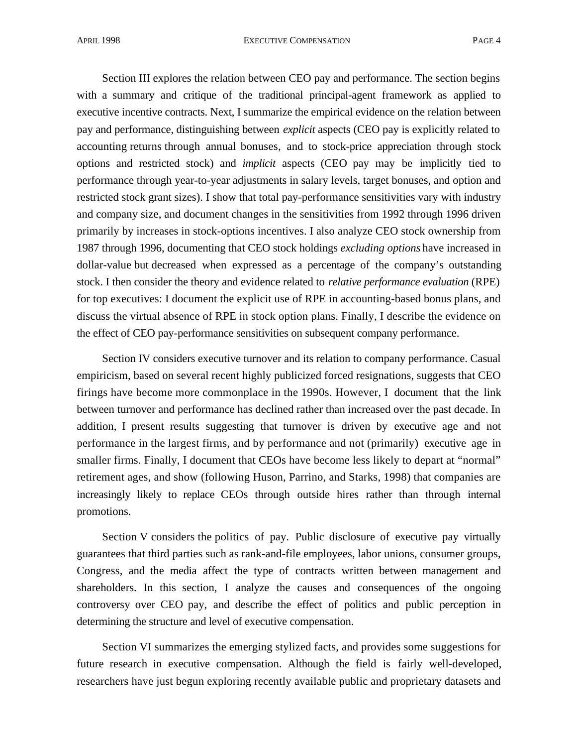Section III explores the relation between CEO pay and performance. The section begins with a summary and critique of the traditional principal-agent framework as applied to executive incentive contracts. Next, I summarize the empirical evidence on the relation between pay and performance, distinguishing between *explicit* aspects (CEO pay is explicitly related to accounting returns through annual bonuses, and to stock-price appreciation through stock options and restricted stock) and *implicit* aspects (CEO pay may be implicitly tied to performance through year-to-year adjustments in salary levels, target bonuses, and option and restricted stock grant sizes). I show that total pay-performance sensitivities vary with industry and company size, and document changes in the sensitivities from 1992 through 1996 driven primarily by increases in stock-options incentives. I also analyze CEO stock ownership from 1987 through 1996, documenting that CEO stock holdings *excluding options* have increased in dollar-value but decreased when expressed as a percentage of the company's outstanding stock. I then consider the theory and evidence related to *relative performance evaluation* (RPE) for top executives: I document the explicit use of RPE in accounting-based bonus plans, and discuss the virtual absence of RPE in stock option plans. Finally, I describe the evidence on the effect of CEO pay-performance sensitivities on subsequent company performance.

Section IV considers executive turnover and its relation to company performance. Casual empiricism, based on several recent highly publicized forced resignations, suggests that CEO firings have become more commonplace in the 1990s. However, I document that the link between turnover and performance has declined rather than increased over the past decade. In addition, I present results suggesting that turnover is driven by executive age and not performance in the largest firms, and by performance and not (primarily) executive age in smaller firms. Finally, I document that CEOs have become less likely to depart at "normal" retirement ages, and show (following Huson, Parrino, and Starks, 1998) that companies are increasingly likely to replace CEOs through outside hires rather than through internal promotions.

Section V considers the politics of pay. Public disclosure of executive pay virtually guarantees that third parties such as rank-and-file employees, labor unions, consumer groups, Congress, and the media affect the type of contracts written between management and shareholders. In this section, I analyze the causes and consequences of the ongoing controversy over CEO pay, and describe the effect of politics and public perception in determining the structure and level of executive compensation.

Section VI summarizes the emerging stylized facts, and provides some suggestions for future research in executive compensation. Although the field is fairly well-developed, researchers have just begun exploring recently available public and proprietary datasets and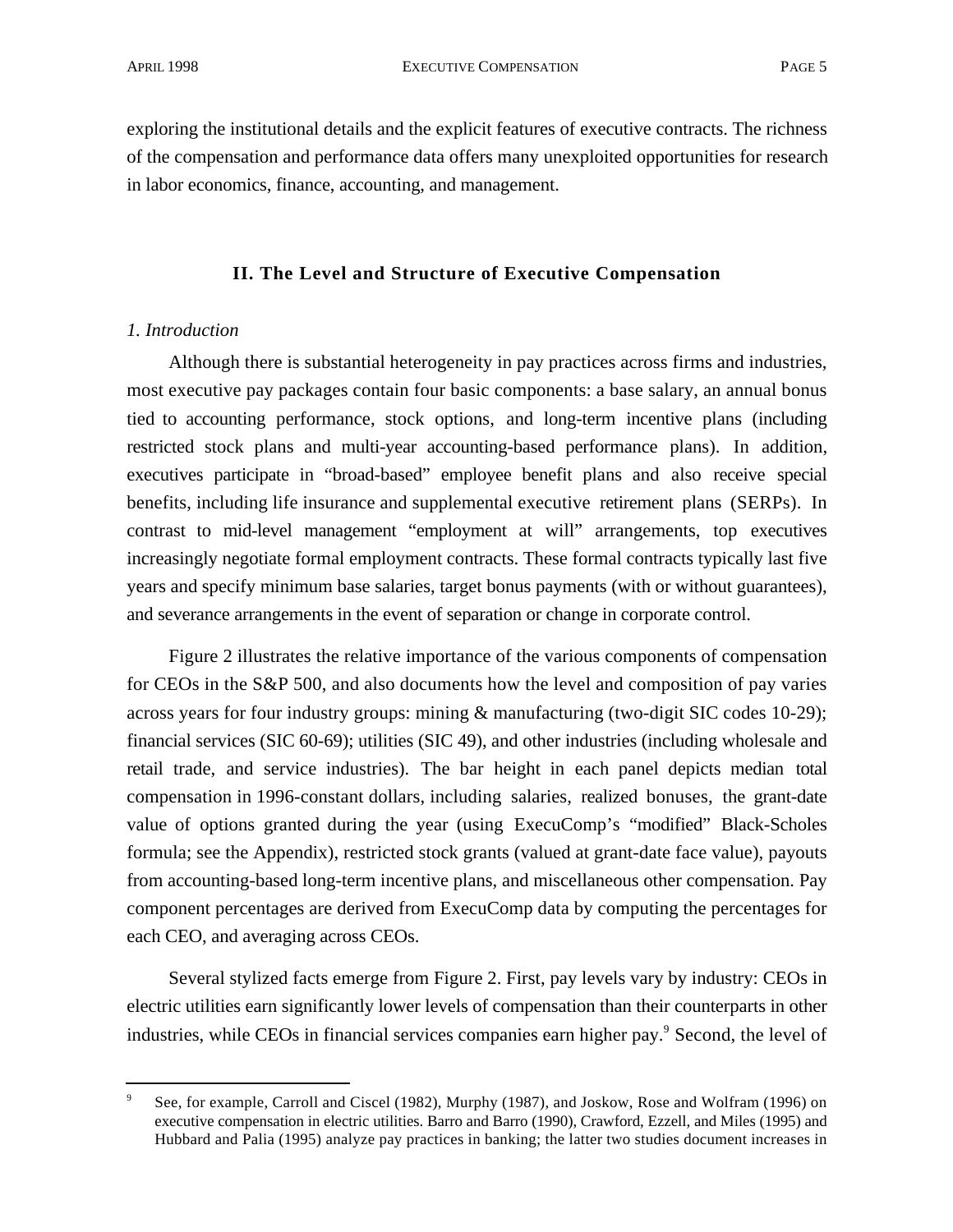exploring the institutional details and the explicit features of executive contracts. The richness of the compensation and performance data offers many unexploited opportunities for research in labor economics, finance, accounting, and management.

## II. The Level and Structure of Executive Compensation

### *1. Introduction*

Although there is substantial heterogeneity in pay practices across firms and industries, most executive pay packages contain four basic components: a base salary, an annual bonus tied to accounting performance, stock options, and long-term incentive plans (including restricted stock plans and multi-year accounting-based performance plans). In addition, executives participate in "broad-based" employee benefit plans and also receive special benefits, including life insurance and supplemental executive retirement plans (SERPs). In contrast to mid-level management "employment at will" arrangements, top executives increasingly negotiate formal employment contracts. These formal contracts typically last five years and specify minimum base salaries, target bonus payments (with or without guarantees), and severance arrangements in the event of separation or change in corporate control.

Figure 2 illustrates the relative importance of the various components of compensation for CEOs in the S&P 500, and also documents how the level and composition of pay varies across years for four industry groups: mining & manufacturing (two-digit SIC codes 10-29); financial services (SIC 60-69); utilities (SIC 49), and other industries (including wholesale and retail trade, and service industries). The bar height in each panel depicts median total compensation in 1996-constant dollars, including salaries, realized bonuses, the grant-date value of options granted during the year (using ExecuComp's "modified" Black-Scholes formula; see the Appendix), restricted stock grants (valued at grant-date face value), payouts from accounting-based long-term incentive plans, and miscellaneous other compensation. Pay component percentages are derived from ExecuComp data by computing the percentages for each CEO, and averaging across CEOs.

Several stylized facts emerge from Figure 2. First, pay levels vary by industry: CEOs in electric utilities earn significantly lower levels of compensation than their counterparts in other industries, while CEOs in financial services companies earn higher pay.[9] Second, the level of

[9] See, for example, Carroll and Ciscel (1982), Murphy (1987), and Joskow, Rose and Wolfram (1996) on executive compensation in electric utilities. Barro and Barro (1990), Crawford, Ezzell, and Miles (1995) and Hubbard and Palia (1995) analyze pay practices in banking; the latter two studies document increases in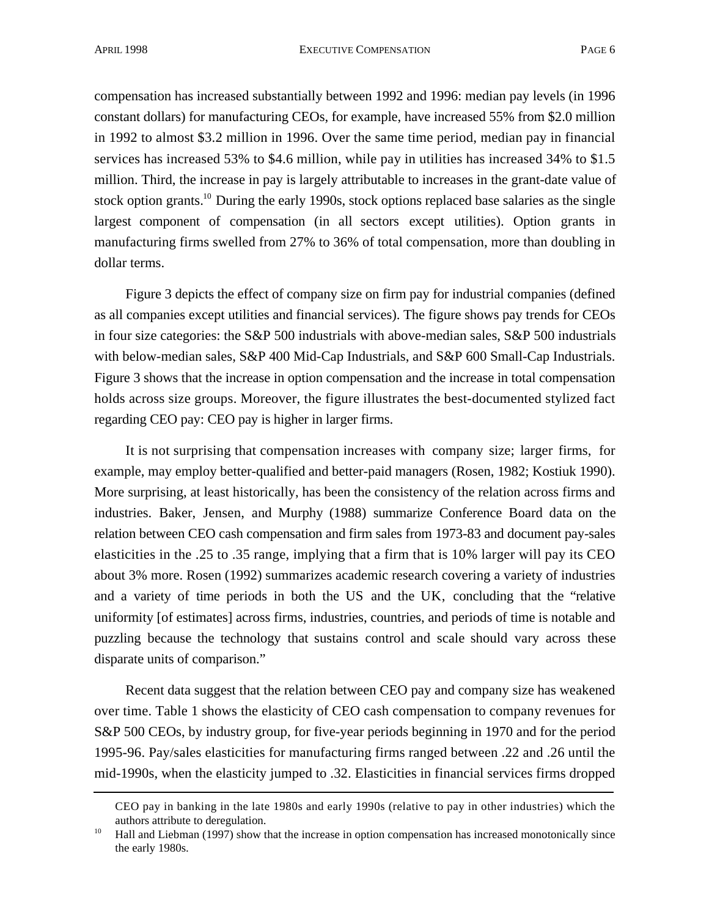compensation has increased substantially between 1992 and 1996: median pay levels (in 1996 constant dollars) for manufacturing CEOs, for example, have increased 55% from $2.0 million in 1992 to almost $3.2 million in 1996. Over the same time period, median pay in financial services has increased 53% to $4.6 million, while pay in utilities has increased 34% to $1.5 million. Third, the increase in pay is largely attributable to increases in the grant-date value of stock option grants.[10] During the early 1990s, stock options replaced base salaries as the single largest component of compensation (in all sectors except utilities). Option grants in manufacturing firms swelled from 27% to 36% of total compensation, more than doubling in dollar terms.

Figure 3 depicts the effect of company size on firm pay for industrial companies (defined as all companies except utilities and financial services). The figure shows pay trends for CEOs in four size categories: the S&P 500 industrials with above-median sales, S&P 500 industrials with below-median sales, S&P 400 Mid-Cap Industrials, and S&P 600 Small-Cap Industrials. Figure 3 shows that the increase in option compensation and the increase in total compensation holds across size groups. Moreover, the figure illustrates the best-documented stylized fact regarding CEO pay: CEO pay is higher in larger firms.

It is not surprising that compensation increases with company size; larger firms, for example, may employ better-qualified and better-paid managers (Rosen, 1982; Kostiuk 1990). More surprising, at least historically, has been the consistency of the relation across firms and industries. Baker, Jensen, and Murphy (1988) summarize Conference Board data on the relation between CEO cash compensation and firm sales from 1973-83 and document pay-sales elasticities in the .25 to .35 range, implying that a firm that is 10% larger will pay its CEO about 3% more. Rosen (1992) summarizes academic research covering a variety of industries and a variety of time periods in both the US and the UK, concluding that the "relative uniformity [of estimates] across firms, industries, countries, and periods of time is notable and puzzling because the technology that sustains control and scale should vary across these disparate units of comparison."

Recent data suggest that the relation between CEO pay and company size has weakened over time. Table 1 shows the elasticity of CEO cash compensation to company revenues for S&P 500 CEOs, by industry group, for five-year periods beginning in 1970 and for the period 1995-96. Pay/sales elasticities for manufacturing firms ranged between .22 and .26 until the mid-1990s, when the elasticity jumped to .32. Elasticities in financial services firms dropped

---

CEO pay in banking in the late 1980s and early 1990s (relative to pay in other industries) which the authors attribute to deregulation.

[10] Hall and Liebman (1997) show that the increase in option compensation has increased monotonically since the early 1980s.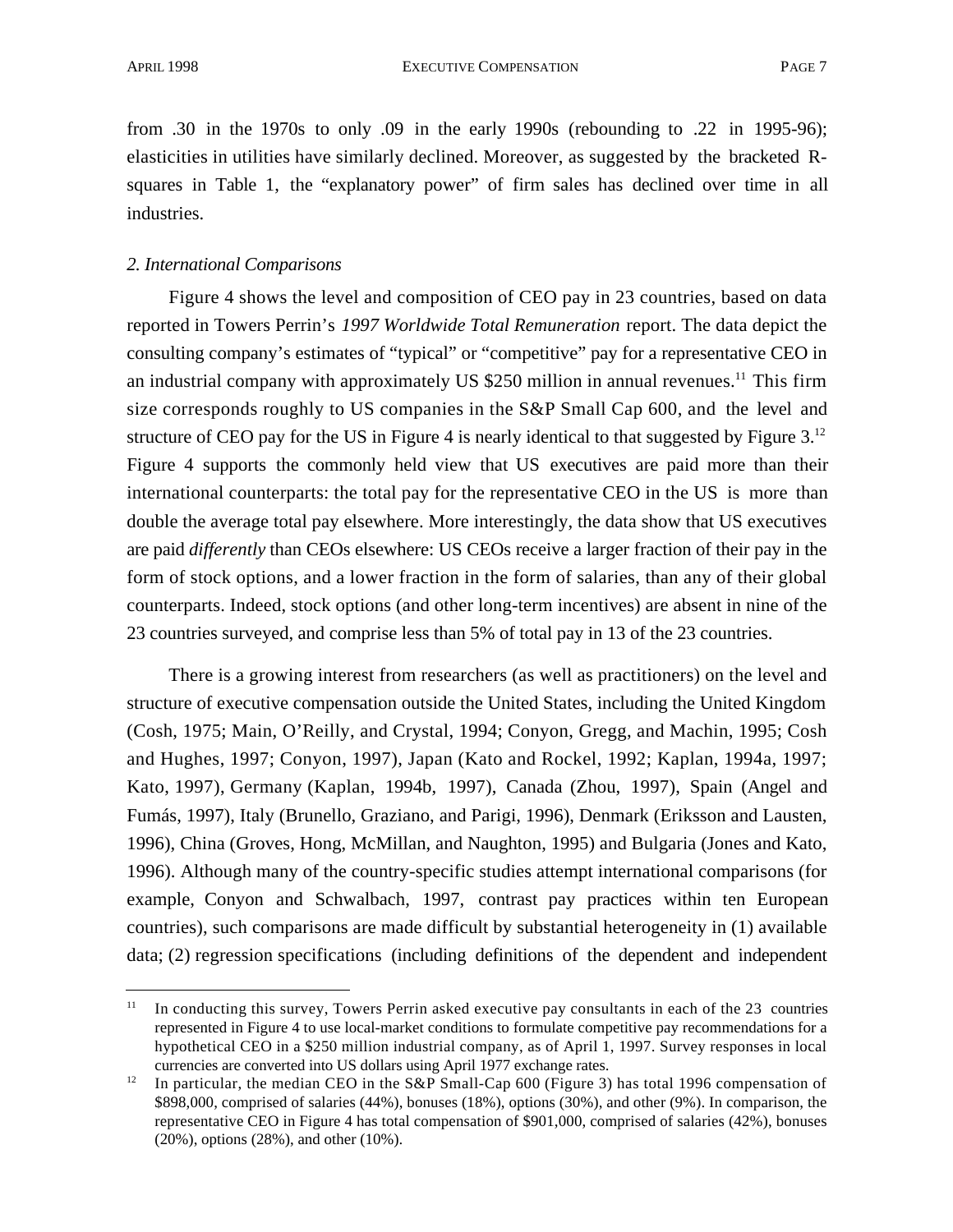from .30 in the 1970s to only .09 in the early 1990s (rebounding to .22 in 1995-96); elasticities in utilities have similarly declined. Moreover, as suggested by the bracketed R-squares in Table 1, the "explanatory power" of firm sales has declined over time in all industries.

*2. International Comparisons*

Figure 4 shows the level and composition of CEO pay in 23 countries, based on data reported in Towers Perrin's *1997 Worldwide Total Remuneration* report. The data depict the consulting company's estimates of "typical" or "competitive" pay for a representative CEO in an industrial company with approximately US $250 million in annual revenues.[11] This firm size corresponds roughly to US companies in the S&P Small Cap 600, and the level and structure of CEO pay for the US in Figure 4 is nearly identical to that suggested by Figure 3.[12] Figure 4 supports the commonly held view that US executives are paid more than their international counterparts: the total pay for the representative CEO in the US is more than double the average total pay elsewhere. More interestingly, the data show that US executives are paid *differently* than CEOs elsewhere: US CEOs receive a larger fraction of their pay in the form of stock options, and a lower fraction in the form of salaries, than any of their global counterparts. Indeed, stock options (and other long-term incentives) are absent in nine of the 23 countries surveyed, and comprise less than 5% of total pay in 13 of the 23 countries.

There is a growing interest from researchers (as well as practitioners) on the level and structure of executive compensation outside the United States, including the United Kingdom (Cosh, 1975; Main, O'Reilly, and Crystal, 1994; Conyon, Gregg, and Machin, 1995; Cosh and Hughes, 1997; Conyon, 1997), Japan (Kato and Rockel, 1992; Kaplan, 1994a, 1997; Kato, 1997), Germany (Kaplan, 1994b, 1997), Canada (Zhou, 1997), Spain (Angel and Fumás, 1997), Italy (Brunello, Graziano, and Parigi, 1996), Denmark (Eriksson and Lausten, 1996), China (Groves, Hong, McMillan, and Naughton, 1995) and Bulgaria (Jones and Kato, 1996). Although many of the country-specific studies attempt international comparisons (for example, Conyon and Schwalbach, 1997, contrast pay practices within ten European countries), such comparisons are made difficult by substantial heterogeneity in (1) available data; (2) regression specifications (including definitions of the dependent and independent

---

[11] In conducting this survey, Towers Perrin asked executive pay consultants in each of the 23 countries represented in Figure 4 to use local-market conditions to formulate competitive pay recommendations for a hypothetical CEO in a $250 million industrial company, as of April 1, 1997. Survey responses in local currencies are converted into US dollars using April 1977 exchange rates.

[12] In particular, the median CEO in the S&P Small-Cap 600 (Figure 3) has total 1996 compensation of $898,000, comprised of salaries (44%), bonuses (18%), options (30%), and other (9%). In comparison, the representative CEO in Figure 4 has total compensation of $901,000, comprised of salaries (42%), bonuses (20%), options (28%), and other (10%).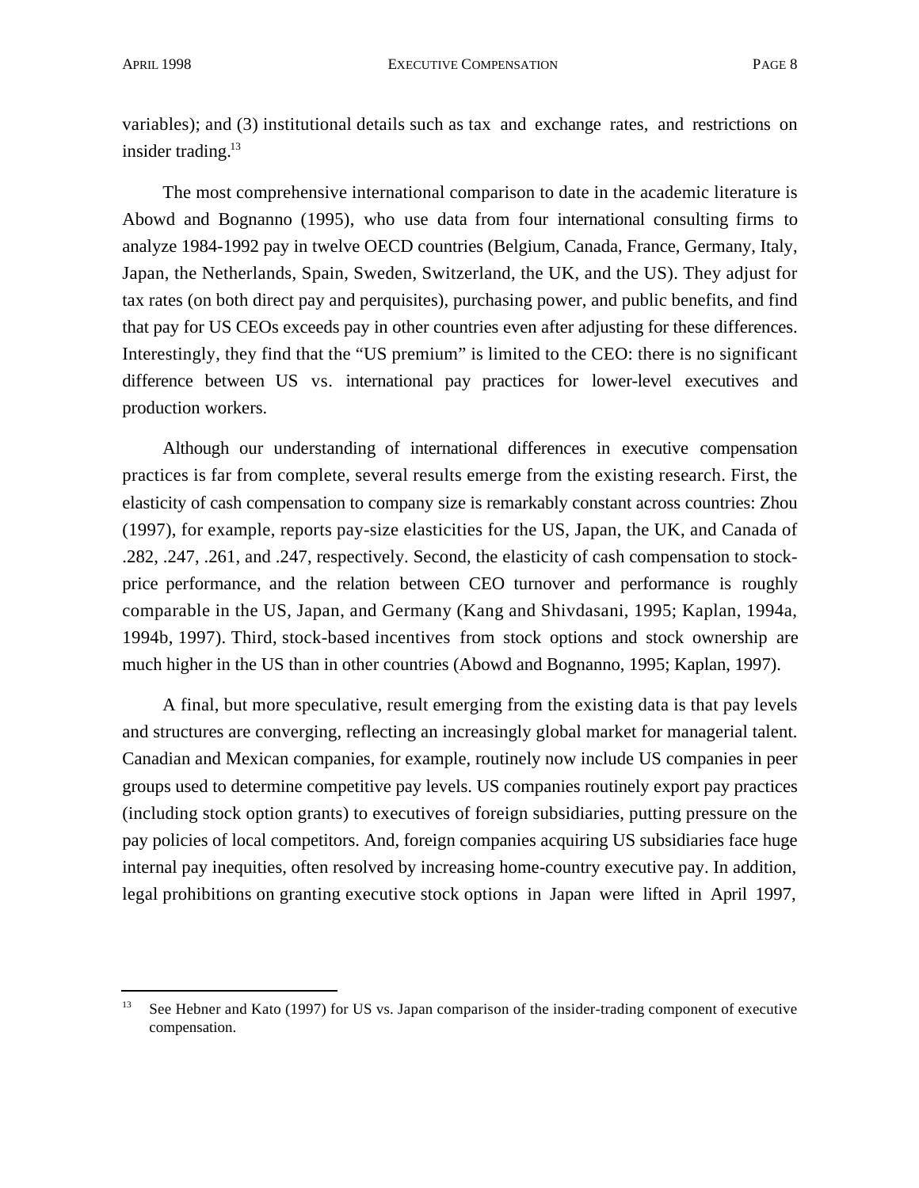variables); and (3) institutional details such as tax and exchange rates, and restrictions on insider trading.[13]

The most comprehensive international comparison to date in the academic literature is Abowd and Bognanno (1995), who use data from four international consulting firms to analyze 1984-1992 pay in twelve OECD countries (Belgium, Canada, France, Germany, Italy, Japan, the Netherlands, Spain, Sweden, Switzerland, the UK, and the US). They adjust for tax rates (on both direct pay and perquisites), purchasing power, and public benefits, and find that pay for US CEOs exceeds pay in other countries even after adjusting for these differences. Interestingly, they find that the "US premium" is limited to the CEO: there is no significant difference between US vs. international pay practices for lower-level executives and production workers.

Although our understanding of international differences in executive compensation practices is far from complete, several results emerge from the existing research. First, the elasticity of cash compensation to company size is remarkably constant across countries: Zhou (1997), for example, reports pay-size elasticities for the US, Japan, the UK, and Canada of .282, .247, .261, and .247, respectively. Second, the elasticity of cash compensation to stock-price performance, and the relation between CEO turnover and performance is roughly comparable in the US, Japan, and Germany (Kang and Shivdasani, 1995; Kaplan, 1994a, 1994b, 1997). Third, stock-based incentives from stock options and stock ownership are much higher in the US than in other countries (Abowd and Bognanno, 1995; Kaplan, 1997).

A final, but more speculative, result emerging from the existing data is that pay levels and structures are converging, reflecting an increasingly global market for managerial talent. Canadian and Mexican companies, for example, routinely now include US companies in peer groups used to determine competitive pay levels. US companies routinely export pay practices (including stock option grants) to executives of foreign subsidiaries, putting pressure on the pay policies of local competitors. And, foreign companies acquiring US subsidiaries face huge internal pay inequities, often resolved by increasing home-country executive pay. In addition, legal prohibitions on granting executive stock options in Japan were lifted in April 1997,

[13] See Hebner and Kato (1997) for US vs. Japan comparison of the insider-trading component of executive compensation.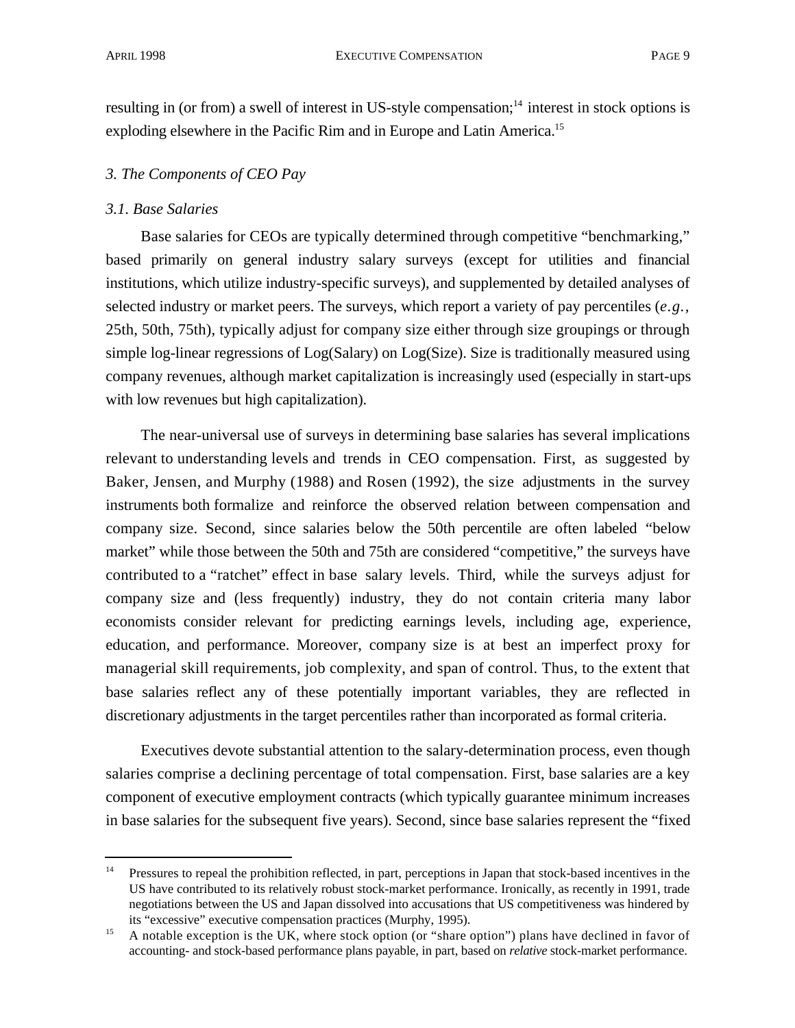resulting in (or from) a swell of interest in US-style compensation;[14] interest in stock options is exploding elsewhere in the Pacific Rim and in Europe and Latin America.[15]

### *3. The Components of CEO Pay*

#### *3.1. Base Salaries*

Base salaries for CEOs are typically determined through competitive "benchmarking," based primarily on general industry salary surveys (except for utilities and financial institutions, which utilize industry-specific surveys), and supplemented by detailed analyses of selected industry or market peers. The surveys, which report a variety of pay percentiles (*e.g.*, 25th, 50th, 75th), typically adjust for company size either through size groupings or through simple log-linear regressions of Log(Salary) on Log(Size). Size is traditionally measured using company revenues, although market capitalization is increasingly used (especially in start-ups with low revenues but high capitalization).

The near-universal use of surveys in determining base salaries has several implications relevant to understanding levels and trends in CEO compensation. First, as suggested by Baker, Jensen, and Murphy (1988) and Rosen (1992), the size adjustments in the survey instruments both formalize and reinforce the observed relation between compensation and company size. Second, since salaries below the 50th percentile are often labeled "below market" while those between the 50th and 75th are considered "competitive," the surveys have contributed to a "ratchet" effect in base salary levels. Third, while the surveys adjust for company size and (less frequently) industry, they do not contain criteria many labor economists consider relevant for predicting earnings levels, including age, experience, education, and performance. Moreover, company size is at best an imperfect proxy for managerial skill requirements, job complexity, and span of control. Thus, to the extent that base salaries reflect any of these potentially important variables, they are reflected in discretionary adjustments in the target percentiles rather than incorporated as formal criteria.

Executives devote substantial attention to the salary-determination process, even though salaries comprise a declining percentage of total compensation. First, base salaries are a key component of executive employment contracts (which typically guarantee minimum increases in base salaries for the subsequent five years). Second, since base salaries represent the "fixed

---

[14] Pressures to repeal the prohibition reflected, in part, perceptions in Japan that stock-based incentives in the US have contributed to its relatively robust stock-market performance. Ironically, as recently in 1991, trade negotiations between the US and Japan dissolved into accusations that US competitiveness was hindered by its "excessive" executive compensation practices (Murphy, 1995).

[15] A notable exception is the UK, where stock option (or "share option") plans have declined in favor of accounting- and stock-based performance plans payable, in part, based on *relative* stock-market performance.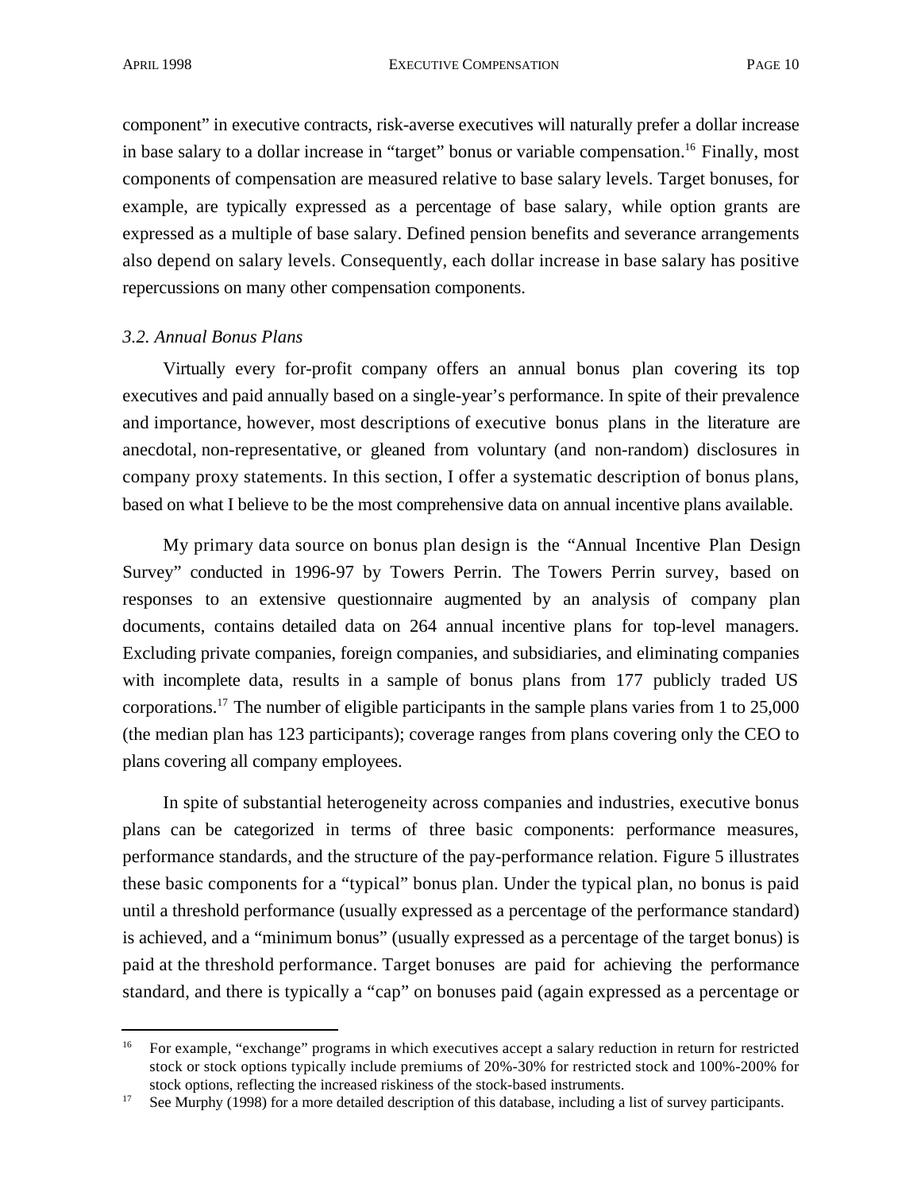component" in executive contracts, risk-averse executives will naturally prefer a dollar increase in base salary to a dollar increase in "target" bonus or variable compensation.[16] Finally, most components of compensation are measured relative to base salary levels. Target bonuses, for example, are typically expressed as a percentage of base salary, while option grants are expressed as a multiple of base salary. Defined pension benefits and severance arrangements also depend on salary levels. Consequently, each dollar increase in base salary has positive repercussions on many other compensation components.

### *3.2. Annual Bonus Plans*

Virtually every for-profit company offers an annual bonus plan covering its top executives and paid annually based on a single-year's performance. In spite of their prevalence and importance, however, most descriptions of executive bonus plans in the literature are anecdotal, non-representative, or gleaned from voluntary (and non-random) disclosures in company proxy statements. In this section, I offer a systematic description of bonus plans, based on what I believe to be the most comprehensive data on annual incentive plans available.

My primary data source on bonus plan design is the "Annual Incentive Plan Design Survey" conducted in 1996-97 by Towers Perrin. The Towers Perrin survey, based on responses to an extensive questionnaire augmented by an analysis of company plan documents, contains detailed data on 264 annual incentive plans for top-level managers. Excluding private companies, foreign companies, and subsidiaries, and eliminating companies with incomplete data, results in a sample of bonus plans from 177 publicly traded US corporations.[17] The number of eligible participants in the sample plans varies from 1 to 25,000 (the median plan has 123 participants); coverage ranges from plans covering only the CEO to plans covering all company employees.

In spite of substantial heterogeneity across companies and industries, executive bonus plans can be categorized in terms of three basic components: performance measures, performance standards, and the structure of the pay-performance relation. Figure 5 illustrates these basic components for a "typical" bonus plan. Under the typical plan, no bonus is paid until a threshold performance (usually expressed as a percentage of the performance standard) is achieved, and a "minimum bonus" (usually expressed as a percentage of the target bonus) is paid at the threshold performance. Target bonuses are paid for achieving the performance standard, and there is typically a "cap" on bonuses paid (again expressed as a percentage or

---

[16] For example, "exchange" programs in which executives accept a salary reduction in return for restricted stock or stock options typically include premiums of 20%-30% for restricted stock and 100%-200% for stock options, reflecting the increased riskiness of the stock-based instruments.

[17] See Murphy (1998) for a more detailed description of this database, including a list of survey participants.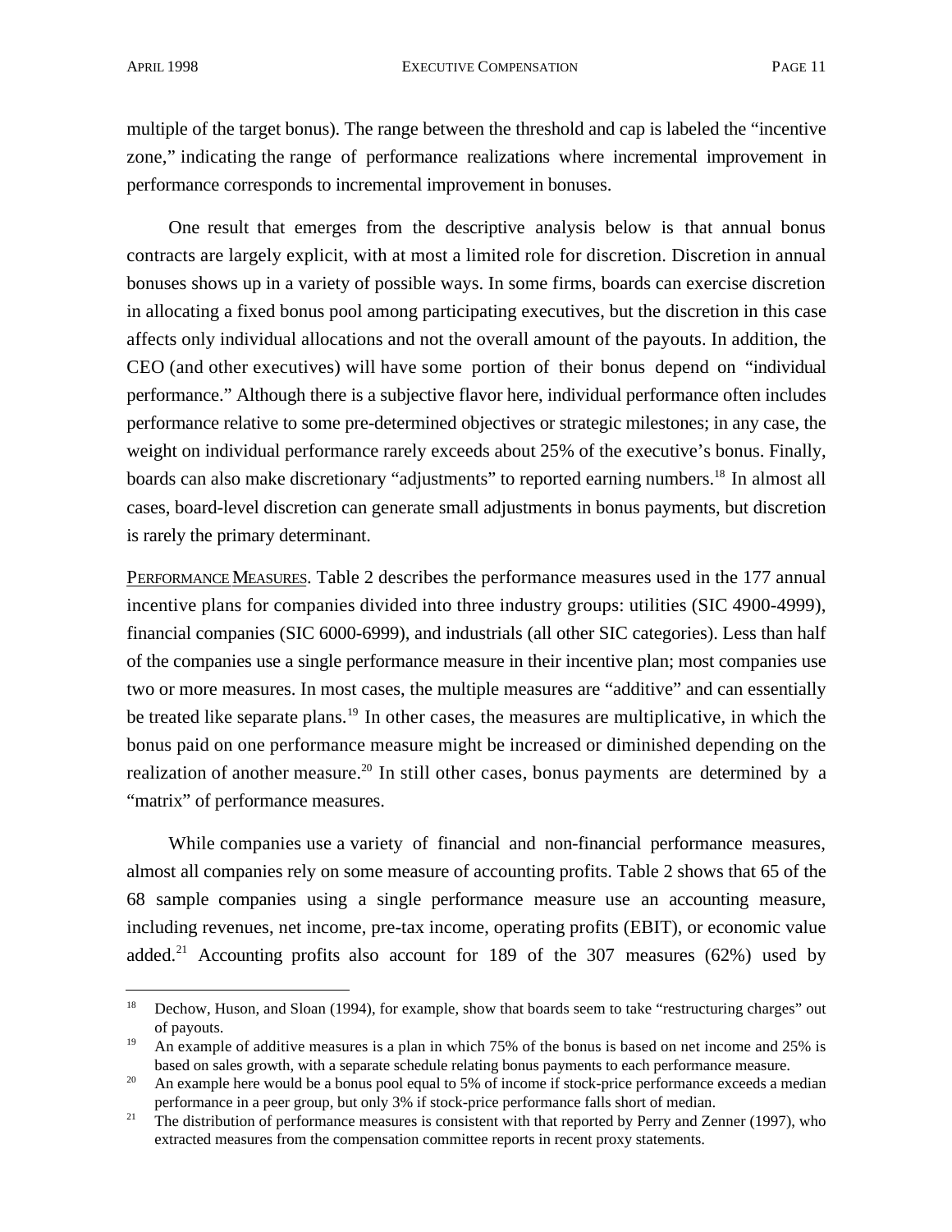multiple of the target bonus). The range between the threshold and cap is labeled the "incentive zone," indicating the range of performance realizations where incremental improvement in performance corresponds to incremental improvement in bonuses.

One result that emerges from the descriptive analysis below is that annual bonus contracts are largely explicit, with at most a limited role for discretion. Discretion in annual bonuses shows up in a variety of possible ways. In some firms, boards can exercise discretion in allocating a fixed bonus pool among participating executives, but the discretion in this case affects only individual allocations and not the overall amount of the payouts. In addition, the CEO (and other executives) will have some portion of their bonus depend on "individual performance." Although there is a subjective flavor here, individual performance often includes performance relative to some pre-determined objectives or strategic milestones; in any case, the weight on individual performance rarely exceeds about 25% of the executive's bonus. Finally, boards can also make discretionary "adjustments" to reported earning numbers.[18] In almost all cases, board-level discretion can generate small adjustments in bonus payments, but discretion is rarely the primary determinant.

PERFORMANCE MEASURES. Table 2 describes the performance measures used in the 177 annual incentive plans for companies divided into three industry groups: utilities (SIC 4900-4999), financial companies (SIC 6000-6999), and industrials (all other SIC categories). Less than half of the companies use a single performance measure in their incentive plan; most companies use two or more measures. In most cases, the multiple measures are "additive" and can essentially be treated like separate plans.[19] In other cases, the measures are multiplicative, in which the bonus paid on one performance measure might be increased or diminished depending on the realization of another measure.[20] In still other cases, bonus payments are determined by a "matrix" of performance measures.

While companies use a variety of financial and non-financial performance measures, almost all companies rely on some measure of accounting profits. Table 2 shows that 65 of the 68 sample companies using a single performance measure use an accounting measure, including revenues, net income, pre-tax income, operating profits (EBIT), or economic value added.[21] Accounting profits also account for 189 of the 307 measures (62%) used by

---

[18] Dechow, Huson, and Sloan (1994), for example, show that boards seem to take "restructuring charges" out of payouts.

[19] An example of additive measures is a plan in which 75% of the bonus is based on net income and 25% is based on sales growth, with a separate schedule relating bonus payments to each performance measure.

[20] An example here would be a bonus pool equal to 5% of income if stock-price performance exceeds a median performance in a peer group, but only 3% if stock-price performance falls short of median.

[21] The distribution of performance measures is consistent with that reported by Perry and Zenner (1997), who extracted measures from the compensation committee reports in recent proxy statements.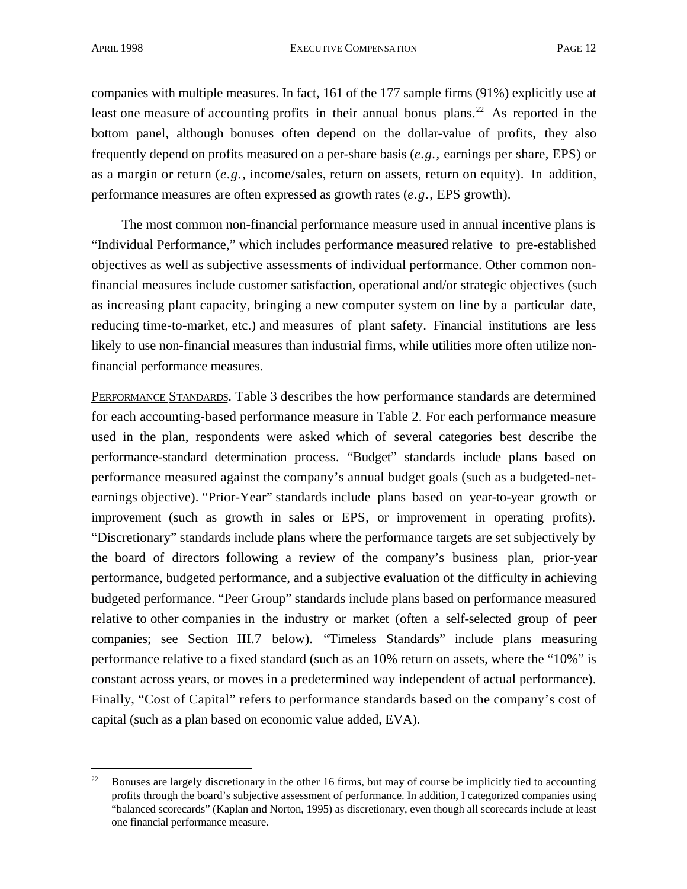companies with multiple measures. In fact, 161 of the 177 sample firms (91%) explicitly use at least one measure of accounting profits in their annual bonus plans.[22] As reported in the bottom panel, although bonuses often depend on the dollar-value of profits, they also frequently depend on profits measured on a per-share basis (*e.g.,* earnings per share, EPS) or as a margin or return (*e.g.,* income/sales, return on assets, return on equity). In addition, performance measures are often expressed as growth rates (*e.g.,* EPS growth).

The most common non-financial performance measure used in annual incentive plans is "Individual Performance," which includes performance measured relative to pre-established objectives as well as subjective assessments of individual performance. Other common non-financial measures include customer satisfaction, operational and/or strategic objectives (such as increasing plant capacity, bringing a new computer system on line by a particular date, reducing time-to-market, etc.) and measures of plant safety. Financial institutions are less likely to use non-financial measures than industrial firms, while utilities more often utilize non-financial performance measures.

PERFORMANCE STANDARDS. Table 3 describes the how performance standards are determined for each accounting-based performance measure in Table 2. For each performance measure used in the plan, respondents were asked which of several categories best describe the performance-standard determination process. "Budget" standards include plans based on performance measured against the company's annual budget goals (such as a budgeted-net-earnings objective). "Prior-Year" standards include plans based on year-to-year growth or improvement (such as growth in sales or EPS, or improvement in operating profits). "Discretionary" standards include plans where the performance targets are set subjectively by the board of directors following a review of the company's business plan, prior-year performance, budgeted performance, and a subjective evaluation of the difficulty in achieving budgeted performance. "Peer Group" standards include plans based on performance measured relative to other companies in the industry or market (often a self-selected group of peer companies; see Section III.7 below). "Timeless Standards" include plans measuring performance relative to a fixed standard (such as an 10% return on assets, where the "10%" is constant across years, or moves in a predetermined way independent of actual performance). Finally, "Cost of Capital" refers to performance standards based on the company's cost of capital (such as a plan based on economic value added, EVA).

[22] Bonuses are largely discretionary in the other 16 firms, but may of course be implicitly tied to accounting profits through the board's subjective assessment of performance. In addition, I categorized companies using "balanced scorecards" (Kaplan and Norton, 1995) as discretionary, even though all scorecards include at least one financial performance measure.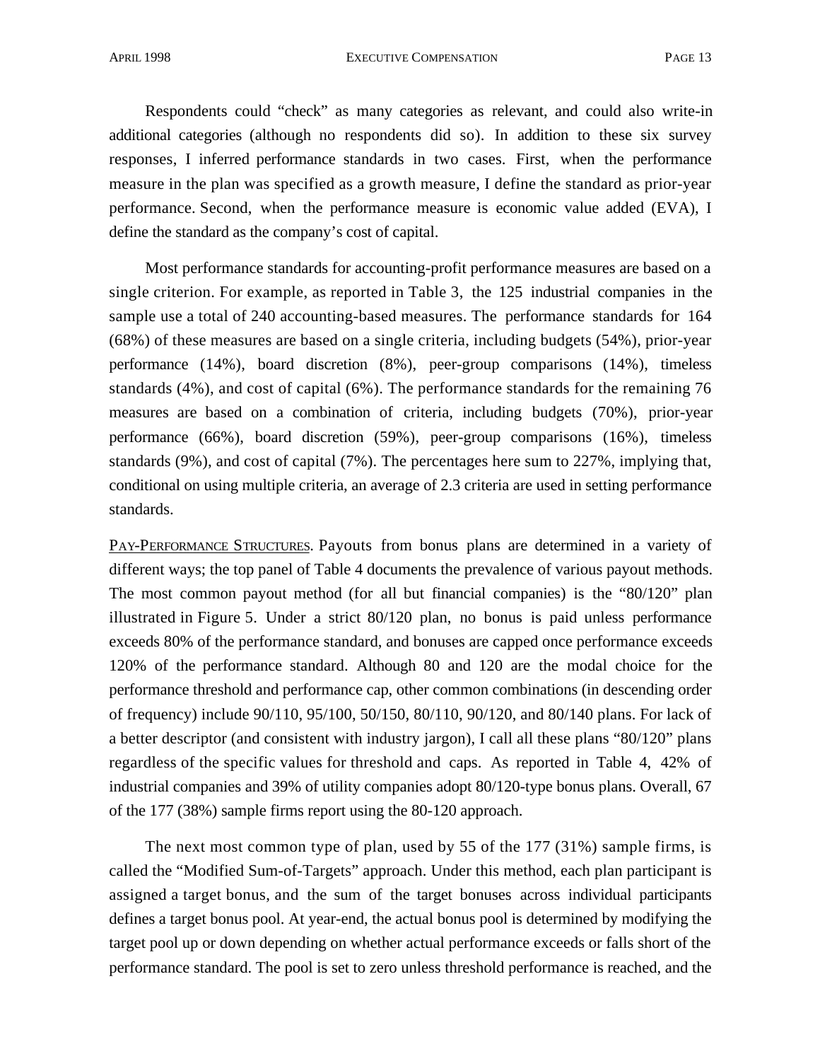Respondents could "check" as many categories as relevant, and could also write-in additional categories (although no respondents did so). In addition to these six survey responses, I inferred performance standards in two cases. First, when the performance measure in the plan was specified as a growth measure, I define the standard as prior-year performance. Second, when the performance measure is economic value added (EVA), I define the standard as the company's cost of capital.

Most performance standards for accounting-profit performance measures are based on a single criterion. For example, as reported in Table 3, the 125 industrial companies in the sample use a total of 240 accounting-based measures. The performance standards for 164 (68%) of these measures are based on a single criteria, including budgets (54%), prior-year performance (14%), board discretion (8%), peer-group comparisons (14%), timeless standards (4%), and cost of capital (6%). The performance standards for the remaining 76 measures are based on a combination of criteria, including budgets (70%), prior-year performance (66%), board discretion (59%), peer-group comparisons (16%), timeless standards (9%), and cost of capital (7%). The percentages here sum to 227%, implying that, conditional on using multiple criteria, an average of 2.3 criteria are used in setting performance standards.

PAY-PERFORMANCE STRUCTURES. Payouts from bonus plans are determined in a variety of different ways; the top panel of Table 4 documents the prevalence of various payout methods. The most common payout method (for all but financial companies) is the "80/120" plan illustrated in Figure 5. Under a strict 80/120 plan, no bonus is paid unless performance exceeds 80% of the performance standard, and bonuses are capped once performance exceeds 120% of the performance standard. Although 80 and 120 are the modal choice for the performance threshold and performance cap, other common combinations (in descending order of frequency) include 90/110, 95/100, 50/150, 80/110, 90/120, and 80/140 plans. For lack of a better descriptor (and consistent with industry jargon), I call all these plans "80/120" plans regardless of the specific values for threshold and caps. As reported in Table 4, 42% of industrial companies and 39% of utility companies adopt 80/120-type bonus plans. Overall, 67 of the 177 (38%) sample firms report using the 80-120 approach.

The next most common type of plan, used by 55 of the 177 (31%) sample firms, is called the "Modified Sum-of-Targets" approach. Under this method, each plan participant is assigned a target bonus, and the sum of the target bonuses across individual participants defines a target bonus pool. At year-end, the actual bonus pool is determined by modifying the target pool up or down depending on whether actual performance exceeds or falls short of the performance standard. The pool is set to zero unless threshold performance is reached, and the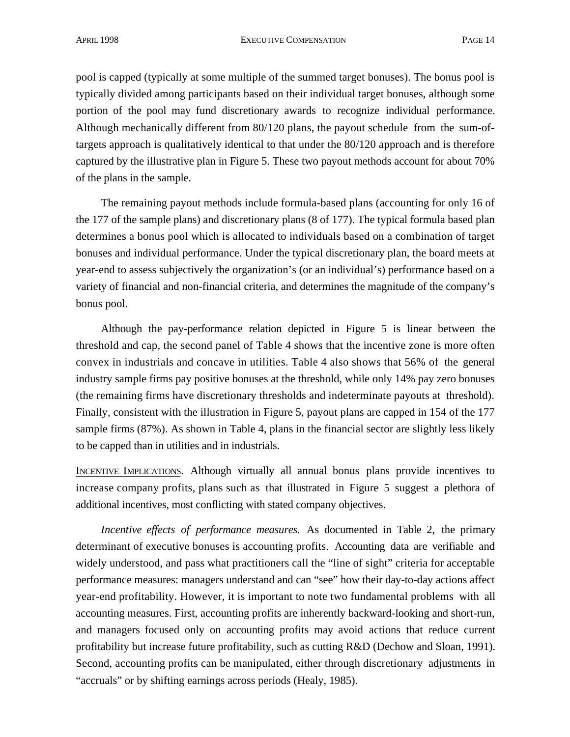pool is capped (typically at some multiple of the summed target bonuses). The bonus pool is typically divided among participants based on their individual target bonuses, although some portion of the pool may fund discretionary awards to recognize individual performance. Although mechanically different from 80/120 plans, the payout schedule from the sum-of-targets approach is qualitatively identical to that under the 80/120 approach and is therefore captured by the illustrative plan in Figure 5. These two payout methods account for about 70% of the plans in the sample.

The remaining payout methods include formula-based plans (accounting for only 16 of the 177 of the sample plans) and discretionary plans (8 of 177). The typical formula based plan determines a bonus pool which is allocated to individuals based on a combination of target bonuses and individual performance. Under the typical discretionary plan, the board meets at year-end to assess subjectively the organization's (or an individual's) performance based on a variety of financial and non-financial criteria, and determines the magnitude of the company's bonus pool.

Although the pay-performance relation depicted in Figure 5 is linear between the threshold and cap, the second panel of Table 4 shows that the incentive zone is more often convex in industrials and concave in utilities. Table 4 also shows that 56% of the general industry sample firms pay positive bonuses at the threshold, while only 14% pay zero bonuses (the remaining firms have discretionary thresholds and indeterminate payouts at threshold). Finally, consistent with the illustration in Figure 5, payout plans are capped in 154 of the 177 sample firms (87%). As shown in Table 4, plans in the financial sector are slightly less likely to be capped than in utilities and in industrials.

INCENTIVE IMPLICATIONS. Although virtually all annual bonus plans provide incentives to increase company profits, plans such as that illustrated in Figure 5 suggest a plethora of additional incentives, most conflicting with stated company objectives.

*Incentive effects of performance measures.* As documented in Table 2, the primary determinant of executive bonuses is accounting profits. Accounting data are verifiable and widely understood, and pass what practitioners call the "line of sight" criteria for acceptable performance measures: managers understand and can "see" how their day-to-day actions affect year-end profitability. However, it is important to note two fundamental problems with all accounting measures. First, accounting profits are inherently backward-looking and short-run, and managers focused only on accounting profits may avoid actions that reduce current profitability but increase future profitability, such as cutting R&D (Dechow and Sloan, 1991). Second, accounting profits can be manipulated, either through discretionary adjustments in "accruals" or by shifting earnings across periods (Healy, 1985).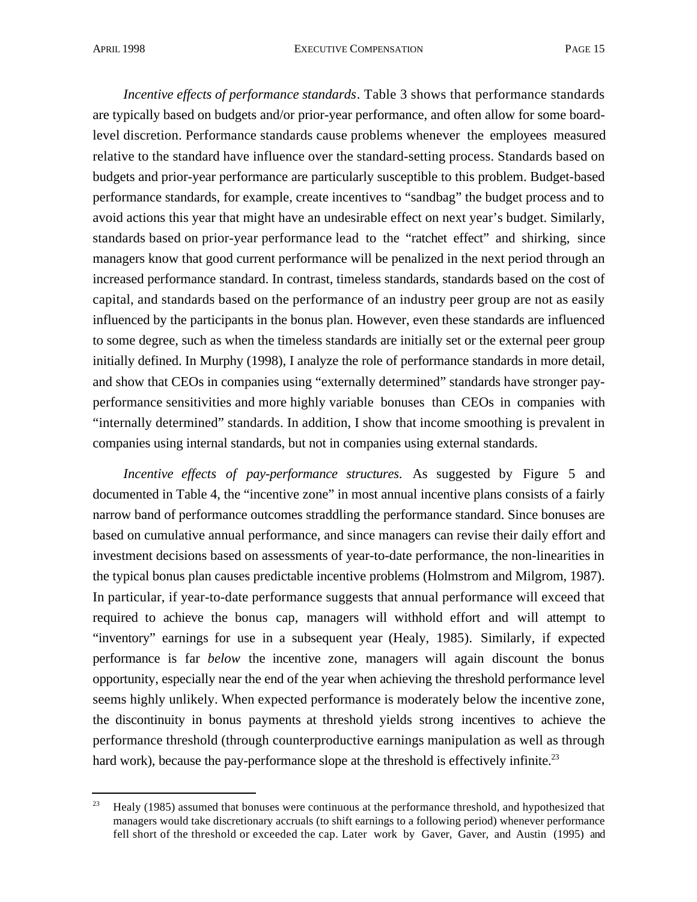*Incentive effects of performance standards*. Table 3 shows that performance standards are typically based on budgets and/or prior-year performance, and often allow for some board-level discretion. Performance standards cause problems whenever the employees measured relative to the standard have influence over the standard-setting process. Standards based on budgets and prior-year performance are particularly susceptible to this problem. Budget-based performance standards, for example, create incentives to "sandbag" the budget process and to avoid actions this year that might have an undesirable effect on next year's budget. Similarly, standards based on prior-year performance lead to the "ratchet effect" and shirking, since managers know that good current performance will be penalized in the next period through an increased performance standard. In contrast, timeless standards, standards based on the cost of capital, and standards based on the performance of an industry peer group are not as easily influenced by the participants in the bonus plan. However, even these standards are influenced to some degree, such as when the timeless standards are initially set or the external peer group initially defined. In Murphy (1998), I analyze the role of performance standards in more detail, and show that CEOs in companies using "externally determined" standards have stronger pay-performance sensitivities and more highly variable bonuses than CEOs in companies with "internally determined" standards. In addition, I show that income smoothing is prevalent in companies using internal standards, but not in companies using external standards.

*Incentive effects of pay-performance structures.* As suggested by Figure 5 and documented in Table 4, the "incentive zone" in most annual incentive plans consists of a fairly narrow band of performance outcomes straddling the performance standard. Since bonuses are based on cumulative annual performance, and since managers can revise their daily effort and investment decisions based on assessments of year-to-date performance, the non-linearities in the typical bonus plan causes predictable incentive problems (Holmstrom and Milgrom, 1987). In particular, if year-to-date performance suggests that annual performance will exceed that required to achieve the bonus cap, managers will withhold effort and will attempt to "inventory" earnings for use in a subsequent year (Healy, 1985). Similarly, if expected performance is far *below* the incentive zone, managers will again discount the bonus opportunity, especially near the end of the year when achieving the threshold performance level seems highly unlikely. When expected performance is moderately below the incentive zone, the discontinuity in bonus payments at threshold yields strong incentives to achieve the performance threshold (through counterproductive earnings manipulation as well as through hard work), because the pay-performance slope at the threshold is effectively infinite.[23]

[23] Healy (1985) assumed that bonuses were continuous at the performance threshold, and hypothesized that managers would take discretionary accruals (to shift earnings to a following period) whenever performance fell short of the threshold or exceeded the cap. Later work by Gaver, Gaver, and Austin (1995) and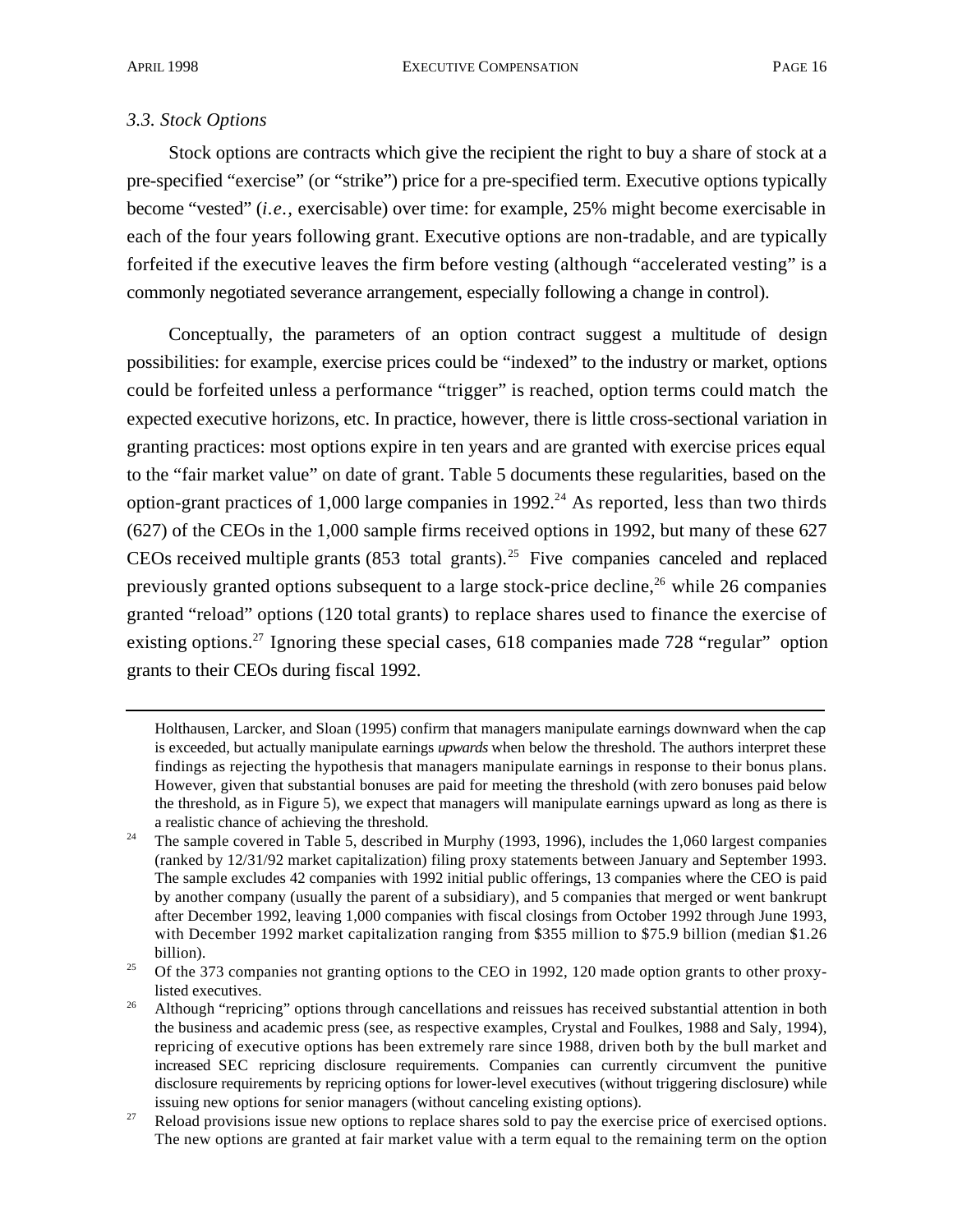### 3.3. Stock Options

Stock options are contracts which give the recipient the right to buy a share of stock at a pre-specified "exercise" (or "strike") price for a pre-specified term. Executive options typically become "vested" (*i.e.*, exercisable) over time: for example, 25% might become exercisable in each of the four years following grant. Executive options are non-tradable, and are typically forfeited if the executive leaves the firm before vesting (although "accelerated vesting" is a commonly negotiated severance arrangement, especially following a change in control).

Conceptually, the parameters of an option contract suggest a multitude of design possibilities: for example, exercise prices could be "indexed" to the industry or market, options could be forfeited unless a performance "trigger" is reached, option terms could match the expected executive horizons, etc. In practice, however, there is little cross-sectional variation in granting practices: most options expire in ten years and are granted with exercise prices equal to the "fair market value" on date of grant. Table 5 documents these regularities, based on the option-grant practices of 1,000 large companies in 1992.[24] As reported, less than two thirds (627) of the CEOs in the 1,000 sample firms received options in 1992, but many of these 627 CEOs received multiple grants (853 total grants).[25] Five companies canceled and replaced previously granted options subsequent to a large stock-price decline,[26] while 26 companies granted "reload" options (120 total grants) to replace shares used to finance the exercise of existing options.[27] Ignoring these special cases, 618 companies made 728 "regular" option grants to their CEOs during fiscal 1992.

---

Holthausen, Larcker, and Sloan (1995) confirm that managers manipulate earnings downward when the cap is exceeded, but actually manipulate earnings *upwards* when below the threshold. The authors interpret these findings as rejecting the hypothesis that managers manipulate earnings in response to their bonus plans. However, given that substantial bonuses are paid for meeting the threshold (with zero bonuses paid below the threshold, as in Figure 5), we expect that managers will manipulate earnings upward as long as there is a realistic chance of achieving the threshold.

[24] The sample covered in Table 5, described in Murphy (1993, 1996), includes the 1,060 largest companies (ranked by 12/31/92 market capitalization) filing proxy statements between January and September 1993. The sample excludes 42 companies with 1992 initial public offerings, 13 companies where the CEO is paid by another company (usually the parent of a subsidiary), and 5 companies that merged or went bankrupt after December 1992, leaving 1,000 companies with fiscal closings from October 1992 through June 1993, with December 1992 market capitalization ranging from $355 million to $75.9 billion (median $1.26 billion).

[25] Of the 373 companies not granting options to the CEO in 1992, 120 made option grants to other proxy-listed executives.

[26] Although "repricing" options through cancellations and reissues has received substantial attention in both the business and academic press (see, as respective examples, Crystal and Foulkes, 1988 and Saly, 1994), repricing of executive options has been extremely rare since 1988, driven both by the bull market and increased SEC repricing disclosure requirements. Companies can currently circumvent the punitive disclosure requirements by repricing options for lower-level executives (without triggering disclosure) while issuing new options for senior managers (without canceling existing options).

[27] Reload provisions issue new options to replace shares sold to pay the exercise price of exercised options. The new options are granted at fair market value with a term equal to the remaining term on the option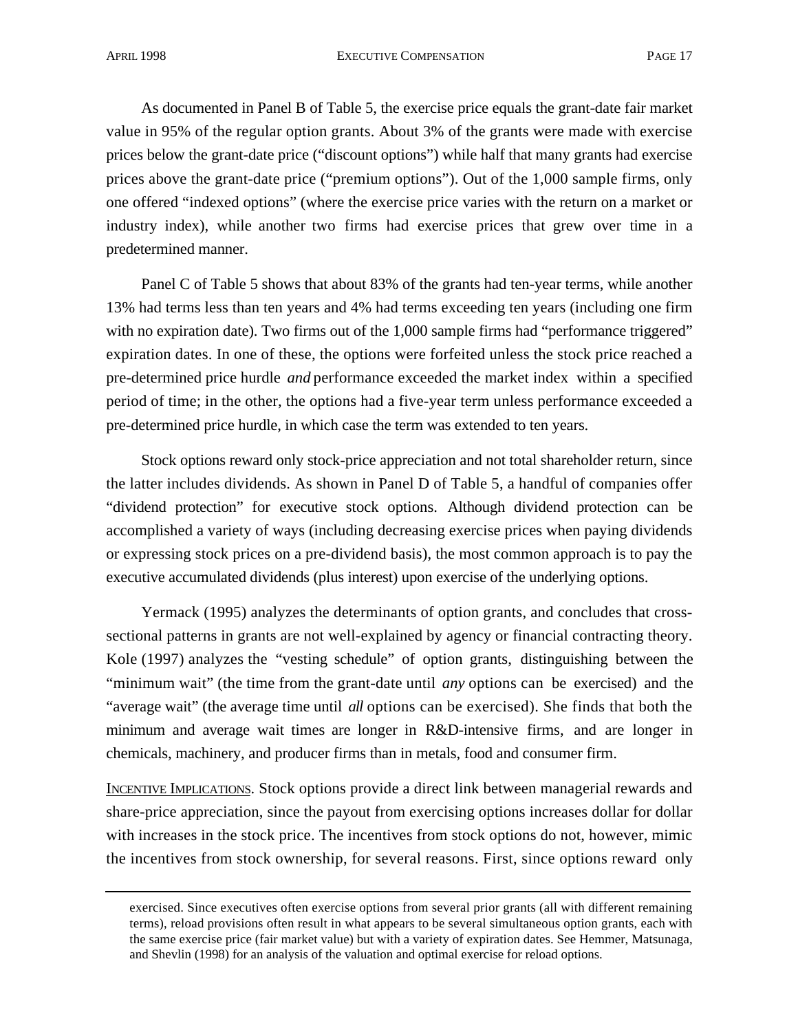As documented in Panel B of Table 5, the exercise price equals the grant-date fair market value in 95% of the regular option grants. About 3% of the grants were made with exercise prices below the grant-date price ("discount options") while half that many grants had exercise prices above the grant-date price ("premium options"). Out of the 1,000 sample firms, only one offered "indexed options" (where the exercise price varies with the return on a market or industry index), while another two firms had exercise prices that grew over time in a predetermined manner.

Panel C of Table 5 shows that about 83% of the grants had ten-year terms, while another 13% had terms less than ten years and 4% had terms exceeding ten years (including one firm with no expiration date). Two firms out of the 1,000 sample firms had "performance triggered" expiration dates. In one of these, the options were forfeited unless the stock price reached a pre-determined price hurdle *and* performance exceeded the market index within a specified period of time; in the other, the options had a five-year term unless performance exceeded a pre-determined price hurdle, in which case the term was extended to ten years.

Stock options reward only stock-price appreciation and not total shareholder return, since the latter includes dividends. As shown in Panel D of Table 5, a handful of companies offer "dividend protection" for executive stock options. Although dividend protection can be accomplished a variety of ways (including decreasing exercise prices when paying dividends or expressing stock prices on a pre-dividend basis), the most common approach is to pay the executive accumulated dividends (plus interest) upon exercise of the underlying options.

Yermack (1995) analyzes the determinants of option grants, and concludes that cross-sectional patterns in grants are not well-explained by agency or financial contracting theory. Kole (1997) analyzes the "vesting schedule" of option grants, distinguishing between the "minimum wait" (the time from the grant-date until *any* options can be exercised) and the "average wait" (the average time until *all* options can be exercised). She finds that both the minimum and average wait times are longer in R&D-intensive firms, and are longer in chemicals, machinery, and producer firms than in metals, food and consumer firm.

<u>Incentive Implications</u>. Stock options provide a direct link between managerial rewards and share-price appreciation, since the payout from exercising options increases dollar for dollar with increases in the stock price. The incentives from stock options do not, however, mimic the incentives from stock ownership, for several reasons. First, since options reward only

---

exercised. Since executives often exercise options from several prior grants (all with different remaining terms), reload provisions often result in what appears to be several simultaneous option grants, each with the same exercise price (fair market value) but with a variety of expiration dates. See Hemmer, Matsunaga, and Shevlin (1998) for an analysis of the valuation and optimal exercise for reload options.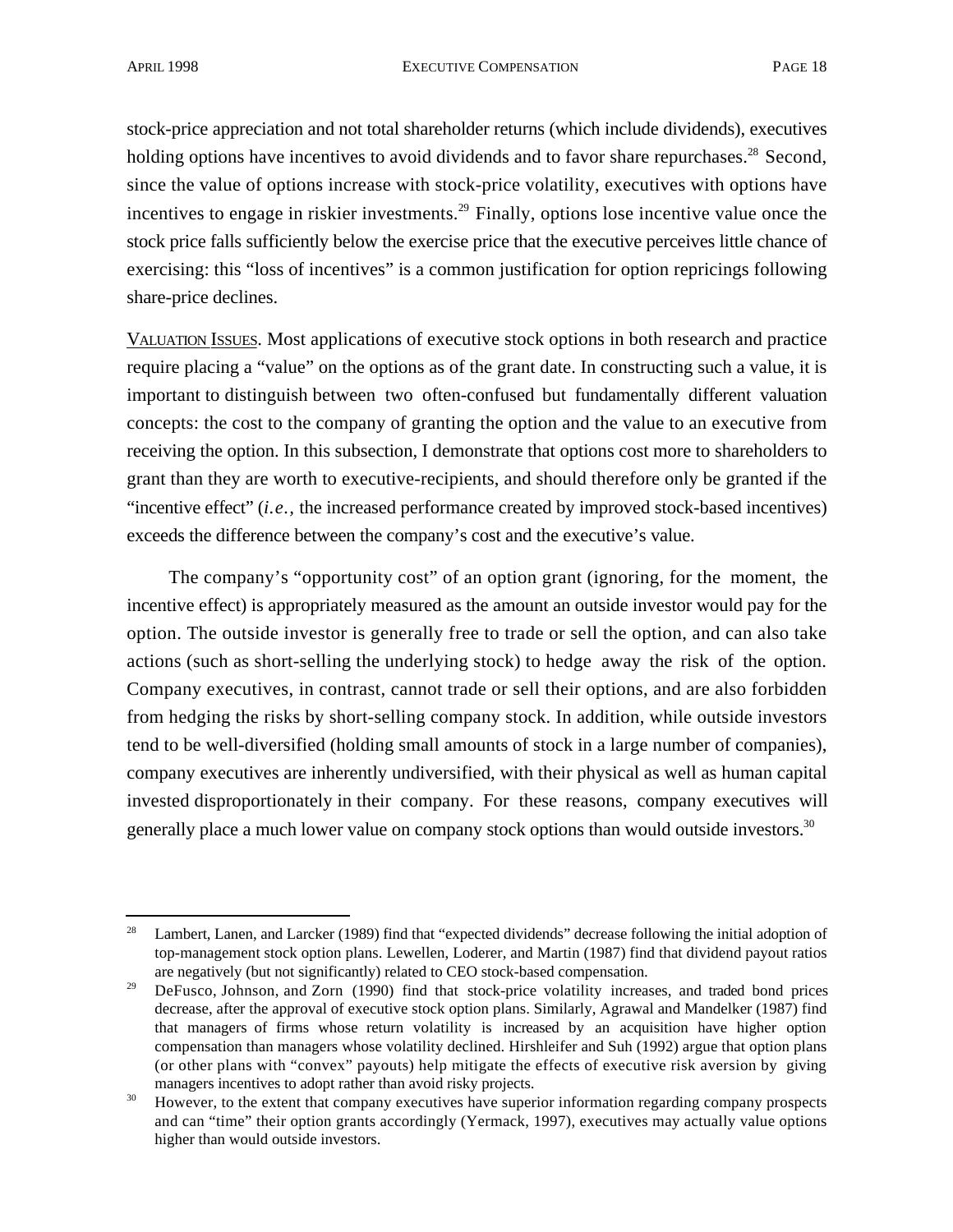stock-price appreciation and not total shareholder returns (which include dividends), executives holding options have incentives to avoid dividends and to favor share repurchases.[28] Second, since the value of options increase with stock-price volatility, executives with options have incentives to engage in riskier investments.[29] Finally, options lose incentive value once the stock price falls sufficiently below the exercise price that the executive perceives little chance of exercising: this "loss of incentives" is a common justification for option repricings following share-price declines.

<u>VALUATION ISSUES</u>. Most applications of executive stock options in both research and practice require placing a "value" on the options as of the grant date. In constructing such a value, it is important to distinguish between two often-confused but fundamentally different valuation concepts: the cost to the company of granting the option and the value to an executive from receiving the option. In this subsection, I demonstrate that options cost more to shareholders to grant than they are worth to executive-recipients, and should therefore only be granted if the "incentive effect" (*i.e.,* the increased performance created by improved stock-based incentives) exceeds the difference between the company's cost and the executive's value.

The company's "opportunity cost" of an option grant (ignoring, for the moment, the incentive effect) is appropriately measured as the amount an outside investor would pay for the option. The outside investor is generally free to trade or sell the option, and can also take actions (such as short-selling the underlying stock) to hedge away the risk of the option. Company executives, in contrast, cannot trade or sell their options, and are also forbidden from hedging the risks by short-selling company stock. In addition, while outside investors tend to be well-diversified (holding small amounts of stock in a large number of companies), company executives are inherently undiversified, with their physical as well as human capital invested disproportionately in their company. For these reasons, company executives will generally place a much lower value on company stock options than would outside investors.[30]

---

[28] Lambert, Lanen, and Larcker (1989) find that "expected dividends" decrease following the initial adoption of top-management stock option plans. Lewellen, Loderer, and Martin (1987) find that dividend payout ratios are negatively (but not significantly) related to CEO stock-based compensation.

[29] DeFusco, Johnson, and Zorn (1990) find that stock-price volatility increases, and traded bond prices decrease, after the approval of executive stock option plans. Similarly, Agrawal and Mandelker (1987) find that managers of firms whose return volatility is increased by an acquisition have higher option compensation than managers whose volatility declined. Hirshleifer and Suh (1992) argue that option plans (or other plans with "convex" payouts) help mitigate the effects of executive risk aversion by giving managers incentives to adopt rather than avoid risky projects.

[30] However, to the extent that company executives have superior information regarding company prospects and can "time" their option grants accordingly (Yermack, 1997), executives may actually value options higher than would outside investors.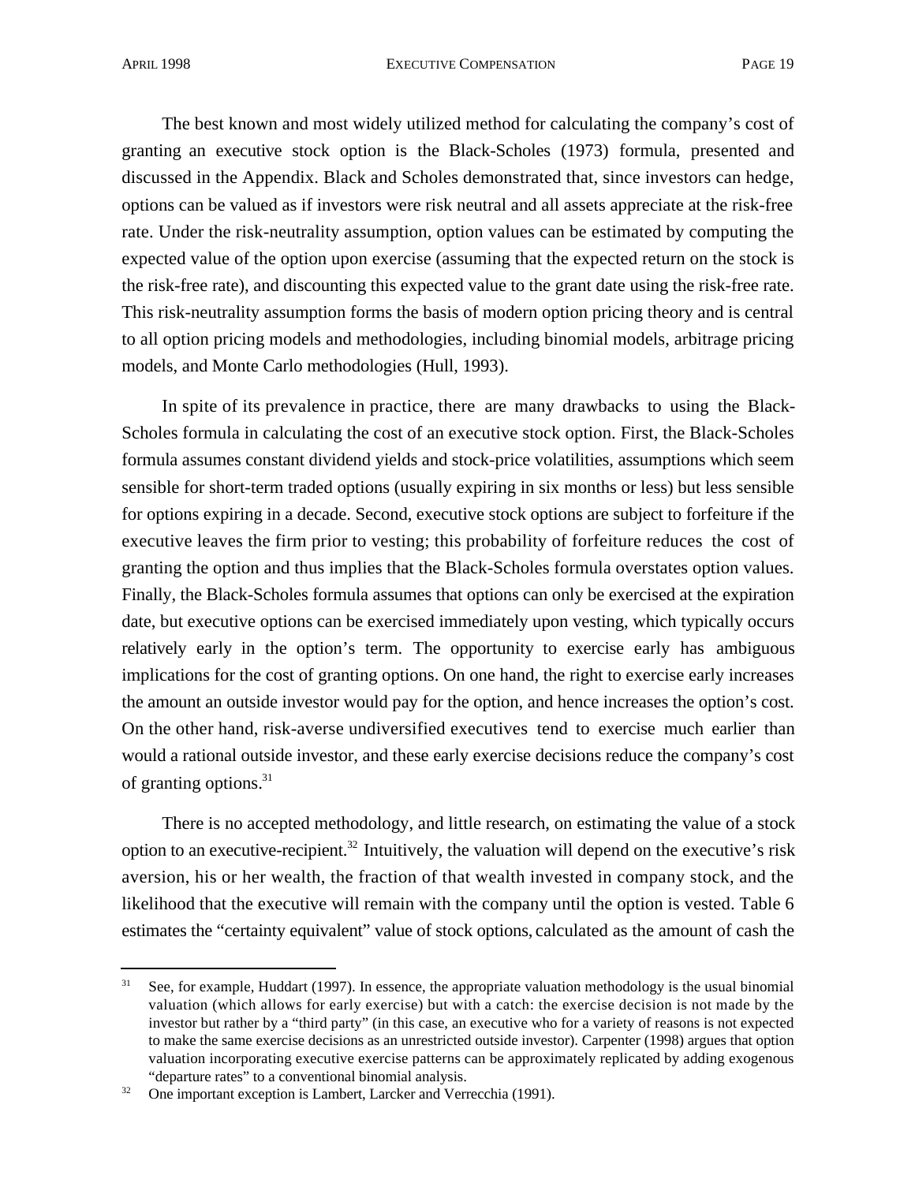The best known and most widely utilized method for calculating the company's cost of granting an executive stock option is the Black-Scholes (1973) formula, presented and discussed in the Appendix. Black and Scholes demonstrated that, since investors can hedge, options can be valued as if investors were risk neutral and all assets appreciate at the risk-free rate. Under the risk-neutrality assumption, option values can be estimated by computing the expected value of the option upon exercise (assuming that the expected return on the stock is the risk-free rate), and discounting this expected value to the grant date using the risk-free rate. This risk-neutrality assumption forms the basis of modern option pricing theory and is central to all option pricing models and methodologies, including binomial models, arbitrage pricing models, and Monte Carlo methodologies (Hull, 1993).

In spite of its prevalence in practice, there are many drawbacks to using the Black-Scholes formula in calculating the cost of an executive stock option. First, the Black-Scholes formula assumes constant dividend yields and stock-price volatilities, assumptions which seem sensible for short-term traded options (usually expiring in six months or less) but less sensible for options expiring in a decade. Second, executive stock options are subject to forfeiture if the executive leaves the firm prior to vesting; this probability of forfeiture reduces the cost of granting the option and thus implies that the Black-Scholes formula overstates option values. Finally, the Black-Scholes formula assumes that options can only be exercised at the expiration date, but executive options can be exercised immediately upon vesting, which typically occurs relatively early in the option's term. The opportunity to exercise early has ambiguous implications for the cost of granting options. On one hand, the right to exercise early increases the amount an outside investor would pay for the option, and hence increases the option's cost. On the other hand, risk-averse undiversified executives tend to exercise much earlier than would a rational outside investor, and these early exercise decisions reduce the company's cost of granting options.[31]

There is no accepted methodology, and little research, on estimating the value of a stock option to an executive-recipient.[32] Intuitively, the valuation will depend on the executive's risk aversion, his or her wealth, the fraction of that wealth invested in company stock, and the likelihood that the executive will remain with the company until the option is vested. Table 6 estimates the "certainty equivalent" value of stock options, calculated as the amount of cash the

---

[31] See, for example, Huddart (1997). In essence, the appropriate valuation methodology is the usual binomial valuation (which allows for early exercise) but with a catch: the exercise decision is not made by the investor but rather by a "third party" (in this case, an executive who for a variety of reasons is not expected to make the same exercise decisions as an unrestricted outside investor). Carpenter (1998) argues that option valuation incorporating executive exercise patterns can be approximately replicated by adding exogenous "departure rates" to a conventional binomial analysis.

[32] One important exception is Lambert, Larcker and Verrecchia (1991).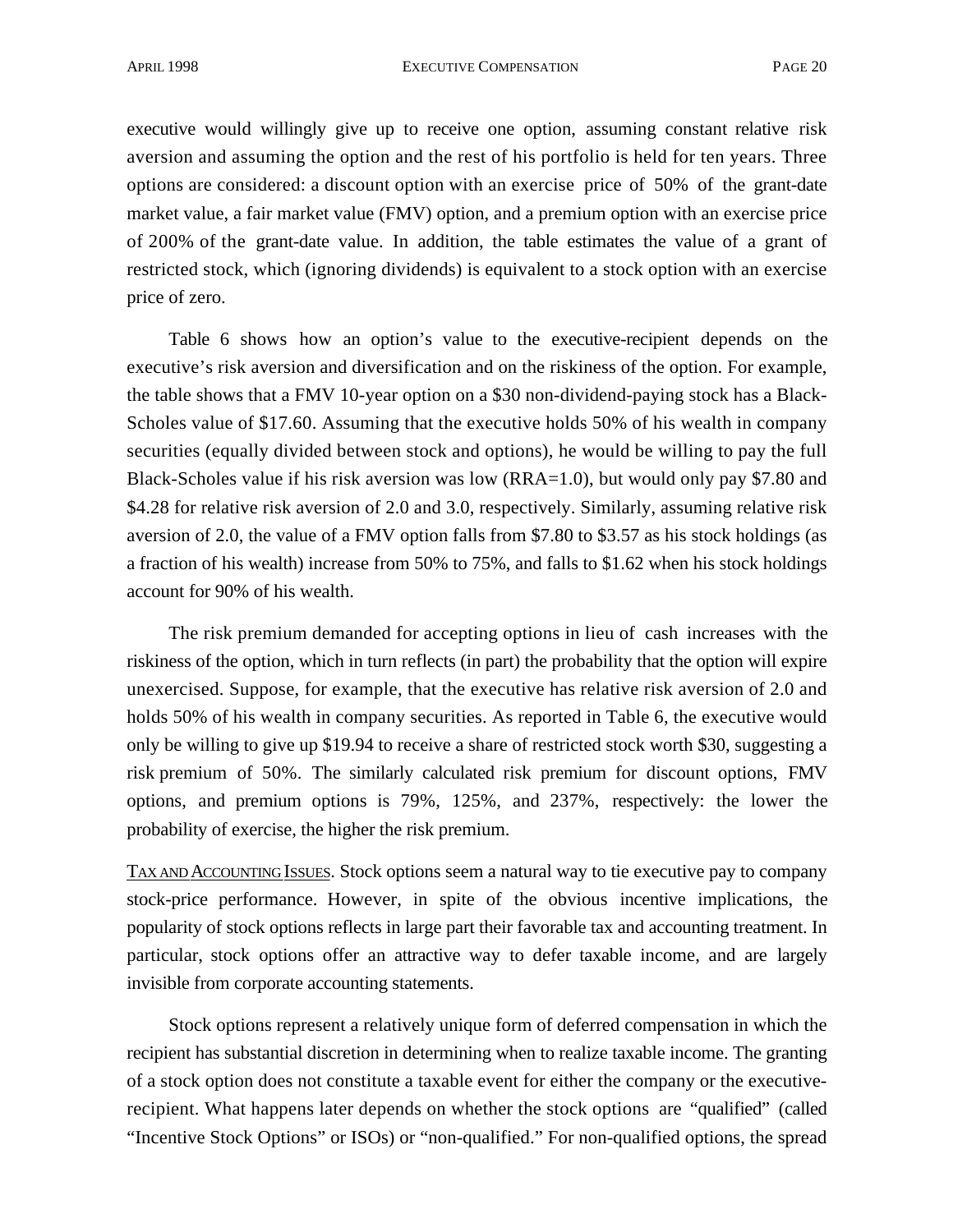executive would willingly give up to receive one option, assuming constant relative risk aversion and assuming the option and the rest of his portfolio is held for ten years. Three options are considered: a discount option with an exercise price of 50% of the grant-date market value, a fair market value (FMV) option, and a premium option with an exercise price of 200% of the grant-date value. In addition, the table estimates the value of a grant of restricted stock, which (ignoring dividends) is equivalent to a stock option with an exercise price of zero.

Table 6 shows how an option's value to the executive-recipient depends on the executive's risk aversion and diversification and on the riskiness of the option. For example, the table shows that a FMV 10-year option on a $30 non-dividend-paying stock has a Black-Scholes value of $17.60. Assuming that the executive holds 50% of his wealth in company securities (equally divided between stock and options), he would be willing to pay the full Black-Scholes value if his risk aversion was low (RRA=1.0), but would only pay $7.80 and $4.28 for relative risk aversion of 2.0 and 3.0, respectively. Similarly, assuming relative risk aversion of 2.0, the value of a FMV option falls from $7.80 to $3.57 as his stock holdings (as a fraction of his wealth) increase from 50% to 75%, and falls to $1.62 when his stock holdings account for 90% of his wealth.

The risk premium demanded for accepting options in lieu of cash increases with the riskiness of the option, which in turn reflects (in part) the probability that the option will expire unexercised. Suppose, for example, that the executive has relative risk aversion of 2.0 and holds 50% of his wealth in company securities. As reported in Table 6, the executive would only be willing to give up $19.94 to receive a share of restricted stock worth $30, suggesting a risk premium of 50%. The similarly calculated risk premium for discount options, FMV options, and premium options is 79%, 125%, and 237%, respectively: the lower the probability of exercise, the higher the risk premium.

TAX AND ACCOUNTING ISSUES. Stock options seem a natural way to tie executive pay to company stock-price performance. However, in spite of the obvious incentive implications, the popularity of stock options reflects in large part their favorable tax and accounting treatment. In particular, stock options offer an attractive way to defer taxable income, and are largely invisible from corporate accounting statements.

Stock options represent a relatively unique form of deferred compensation in which the recipient has substantial discretion in determining when to realize taxable income. The granting of a stock option does not constitute a taxable event for either the company or the executive-recipient. What happens later depends on whether the stock options are "qualified" (called "Incentive Stock Options" or ISOs) or "non-qualified." For non-qualified options, the spread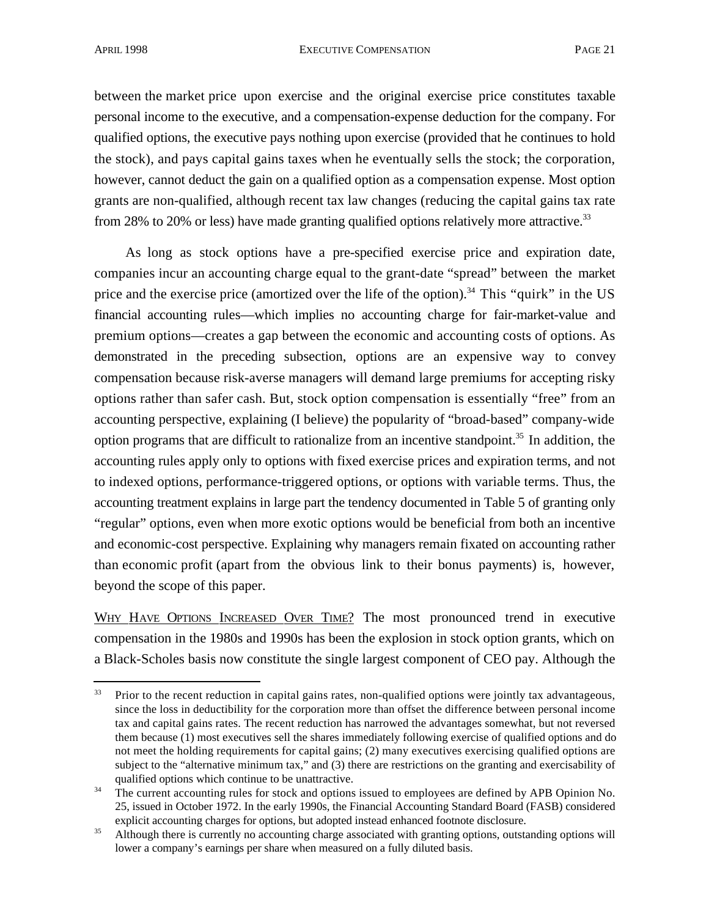between the market price upon exercise and the original exercise price constitutes taxable personal income to the executive, and a compensation-expense deduction for the company. For qualified options, the executive pays nothing upon exercise (provided that he continues to hold the stock), and pays capital gains taxes when he eventually sells the stock; the corporation, however, cannot deduct the gain on a qualified option as a compensation expense. Most option grants are non-qualified, although recent tax law changes (reducing the capital gains tax rate from 28% to 20% or less) have made granting qualified options relatively more attractive.[33]

As long as stock options have a pre-specified exercise price and expiration date, companies incur an accounting charge equal to the grant-date "spread" between the market price and the exercise price (amortized over the life of the option).[34] This "quirk" in the US financial accounting rules—which implies no accounting charge for fair-market-value and premium options—creates a gap between the economic and accounting costs of options. As demonstrated in the preceding subsection, options are an expensive way to convey compensation because risk-averse managers will demand large premiums for accepting risky options rather than safer cash. But, stock option compensation is essentially "free" from an accounting perspective, explaining (I believe) the popularity of "broad-based" company-wide option programs that are difficult to rationalize from an incentive standpoint.[35] In addition, the accounting rules apply only to options with fixed exercise prices and expiration terms, and not to indexed options, performance-triggered options, or options with variable terms. Thus, the accounting treatment explains in large part the tendency documented in Table 5 of granting only "regular" options, even when more exotic options would be beneficial from both an incentive and economic-cost perspective. Explaining why managers remain fixated on accounting rather than economic profit (apart from the obvious link to their bonus payments) is, however, beyond the scope of this paper.

WHY HAVE OPTIONS INCREASED OVER TIME? The most pronounced trend in executive compensation in the 1980s and 1990s has been the explosion in stock option grants, which on a Black-Scholes basis now constitute the single largest component of CEO pay. Although the

---

[33] Prior to the recent reduction in capital gains rates, non-qualified options were jointly tax advantageous, since the loss in deductibility for the corporation more than offset the difference between personal income tax and capital gains rates. The recent reduction has narrowed the advantages somewhat, but not reversed them because (1) most executives sell the shares immediately following exercise of qualified options and do not meet the holding requirements for capital gains; (2) many executives exercising qualified options are subject to the "alternative minimum tax," and (3) there are restrictions on the granting and exercisability of qualified options which continue to be unattractive.

[34] The current accounting rules for stock and options issued to employees are defined by APB Opinion No. 25, issued in October 1972. In the early 1990s, the Financial Accounting Standard Board (FASB) considered explicit accounting charges for options, but adopted instead enhanced footnote disclosure.

[35] Although there is currently no accounting charge associated with granting options, outstanding options will lower a company's earnings per share when measured on a fully diluted basis.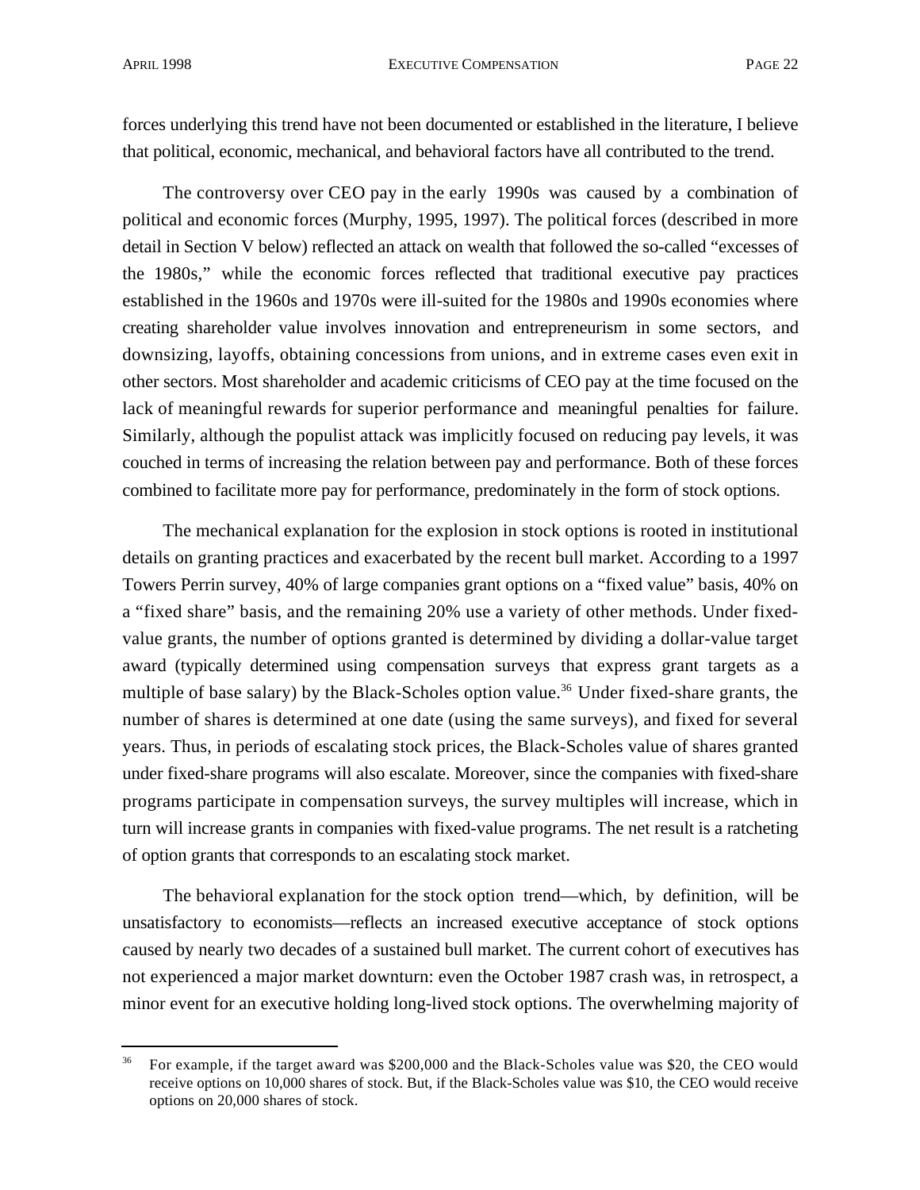forces underlying this trend have not been documented or established in the literature, I believe that political, economic, mechanical, and behavioral factors have all contributed to the trend.

The controversy over CEO pay in the early 1990s was caused by a combination of political and economic forces (Murphy, 1995, 1997). The political forces (described in more detail in Section V below) reflected an attack on wealth that followed the so-called "excesses of the 1980s," while the economic forces reflected that traditional executive pay practices established in the 1960s and 1970s were ill-suited for the 1980s and 1990s economies where creating shareholder value involves innovation and entrepreneurism in some sectors, and downsizing, layoffs, obtaining concessions from unions, and in extreme cases even exit in other sectors. Most shareholder and academic criticisms of CEO pay at the time focused on the lack of meaningful rewards for superior performance and meaningful penalties for failure. Similarly, although the populist attack was implicitly focused on reducing pay levels, it was couched in terms of increasing the relation between pay and performance. Both of these forces combined to facilitate more pay for performance, predominately in the form of stock options.

The mechanical explanation for the explosion in stock options is rooted in institutional details on granting practices and exacerbated by the recent bull market. According to a 1997 Towers Perrin survey, 40% of large companies grant options on a "fixed value" basis, 40% on a "fixed share" basis, and the remaining 20% use a variety of other methods. Under fixed-value grants, the number of options granted is determined by dividing a dollar-value target award (typically determined using compensation surveys that express grant targets as a multiple of base salary) by the Black-Scholes option value.[36] Under fixed-share grants, the number of shares is determined at one date (using the same surveys), and fixed for several years. Thus, in periods of escalating stock prices, the Black-Scholes value of shares granted under fixed-share programs will also escalate. Moreover, since the companies with fixed-share programs participate in compensation surveys, the survey multiples will increase, which in turn will increase grants in companies with fixed-value programs. The net result is a ratcheting of option grants that corresponds to an escalating stock market.

The behavioral explanation for the stock option trend—which, by definition, will be unsatisfactory to economists—reflects an increased executive acceptance of stock options caused by nearly two decades of a sustained bull market. The current cohort of executives has not experienced a major market downturn: even the October 1987 crash was, in retrospect, a minor event for an executive holding long-lived stock options. The overwhelming majority of

---

[36] For example, if the target award was $200,000 and the Black-Scholes value was $20, the CEO would receive options on 10,000 shares of stock. But, if the Black-Scholes value was $10, the CEO would receive options on 20,000 shares of stock.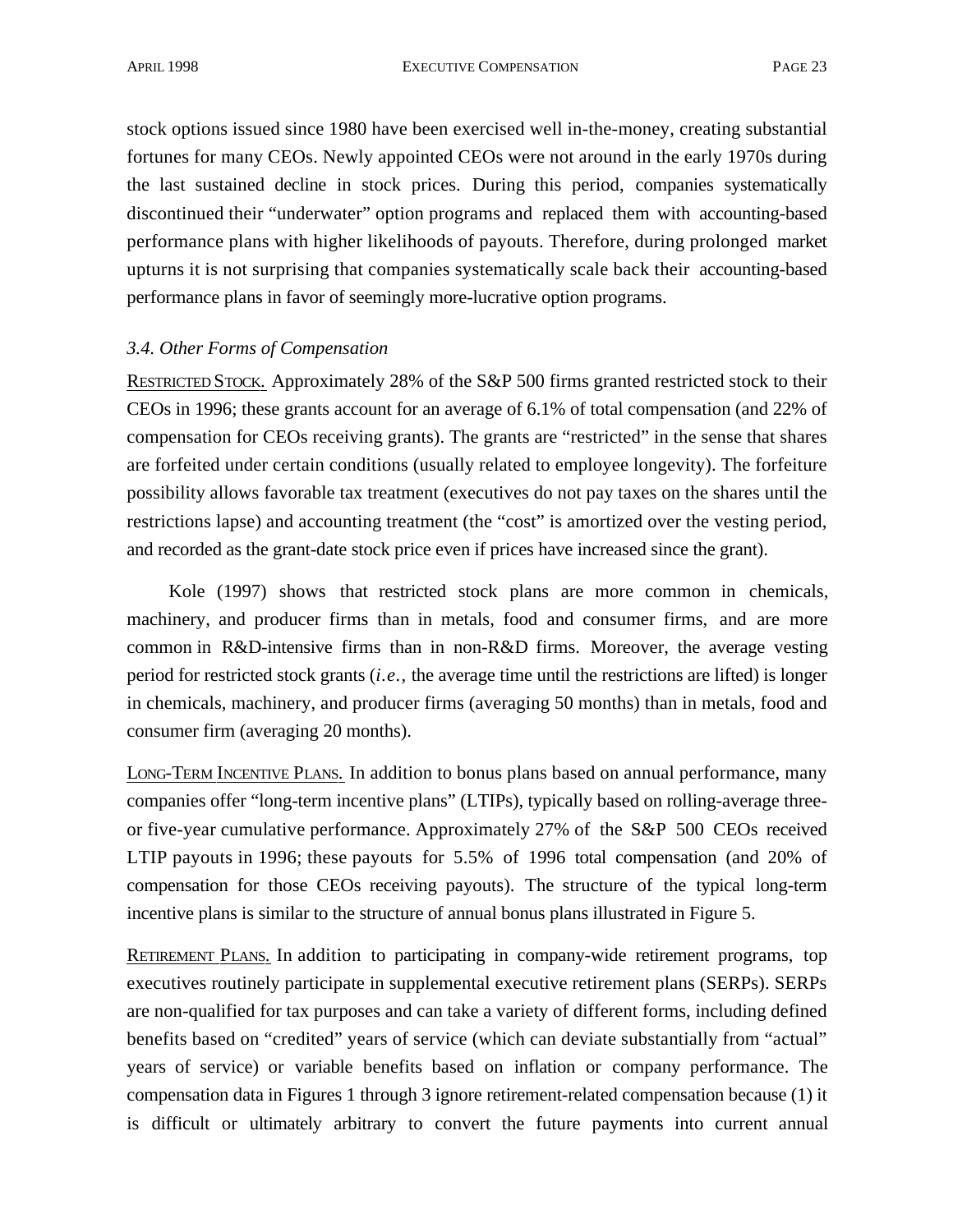stock options issued since 1980 have been exercised well in-the-money, creating substantial fortunes for many CEOs. Newly appointed CEOs were not around in the early 1970s during the last sustained decline in stock prices. During this period, companies systematically discontinued their "underwater" option programs and replaced them with accounting-based performance plans with higher likelihoods of payouts. Therefore, during prolonged market upturns it is not surprising that companies systematically scale back their accounting-based performance plans in favor of seemingly more-lucrative option programs.

### *3.4. Other Forms of Compensation*

RESTRICTED STOCK. Approximately 28% of the S&P 500 firms granted restricted stock to their CEOs in 1996; these grants account for an average of 6.1% of total compensation (and 22% of compensation for CEOs receiving grants). The grants are "restricted" in the sense that shares are forfeited under certain conditions (usually related to employee longevity). The forfeiture possibility allows favorable tax treatment (executives do not pay taxes on the shares until the restrictions lapse) and accounting treatment (the "cost" is amortized over the vesting period, and recorded as the grant-date stock price even if prices have increased since the grant).

Kole (1997) shows that restricted stock plans are more common in chemicals, machinery, and producer firms than in metals, food and consumer firms, and are more common in R&D-intensive firms than in non-R&D firms. Moreover, the average vesting period for restricted stock grants (*i.e.,* the average time until the restrictions are lifted) is longer in chemicals, machinery, and producer firms (averaging 50 months) than in metals, food and consumer firm (averaging 20 months).

LONG-TERM INCENTIVE PLANS. In addition to bonus plans based on annual performance, many companies offer "long-term incentive plans" (LTIPs), typically based on rolling-average three- or five-year cumulative performance. Approximately 27% of the S&P 500 CEOs received LTIP payouts in 1996; these payouts for 5.5% of 1996 total compensation (and 20% of compensation for those CEOs receiving payouts). The structure of the typical long-term incentive plans is similar to the structure of annual bonus plans illustrated in Figure 5.

RETIREMENT PLANS. In addition to participating in company-wide retirement programs, top executives routinely participate in supplemental executive retirement plans (SERPs). SERPs are non-qualified for tax purposes and can take a variety of different forms, including defined benefits based on "credited" years of service (which can deviate substantially from "actual" years of service) or variable benefits based on inflation or company performance. The compensation data in Figures 1 through 3 ignore retirement-related compensation because (1) it is difficult or ultimately arbitrary to convert the future payments into current annual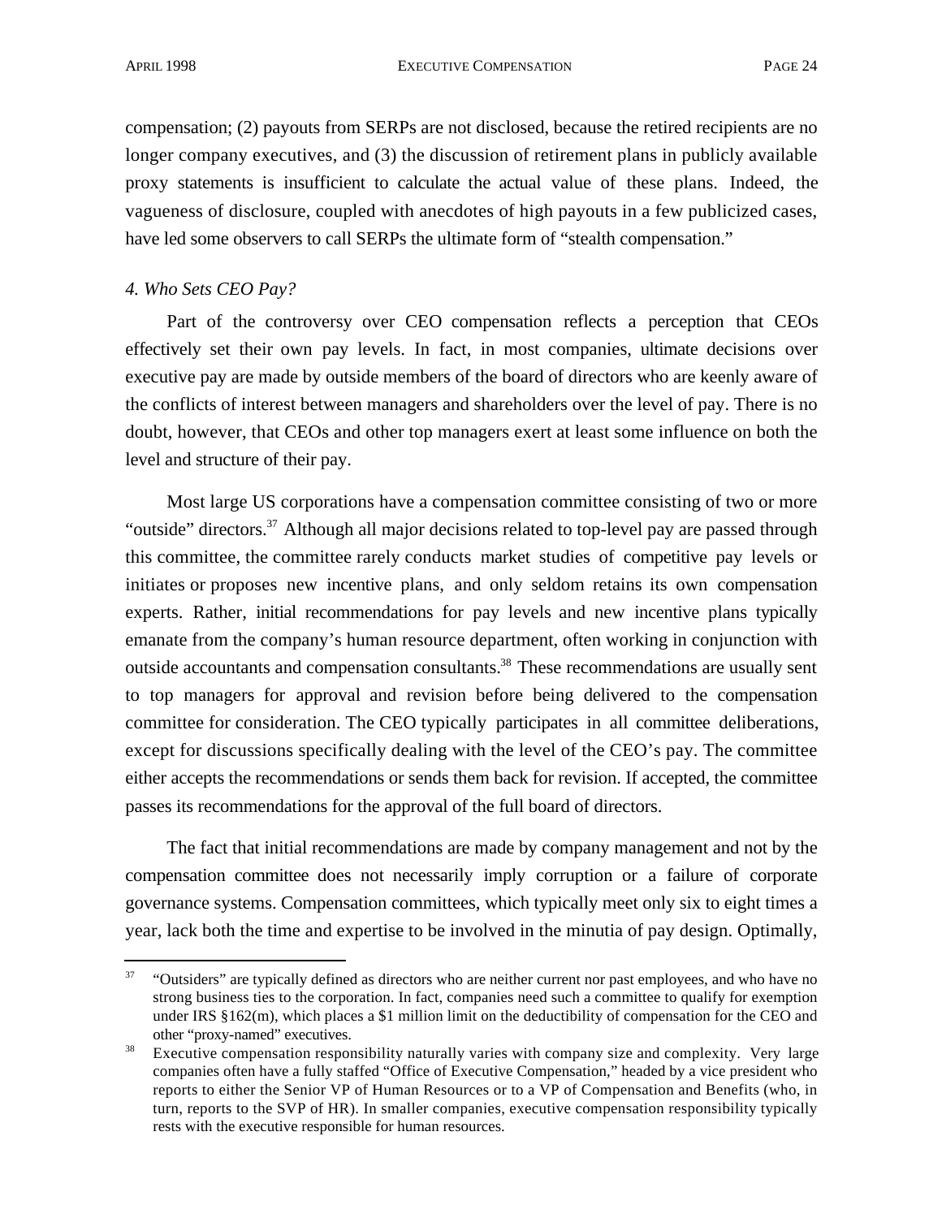compensation; (2) payouts from SERPs are not disclosed, because the retired recipients are no longer company executives, and (3) the discussion of retirement plans in publicly available proxy statements is insufficient to calculate the actual value of these plans. Indeed, the vagueness of disclosure, coupled with anecdotes of high payouts in a few publicized cases, have led some observers to call SERPs the ultimate form of "stealth compensation."

*4. Who Sets CEO Pay?*

Part of the controversy over CEO compensation reflects a perception that CEOs effectively set their own pay levels. In fact, in most companies, ultimate decisions over executive pay are made by outside members of the board of directors who are keenly aware of the conflicts of interest between managers and shareholders over the level of pay. There is no doubt, however, that CEOs and other top managers exert at least some influence on both the level and structure of their pay.

Most large US corporations have a compensation committee consisting of two or more "outside" directors.[37] Although all major decisions related to top-level pay are passed through this committee, the committee rarely conducts market studies of competitive pay levels or initiates or proposes new incentive plans, and only seldom retains its own compensation experts. Rather, initial recommendations for pay levels and new incentive plans typically emanate from the company's human resource department, often working in conjunction with outside accountants and compensation consultants.[38] These recommendations are usually sent to top managers for approval and revision before being delivered to the compensation committee for consideration. The CEO typically participates in all committee deliberations, except for discussions specifically dealing with the level of the CEO's pay. The committee either accepts the recommendations or sends them back for revision. If accepted, the committee passes its recommendations for the approval of the full board of directors.

The fact that initial recommendations are made by company management and not by the compensation committee does not necessarily imply corruption or a failure of corporate governance systems. Compensation committees, which typically meet only six to eight times a year, lack both the time and expertise to be involved in the minutia of pay design. Optimally,

[37] "Outsiders" are typically defined as directors who are neither current nor past employees, and who have no strong business ties to the corporation. In fact, companies need such a committee to qualify for exemption under IRS §162(m), which places a $1 million limit on the deductibility of compensation for the CEO and other "proxy-named" executives.

[38] Executive compensation responsibility naturally varies with company size and complexity. Very large companies often have a fully staffed "Office of Executive Compensation," headed by a vice president who reports to either the Senior VP of Human Resources or to a VP of Compensation and Benefits (who, in turn, reports to the SVP of HR). In smaller companies, executive compensation responsibility typically rests with the executive responsible for human resources.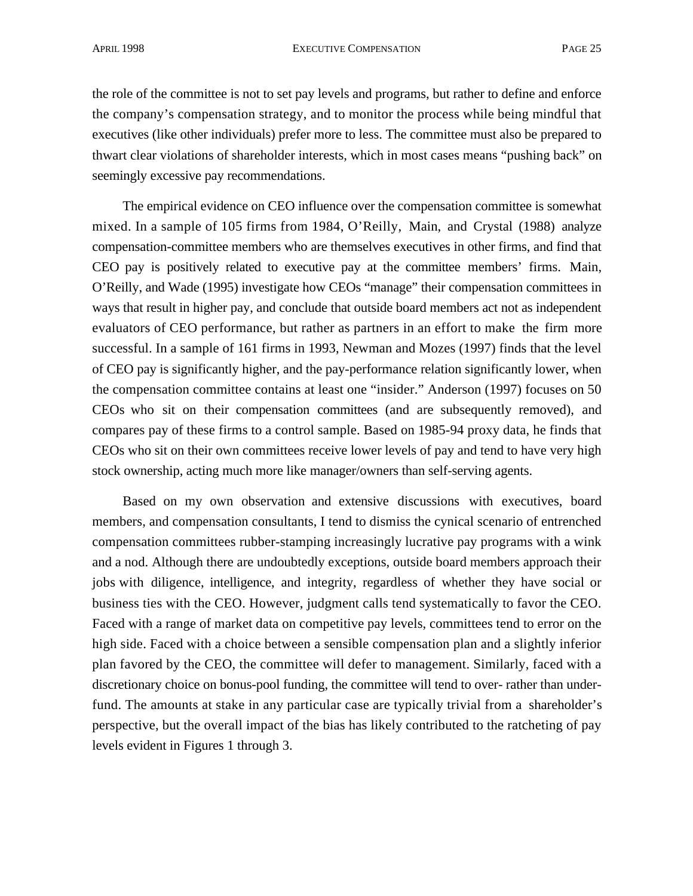the role of the committee is not to set pay levels and programs, but rather to define and enforce the company's compensation strategy, and to monitor the process while being mindful that executives (like other individuals) prefer more to less. The committee must also be prepared to thwart clear violations of shareholder interests, which in most cases means "pushing back" on seemingly excessive pay recommendations.

The empirical evidence on CEO influence over the compensation committee is somewhat mixed. In a sample of 105 firms from 1984, O'Reilly, Main, and Crystal (1988) analyze compensation-committee members who are themselves executives in other firms, and find that CEO pay is positively related to executive pay at the committee members' firms. Main, O'Reilly, and Wade (1995) investigate how CEOs "manage" their compensation committees in ways that result in higher pay, and conclude that outside board members act not as independent evaluators of CEO performance, but rather as partners in an effort to make the firm more successful. In a sample of 161 firms in 1993, Newman and Mozes (1997) finds that the level of CEO pay is significantly higher, and the pay-performance relation significantly lower, when the compensation committee contains at least one "insider." Anderson (1997) focuses on 50 CEOs who sit on their compensation committees (and are subsequently removed), and compares pay of these firms to a control sample. Based on 1985-94 proxy data, he finds that CEOs who sit on their own committees receive lower levels of pay and tend to have very high stock ownership, acting much more like manager/owners than self-serving agents.

Based on my own observation and extensive discussions with executives, board members, and compensation consultants, I tend to dismiss the cynical scenario of entrenched compensation committees rubber-stamping increasingly lucrative pay programs with a wink and a nod. Although there are undoubtedly exceptions, outside board members approach their jobs with diligence, intelligence, and integrity, regardless of whether they have social or business ties with the CEO. However, judgment calls tend systematically to favor the CEO. Faced with a range of market data on competitive pay levels, committees tend to error on the high side. Faced with a choice between a sensible compensation plan and a slightly inferior plan favored by the CEO, the committee will defer to management. Similarly, faced with a discretionary choice on bonus-pool funding, the committee will tend to over- rather than under-fund. The amounts at stake in any particular case are typically trivial from a shareholder's perspective, but the overall impact of the bias has likely contributed to the ratcheting of pay levels evident in Figures 1 through 3.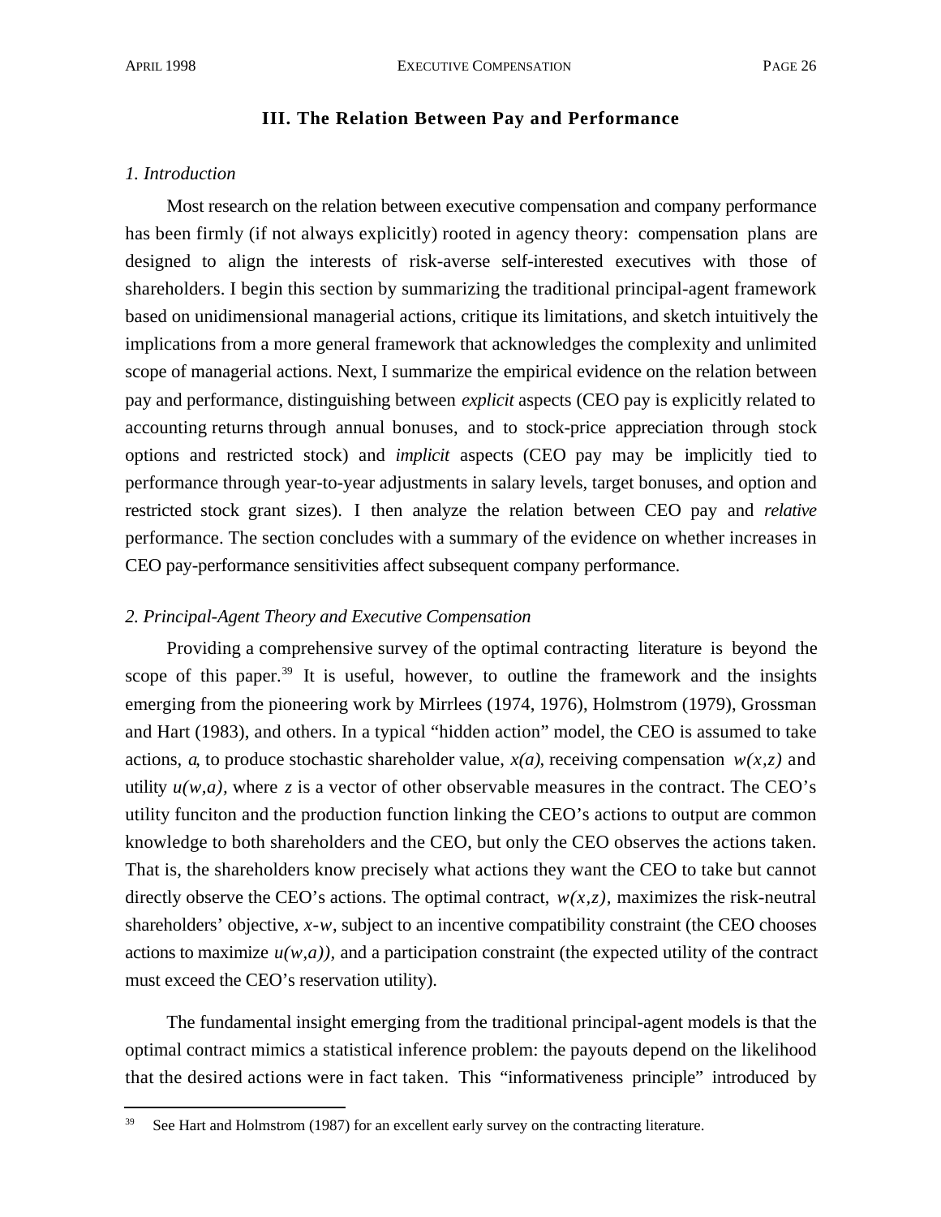## III. The Relation Between Pay and Performance

### *1. Introduction*

Most research on the relation between executive compensation and company performance has been firmly (if not always explicitly) rooted in agency theory: compensation plans are designed to align the interests of risk-averse self-interested executives with those of shareholders. I begin this section by summarizing the traditional principal-agent framework based on unidimensional managerial actions, critique its limitations, and sketch intuitively the implications from a more general framework that acknowledges the complexity and unlimited scope of managerial actions. Next, I summarize the empirical evidence on the relation between pay and performance, distinguishing between *explicit* aspects (CEO pay is explicitly related to accounting returns through annual bonuses, and to stock-price appreciation through stock options and restricted stock) and *implicit* aspects (CEO pay may be implicitly tied to performance through year-to-year adjustments in salary levels, target bonuses, and option and restricted stock grant sizes). I then analyze the relation between CEO pay and *relative* performance. The section concludes with a summary of the evidence on whether increases in CEO pay-performance sensitivities affect subsequent company performance.

### *2. Principal-Agent Theory and Executive Compensation*

Providing a comprehensive survey of the optimal contracting literature is beyond the scope of this paper.[39] It is useful, however, to outline the framework and the insights emerging from the pioneering work by Mirrlees (1974, 1976), Holmstrom (1979), Grossman and Hart (1983), and others. In a typical "hidden action" model, the CEO is assumed to take actions, $a$, to produce stochastic shareholder value, $x(a)$, receiving compensation $w(x,z)$ and utility $u(w,a)$, where $z$ is a vector of other observable measures in the contract. The CEO's utility funciton and the production function linking the CEO's actions to output are common knowledge to both shareholders and the CEO, but only the CEO observes the actions taken. That is, the shareholders know precisely what actions they want the CEO to take but cannot directly observe the CEO's actions. The optimal contract, $w(x,z)$, maximizes the risk-neutral shareholders' objective, $x$-$w$, subject to an incentive compatibility constraint (the CEO chooses actions to maximize $u(w,a)$), and a participation constraint (the expected utility of the contract must exceed the CEO's reservation utility).

The fundamental insight emerging from the traditional principal-agent models is that the optimal contract mimics a statistical inference problem: the payouts depend on the likelihood that the desired actions were in fact taken. This "informativeness principle" introduced by

[39] See Hart and Holmstrom (1987) for an excellent early survey on the contracting literature.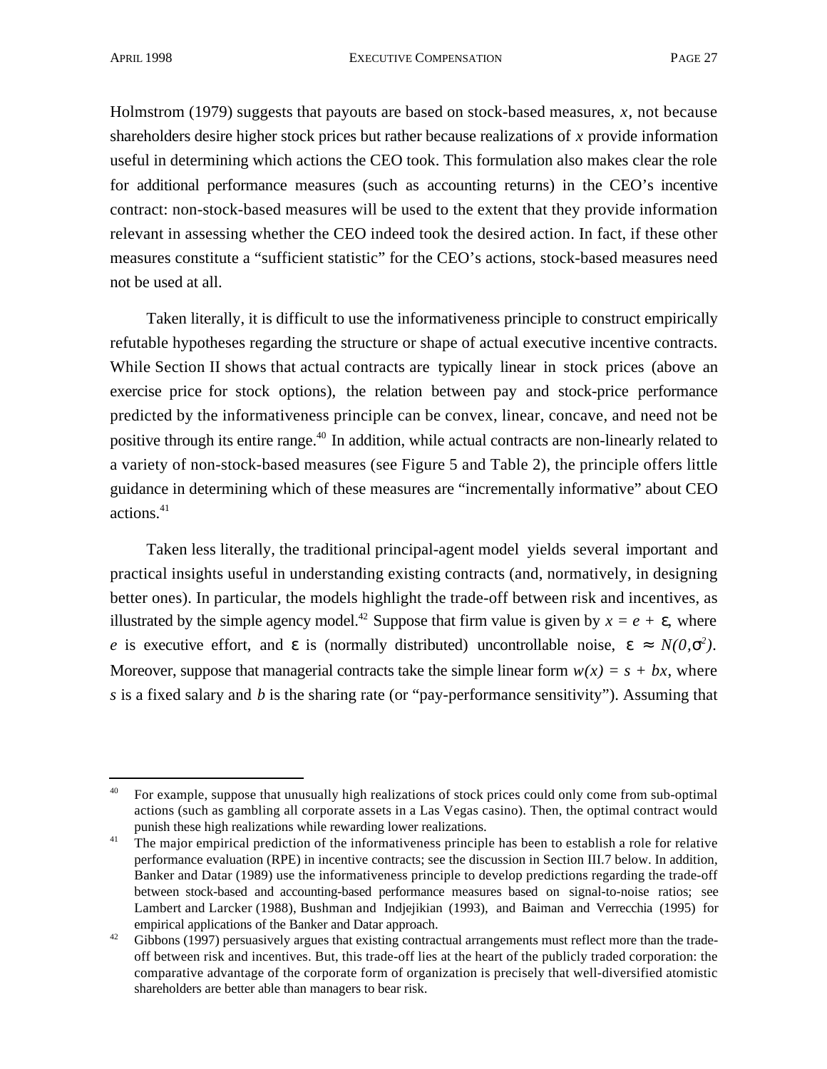Holmstrom (1979) suggests that payouts are based on stock-based measures, $x$, not because shareholders desire higher stock prices but rather because realizations of $x$ provide information useful in determining which actions the CEO took. This formulation also makes clear the role for additional performance measures (such as accounting returns) in the CEO's incentive contract: non-stock-based measures will be used to the extent that they provide information relevant in assessing whether the CEO indeed took the desired action. In fact, if these other measures constitute a "sufficient statistic" for the CEO's actions, stock-based measures need not be used at all.

Taken literally, it is difficult to use the informativeness principle to construct empirically refutable hypotheses regarding the structure or shape of actual executive incentive contracts. While Section II shows that actual contracts are typically linear in stock prices (above an exercise price for stock options), the relation between pay and stock-price performance predicted by the informativeness principle can be convex, linear, concave, and need not be positive through its entire range.[40] In addition, while actual contracts are non-linearly related to a variety of non-stock-based measures (see Figure 5 and Table 2), the principle offers little guidance in determining which of these measures are "incrementally informative" about CEO actions.[41]

Taken less literally, the traditional principal-agent model yields several important and practical insights useful in understanding existing contracts (and, normatively, in designing better ones). In particular, the models highlight the trade-off between risk and incentives, as illustrated by the simple agency model.[42] Suppose that firm value is given by $x = e + \varepsilon$, where $e$ is executive effort, and $\varepsilon$ is (normally distributed) uncontrollable noise, $\varepsilon \approx N(0,\sigma^2)$. Moreover, suppose that managerial contracts take the simple linear form $w(x) = s + bx$, where $s$ is a fixed salary and $b$ is the sharing rate (or "pay-performance sensitivity"). Assuming that

---

[40] For example, suppose that unusually high realizations of stock prices could only come from sub-optimal actions (such as gambling all corporate assets in a Las Vegas casino). Then, the optimal contract would punish these high realizations while rewarding lower realizations.

[41] The major empirical prediction of the informativeness principle has been to establish a role for relative performance evaluation (RPE) in incentive contracts; see the discussion in Section III.7 below. In addition, Banker and Datar (1989) use the informativeness principle to develop predictions regarding the trade-off between stock-based and accounting-based performance measures based on signal-to-noise ratios; see Lambert and Larcker (1988), Bushman and Indjejikian (1993), and Baiman and Verrecchia (1995) for empirical applications of the Banker and Datar approach.

[42] Gibbons (1997) persuasively argues that existing contractual arrangements must reflect more than the trade-off between risk and incentives. But, this trade-off lies at the heart of the publicly traded corporation: the comparative advantage of the corporate form of organization is precisely that well-diversified atomistic shareholders are better able than managers to bear risk.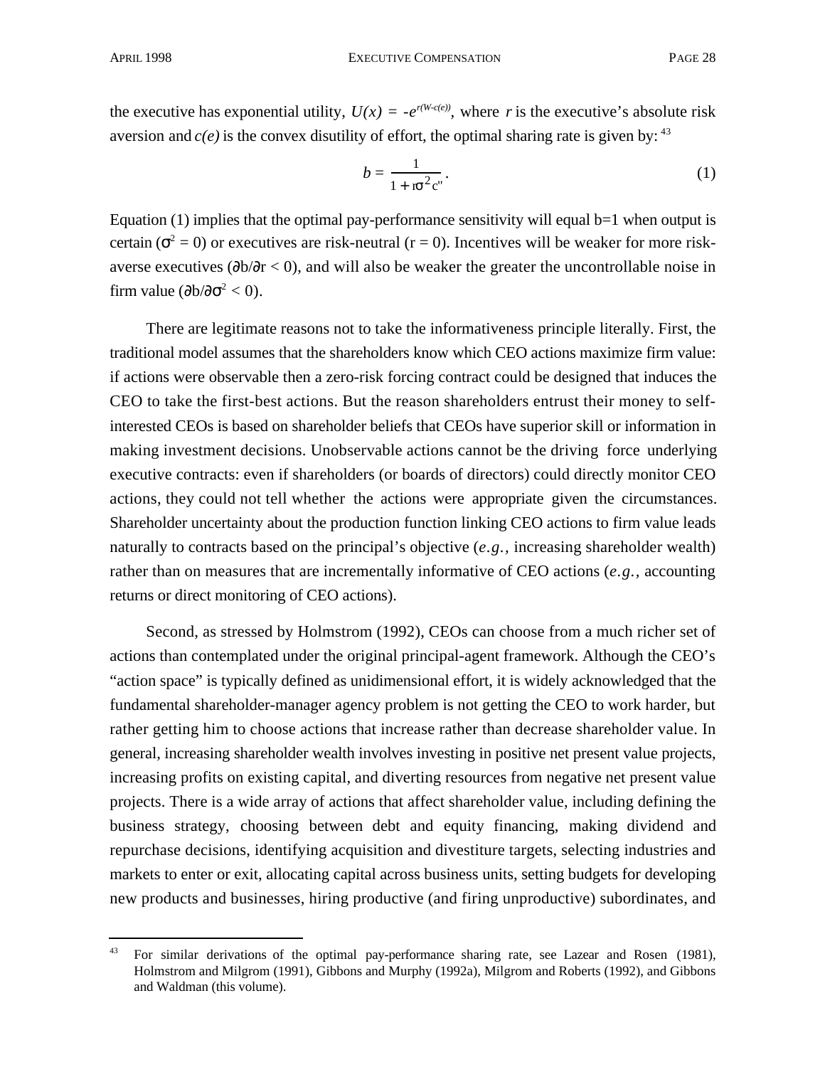the executive has exponential utility, $U(x) = -e^{r(W-c(e))}$, where $r$ is the executive's absolute risk aversion and $c(e)$ is the convex disutility of effort, the optimal sharing rate is given by: [43]

$$b = \frac{1}{1 + r\sigma^2 c''}. \tag{1}$$

Equation (1) implies that the optimal pay-performance sensitivity will equal b=1 when output is certain ($\sigma^2 = 0$) or executives are risk-neutral ($r = 0$). Incentives will be weaker for more risk-averse executives ($\partial b/\partial r < 0$), and will also be weaker the greater the uncontrollable noise in firm value ($\partial b/\partial \sigma^2 < 0$).

There are legitimate reasons not to take the informativeness principle literally. First, the traditional model assumes that the shareholders know which CEO actions maximize firm value: if actions were observable then a zero-risk forcing contract could be designed that induces the CEO to take the first-best actions. But the reason shareholders entrust their money to self-interested CEOs is based on shareholder beliefs that CEOs have superior skill or information in making investment decisions. Unobservable actions cannot be the driving force underlying executive contracts: even if shareholders (or boards of directors) could directly monitor CEO actions, they could not tell whether the actions were appropriate given the circumstances. Shareholder uncertainty about the production function linking CEO actions to firm value leads naturally to contracts based on the principal's objective (*e.g.,* increasing shareholder wealth) rather than on measures that are incrementally informative of CEO actions (*e.g.,* accounting returns or direct monitoring of CEO actions).

Second, as stressed by Holmstrom (1992), CEOs can choose from a much richer set of actions than contemplated under the original principal-agent framework. Although the CEO's "action space" is typically defined as unidimensional effort, it is widely acknowledged that the fundamental shareholder-manager agency problem is not getting the CEO to work harder, but rather getting him to choose actions that increase rather than decrease shareholder value. In general, increasing shareholder wealth involves investing in positive net present value projects, increasing profits on existing capital, and diverting resources from negative net present value projects. There is a wide array of actions that affect shareholder value, including defining the business strategy, choosing between debt and equity financing, making dividend and repurchase decisions, identifying acquisition and divestiture targets, selecting industries and markets to enter or exit, allocating capital across business units, setting budgets for developing new products and businesses, hiring productive (and firing unproductive) subordinates, and

---

[43] For similar derivations of the optimal pay-performance sharing rate, see Lazear and Rosen (1981), Holmstrom and Milgrom (1991), Gibbons and Murphy (1992a), Milgrom and Roberts (1992), and Gibbons and Waldman (this volume).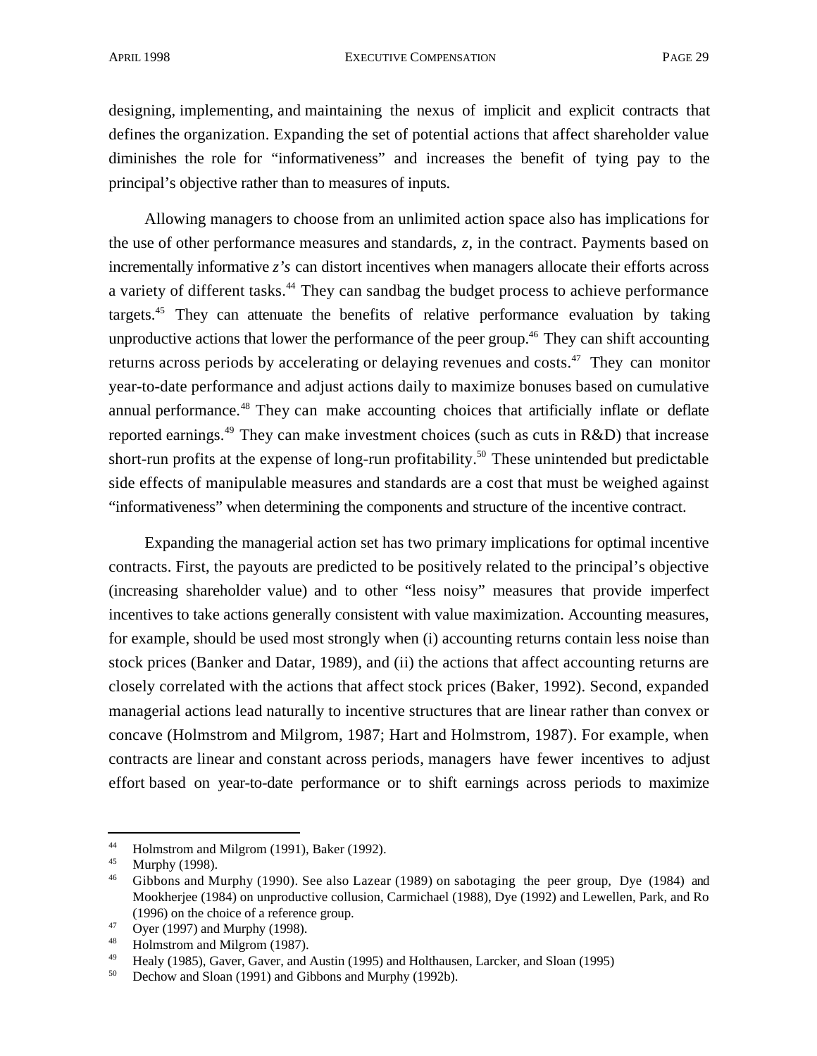designing, implementing, and maintaining the nexus of implicit and explicit contracts that defines the organization. Expanding the set of potential actions that affect shareholder value diminishes the role for "informativeness" and increases the benefit of tying pay to the principal's objective rather than to measures of inputs.

Allowing managers to choose from an unlimited action space also has implications for the use of other performance measures and standards, $z$, in the contract. Payments based on incrementally informative $z$*'s* can distort incentives when managers allocate their efforts across a variety of different tasks.[44] They can sandbag the budget process to achieve performance targets.[45] They can attenuate the benefits of relative performance evaluation by taking unproductive actions that lower the performance of the peer group.[46] They can shift accounting returns across periods by accelerating or delaying revenues and costs.[47] They can monitor year-to-date performance and adjust actions daily to maximize bonuses based on cumulative annual performance.[48] They can make accounting choices that artificially inflate or deflate reported earnings.[49] They can make investment choices (such as cuts in R&D) that increase short-run profits at the expense of long-run profitability.[50] These unintended but predictable side effects of manipulable measures and standards are a cost that must be weighed against "informativeness" when determining the components and structure of the incentive contract.

Expanding the managerial action set has two primary implications for optimal incentive contracts. First, the payouts are predicted to be positively related to the principal's objective (increasing shareholder value) and to other "less noisy" measures that provide imperfect incentives to take actions generally consistent with value maximization. Accounting measures, for example, should be used most strongly when (i) accounting returns contain less noise than stock prices (Banker and Datar, 1989), and (ii) the actions that affect accounting returns are closely correlated with the actions that affect stock prices (Baker, 1992). Second, expanded managerial actions lead naturally to incentive structures that are linear rather than convex or concave (Holmstrom and Milgrom, 1987; Hart and Holmstrom, 1987). For example, when contracts are linear and constant across periods, managers have fewer incentives to adjust effort based on year-to-date performance or to shift earnings across periods to maximize

---

[44] Holmstrom and Milgrom (1991), Baker (1992).

[45] Murphy (1998).

[46] Gibbons and Murphy (1990). See also Lazear (1989) on sabotaging the peer group, Dye (1984) and Mookherjee (1984) on unproductive collusion, Carmichael (1988), Dye (1992) and Lewellen, Park, and Ro (1996) on the choice of a reference group.

[47] Oyer (1997) and Murphy (1998).

[48] Holmstrom and Milgrom (1987).

[49] Healy (1985), Gaver, Gaver, and Austin (1995) and Holthausen, Larcker, and Sloan (1995)

[50] Dechow and Sloan (1991) and Gibbons and Murphy (1992b).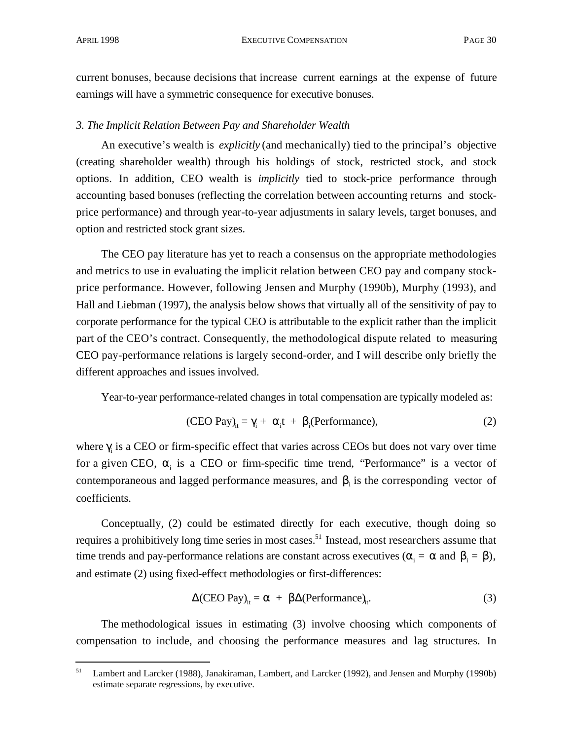current bonuses, because decisions that increase current earnings at the expense of future earnings will have a symmetric consequence for executive bonuses.

*3. The Implicit Relation Between Pay and Shareholder Wealth*

An executive's wealth is *explicitly* (and mechanically) tied to the principal's objective (creating shareholder wealth) through his holdings of stock, restricted stock, and stock options. In addition, CEO wealth is *implicitly* tied to stock-price performance through accounting based bonuses (reflecting the correlation between accounting returns and stock-price performance) and through year-to-year adjustments in salary levels, target bonuses, and option and restricted stock grant sizes.

The CEO pay literature has yet to reach a consensus on the appropriate methodologies and metrics to use in evaluating the implicit relation between CEO pay and company stock-price performance. However, following Jensen and Murphy (1990b), Murphy (1993), and Hall and Liebman (1997), the analysis below shows that virtually all of the sensitivity of pay to corporate performance for the typical CEO is attributable to the explicit rather than the implicit part of the CEO's contract. Consequently, the methodological dispute related to measuring CEO pay-performance relations is largely second-order, and I will describe only briefly the different approaches and issues involved.

Year-to-year performance-related changes in total compensation are typically modeled as:

$$(\text{CEO Pay})_{it} = \gamma_i + \alpha_i t + \beta_i(\text{Performance}), \tag{2}$$

where $\gamma_i$ is a CEO or firm-specific effect that varies across CEOs but does not vary over time for a given CEO, $\alpha_i$ is a CEO or firm-specific time trend, "Performance" is a vector of contemporaneous and lagged performance measures, and $\beta_i$ is the corresponding vector of coefficients.

Conceptually, (2) could be estimated directly for each executive, though doing so requires a prohibitively long time series in most cases.[51] Instead, most researchers assume that time trends and pay-performance relations are constant across executives ($\alpha_i = \alpha$ and $\beta_i = \beta$), and estimate (2) using fixed-effect methodologies or first-differences:

$$\Delta(\text{CEO Pay})_{it} = \alpha + \beta\Delta(\text{Performance})_{it}. \tag{3}$$

The methodological issues in estimating (3) involve choosing which components of compensation to include, and choosing the performance measures and lag structures. In

[51] Lambert and Larcker (1988), Janakiraman, Lambert, and Larcker (1992), and Jensen and Murphy (1990b) estimate separate regressions, by executive.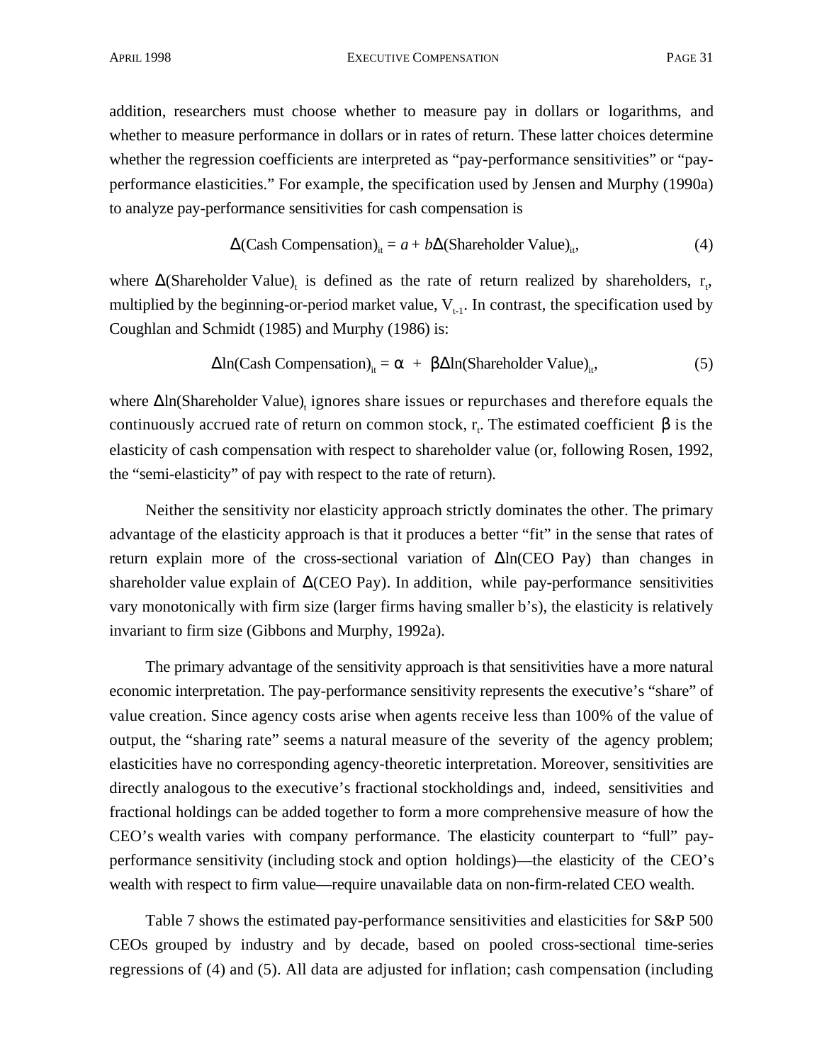addition, researchers must choose whether to measure pay in dollars or logarithms, and whether to measure performance in dollars or in rates of return. These latter choices determine whether the regression coefficients are interpreted as "pay-performance sensitivities" or "pay-performance elasticities." For example, the specification used by Jensen and Murphy (1990a) to analyze pay-performance sensitivities for cash compensation is

$$\Delta(\text{Cash Compensation})_{it} = a + b\Delta(\text{Shareholder Value})_{it}, \tag{4}$$

where $\Delta(\text{Shareholder Value})_t$ is defined as the rate of return realized by shareholders, $r_t$, multiplied by the beginning-or-period market value, $V_{t-1}$. In contrast, the specification used by Coughlan and Schmidt (1985) and Murphy (1986) is:

$$\Delta\ln(\text{Cash Compensation})_{it} = \alpha + \beta\Delta\ln(\text{Shareholder Value})_{it}, \tag{5}$$

where $\Delta\ln(\text{Shareholder Value})_t$ ignores share issues or repurchases and therefore equals the continuously accrued rate of return on common stock, $r_t$. The estimated coefficient $\beta$ is the elasticity of cash compensation with respect to shareholder value (or, following Rosen, 1992, the "semi-elasticity" of pay with respect to the rate of return).

Neither the sensitivity nor elasticity approach strictly dominates the other. The primary advantage of the elasticity approach is that it produces a better "fit" in the sense that rates of return explain more of the cross-sectional variation of $\Delta\ln(\text{CEO Pay})$ than changes in shareholder value explain of $\Delta(\text{CEO Pay})$. In addition, while pay-performance sensitivities vary monotonically with firm size (larger firms having smaller b's), the elasticity is relatively invariant to firm size (Gibbons and Murphy, 1992a).

The primary advantage of the sensitivity approach is that sensitivities have a more natural economic interpretation. The pay-performance sensitivity represents the executive's "share" of value creation. Since agency costs arise when agents receive less than 100% of the value of output, the "sharing rate" seems a natural measure of the severity of the agency problem; elasticities have no corresponding agency-theoretic interpretation. Moreover, sensitivities are directly analogous to the executive's fractional stockholdings and, indeed, sensitivities and fractional holdings can be added together to form a more comprehensive measure of how the CEO's wealth varies with company performance. The elasticity counterpart to "full" pay-performance sensitivity (including stock and option holdings)—the elasticity of the CEO's wealth with respect to firm value—require unavailable data on non-firm-related CEO wealth.

Table 7 shows the estimated pay-performance sensitivities and elasticities for S&P 500 CEOs grouped by industry and by decade, based on pooled cross-sectional time-series regressions of (4) and (5). All data are adjusted for inflation; cash compensation (including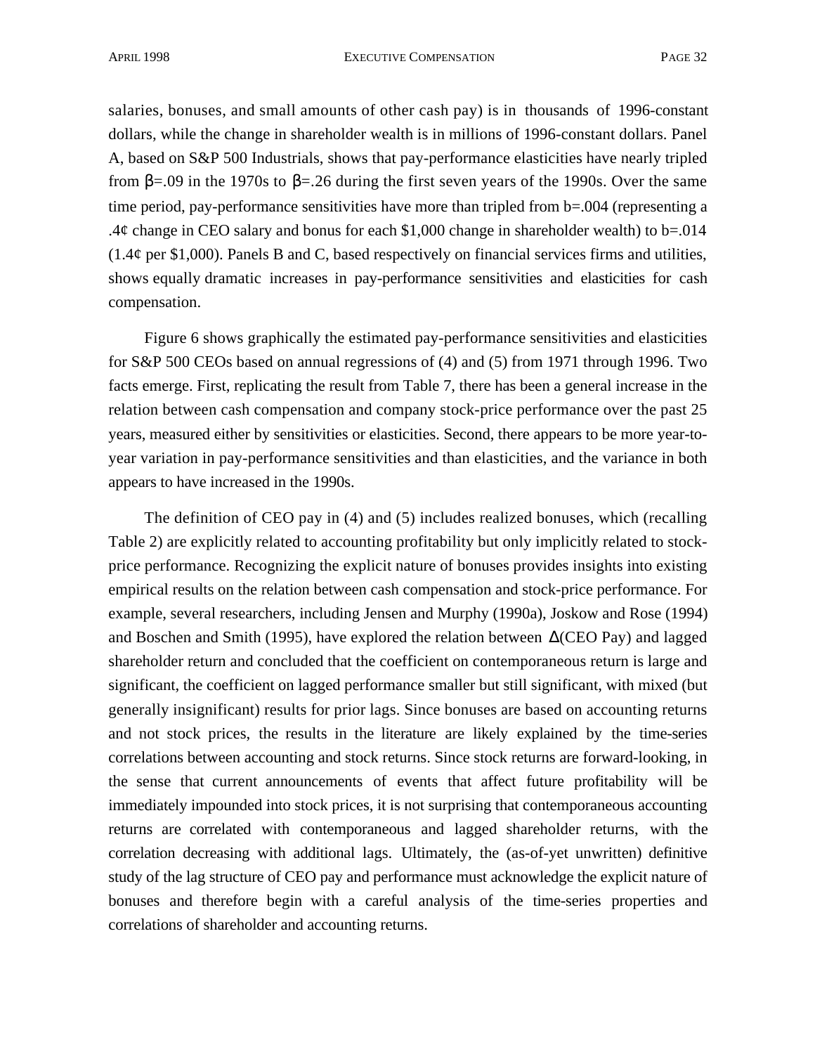salaries, bonuses, and small amounts of other cash pay) is in thousands of 1996-constant dollars, while the change in shareholder wealth is in millions of 1996-constant dollars. Panel A, based on S&P 500 Industrials, shows that pay-performance elasticities have nearly tripled from $\beta$=.09 in the 1970s to $\beta$=.26 during the first seven years of the 1990s. Over the same time period, pay-performance sensitivities have more than tripled from b=.004 (representing a .4¢ change in CEO salary and bonus for each $1,000 change in shareholder wealth) to b=.014 (1.4¢ per $1,000). Panels B and C, based respectively on financial services firms and utilities, shows equally dramatic increases in pay-performance sensitivities and elasticities for cash compensation.

Figure 6 shows graphically the estimated pay-performance sensitivities and elasticities for S&P 500 CEOs based on annual regressions of (4) and (5) from 1971 through 1996. Two facts emerge. First, replicating the result from Table 7, there has been a general increase in the relation between cash compensation and company stock-price performance over the past 25 years, measured either by sensitivities or elasticities. Second, there appears to be more year-to-year variation in pay-performance sensitivities and than elasticities, and the variance in both appears to have increased in the 1990s.

The definition of CEO pay in (4) and (5) includes realized bonuses, which (recalling Table 2) are explicitly related to accounting profitability but only implicitly related to stock-price performance. Recognizing the explicit nature of bonuses provides insights into existing empirical results on the relation between cash compensation and stock-price performance. For example, several researchers, including Jensen and Murphy (1990a), Joskow and Rose (1994) and Boschen and Smith (1995), have explored the relation between $\Delta$(CEO Pay) and lagged shareholder return and concluded that the coefficient on contemporaneous return is large and significant, the coefficient on lagged performance smaller but still significant, with mixed (but generally insignificant) results for prior lags. Since bonuses are based on accounting returns and not stock prices, the results in the literature are likely explained by the time-series correlations between accounting and stock returns. Since stock returns are forward-looking, in the sense that current announcements of events that affect future profitability will be immediately impounded into stock prices, it is not surprising that contemporaneous accounting returns are correlated with contemporaneous and lagged shareholder returns, with the correlation decreasing with additional lags. Ultimately, the (as-of-yet unwritten) definitive study of the lag structure of CEO pay and performance must acknowledge the explicit nature of bonuses and therefore begin with a careful analysis of the time-series properties and correlations of shareholder and accounting returns.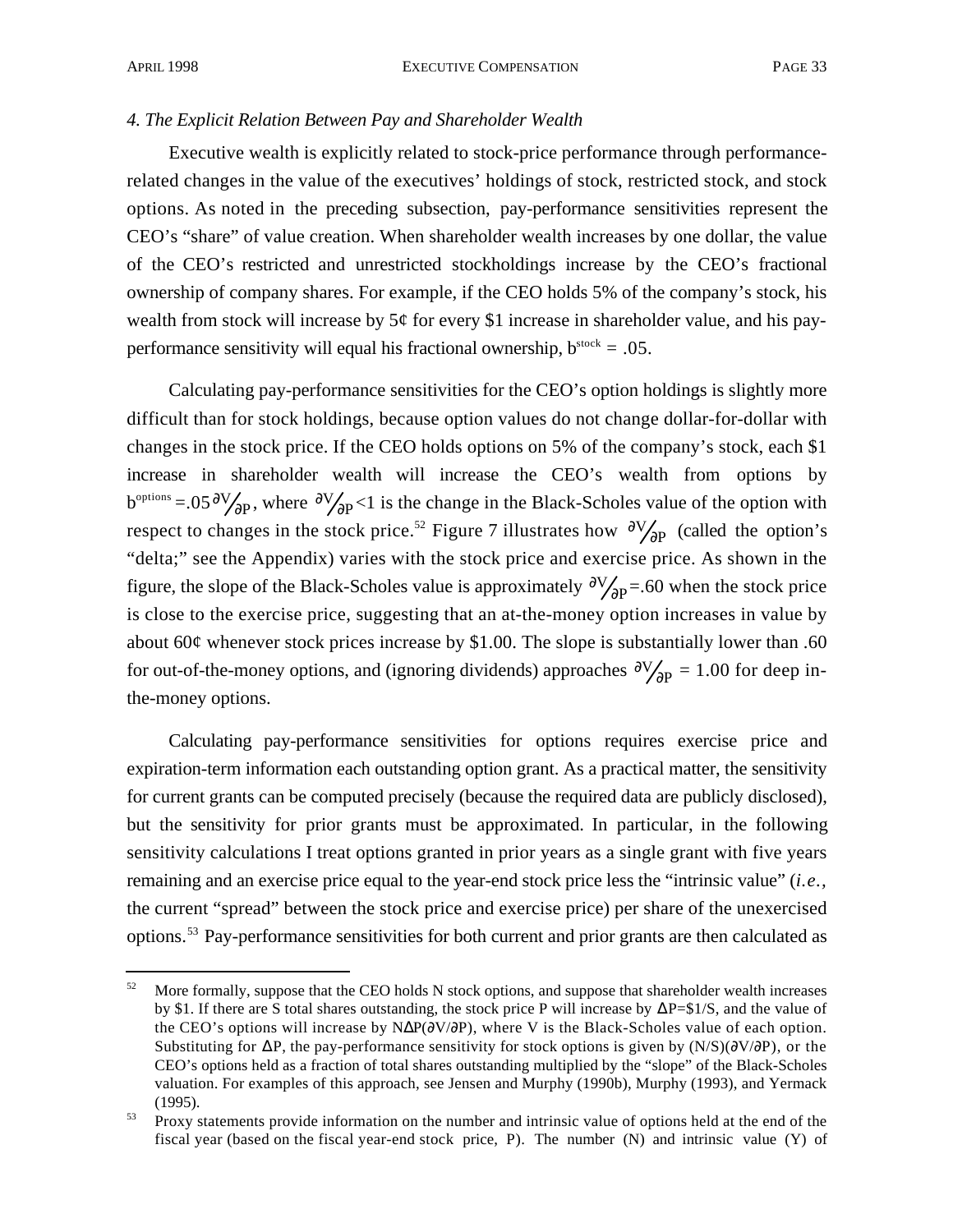*4. The Explicit Relation Between Pay and Shareholder Wealth*

Executive wealth is explicitly related to stock-price performance through performance-related changes in the value of the executives' holdings of stock, restricted stock, and stock options. As noted in the preceding subsection, pay-performance sensitivities represent the CEO's "share" of value creation. When shareholder wealth increases by one dollar, the value of the CEO's restricted and unrestricted stockholdings increase by the CEO's fractional ownership of company shares. For example, if the CEO holds 5% of the company's stock, his wealth from stock will increase by 5¢ for every $1 increase in shareholder value, and his pay-performance sensitivity will equal his fractional ownership, $b^{stock} = .05$.

Calculating pay-performance sensitivities for the CEO's option holdings is slightly more difficult than for stock holdings, because option values do not change dollar-for-dollar with changes in the stock price. If the CEO holds options on 5% of the company's stock, each $1 increase in shareholder wealth will increase the CEO's wealth from options by $b^{options} = .05\,\partial V/\partial P$, where $\partial V/\partial P < 1$ is the change in the Black-Scholes value of the option with respect to changes in the stock price.[52] Figure 7 illustrates how $\partial V/\partial P$ (called the option's "delta;" see the Appendix) varies with the stock price and exercise price. As shown in the figure, the slope of the Black-Scholes value is approximately $\partial V/\partial P = .60$ when the stock price is close to the exercise price, suggesting that an at-the-money option increases in value by about 60¢ whenever stock prices increase by $1.00. The slope is substantially lower than .60 for out-of-the-money options, and (ignoring dividends) approaches $\partial V/\partial P = 1.00$ for deep in-the-money options.

Calculating pay-performance sensitivities for options requires exercise price and expiration-term information each outstanding option grant. As a practical matter, the sensitivity for current grants can be computed precisely (because the required data are publicly disclosed), but the sensitivity for prior grants must be approximated. In particular, in the following sensitivity calculations I treat options granted in prior years as a single grant with five years remaining and an exercise price equal to the year-end stock price less the "intrinsic value" (*i.e.*, the current "spread" between the stock price and exercise price) per share of the unexercised options.[53] Pay-performance sensitivities for both current and prior grants are then calculated as

---

[52] More formally, suppose that the CEO holds N stock options, and suppose that shareholder wealth increases by $1. If there are S total shares outstanding, the stock price P will increase by $\Delta P = \$1/S$, and the value of the CEO's options will increase by $N\Delta P(\partial V/\partial P)$, where V is the Black-Scholes value of each option. Substituting for $\Delta P$, the pay-performance sensitivity for stock options is given by $(N/S)(\partial V/\partial P)$, or the CEO's options held as a fraction of total shares outstanding multiplied by the "slope" of the Black-Scholes valuation. For examples of this approach, see Jensen and Murphy (1990b), Murphy (1993), and Yermack (1995).

[53] Proxy statements provide information on the number and intrinsic value of options held at the end of the fiscal year (based on the fiscal year-end stock price, P). The number (N) and intrinsic value (Y) of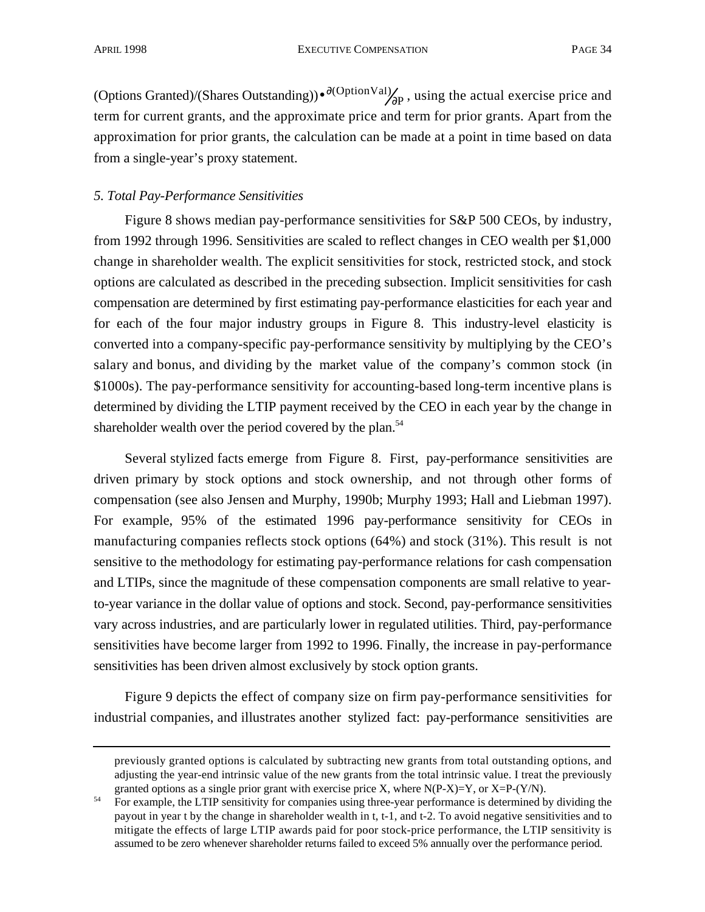(Options Granted)/(Shares Outstanding)) $\bullet \partial(\text{OptionVal}) / \partial P$, using the actual exercise price and term for current grants, and the approximate price and term for prior grants. Apart from the approximation for prior grants, the calculation can be made at a point in time based on data from a single-year's proxy statement.

*5. Total Pay-Performance Sensitivities*

Figure 8 shows median pay-performance sensitivities for S&P 500 CEOs, by industry, from 1992 through 1996. Sensitivities are scaled to reflect changes in CEO wealth per $1,000 change in shareholder wealth. The explicit sensitivities for stock, restricted stock, and stock options are calculated as described in the preceding subsection. Implicit sensitivities for cash compensation are determined by first estimating pay-performance elasticities for each year and for each of the four major industry groups in Figure 8. This industry-level elasticity is converted into a company-specific pay-performance sensitivity by multiplying by the CEO's salary and bonus, and dividing by the market value of the company's common stock (in $1000s). The pay-performance sensitivity for accounting-based long-term incentive plans is determined by dividing the LTIP payment received by the CEO in each year by the change in shareholder wealth over the period covered by the plan.[54]

Several stylized facts emerge from Figure 8. First, pay-performance sensitivities are driven primary by stock options and stock ownership, and not through other forms of compensation (see also Jensen and Murphy, 1990b; Murphy 1993; Hall and Liebman 1997). For example, 95% of the estimated 1996 pay-performance sensitivity for CEOs in manufacturing companies reflects stock options (64%) and stock (31%). This result is not sensitive to the methodology for estimating pay-performance relations for cash compensation and LTIPs, since the magnitude of these compensation components are small relative to year-to-year variance in the dollar value of options and stock. Second, pay-performance sensitivities vary across industries, and are particularly lower in regulated utilities. Third, pay-performance sensitivities have become larger from 1992 to 1996. Finally, the increase in pay-performance sensitivities has been driven almost exclusively by stock option grants.

Figure 9 depicts the effect of company size on firm pay-performance sensitivities for industrial companies, and illustrates another stylized fact: pay-performance sensitivities are

---

previously granted options is calculated by subtracting new grants from total outstanding options, and adjusting the year-end intrinsic value of the new grants from the total intrinsic value. I treat the previously granted options as a single prior grant with exercise price X, where N(P-X)=Y, or X=P-(Y/N).

[54] For example, the LTIP sensitivity for companies using three-year performance is determined by dividing the payout in year t by the change in shareholder wealth in t, t-1, and t-2. To avoid negative sensitivities and to mitigate the effects of large LTIP awards paid for poor stock-price performance, the LTIP sensitivity is assumed to be zero whenever shareholder returns failed to exceed 5% annually over the performance period.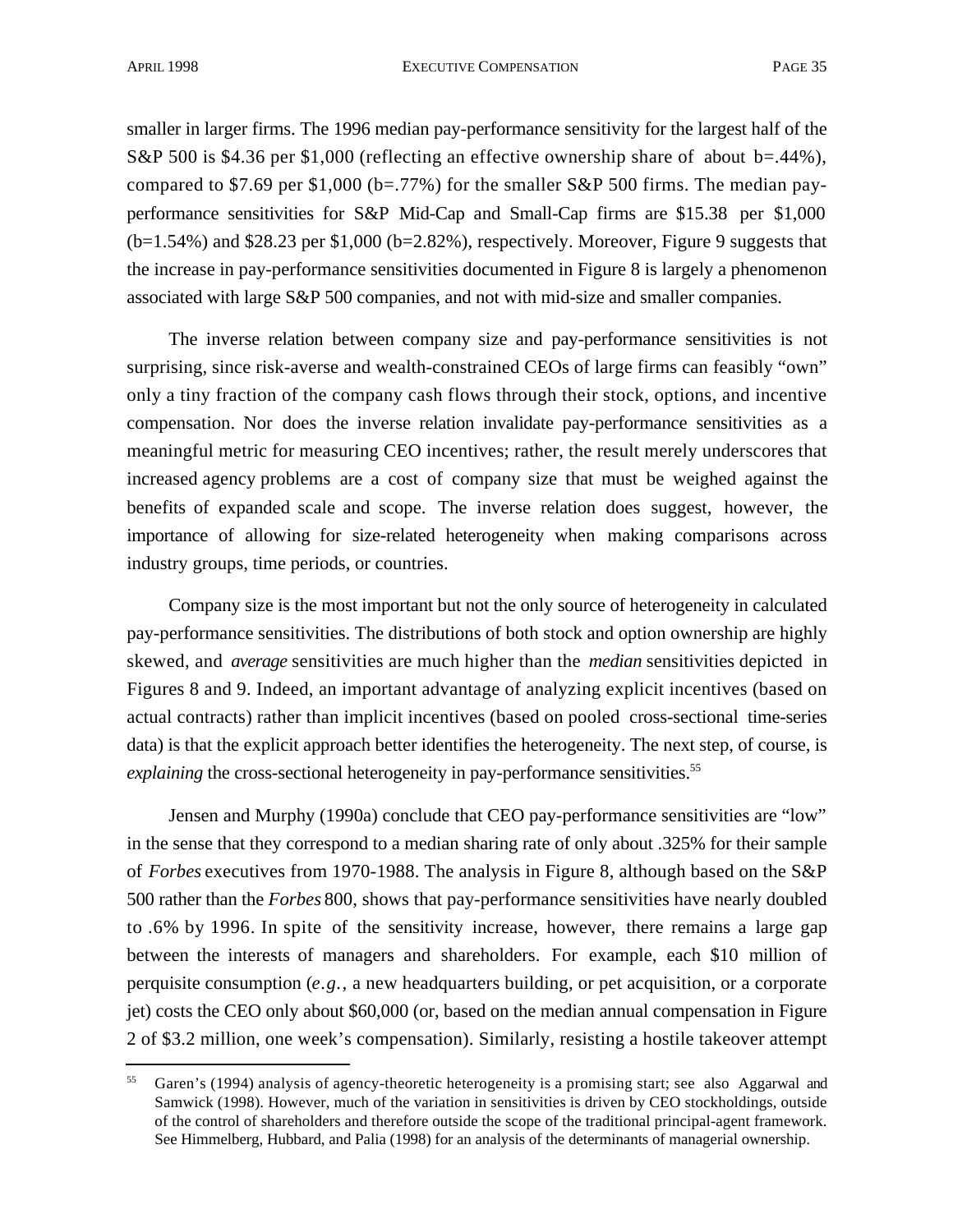smaller in larger firms. The 1996 median pay-performance sensitivity for the largest half of the S&P 500 is $4.36 per $1,000 (reflecting an effective ownership share of about b=.44%), compared to $7.69 per $1,000 (b=.77%) for the smaller S&P 500 firms. The median pay-performance sensitivities for S&P Mid-Cap and Small-Cap firms are $15.38 per $1,000 (b=1.54%) and $28.23 per $1,000 (b=2.82%), respectively. Moreover, Figure 9 suggests that the increase in pay-performance sensitivities documented in Figure 8 is largely a phenomenon associated with large S&P 500 companies, and not with mid-size and smaller companies.

The inverse relation between company size and pay-performance sensitivities is not surprising, since risk-averse and wealth-constrained CEOs of large firms can feasibly "own" only a tiny fraction of the company cash flows through their stock, options, and incentive compensation. Nor does the inverse relation invalidate pay-performance sensitivities as a meaningful metric for measuring CEO incentives; rather, the result merely underscores that increased agency problems are a cost of company size that must be weighed against the benefits of expanded scale and scope. The inverse relation does suggest, however, the importance of allowing for size-related heterogeneity when making comparisons across industry groups, time periods, or countries.

Company size is the most important but not the only source of heterogeneity in calculated pay-performance sensitivities. The distributions of both stock and option ownership are highly skewed, and *average* sensitivities are much higher than the *median* sensitivities depicted in Figures 8 and 9. Indeed, an important advantage of analyzing explicit incentives (based on actual contracts) rather than implicit incentives (based on pooled cross-sectional time-series data) is that the explicit approach better identifies the heterogeneity. The next step, of course, is *explaining* the cross-sectional heterogeneity in pay-performance sensitivities.[55]

Jensen and Murphy (1990a) conclude that CEO pay-performance sensitivities are "low" in the sense that they correspond to a median sharing rate of only about .325% for their sample of *Forbes* executives from 1970-1988. The analysis in Figure 8, although based on the S&P 500 rather than the *Forbes* 800, shows that pay-performance sensitivities have nearly doubled to .6% by 1996. In spite of the sensitivity increase, however, there remains a large gap between the interests of managers and shareholders. For example, each $10 million of perquisite consumption (*e.g.*, a new headquarters building, or pet acquisition, or a corporate jet) costs the CEO only about $60,000 (or, based on the median annual compensation in Figure 2 of $3.2 million, one week's compensation). Similarly, resisting a hostile takeover attempt

---

[55] Garen's (1994) analysis of agency-theoretic heterogeneity is a promising start; see also Aggarwal and Samwick (1998). However, much of the variation in sensitivities is driven by CEO stockholdings, outside of the control of shareholders and therefore outside the scope of the traditional principal-agent framework. See Himmelberg, Hubbard, and Palia (1998) for an analysis of the determinants of managerial ownership.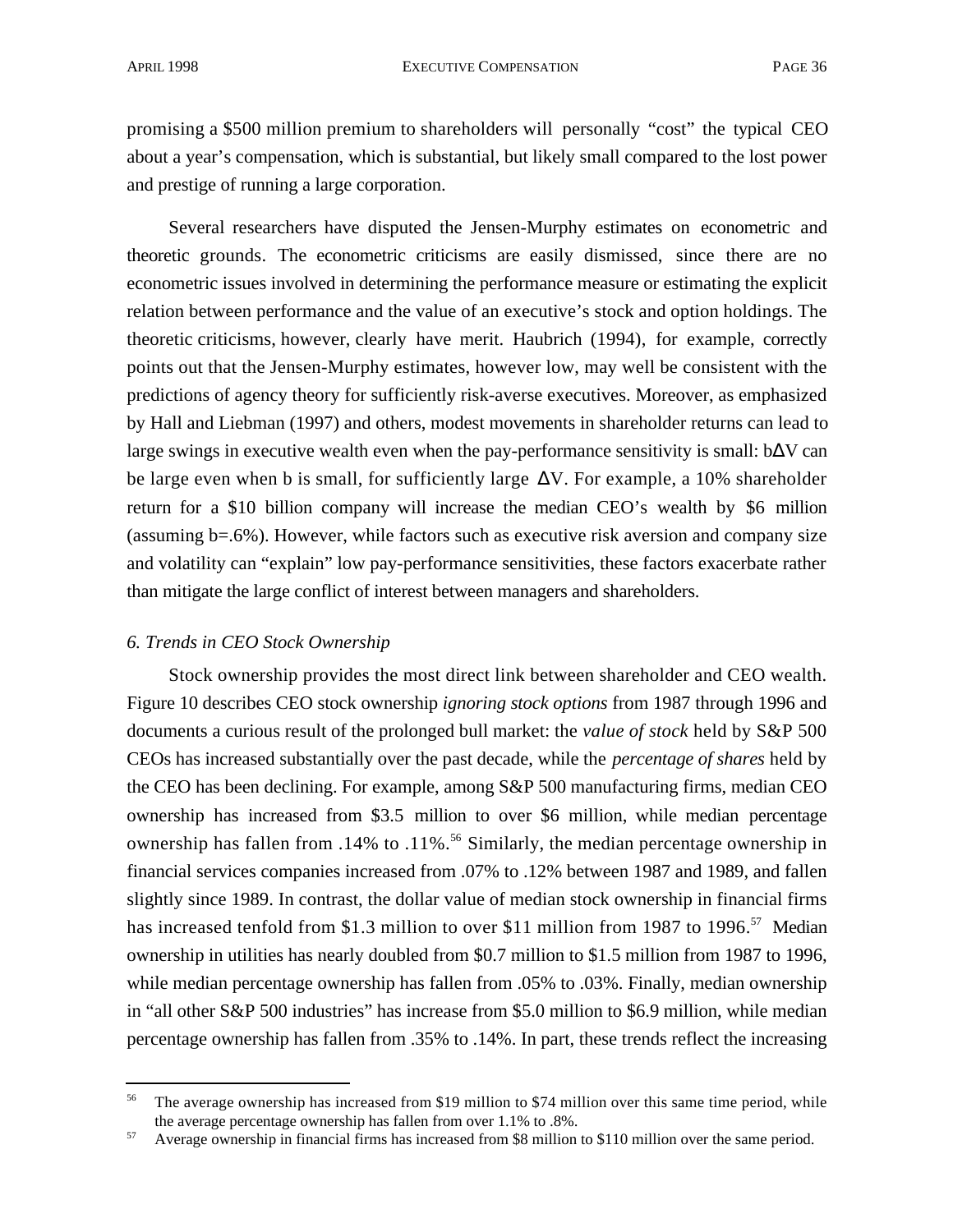promising a $500 million premium to shareholders will personally "cost" the typical CEO about a year's compensation, which is substantial, but likely small compared to the lost power and prestige of running a large corporation.

Several researchers have disputed the Jensen-Murphy estimates on econometric and theoretic grounds. The econometric criticisms are easily dismissed, since there are no econometric issues involved in determining the performance measure or estimating the explicit relation between performance and the value of an executive's stock and option holdings. The theoretic criticisms, however, clearly have merit. Haubrich (1994), for example, correctly points out that the Jensen-Murphy estimates, however low, may well be consistent with the predictions of agency theory for sufficiently risk-averse executives. Moreover, as emphasized by Hall and Liebman (1997) and others, modest movements in shareholder returns can lead to large swings in executive wealth even when the pay-performance sensitivity is small: $b\Delta V$ can be large even when b is small, for sufficiently large $\Delta V$. For example, a 10% shareholder return for a $10 billion company will increase the median CEO's wealth by $6 million (assuming b=.6%). However, while factors such as executive risk aversion and company size and volatility can "explain" low pay-performance sensitivities, these factors exacerbate rather than mitigate the large conflict of interest between managers and shareholders.

### *6. Trends in CEO Stock Ownership*

Stock ownership provides the most direct link between shareholder and CEO wealth. Figure 10 describes CEO stock ownership *ignoring stock options* from 1987 through 1996 and documents a curious result of the prolonged bull market: the *value of stock* held by S&P 500 CEOs has increased substantially over the past decade, while the *percentage of shares* held by the CEO has been declining. For example, among S&P 500 manufacturing firms, median CEO ownership has increased from $3.5 million to over $6 million, while median percentage ownership has fallen from .14% to .11%.[56] Similarly, the median percentage ownership in financial services companies increased from .07% to .12% between 1987 and 1989, and fallen slightly since 1989. In contrast, the dollar value of median stock ownership in financial firms has increased tenfold from $1.3 million to over $11 million from 1987 to 1996.[57] Median ownership in utilities has nearly doubled from $0.7 million to $1.5 million from 1987 to 1996, while median percentage ownership has fallen from .05% to .03%. Finally, median ownership in "all other S&P 500 industries" has increase from $5.0 million to $6.9 million, while median percentage ownership has fallen from .35% to .14%. In part, these trends reflect the increasing

---

[56] The average ownership has increased from $19 million to $74 million over this same time period, while the average percentage ownership has fallen from over 1.1% to .8%.

[57] Average ownership in financial firms has increased from $8 million to $110 million over the same period.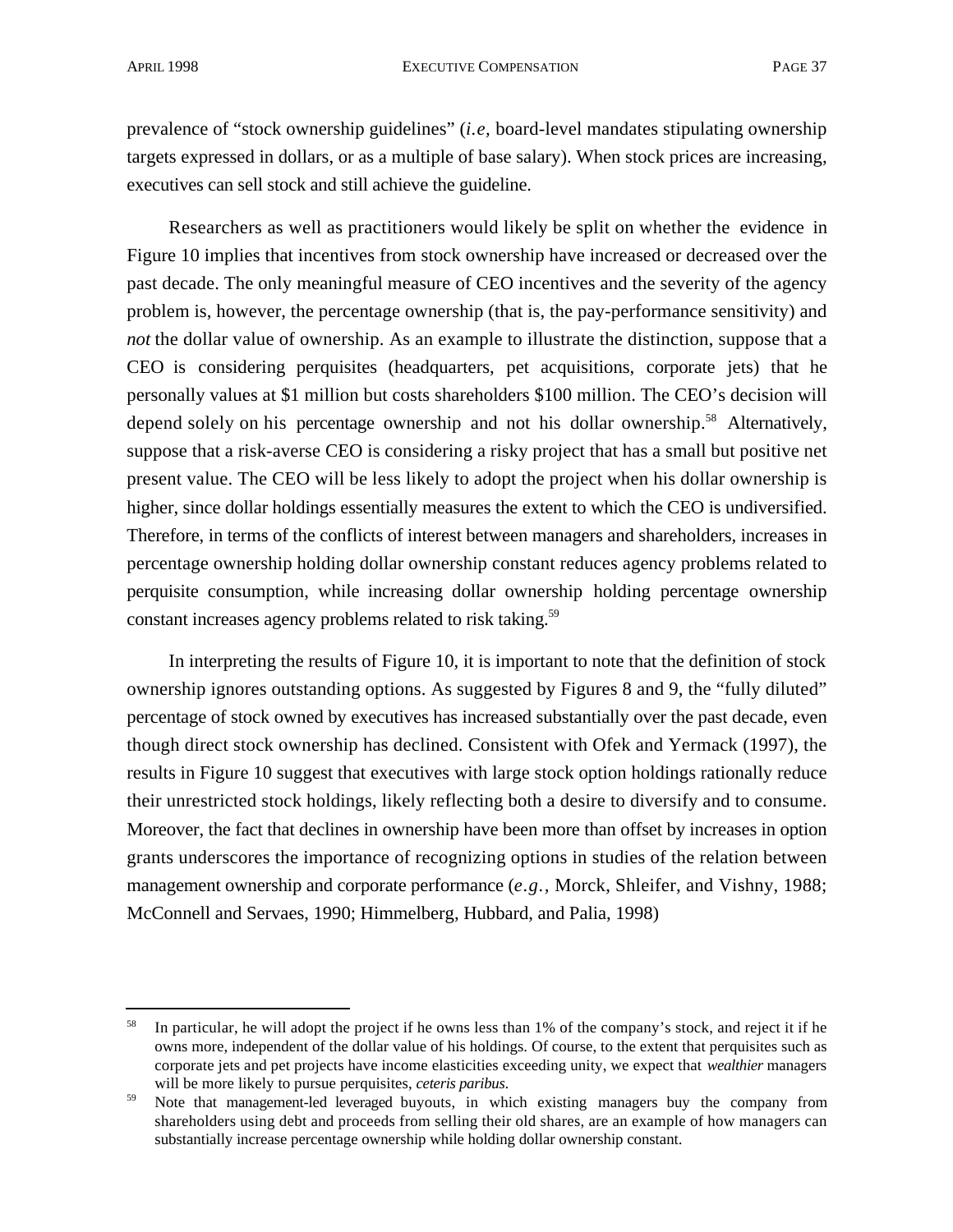prevalence of "stock ownership guidelines" (*i.e,* board-level mandates stipulating ownership targets expressed in dollars, or as a multiple of base salary). When stock prices are increasing, executives can sell stock and still achieve the guideline.

Researchers as well as practitioners would likely be split on whether the evidence in Figure 10 implies that incentives from stock ownership have increased or decreased over the past decade. The only meaningful measure of CEO incentives and the severity of the agency problem is, however, the percentage ownership (that is, the pay-performance sensitivity) and *not* the dollar value of ownership. As an example to illustrate the distinction, suppose that a CEO is considering perquisites (headquarters, pet acquisitions, corporate jets) that he personally values at $1 million but costs shareholders $100 million. The CEO's decision will depend solely on his percentage ownership and not his dollar ownership.[58] Alternatively, suppose that a risk-averse CEO is considering a risky project that has a small but positive net present value. The CEO will be less likely to adopt the project when his dollar ownership is higher, since dollar holdings essentially measures the extent to which the CEO is undiversified. Therefore, in terms of the conflicts of interest between managers and shareholders, increases in percentage ownership holding dollar ownership constant reduces agency problems related to perquisite consumption, while increasing dollar ownership holding percentage ownership constant increases agency problems related to risk taking.[59]

In interpreting the results of Figure 10, it is important to note that the definition of stock ownership ignores outstanding options. As suggested by Figures 8 and 9, the "fully diluted" percentage of stock owned by executives has increased substantially over the past decade, even though direct stock ownership has declined. Consistent with Ofek and Yermack (1997), the results in Figure 10 suggest that executives with large stock option holdings rationally reduce their unrestricted stock holdings, likely reflecting both a desire to diversify and to consume. Moreover, the fact that declines in ownership have been more than offset by increases in option grants underscores the importance of recognizing options in studies of the relation between management ownership and corporate performance (*e.g.*, Morck, Shleifer, and Vishny, 1988; McConnell and Servaes, 1990; Himmelberg, Hubbard, and Palia, 1998)

[58] In particular, he will adopt the project if he owns less than 1% of the company's stock, and reject it if he owns more, independent of the dollar value of his holdings. Of course, to the extent that perquisites such as corporate jets and pet projects have income elasticities exceeding unity, we expect that *wealthier* managers will be more likely to pursue perquisites, *ceteris paribus.*

[59] Note that management-led leveraged buyouts, in which existing managers buy the company from shareholders using debt and proceeds from selling their old shares, are an example of how managers can substantially increase percentage ownership while holding dollar ownership constant.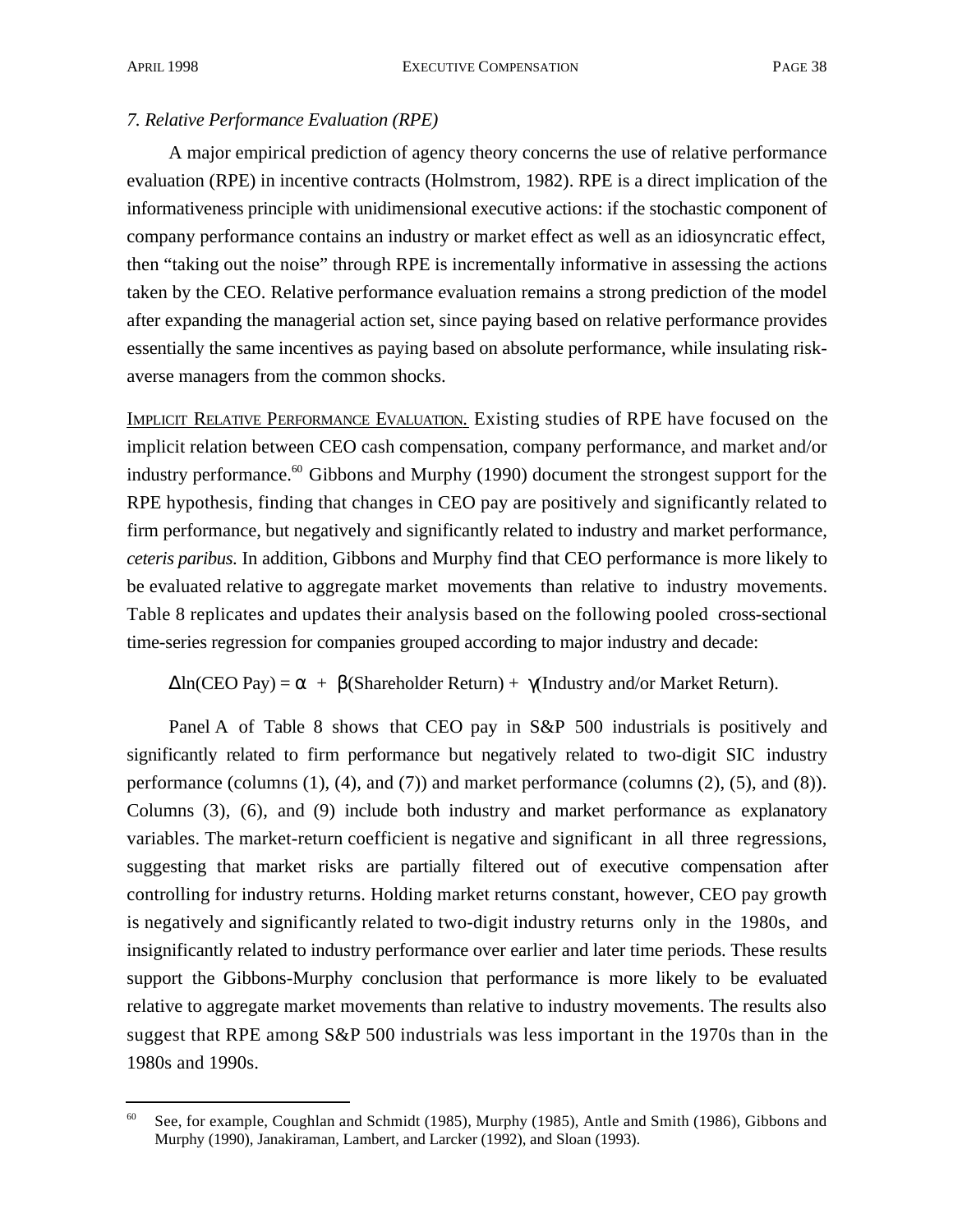*7. Relative Performance Evaluation (RPE)*

A major empirical prediction of agency theory concerns the use of relative performance evaluation (RPE) in incentive contracts (Holmstrom, 1982). RPE is a direct implication of the informativeness principle with unidimensional executive actions: if the stochastic component of company performance contains an industry or market effect as well as an idiosyncratic effect, then "taking out the noise" through RPE is incrementally informative in assessing the actions taken by the CEO. Relative performance evaluation remains a strong prediction of the model after expanding the managerial action set, since paying based on relative performance provides essentially the same incentives as paying based on absolute performance, while insulating risk-averse managers from the common shocks.

IMPLICIT RELATIVE PERFORMANCE EVALUATION. Existing studies of RPE have focused on the implicit relation between CEO cash compensation, company performance, and market and/or industry performance.[60] Gibbons and Murphy (1990) document the strongest support for the RPE hypothesis, finding that changes in CEO pay are positively and significantly related to firm performance, but negatively and significantly related to industry and market performance, *ceteris paribus.* In addition, Gibbons and Murphy find that CEO performance is more likely to be evaluated relative to aggregate market movements than relative to industry movements. Table 8 replicates and updates their analysis based on the following pooled cross-sectional time-series regression for companies grouped according to major industry and decade:

$$\Delta\ln(\text{CEO Pay}) = \alpha + \beta(\text{Shareholder Return}) + \gamma(\text{Industry and/or Market Return}).$$

Panel A of Table 8 shows that CEO pay in S&P 500 industrials is positively and significantly related to firm performance but negatively related to two-digit SIC industry performance (columns (1), (4), and (7)) and market performance (columns (2), (5), and (8)). Columns (3), (6), and (9) include both industry and market performance as explanatory variables. The market-return coefficient is negative and significant in all three regressions, suggesting that market risks are partially filtered out of executive compensation after controlling for industry returns. Holding market returns constant, however, CEO pay growth is negatively and significantly related to two-digit industry returns only in the 1980s, and insignificantly related to industry performance over earlier and later time periods. These results support the Gibbons-Murphy conclusion that performance is more likely to be evaluated relative to aggregate market movements than relative to industry movements. The results also suggest that RPE among S&P 500 industrials was less important in the 1970s than in the 1980s and 1990s.

---

[60] See, for example, Coughlan and Schmidt (1985), Murphy (1985), Antle and Smith (1986), Gibbons and Murphy (1990), Janakiraman, Lambert, and Larcker (1992), and Sloan (1993).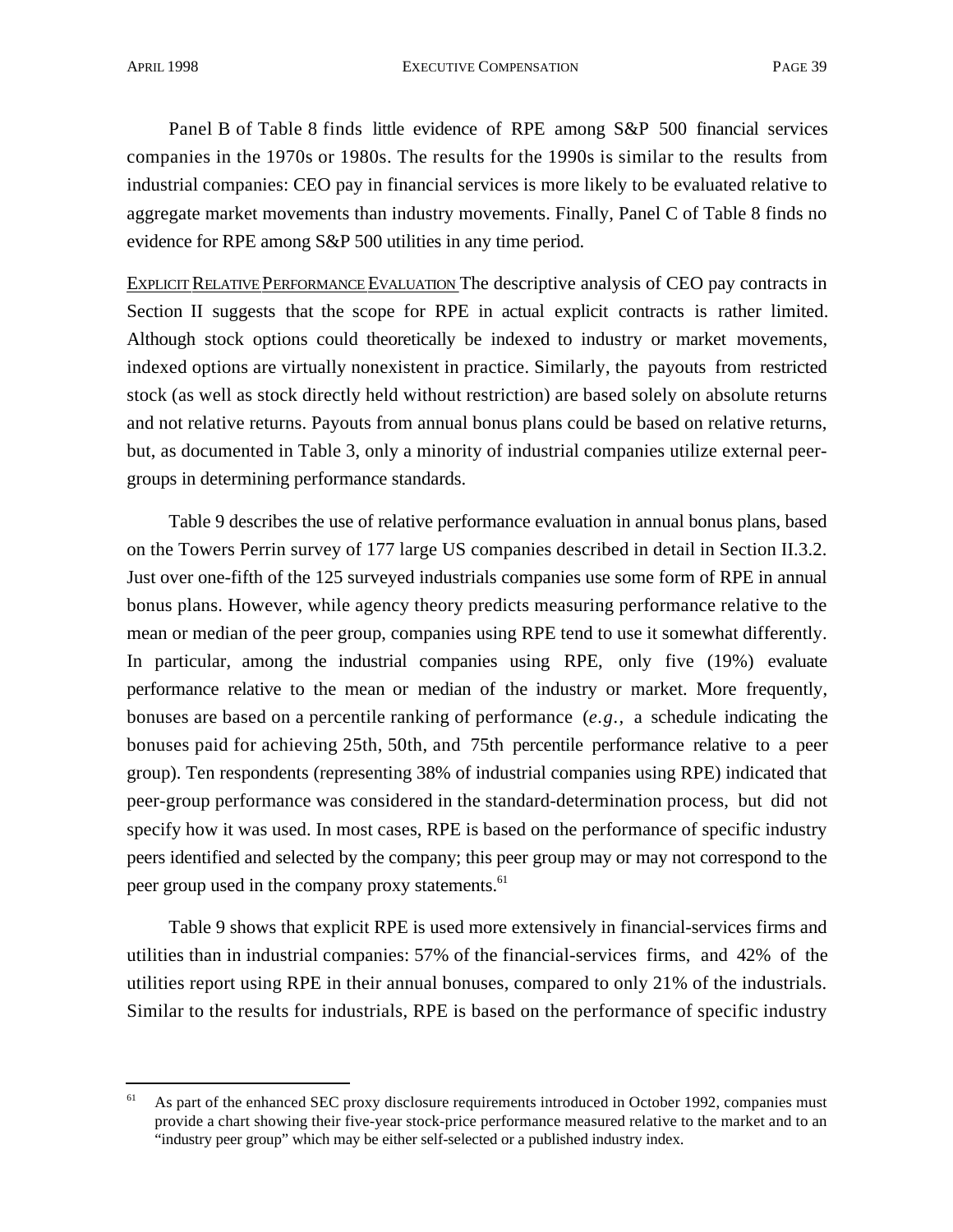Panel B of Table 8 finds little evidence of RPE among S&P 500 financial services companies in the 1970s or 1980s. The results for the 1990s is similar to the results from industrial companies: CEO pay in financial services is more likely to be evaluated relative to aggregate market movements than industry movements. Finally, Panel C of Table 8 finds no evidence for RPE among S&P 500 utilities in any time period.

<u>EXPLICIT RELATIVE PERFORMANCE EVALUATION</u> The descriptive analysis of CEO pay contracts in Section II suggests that the scope for RPE in actual explicit contracts is rather limited. Although stock options could theoretically be indexed to industry or market movements, indexed options are virtually nonexistent in practice. Similarly, the payouts from restricted stock (as well as stock directly held without restriction) are based solely on absolute returns and not relative returns. Payouts from annual bonus plans could be based on relative returns, but, as documented in Table 3, only a minority of industrial companies utilize external peer-groups in determining performance standards.

Table 9 describes the use of relative performance evaluation in annual bonus plans, based on the Towers Perrin survey of 177 large US companies described in detail in Section II.3.2. Just over one-fifth of the 125 surveyed industrials companies use some form of RPE in annual bonus plans. However, while agency theory predicts measuring performance relative to the mean or median of the peer group, companies using RPE tend to use it somewhat differently. In particular, among the industrial companies using RPE, only five (19%) evaluate performance relative to the mean or median of the industry or market. More frequently, bonuses are based on a percentile ranking of performance (*e.g.*, a schedule indicating the bonuses paid for achieving 25th, 50th, and 75th percentile performance relative to a peer group). Ten respondents (representing 38% of industrial companies using RPE) indicated that peer-group performance was considered in the standard-determination process, but did not specify how it was used. In most cases, RPE is based on the performance of specific industry peers identified and selected by the company; this peer group may or may not correspond to the peer group used in the company proxy statements.[61]

Table 9 shows that explicit RPE is used more extensively in financial-services firms and utilities than in industrial companies: 57% of the financial-services firms, and 42% of the utilities report using RPE in their annual bonuses, compared to only 21% of the industrials. Similar to the results for industrials, RPE is based on the performance of specific industry

[61] As part of the enhanced SEC proxy disclosure requirements introduced in October 1992, companies must provide a chart showing their five-year stock-price performance measured relative to the market and to an "industry peer group" which may be either self-selected or a published industry index.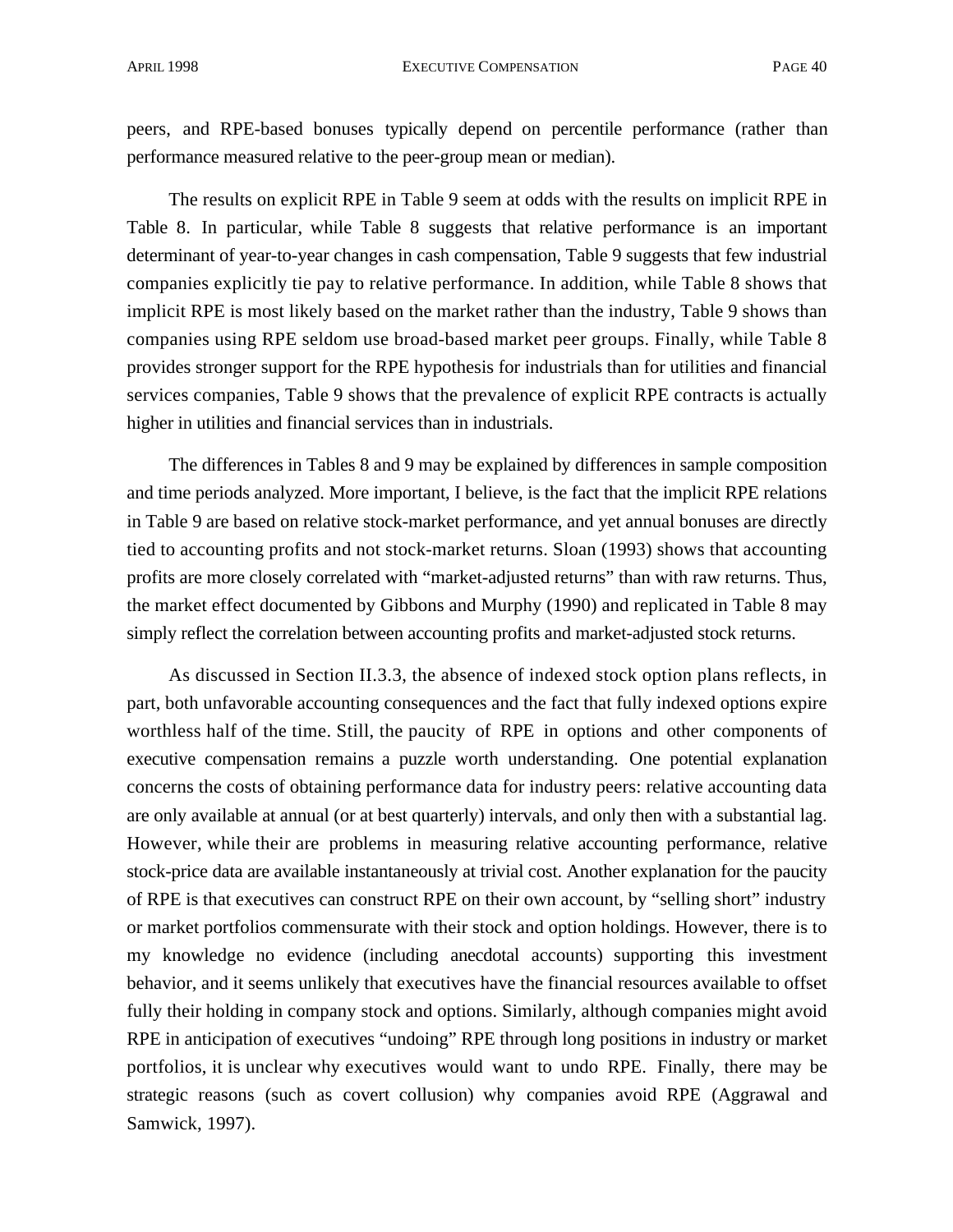peers, and RPE-based bonuses typically depend on percentile performance (rather than performance measured relative to the peer-group mean or median).

The results on explicit RPE in Table 9 seem at odds with the results on implicit RPE in Table 8. In particular, while Table 8 suggests that relative performance is an important determinant of year-to-year changes in cash compensation, Table 9 suggests that few industrial companies explicitly tie pay to relative performance. In addition, while Table 8 shows that implicit RPE is most likely based on the market rather than the industry, Table 9 shows than companies using RPE seldom use broad-based market peer groups. Finally, while Table 8 provides stronger support for the RPE hypothesis for industrials than for utilities and financial services companies, Table 9 shows that the prevalence of explicit RPE contracts is actually higher in utilities and financial services than in industrials.

The differences in Tables 8 and 9 may be explained by differences in sample composition and time periods analyzed. More important, I believe, is the fact that the implicit RPE relations in Table 9 are based on relative stock-market performance, and yet annual bonuses are directly tied to accounting profits and not stock-market returns. Sloan (1993) shows that accounting profits are more closely correlated with "market-adjusted returns" than with raw returns. Thus, the market effect documented by Gibbons and Murphy (1990) and replicated in Table 8 may simply reflect the correlation between accounting profits and market-adjusted stock returns.

As discussed in Section II.3.3, the absence of indexed stock option plans reflects, in part, both unfavorable accounting consequences and the fact that fully indexed options expire worthless half of the time. Still, the paucity of RPE in options and other components of executive compensation remains a puzzle worth understanding. One potential explanation concerns the costs of obtaining performance data for industry peers: relative accounting data are only available at annual (or at best quarterly) intervals, and only then with a substantial lag. However, while their are problems in measuring relative accounting performance, relative stock-price data are available instantaneously at trivial cost. Another explanation for the paucity of RPE is that executives can construct RPE on their own account, by "selling short" industry or market portfolios commensurate with their stock and option holdings. However, there is to my knowledge no evidence (including anecdotal accounts) supporting this investment behavior, and it seems unlikely that executives have the financial resources available to offset fully their holding in company stock and options. Similarly, although companies might avoid RPE in anticipation of executives "undoing" RPE through long positions in industry or market portfolios, it is unclear why executives would want to undo RPE. Finally, there may be strategic reasons (such as covert collusion) why companies avoid RPE (Aggrawal and Samwick, 1997).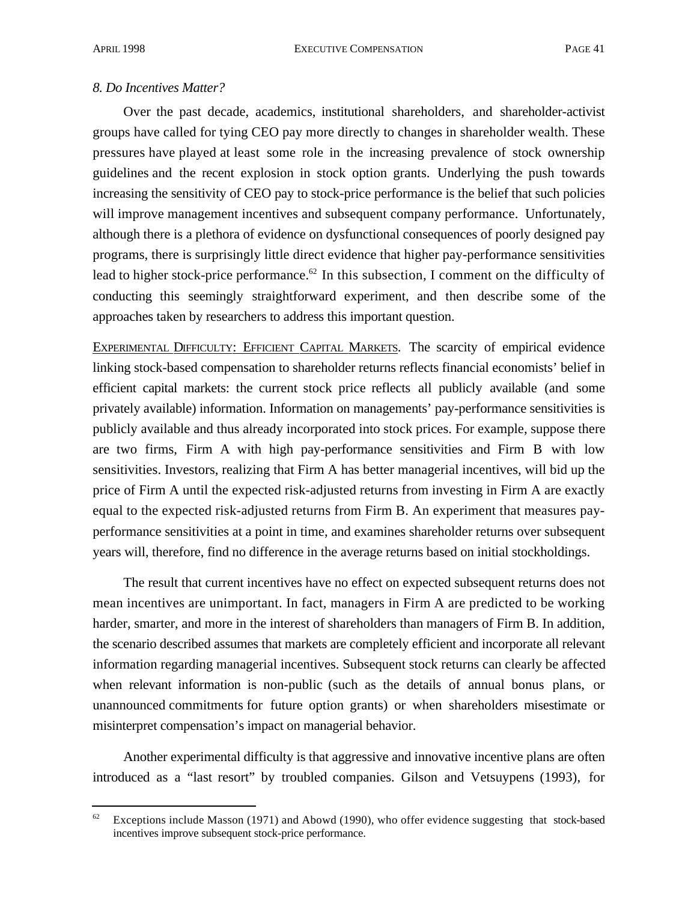### *8. Do Incentives Matter?*

Over the past decade, academics, institutional shareholders, and shareholder-activist groups have called for tying CEO pay more directly to changes in shareholder wealth. These pressures have played at least some role in the increasing prevalence of stock ownership guidelines and the recent explosion in stock option grants. Underlying the push towards increasing the sensitivity of CEO pay to stock-price performance is the belief that such policies will improve management incentives and subsequent company performance. Unfortunately, although there is a plethora of evidence on dysfunctional consequences of poorly designed pay programs, there is surprisingly little direct evidence that higher pay-performance sensitivities lead to higher stock-price performance.[62] In this subsection, I comment on the difficulty of conducting this seemingly straightforward experiment, and then describe some of the approaches taken by researchers to address this important question.

EXPERIMENTAL DIFFICULTY: EFFICIENT CAPITAL MARKETS. The scarcity of empirical evidence linking stock-based compensation to shareholder returns reflects financial economists' belief in efficient capital markets: the current stock price reflects all publicly available (and some privately available) information. Information on managements' pay-performance sensitivities is publicly available and thus already incorporated into stock prices. For example, suppose there are two firms, Firm A with high pay-performance sensitivities and Firm B with low sensitivities. Investors, realizing that Firm A has better managerial incentives, will bid up the price of Firm A until the expected risk-adjusted returns from investing in Firm A are exactly equal to the expected risk-adjusted returns from Firm B. An experiment that measures pay-performance sensitivities at a point in time, and examines shareholder returns over subsequent years will, therefore, find no difference in the average returns based on initial stockholdings.

The result that current incentives have no effect on expected subsequent returns does not mean incentives are unimportant. In fact, managers in Firm A are predicted to be working harder, smarter, and more in the interest of shareholders than managers of Firm B. In addition, the scenario described assumes that markets are completely efficient and incorporate all relevant information regarding managerial incentives. Subsequent stock returns can clearly be affected when relevant information is non-public (such as the details of annual bonus plans, or unannounced commitments for future option grants) or when shareholders misestimate or misinterpret compensation's impact on managerial behavior.

Another experimental difficulty is that aggressive and innovative incentive plans are often introduced as a "last resort" by troubled companies. Gilson and Vetsuypens (1993), for

---

[62] Exceptions include Masson (1971) and Abowd (1990), who offer evidence suggesting that stock-based incentives improve subsequent stock-price performance.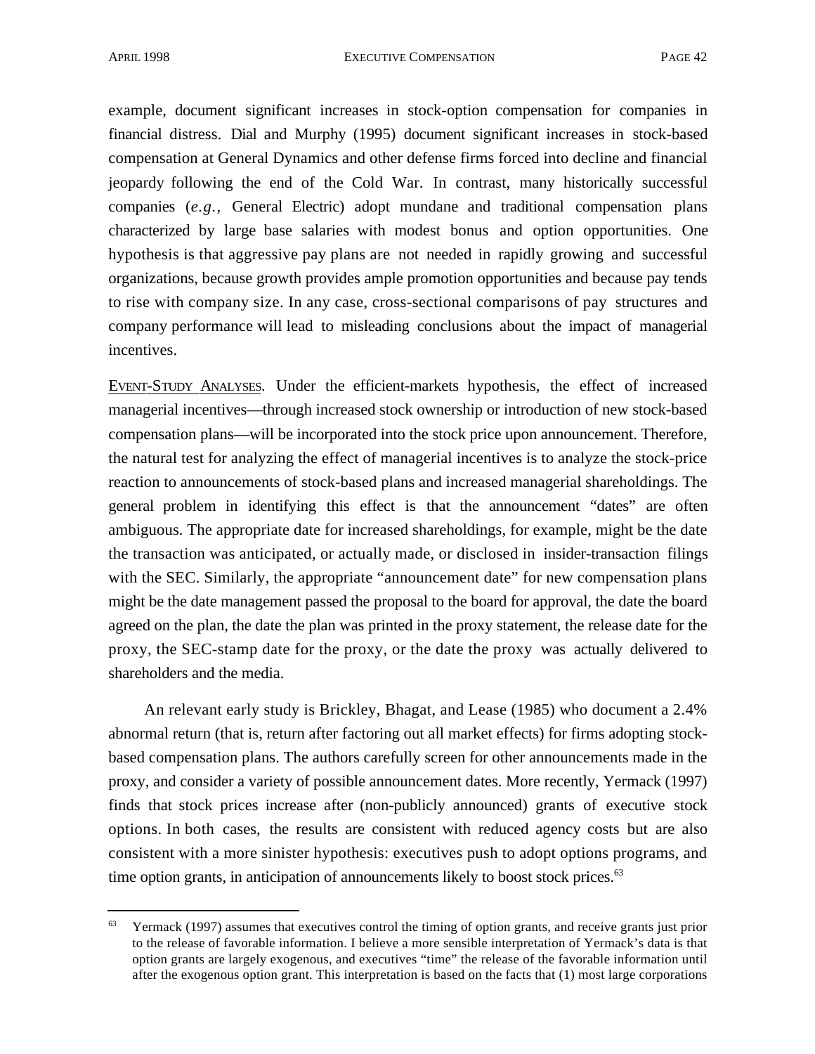example, document significant increases in stock-option compensation for companies in financial distress. Dial and Murphy (1995) document significant increases in stock-based compensation at General Dynamics and other defense firms forced into decline and financial jeopardy following the end of the Cold War. In contrast, many historically successful companies (*e.g.*, General Electric) adopt mundane and traditional compensation plans characterized by large base salaries with modest bonus and option opportunities. One hypothesis is that aggressive pay plans are not needed in rapidly growing and successful organizations, because growth provides ample promotion opportunities and because pay tends to rise with company size. In any case, cross-sectional comparisons of pay structures and company performance will lead to misleading conclusions about the impact of managerial incentives.

EVENT-STUDY ANALYSES. Under the efficient-markets hypothesis, the effect of increased managerial incentives—through increased stock ownership or introduction of new stock-based compensation plans—will be incorporated into the stock price upon announcement. Therefore, the natural test for analyzing the effect of managerial incentives is to analyze the stock-price reaction to announcements of stock-based plans and increased managerial shareholdings. The general problem in identifying this effect is that the announcement "dates" are often ambiguous. The appropriate date for increased shareholdings, for example, might be the date the transaction was anticipated, or actually made, or disclosed in insider-transaction filings with the SEC. Similarly, the appropriate "announcement date" for new compensation plans might be the date management passed the proposal to the board for approval, the date the board agreed on the plan, the date the plan was printed in the proxy statement, the release date for the proxy, the SEC-stamp date for the proxy, or the date the proxy was actually delivered to shareholders and the media.

An relevant early study is Brickley, Bhagat, and Lease (1985) who document a 2.4% abnormal return (that is, return after factoring out all market effects) for firms adopting stock-based compensation plans. The authors carefully screen for other announcements made in the proxy, and consider a variety of possible announcement dates. More recently, Yermack (1997) finds that stock prices increase after (non-publicly announced) grants of executive stock options. In both cases, the results are consistent with reduced agency costs but are also consistent with a more sinister hypothesis: executives push to adopt options programs, and time option grants, in anticipation of announcements likely to boost stock prices.[63]

[63] Yermack (1997) assumes that executives control the timing of option grants, and receive grants just prior to the release of favorable information. I believe a more sensible interpretation of Yermack's data is that option grants are largely exogenous, and executives "time" the release of the favorable information until after the exogenous option grant. This interpretation is based on the facts that (1) most large corporations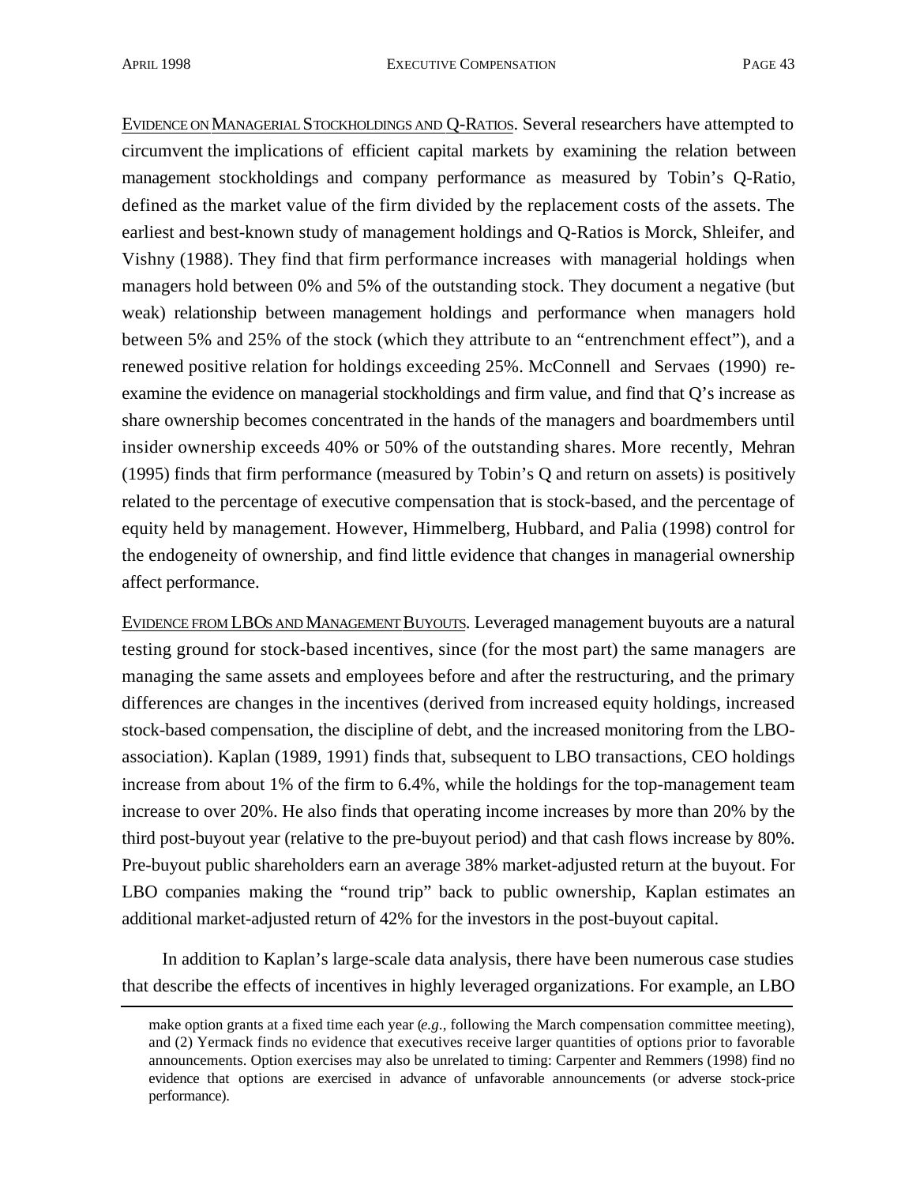EVIDENCE ON MANAGERIAL STOCKHOLDINGS AND Q-RATIOS. Several researchers have attempted to circumvent the implications of efficient capital markets by examining the relation between management stockholdings and company performance as measured by Tobin's Q-Ratio, defined as the market value of the firm divided by the replacement costs of the assets. The earliest and best-known study of management holdings and Q-Ratios is Morck, Shleifer, and Vishny (1988). They find that firm performance increases with managerial holdings when managers hold between 0% and 5% of the outstanding stock. They document a negative (but weak) relationship between management holdings and performance when managers hold between 5% and 25% of the stock (which they attribute to an "entrenchment effect"), and a renewed positive relation for holdings exceeding 25%. McConnell and Servaes (1990) re-examine the evidence on managerial stockholdings and firm value, and find that Q's increase as share ownership becomes concentrated in the hands of the managers and boardmembers until insider ownership exceeds 40% or 50% of the outstanding shares. More recently, Mehran (1995) finds that firm performance (measured by Tobin's Q and return on assets) is positively related to the percentage of executive compensation that is stock-based, and the percentage of equity held by management. However, Himmelberg, Hubbard, and Palia (1998) control for the endogeneity of ownership, and find little evidence that changes in managerial ownership affect performance.

EVIDENCE FROM LBOS AND MANAGEMENT BUYOUTS. Leveraged management buyouts are a natural testing ground for stock-based incentives, since (for the most part) the same managers are managing the same assets and employees before and after the restructuring, and the primary differences are changes in the incentives (derived from increased equity holdings, increased stock-based compensation, the discipline of debt, and the increased monitoring from the LBO-association). Kaplan (1989, 1991) finds that, subsequent to LBO transactions, CEO holdings increase from about 1% of the firm to 6.4%, while the holdings for the top-management team increase to over 20%. He also finds that operating income increases by more than 20% by the third post-buyout year (relative to the pre-buyout period) and that cash flows increase by 80%. Pre-buyout public shareholders earn an average 38% market-adjusted return at the buyout. For LBO companies making the "round trip" back to public ownership, Kaplan estimates an additional market-adjusted return of 42% for the investors in the post-buyout capital.

In addition to Kaplan's large-scale data analysis, there have been numerous case studies that describe the effects of incentives in highly leveraged organizations. For example, an LBO

---

make option grants at a fixed time each year (*e.g.*, following the March compensation committee meeting), and (2) Yermack finds no evidence that executives receive larger quantities of options prior to favorable announcements. Option exercises may also be unrelated to timing: Carpenter and Remmers (1998) find no evidence that options are exercised in advance of unfavorable announcements (or adverse stock-price performance).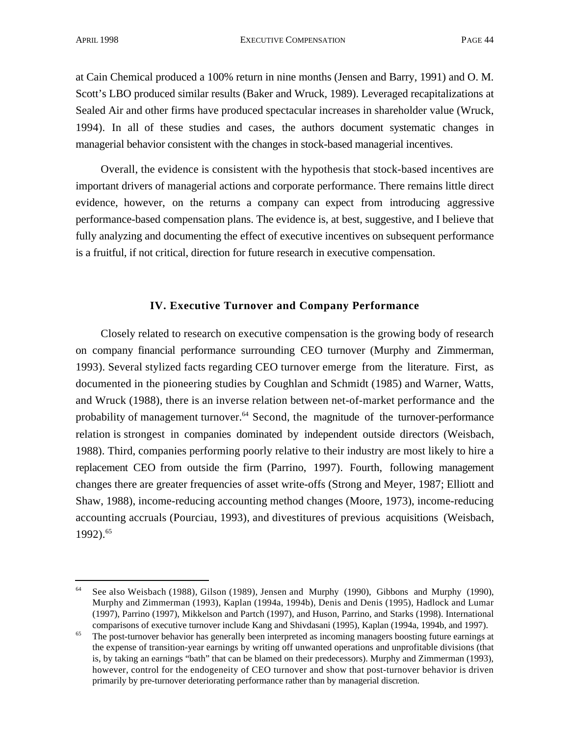at Cain Chemical produced a 100% return in nine months (Jensen and Barry, 1991) and O. M. Scott's LBO produced similar results (Baker and Wruck, 1989). Leveraged recapitalizations at Sealed Air and other firms have produced spectacular increases in shareholder value (Wruck, 1994). In all of these studies and cases, the authors document systematic changes in managerial behavior consistent with the changes in stock-based managerial incentives.

Overall, the evidence is consistent with the hypothesis that stock-based incentives are important drivers of managerial actions and corporate performance. There remains little direct evidence, however, on the returns a company can expect from introducing aggressive performance-based compensation plans. The evidence is, at best, suggestive, and I believe that fully analyzing and documenting the effect of executive incentives on subsequent performance is a fruitful, if not critical, direction for future research in executive compensation.

## IV. Executive Turnover and Company Performance

Closely related to research on executive compensation is the growing body of research on company financial performance surrounding CEO turnover (Murphy and Zimmerman, 1993). Several stylized facts regarding CEO turnover emerge from the literature. First, as documented in the pioneering studies by Coughlan and Schmidt (1985) and Warner, Watts, and Wruck (1988), there is an inverse relation between net-of-market performance and the probability of management turnover.[64] Second, the magnitude of the turnover-performance relation is strongest in companies dominated by independent outside directors (Weisbach, 1988). Third, companies performing poorly relative to their industry are most likely to hire a replacement CEO from outside the firm (Parrino, 1997). Fourth, following management changes there are greater frequencies of asset write-offs (Strong and Meyer, 1987; Elliott and Shaw, 1988), income-reducing accounting method changes (Moore, 1973), income-reducing accounting accruals (Pourciau, 1993), and divestitures of previous acquisitions (Weisbach, 1992).[65]

---

[64] See also Weisbach (1988), Gilson (1989), Jensen and Murphy (1990), Gibbons and Murphy (1990), Murphy and Zimmerman (1993), Kaplan (1994a, 1994b), Denis and Denis (1995), Hadlock and Lumar (1997), Parrino (1997), Mikkelson and Partch (1997), and Huson, Parrino, and Starks (1998). International comparisons of executive turnover include Kang and Shivdasani (1995), Kaplan (1994a, 1994b, and 1997).

[65] The post-turnover behavior has generally been interpreted as incoming managers boosting future earnings at the expense of transition-year earnings by writing off unwanted operations and unprofitable divisions (that is, by taking an earnings "bath" that can be blamed on their predecessors). Murphy and Zimmerman (1993), however, control for the endogeneity of CEO turnover and show that post-turnover behavior is driven primarily by pre-turnover deteriorating performance rather than by managerial discretion.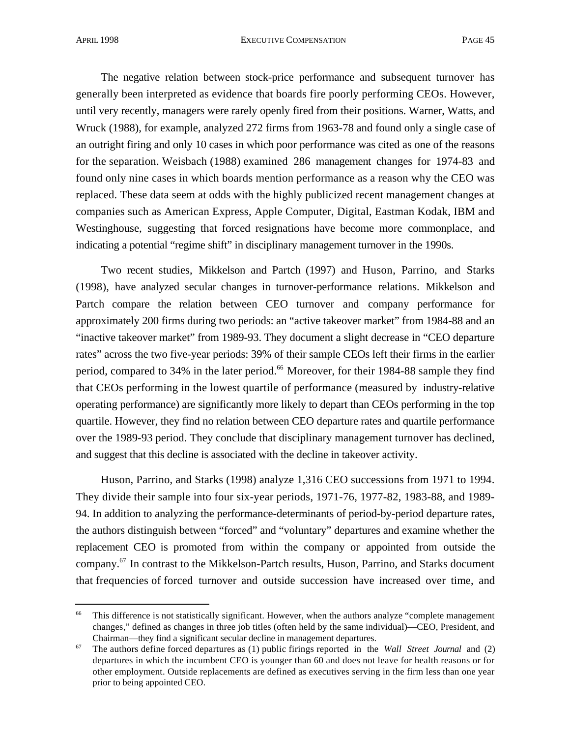The negative relation between stock-price performance and subsequent turnover has generally been interpreted as evidence that boards fire poorly performing CEOs. However, until very recently, managers were rarely openly fired from their positions. Warner, Watts, and Wruck (1988), for example, analyzed 272 firms from 1963-78 and found only a single case of an outright firing and only 10 cases in which poor performance was cited as one of the reasons for the separation. Weisbach (1988) examined 286 management changes for 1974-83 and found only nine cases in which boards mention performance as a reason why the CEO was replaced. These data seem at odds with the highly publicized recent management changes at companies such as American Express, Apple Computer, Digital, Eastman Kodak, IBM and Westinghouse, suggesting that forced resignations have become more commonplace, and indicating a potential "regime shift" in disciplinary management turnover in the 1990s.

Two recent studies, Mikkelson and Partch (1997) and Huson, Parrino, and Starks (1998), have analyzed secular changes in turnover-performance relations. Mikkelson and Partch compare the relation between CEO turnover and company performance for approximately 200 firms during two periods: an "active takeover market" from 1984-88 and an "inactive takeover market" from 1989-93. They document a slight decrease in "CEO departure rates" across the two five-year periods: 39% of their sample CEOs left their firms in the earlier period, compared to 34% in the later period.[66] Moreover, for their 1984-88 sample they find that CEOs performing in the lowest quartile of performance (measured by industry-relative operating performance) are significantly more likely to depart than CEOs performing in the top quartile. However, they find no relation between CEO departure rates and quartile performance over the 1989-93 period. They conclude that disciplinary management turnover has declined, and suggest that this decline is associated with the decline in takeover activity.

Huson, Parrino, and Starks (1998) analyze 1,316 CEO successions from 1971 to 1994. They divide their sample into four six-year periods, 1971-76, 1977-82, 1983-88, and 1989-94. In addition to analyzing the performance-determinants of period-by-period departure rates, the authors distinguish between "forced" and "voluntary" departures and examine whether the replacement CEO is promoted from within the company or appointed from outside the company.[67] In contrast to the Mikkelson-Partch results, Huson, Parrino, and Starks document that frequencies of forced turnover and outside succession have increased over time, and

---

[66] This difference is not statistically significant. However, when the authors analyze "complete management changes," defined as changes in three job titles (often held by the same individual)—CEO, President, and Chairman—they find a significant secular decline in management departures.

[67] The authors define forced departures as (1) public firings reported in the *Wall Street Journal* and (2) departures in which the incumbent CEO is younger than 60 and does not leave for health reasons or for other employment. Outside replacements are defined as executives serving in the firm less than one year prior to being appointed CEO.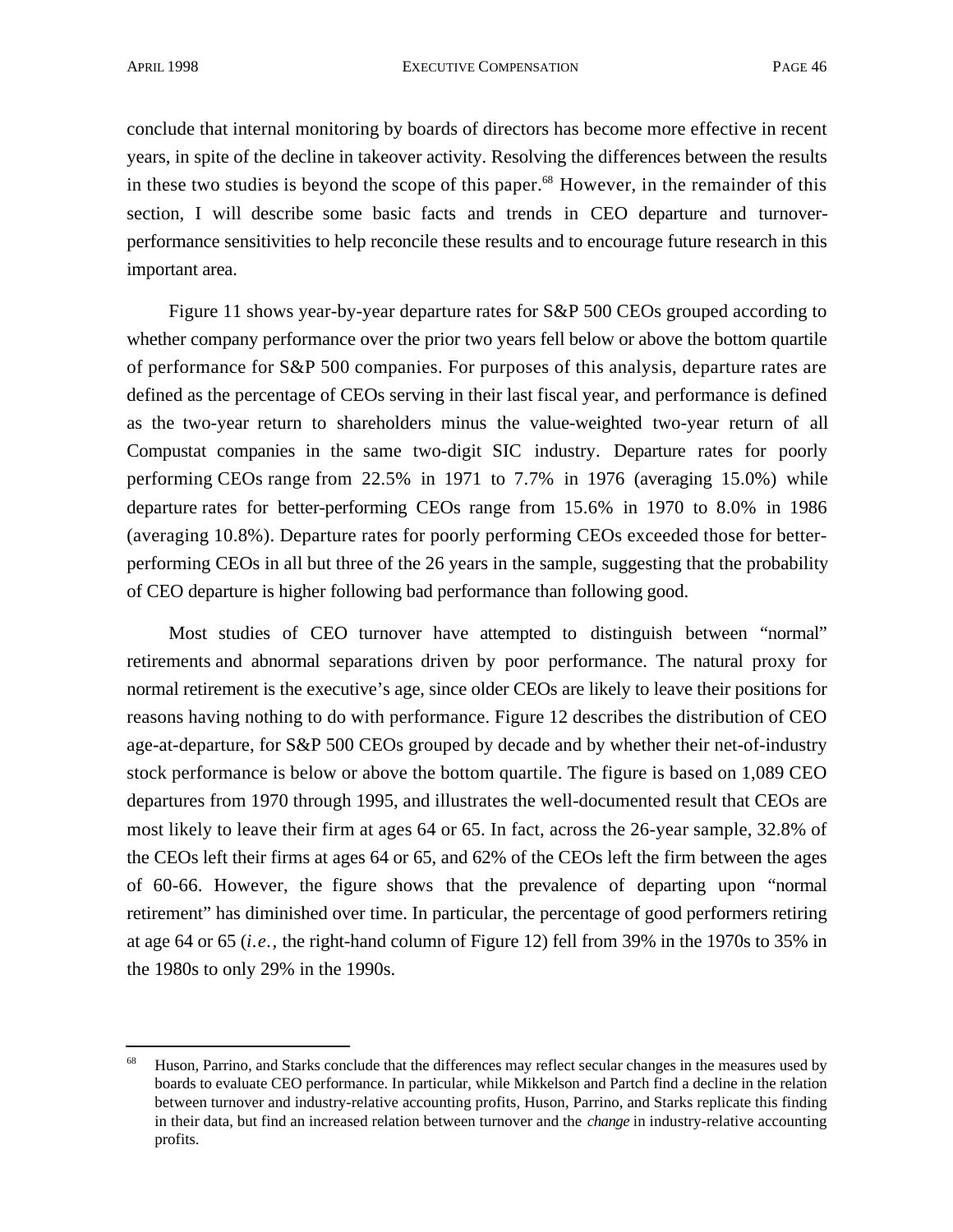conclude that internal monitoring by boards of directors has become more effective in recent years, in spite of the decline in takeover activity. Resolving the differences between the results in these two studies is beyond the scope of this paper.[68] However, in the remainder of this section, I will describe some basic facts and trends in CEO departure and turnover-performance sensitivities to help reconcile these results and to encourage future research in this important area.

Figure 11 shows year-by-year departure rates for S&P 500 CEOs grouped according to whether company performance over the prior two years fell below or above the bottom quartile of performance for S&P 500 companies. For purposes of this analysis, departure rates are defined as the percentage of CEOs serving in their last fiscal year, and performance is defined as the two-year return to shareholders minus the value-weighted two-year return of all Compustat companies in the same two-digit SIC industry. Departure rates for poorly performing CEOs range from 22.5% in 1971 to 7.7% in 1976 (averaging 15.0%) while departure rates for better-performing CEOs range from 15.6% in 1970 to 8.0% in 1986 (averaging 10.8%). Departure rates for poorly performing CEOs exceeded those for better-performing CEOs in all but three of the 26 years in the sample, suggesting that the probability of CEO departure is higher following bad performance than following good.

Most studies of CEO turnover have attempted to distinguish between "normal" retirements and abnormal separations driven by poor performance. The natural proxy for normal retirement is the executive's age, since older CEOs are likely to leave their positions for reasons having nothing to do with performance. Figure 12 describes the distribution of CEO age-at-departure, for S&P 500 CEOs grouped by decade and by whether their net-of-industry stock performance is below or above the bottom quartile. The figure is based on 1,089 CEO departures from 1970 through 1995, and illustrates the well-documented result that CEOs are most likely to leave their firm at ages 64 or 65. In fact, across the 26-year sample, 32.8% of the CEOs left their firms at ages 64 or 65, and 62% of the CEOs left the firm between the ages of 60-66. However, the figure shows that the prevalence of departing upon "normal retirement" has diminished over time. In particular, the percentage of good performers retiring at age 64 or 65 (*i.e.*, the right-hand column of Figure 12) fell from 39% in the 1970s to 35% in the 1980s to only 29% in the 1990s.

---

[68] Huson, Parrino, and Starks conclude that the differences may reflect secular changes in the measures used by boards to evaluate CEO performance. In particular, while Mikkelson and Partch find a decline in the relation between turnover and industry-relative accounting profits, Huson, Parrino, and Starks replicate this finding in their data, but find an increased relation between turnover and the *change* in industry-relative accounting profits.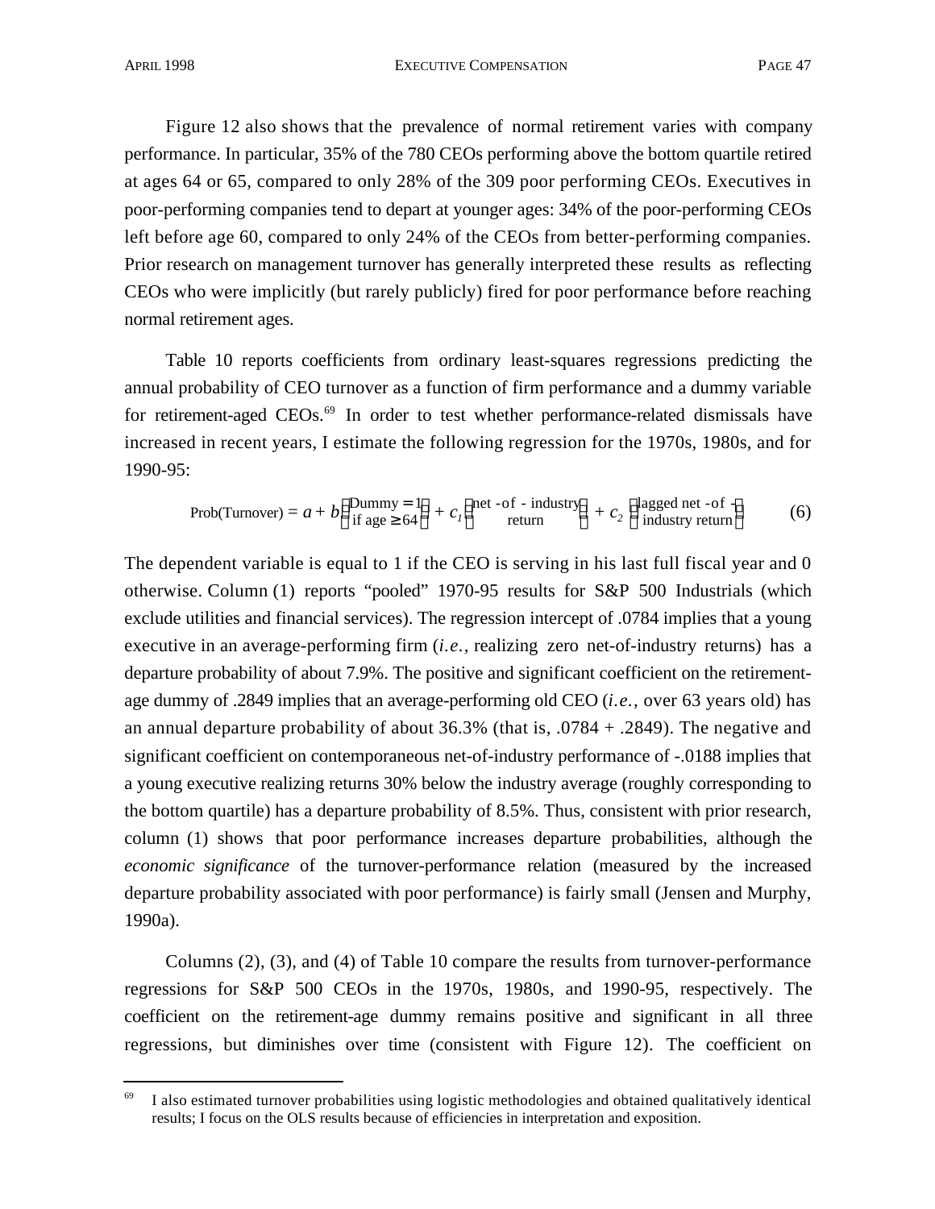Figure 12 also shows that the prevalence of normal retirement varies with company performance. In particular, 35% of the 780 CEOs performing above the bottom quartile retired at ages 64 or 65, compared to only 28% of the 309 poor performing CEOs. Executives in poor-performing companies tend to depart at younger ages: 34% of the poor-performing CEOs left before age 60, compared to only 24% of the CEOs from better-performing companies. Prior research on management turnover has generally interpreted these results as reflecting CEOs who were implicitly (but rarely publicly) fired for poor performance before reaching normal retirement ages.

Table 10 reports coefficients from ordinary least-squares regressions predicting the annual probability of CEO turnover as a function of firm performance and a dummy variable for retirement-aged CEOs.[69] In order to test whether performance-related dismissals have increased in recent years, I estimate the following regression for the 1970s, 1980s, and for 1990-95:

$$\text{Prob(Turnover)} = a + b\begin{pmatrix}\text{Dummy} = 1\\ \text{if age} \geq 64\end{pmatrix} + c_1\begin{pmatrix}\text{net-of-industry}\\ \text{return}\end{pmatrix} + c_2\begin{pmatrix}\text{lagged net-of-}\\ \text{industry return}\end{pmatrix} \qquad (6)$$

The dependent variable is equal to 1 if the CEO is serving in his last full fiscal year and 0 otherwise. Column (1) reports "pooled" 1970-95 results for S&P 500 Industrials (which exclude utilities and financial services). The regression intercept of .0784 implies that a young executive in an average-performing firm (*i.e.*, realizing zero net-of-industry returns) has a departure probability of about 7.9%. The positive and significant coefficient on the retirement-age dummy of .2849 implies that an average-performing old CEO (*i.e.*, over 63 years old) has an annual departure probability of about 36.3% (that is, .0784 + .2849). The negative and significant coefficient on contemporaneous net-of-industry performance of -.0188 implies that a young executive realizing returns 30% below the industry average (roughly corresponding to the bottom quartile) has a departure probability of 8.5%. Thus, consistent with prior research, column (1) shows that poor performance increases departure probabilities, although the *economic significance* of the turnover-performance relation (measured by the increased departure probability associated with poor performance) is fairly small (Jensen and Murphy, 1990a).

Columns (2), (3), and (4) of Table 10 compare the results from turnover-performance regressions for S&P 500 CEOs in the 1970s, 1980s, and 1990-95, respectively. The coefficient on the retirement-age dummy remains positive and significant in all three regressions, but diminishes over time (consistent with Figure 12). The coefficient on

---

[69] I also estimated turnover probabilities using logistic methodologies and obtained qualitatively identical results; I focus on the OLS results because of efficiencies in interpretation and exposition.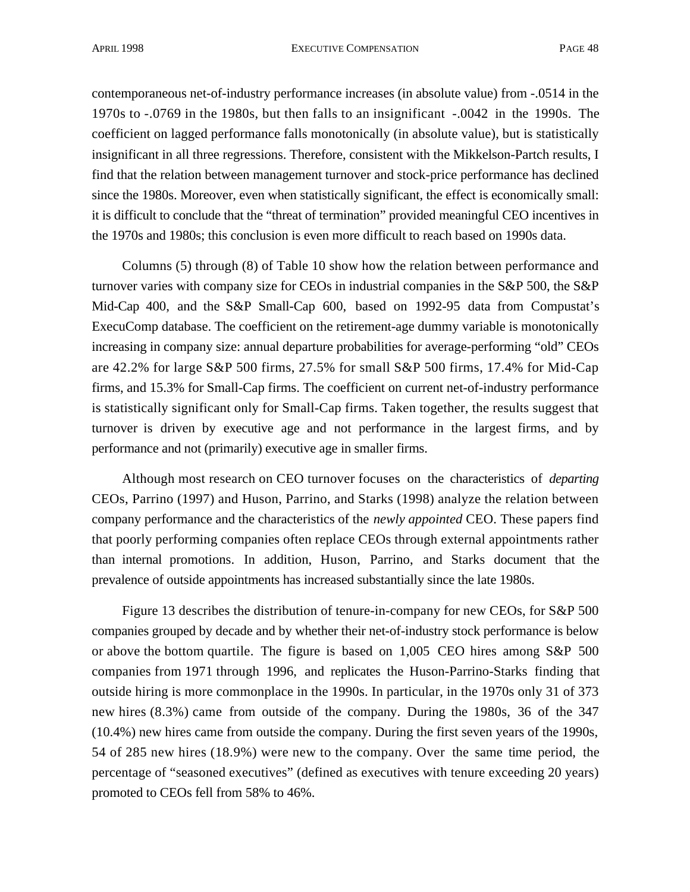contemporaneous net-of-industry performance increases (in absolute value) from -.0514 in the 1970s to -.0769 in the 1980s, but then falls to an insignificant -.0042 in the 1990s. The coefficient on lagged performance falls monotonically (in absolute value), but is statistically insignificant in all three regressions. Therefore, consistent with the Mikkelson-Partch results, I find that the relation between management turnover and stock-price performance has declined since the 1980s. Moreover, even when statistically significant, the effect is economically small: it is difficult to conclude that the "threat of termination" provided meaningful CEO incentives in the 1970s and 1980s; this conclusion is even more difficult to reach based on 1990s data.

Columns (5) through (8) of Table 10 show how the relation between performance and turnover varies with company size for CEOs in industrial companies in the S&P 500, the S&P Mid-Cap 400, and the S&P Small-Cap 600, based on 1992-95 data from Compustat's ExecuComp database. The coefficient on the retirement-age dummy variable is monotonically increasing in company size: annual departure probabilities for average-performing "old" CEOs are 42.2% for large S&P 500 firms, 27.5% for small S&P 500 firms, 17.4% for Mid-Cap firms, and 15.3% for Small-Cap firms. The coefficient on current net-of-industry performance is statistically significant only for Small-Cap firms. Taken together, the results suggest that turnover is driven by executive age and not performance in the largest firms, and by performance and not (primarily) executive age in smaller firms.

Although most research on CEO turnover focuses on the characteristics of *departing* CEOs, Parrino (1997) and Huson, Parrino, and Starks (1998) analyze the relation between company performance and the characteristics of the *newly appointed* CEO. These papers find that poorly performing companies often replace CEOs through external appointments rather than internal promotions. In addition, Huson, Parrino, and Starks document that the prevalence of outside appointments has increased substantially since the late 1980s.

Figure 13 describes the distribution of tenure-in-company for new CEOs, for S&P 500 companies grouped by decade and by whether their net-of-industry stock performance is below or above the bottom quartile. The figure is based on 1,005 CEO hires among S&P 500 companies from 1971 through 1996, and replicates the Huson-Parrino-Starks finding that outside hiring is more commonplace in the 1990s. In particular, in the 1970s only 31 of 373 new hires (8.3%) came from outside of the company. During the 1980s, 36 of the 347 (10.4%) new hires came from outside the company. During the first seven years of the 1990s, 54 of 285 new hires (18.9%) were new to the company. Over the same time period, the percentage of "seasoned executives" (defined as executives with tenure exceeding 20 years) promoted to CEOs fell from 58% to 46%.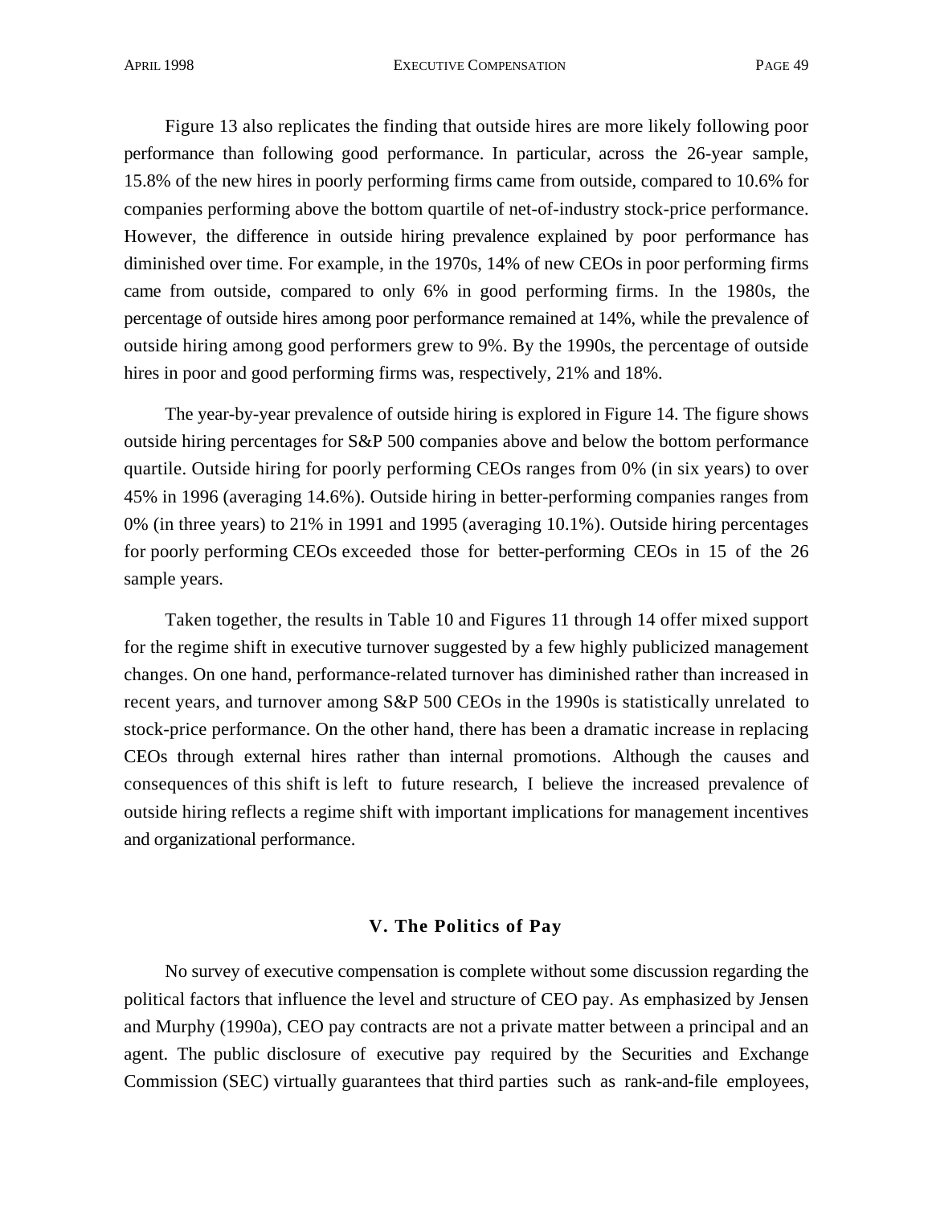Figure 13 also replicates the finding that outside hires are more likely following poor performance than following good performance. In particular, across the 26-year sample, 15.8% of the new hires in poorly performing firms came from outside, compared to 10.6% for companies performing above the bottom quartile of net-of-industry stock-price performance. However, the difference in outside hiring prevalence explained by poor performance has diminished over time. For example, in the 1970s, 14% of new CEOs in poor performing firms came from outside, compared to only 6% in good performing firms. In the 1980s, the percentage of outside hires among poor performance remained at 14%, while the prevalence of outside hiring among good performers grew to 9%. By the 1990s, the percentage of outside hires in poor and good performing firms was, respectively, 21% and 18%.

The year-by-year prevalence of outside hiring is explored in Figure 14. The figure shows outside hiring percentages for S&P 500 companies above and below the bottom performance quartile. Outside hiring for poorly performing CEOs ranges from 0% (in six years) to over 45% in 1996 (averaging 14.6%). Outside hiring in better-performing companies ranges from 0% (in three years) to 21% in 1991 and 1995 (averaging 10.1%). Outside hiring percentages for poorly performing CEOs exceeded those for better-performing CEOs in 15 of the 26 sample years.

Taken together, the results in Table 10 and Figures 11 through 14 offer mixed support for the regime shift in executive turnover suggested by a few highly publicized management changes. On one hand, performance-related turnover has diminished rather than increased in recent years, and turnover among S&P 500 CEOs in the 1990s is statistically unrelated to stock-price performance. On the other hand, there has been a dramatic increase in replacing CEOs through external hires rather than internal promotions. Although the causes and consequences of this shift is left to future research, I believe the increased prevalence of outside hiring reflects a regime shift with important implications for management incentives and organizational performance.

## V. The Politics of Pay

No survey of executive compensation is complete without some discussion regarding the political factors that influence the level and structure of CEO pay. As emphasized by Jensen and Murphy (1990a), CEO pay contracts are not a private matter between a principal and an agent. The public disclosure of executive pay required by the Securities and Exchange Commission (SEC) virtually guarantees that third parties such as rank-and-file employees,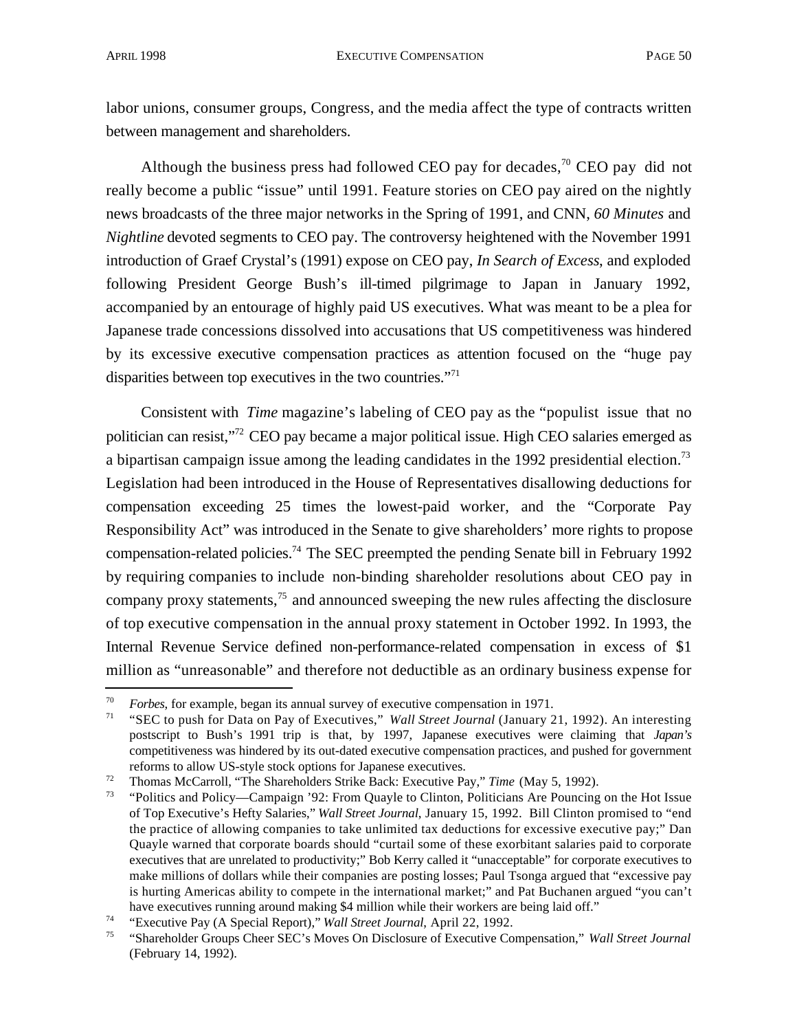labor unions, consumer groups, Congress, and the media affect the type of contracts written between management and shareholders.

Although the business press had followed CEO pay for decades,[70] CEO pay did not really become a public "issue" until 1991. Feature stories on CEO pay aired on the nightly news broadcasts of the three major networks in the Spring of 1991, and CNN, *60 Minutes* and *Nightline* devoted segments to CEO pay. The controversy heightened with the November 1991 introduction of Graef Crystal's (1991) expose on CEO pay, *In Search of Excess*, and exploded following President George Bush's ill-timed pilgrimage to Japan in January 1992, accompanied by an entourage of highly paid US executives. What was meant to be a plea for Japanese trade concessions dissolved into accusations that US competitiveness was hindered by its excessive executive compensation practices as attention focused on the "huge pay disparities between top executives in the two countries."[71]

Consistent with *Time* magazine's labeling of CEO pay as the "populist issue that no politician can resist,"[72] CEO pay became a major political issue. High CEO salaries emerged as a bipartisan campaign issue among the leading candidates in the 1992 presidential election.[73] Legislation had been introduced in the House of Representatives disallowing deductions for compensation exceeding 25 times the lowest-paid worker, and the "Corporate Pay Responsibility Act" was introduced in the Senate to give shareholders' more rights to propose compensation-related policies.[74] The SEC preempted the pending Senate bill in February 1992 by requiring companies to include non-binding shareholder resolutions about CEO pay in company proxy statements,[75] and announced sweeping the new rules affecting the disclosure of top executive compensation in the annual proxy statement in October 1992. In 1993, the Internal Revenue Service defined non-performance-related compensation in excess of $1 million as "unreasonable" and therefore not deductible as an ordinary business expense for

---

[70] *Forbes*, for example, began its annual survey of executive compensation in 1971.

[71] "SEC to push for Data on Pay of Executives," *Wall Street Journal* (January 21, 1992). An interesting postscript to Bush's 1991 trip is that, by 1997, Japanese executives were claiming that *Japan's* competitiveness was hindered by its out-dated executive compensation practices, and pushed for government reforms to allow US-style stock options for Japanese executives.

[72] Thomas McCarroll, "The Shareholders Strike Back: Executive Pay," *Time* (May 5, 1992).

[73] "Politics and Policy—Campaign '92: From Quayle to Clinton, Politicians Are Pouncing on the Hot Issue of Top Executive's Hefty Salaries," *Wall Street Journal*, January 15, 1992. Bill Clinton promised to "end the practice of allowing companies to take unlimited tax deductions for excessive executive pay;" Dan Quayle warned that corporate boards should "curtail some of these exorbitant salaries paid to corporate executives that are unrelated to productivity;" Bob Kerry called it "unacceptable" for corporate executives to make millions of dollars while their companies are posting losses; Paul Tsonga argued that "excessive pay is hurting Americas ability to compete in the international market;" and Pat Buchanen argued "you can't have executives running around making $4 million while their workers are being laid off."

[74] "Executive Pay (A Special Report)," *Wall Street Journal*, April 22, 1992.

[75] "Shareholder Groups Cheer SEC's Moves On Disclosure of Executive Compensation," *Wall Street Journal* (February 14, 1992).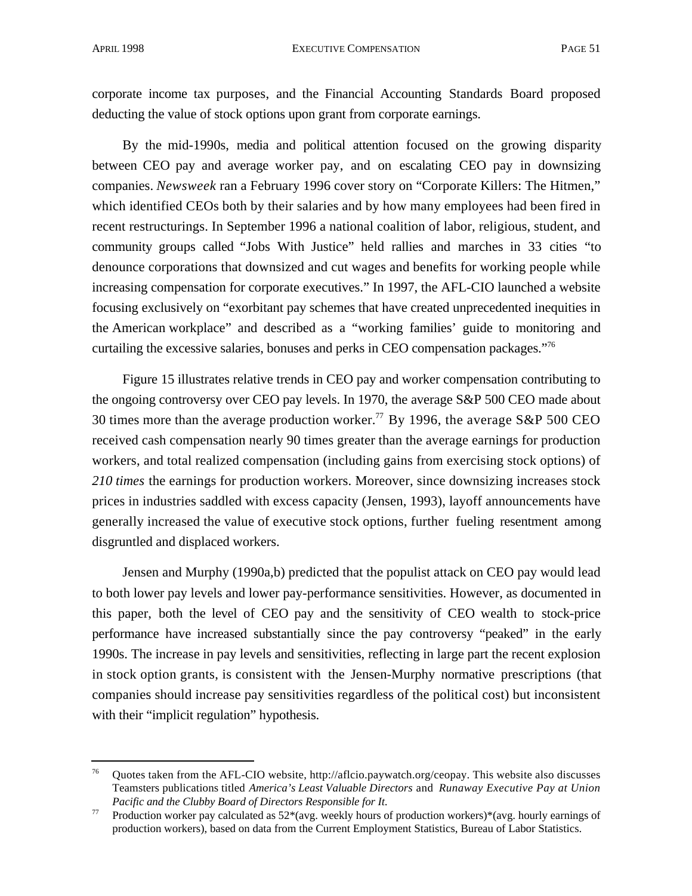corporate income tax purposes, and the Financial Accounting Standards Board proposed deducting the value of stock options upon grant from corporate earnings.

By the mid-1990s, media and political attention focused on the growing disparity between CEO pay and average worker pay, and on escalating CEO pay in downsizing companies. *Newsweek* ran a February 1996 cover story on "Corporate Killers: The Hitmen," which identified CEOs both by their salaries and by how many employees had been fired in recent restructurings. In September 1996 a national coalition of labor, religious, student, and community groups called "Jobs With Justice" held rallies and marches in 33 cities "to denounce corporations that downsized and cut wages and benefits for working people while increasing compensation for corporate executives." In 1997, the AFL-CIO launched a website focusing exclusively on "exorbitant pay schemes that have created unprecedented inequities in the American workplace" and described as a "working families' guide to monitoring and curtailing the excessive salaries, bonuses and perks in CEO compensation packages."[76]

Figure 15 illustrates relative trends in CEO pay and worker compensation contributing to the ongoing controversy over CEO pay levels. In 1970, the average S&P 500 CEO made about 30 times more than the average production worker.[77] By 1996, the average S&P 500 CEO received cash compensation nearly 90 times greater than the average earnings for production workers, and total realized compensation (including gains from exercising stock options) of *210 times* the earnings for production workers. Moreover, since downsizing increases stock prices in industries saddled with excess capacity (Jensen, 1993), layoff announcements have generally increased the value of executive stock options, further fueling resentment among disgruntled and displaced workers.

Jensen and Murphy (1990a,b) predicted that the populist attack on CEO pay would lead to both lower pay levels and lower pay-performance sensitivities. However, as documented in this paper, both the level of CEO pay and the sensitivity of CEO wealth to stock-price performance have increased substantially since the pay controversy "peaked" in the early 1990s. The increase in pay levels and sensitivities, reflecting in large part the recent explosion in stock option grants, is consistent with the Jensen-Murphy normative prescriptions (that companies should increase pay sensitivities regardless of the political cost) but inconsistent with their "implicit regulation" hypothesis.

---

[76] Quotes taken from the AFL-CIO website, http://aflcio.paywatch.org/ceopay. This website also discusses Teamsters publications titled *America's Least Valuable Directors* and *Runaway Executive Pay at Union Pacific and the Clubby Board of Directors Responsible for It.*

[77] Production worker pay calculated as 52*(avg. weekly hours of production workers)*(avg. hourly earnings of production workers), based on data from the Current Employment Statistics, Bureau of Labor Statistics.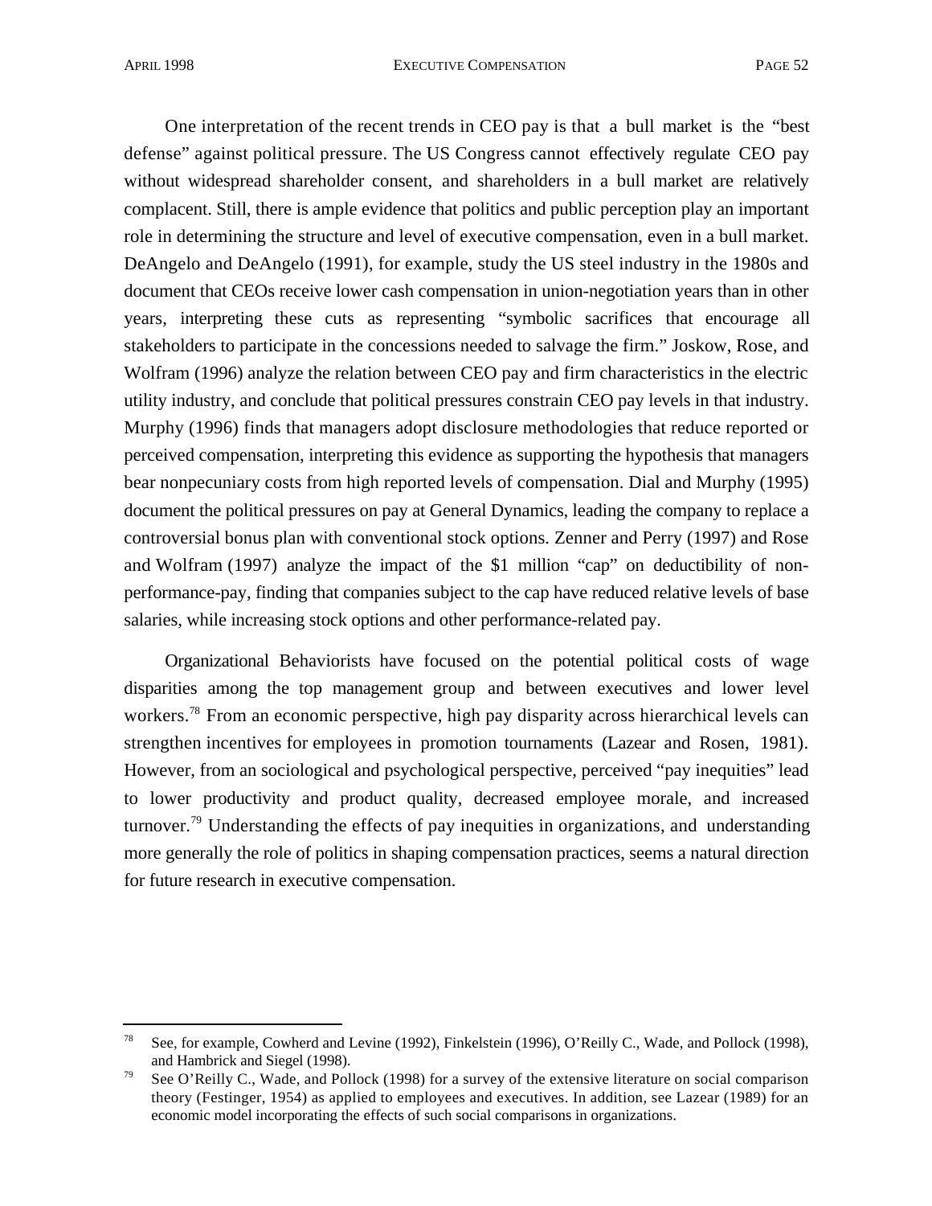One interpretation of the recent trends in CEO pay is that a bull market is the "best defense" against political pressure. The US Congress cannot effectively regulate CEO pay without widespread shareholder consent, and shareholders in a bull market are relatively complacent. Still, there is ample evidence that politics and public perception play an important role in determining the structure and level of executive compensation, even in a bull market. DeAngelo and DeAngelo (1991), for example, study the US steel industry in the 1980s and document that CEOs receive lower cash compensation in union-negotiation years than in other years, interpreting these cuts as representing "symbolic sacrifices that encourage all stakeholders to participate in the concessions needed to salvage the firm." Joskow, Rose, and Wolfram (1996) analyze the relation between CEO pay and firm characteristics in the electric utility industry, and conclude that political pressures constrain CEO pay levels in that industry. Murphy (1996) finds that managers adopt disclosure methodologies that reduce reported or perceived compensation, interpreting this evidence as supporting the hypothesis that managers bear nonpecuniary costs from high reported levels of compensation. Dial and Murphy (1995) document the political pressures on pay at General Dynamics, leading the company to replace a controversial bonus plan with conventional stock options. Zenner and Perry (1997) and Rose and Wolfram (1997) analyze the impact of the $1 million "cap" on deductibility of non-performance-pay, finding that companies subject to the cap have reduced relative levels of base salaries, while increasing stock options and other performance-related pay.

Organizational Behaviorists have focused on the potential political costs of wage disparities among the top management group and between executives and lower level workers.[78] From an economic perspective, high pay disparity across hierarchical levels can strengthen incentives for employees in promotion tournaments (Lazear and Rosen, 1981). However, from an sociological and psychological perspective, perceived "pay inequities" lead to lower productivity and product quality, decreased employee morale, and increased turnover.[79] Understanding the effects of pay inequities in organizations, and understanding more generally the role of politics in shaping compensation practices, seems a natural direction for future research in executive compensation.

---

[78] See, for example, Cowherd and Levine (1992), Finkelstein (1996), O'Reilly C., Wade, and Pollock (1998), and Hambrick and Siegel (1998).

[79] See O'Reilly C., Wade, and Pollock (1998) for a survey of the extensive literature on social comparison theory (Festinger, 1954) as applied to employees and executives. In addition, see Lazear (1989) for an economic model incorporating the effects of such social comparisons in organizations.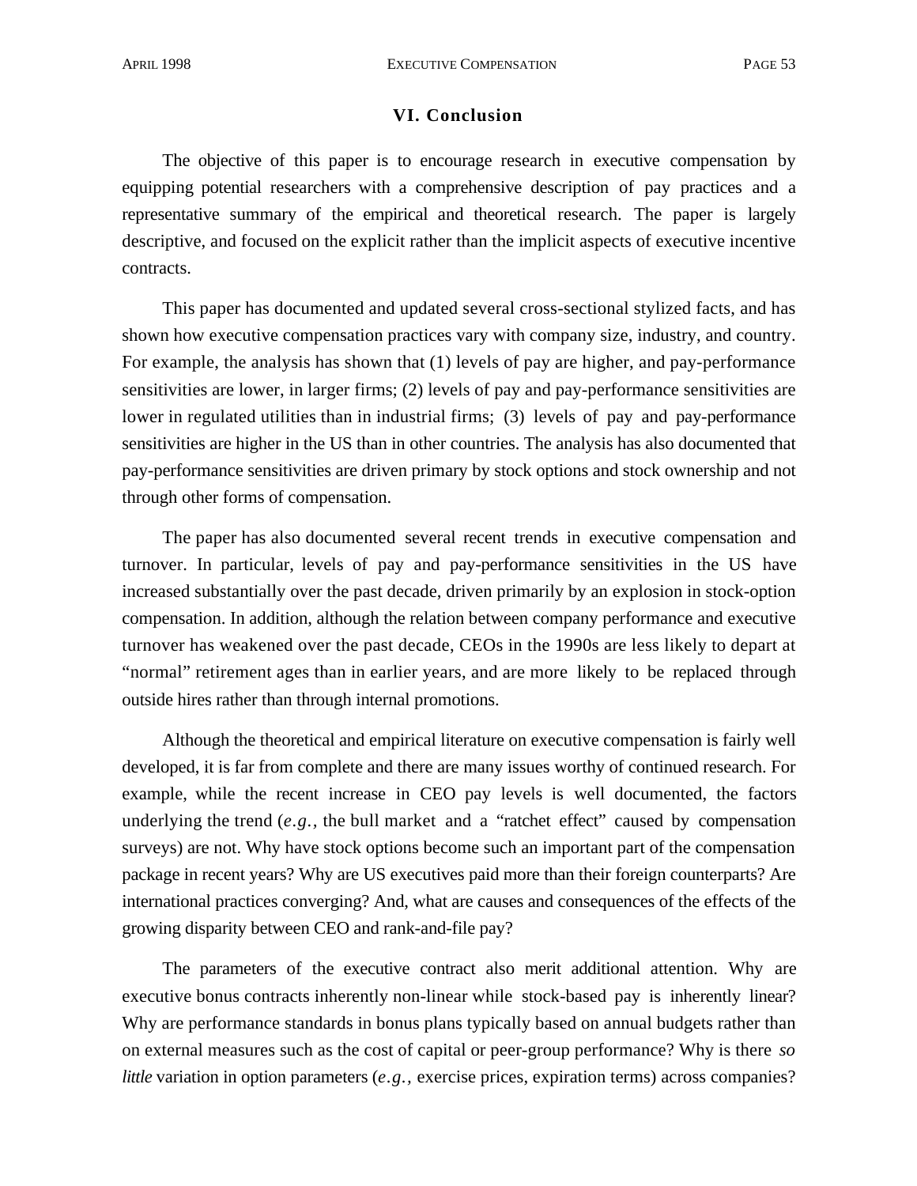## VI. Conclusion

The objective of this paper is to encourage research in executive compensation by equipping potential researchers with a comprehensive description of pay practices and a representative summary of the empirical and theoretical research. The paper is largely descriptive, and focused on the explicit rather than the implicit aspects of executive incentive contracts.

This paper has documented and updated several cross-sectional stylized facts, and has shown how executive compensation practices vary with company size, industry, and country. For example, the analysis has shown that (1) levels of pay are higher, and pay-performance sensitivities are lower, in larger firms; (2) levels of pay and pay-performance sensitivities are lower in regulated utilities than in industrial firms; (3) levels of pay and pay-performance sensitivities are higher in the US than in other countries. The analysis has also documented that pay-performance sensitivities are driven primary by stock options and stock ownership and not through other forms of compensation.

The paper has also documented several recent trends in executive compensation and turnover. In particular, levels of pay and pay-performance sensitivities in the US have increased substantially over the past decade, driven primarily by an explosion in stock-option compensation. In addition, although the relation between company performance and executive turnover has weakened over the past decade, CEOs in the 1990s are less likely to depart at "normal" retirement ages than in earlier years, and are more likely to be replaced through outside hires rather than through internal promotions.

Although the theoretical and empirical literature on executive compensation is fairly well developed, it is far from complete and there are many issues worthy of continued research. For example, while the recent increase in CEO pay levels is well documented, the factors underlying the trend (*e.g.,* the bull market and a "ratchet effect" caused by compensation surveys) are not. Why have stock options become such an important part of the compensation package in recent years? Why are US executives paid more than their foreign counterparts? Are international practices converging? And, what are causes and consequences of the effects of the growing disparity between CEO and rank-and-file pay?

The parameters of the executive contract also merit additional attention. Why are executive bonus contracts inherently non-linear while stock-based pay is inherently linear? Why are performance standards in bonus plans typically based on annual budgets rather than on external measures such as the cost of capital or peer-group performance? Why is there *so little* variation in option parameters (*e.g.,* exercise prices, expiration terms) across companies?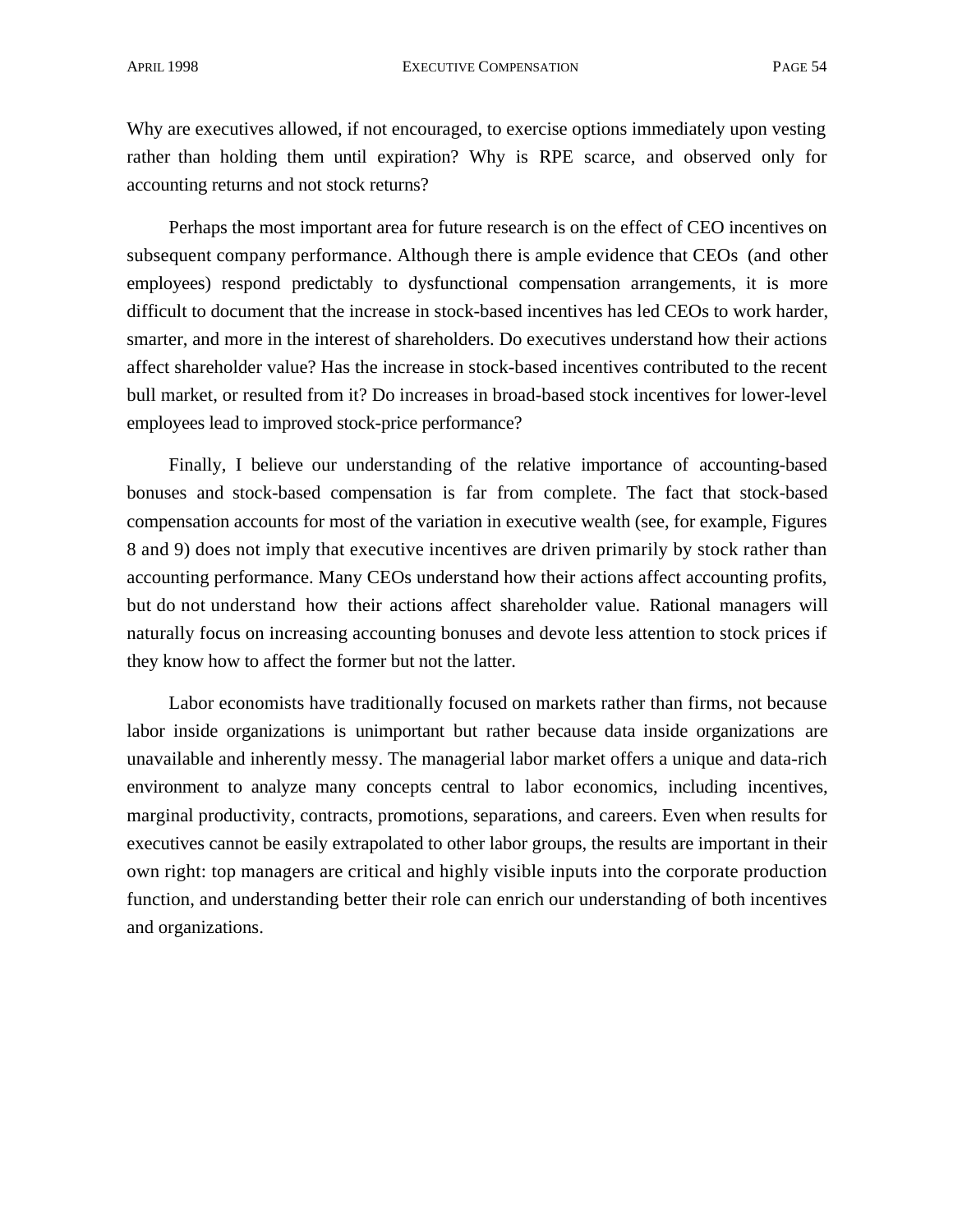Why are executives allowed, if not encouraged, to exercise options immediately upon vesting rather than holding them until expiration? Why is RPE scarce, and observed only for accounting returns and not stock returns?

Perhaps the most important area for future research is on the effect of CEO incentives on subsequent company performance. Although there is ample evidence that CEOs (and other employees) respond predictably to dysfunctional compensation arrangements, it is more difficult to document that the increase in stock-based incentives has led CEOs to work harder, smarter, and more in the interest of shareholders. Do executives understand how their actions affect shareholder value? Has the increase in stock-based incentives contributed to the recent bull market, or resulted from it? Do increases in broad-based stock incentives for lower-level employees lead to improved stock-price performance?

Finally, I believe our understanding of the relative importance of accounting-based bonuses and stock-based compensation is far from complete. The fact that stock-based compensation accounts for most of the variation in executive wealth (see, for example, Figures 8 and 9) does not imply that executive incentives are driven primarily by stock rather than accounting performance. Many CEOs understand how their actions affect accounting profits, but do not understand how their actions affect shareholder value. Rational managers will naturally focus on increasing accounting bonuses and devote less attention to stock prices if they know how to affect the former but not the latter.

Labor economists have traditionally focused on markets rather than firms, not because labor inside organizations is unimportant but rather because data inside organizations are unavailable and inherently messy. The managerial labor market offers a unique and data-rich environment to analyze many concepts central to labor economics, including incentives, marginal productivity, contracts, promotions, separations, and careers. Even when results for executives cannot be easily extrapolated to other labor groups, the results are important in their own right: top managers are critical and highly visible inputs into the corporate production function, and understanding better their role can enrich our understanding of both incentives and organizations.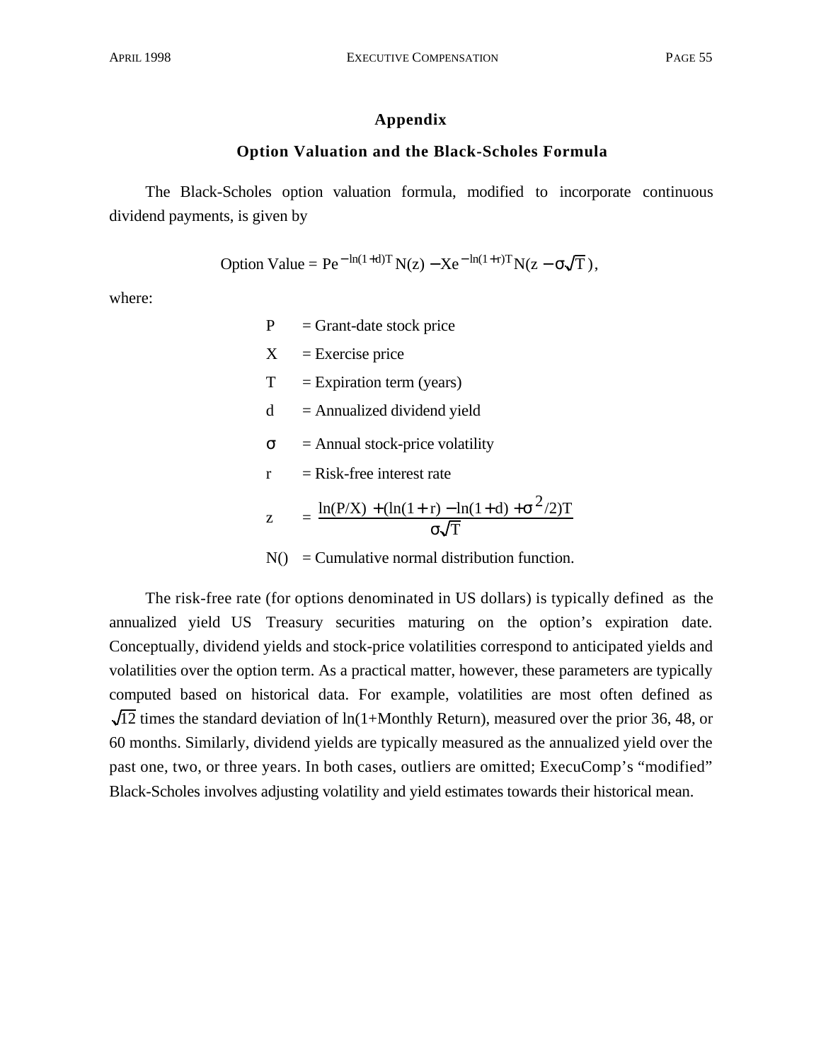## Appendix

### Option Valuation and the Black-Scholes Formula

The Black-Scholes option valuation formula, modified to incorporate continuous dividend payments, is given by

$$\text{Option Value} = Pe^{-\ln(1+d)T} N(z) - Xe^{-\ln(1+r)T} N(z - \sigma\sqrt{T}),$$

where:

$P$ = Grant-date stock price

$X$ = Exercise price

$T$ = Expiration term (years)

$d$ = Annualized dividend yield

$\sigma$ = Annual stock-price volatility

$r$ = Risk-free interest rate

$$z = \frac{\ln(P/X) + (\ln(1+r) - \ln(1+d) + \sigma^2/2)T}{\sigma\sqrt{T}}$$

$N()$ = Cumulative normal distribution function.

The risk-free rate (for options denominated in US dollars) is typically defined as the annualized yield US Treasury securities maturing on the option's expiration date. Conceptually, dividend yields and stock-price volatilities correspond to anticipated yields and volatilities over the option term. As a practical matter, however, these parameters are typically computed based on historical data. For example, volatilities are most often defined as $\sqrt{12}$ times the standard deviation of ln(1+Monthly Return), measured over the prior 36, 48, or 60 months. Similarly, dividend yields are typically measured as the annualized yield over the past one, two, or three years. In both cases, outliers are omitted; ExecuComp's "modified" Black-Scholes involves adjusting volatility and yield estimates towards their historical mean.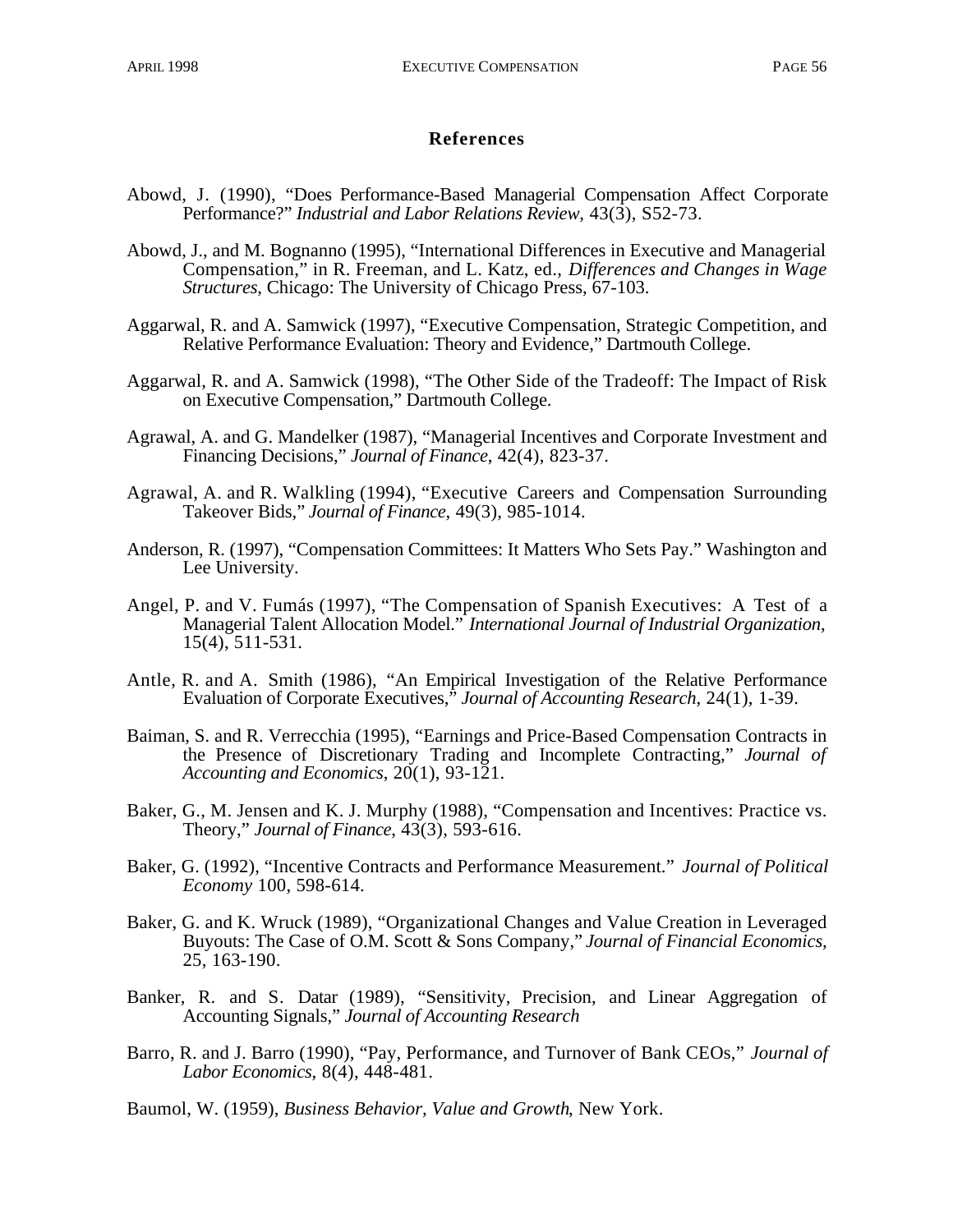## References

Abowd, J. (1990), "Does Performance-Based Managerial Compensation Affect Corporate Performance?" *Industrial and Labor Relations Review*, 43(3), S52-73.

Abowd, J., and M. Bognanno (1995), "International Differences in Executive and Managerial Compensation," in R. Freeman, and L. Katz, ed., *Differences and Changes in Wage Structures*, Chicago: The University of Chicago Press, 67-103.

Aggarwal, R. and A. Samwick (1997), "Executive Compensation, Strategic Competition, and Relative Performance Evaluation: Theory and Evidence," Dartmouth College.

Aggarwal, R. and A. Samwick (1998), "The Other Side of the Tradeoff: The Impact of Risk on Executive Compensation," Dartmouth College.

Agrawal, A. and G. Mandelker (1987), "Managerial Incentives and Corporate Investment and Financing Decisions," *Journal of Finance*, 42(4), 823-37.

Agrawal, A. and R. Walkling (1994), "Executive Careers and Compensation Surrounding Takeover Bids," *Journal of Finance*, 49(3), 985-1014.

Anderson, R. (1997), "Compensation Committees: It Matters Who Sets Pay." Washington and Lee University.

Angel, P. and V. Fumás (1997), "The Compensation of Spanish Executives: A Test of a Managerial Talent Allocation Model." *International Journal of Industrial Organization*, 15(4), 511-531.

Antle, R. and A. Smith (1986), "An Empirical Investigation of the Relative Performance Evaluation of Corporate Executives," *Journal of Accounting Research*, 24(1), 1-39.

Baiman, S. and R. Verrecchia (1995), "Earnings and Price-Based Compensation Contracts in the Presence of Discretionary Trading and Incomplete Contracting," *Journal of Accounting and Economics*, 20(1), 93-121.

Baker, G., M. Jensen and K. J. Murphy (1988), "Compensation and Incentives: Practice vs. Theory," *Journal of Finance*, 43(3), 593-616.

Baker, G. (1992), "Incentive Contracts and Performance Measurement." *Journal of Political Economy* 100, 598-614.

Baker, G. and K. Wruck (1989), "Organizational Changes and Value Creation in Leveraged Buyouts: The Case of O.M. Scott & Sons Company," *Journal of Financial Economics*, 25, 163-190.

Banker, R. and S. Datar (1989), "Sensitivity, Precision, and Linear Aggregation of Accounting Signals," *Journal of Accounting Research*

Barro, R. and J. Barro (1990), "Pay, Performance, and Turnover of Bank CEOs," *Journal of Labor Economics*, 8(4), 448-481.

Baumol, W. (1959), *Business Behavior, Value and Growth*, New York.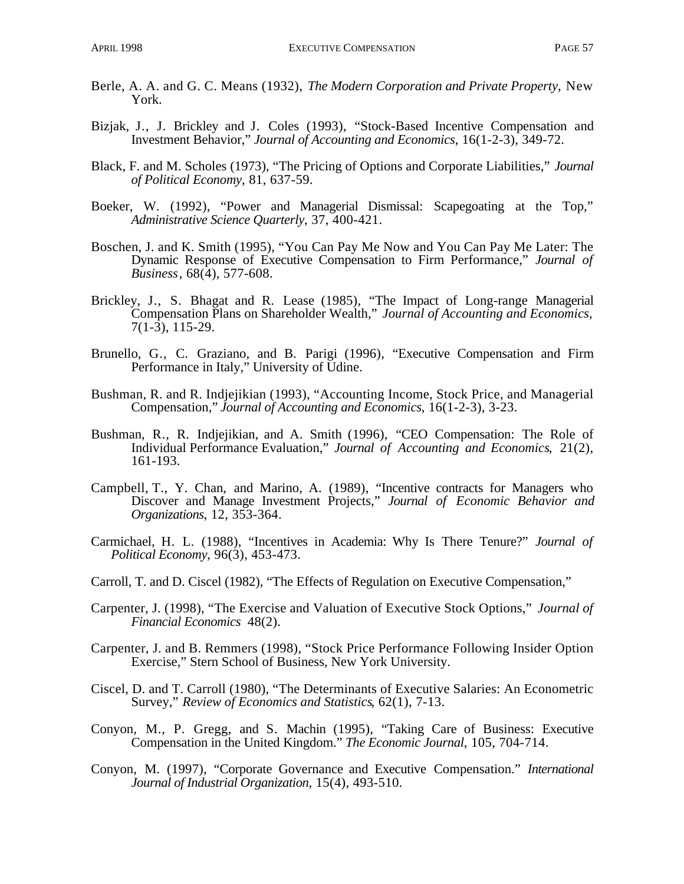Berle, A. A. and G. C. Means (1932), *The Modern Corporation and Private Property*, New York.

Bizjak, J., J. Brickley and J. Coles (1993), "Stock-Based Incentive Compensation and Investment Behavior," *Journal of Accounting and Economics*, 16(1-2-3), 349-72.

Black, F. and M. Scholes (1973), "The Pricing of Options and Corporate Liabilities," *Journal of Political Economy*, 81, 637-59.

Boeker, W. (1992), "Power and Managerial Dismissal: Scapegoating at the Top," *Administrative Science Quarterly*, 37, 400-421.

Boschen, J. and K. Smith (1995), "You Can Pay Me Now and You Can Pay Me Later: The Dynamic Response of Executive Compensation to Firm Performance," *Journal of Business*, 68(4), 577-608.

Brickley, J., S. Bhagat and R. Lease (1985), "The Impact of Long-range Managerial Compensation Plans on Shareholder Wealth," *Journal of Accounting and Economics*, 7(1-3), 115-29.

Brunello, G., C. Graziano, and B. Parigi (1996), "Executive Compensation and Firm Performance in Italy," University of Udine.

Bushman, R. and R. Indjejikian (1993), "Accounting Income, Stock Price, and Managerial Compensation," *Journal of Accounting and Economics*, 16(1-2-3), 3-23.

Bushman, R., R. Indjejikian, and A. Smith (1996), "CEO Compensation: The Role of Individual Performance Evaluation," *Journal of Accounting and Economics*, 21(2), 161-193.

Campbell, T., Y. Chan, and Marino, A. (1989), "Incentive contracts for Managers who Discover and Manage Investment Projects," *Journal of Economic Behavior and Organizations*, 12, 353-364.

Carmichael, H. L. (1988), "Incentives in Academia: Why Is There Tenure?" *Journal of Political Economy*, 96(3), 453-473.

Carroll, T. and D. Ciscel (1982), "The Effects of Regulation on Executive Compensation,"

Carpenter, J. (1998), "The Exercise and Valuation of Executive Stock Options," *Journal of Financial Economics* 48(2).

Carpenter, J. and B. Remmers (1998), "Stock Price Performance Following Insider Option Exercise," Stern School of Business, New York University.

Ciscel, D. and T. Carroll (1980), "The Determinants of Executive Salaries: An Econometric Survey," *Review of Economics and Statistics*, 62(1), 7-13.

Conyon, M., P. Gregg, and S. Machin (1995), "Taking Care of Business: Executive Compensation in the United Kingdom." *The Economic Journal*, 105, 704-714.

Conyon, M. (1997), "Corporate Governance and Executive Compensation." *International Journal of Industrial Organization*, 15(4), 493-510.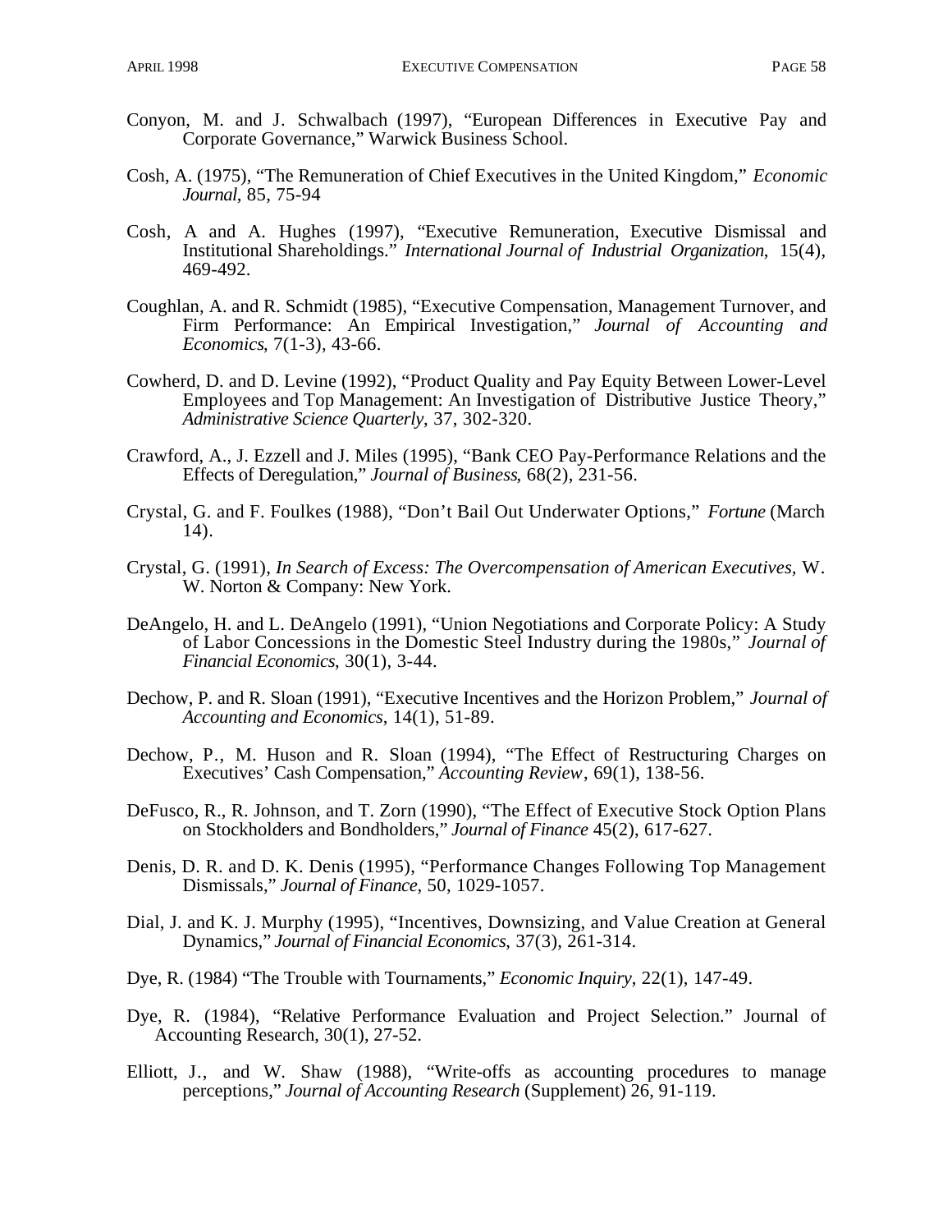Conyon, M. and J. Schwalbach (1997), "European Differences in Executive Pay and Corporate Governance," Warwick Business School.

Cosh, A. (1975), "The Remuneration of Chief Executives in the United Kingdom," *Economic Journal*, 85, 75-94

Cosh, A and A. Hughes (1997), "Executive Remuneration, Executive Dismissal and Institutional Shareholdings." *International Journal of Industrial Organization*, 15(4), 469-492.

Coughlan, A. and R. Schmidt (1985), "Executive Compensation, Management Turnover, and Firm Performance: An Empirical Investigation," *Journal of Accounting and Economics*, 7(1-3), 43-66.

Cowherd, D. and D. Levine (1992), "Product Quality and Pay Equity Between Lower-Level Employees and Top Management: An Investigation of Distributive Justice Theory," *Administrative Science Quarterly*, 37, 302-320.

Crawford, A., J. Ezzell and J. Miles (1995), "Bank CEO Pay-Performance Relations and the Effects of Deregulation," *Journal of Business*, 68(2), 231-56.

Crystal, G. and F. Foulkes (1988), "Don't Bail Out Underwater Options," *Fortune* (March 14).

Crystal, G. (1991), *In Search of Excess: The Overcompensation of American Executives*, W. W. Norton & Company: New York.

DeAngelo, H. and L. DeAngelo (1991), "Union Negotiations and Corporate Policy: A Study of Labor Concessions in the Domestic Steel Industry during the 1980s," *Journal of Financial Economics*, 30(1), 3-44.

Dechow, P. and R. Sloan (1991), "Executive Incentives and the Horizon Problem," *Journal of Accounting and Economics*, 14(1), 51-89.

Dechow, P., M. Huson and R. Sloan (1994), "The Effect of Restructuring Charges on Executives' Cash Compensation," *Accounting Review*, 69(1), 138-56.

DeFusco, R., R. Johnson, and T. Zorn (1990), "The Effect of Executive Stock Option Plans on Stockholders and Bondholders," *Journal of Finance* 45(2), 617-627.

Denis, D. R. and D. K. Denis (1995), "Performance Changes Following Top Management Dismissals," *Journal of Finance*, 50, 1029-1057.

Dial, J. and K. J. Murphy (1995), "Incentives, Downsizing, and Value Creation at General Dynamics," *Journal of Financial Economics*, 37(3), 261-314.

Dye, R. (1984) "The Trouble with Tournaments," *Economic Inquiry*, 22(1), 147-49.

Dye, R. (1984), "Relative Performance Evaluation and Project Selection." Journal of Accounting Research, 30(1), 27-52.

Elliott, J., and W. Shaw (1988), "Write-offs as accounting procedures to manage perceptions," *Journal of Accounting Research* (Supplement) 26, 91-119.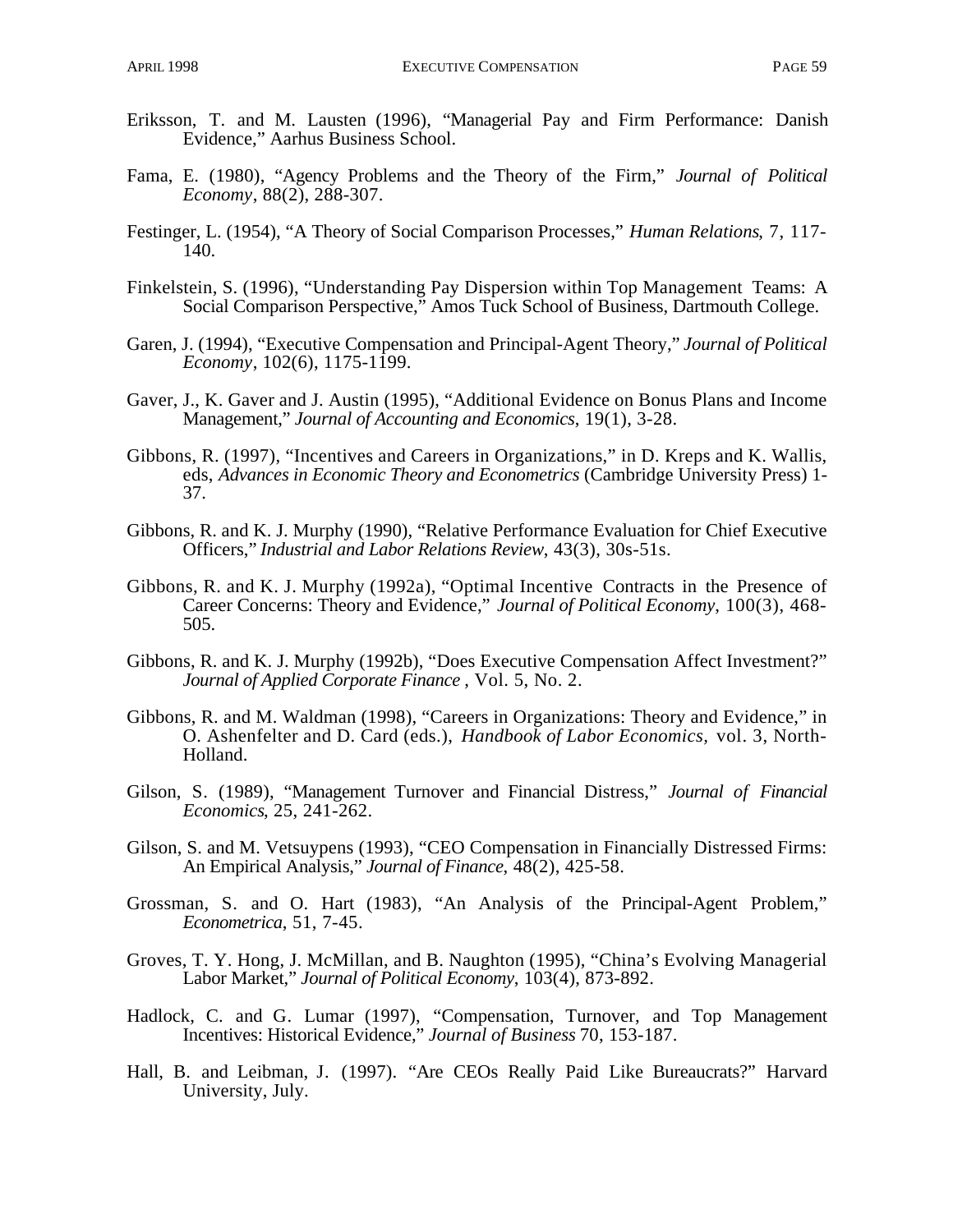Eriksson, T. and M. Lausten (1996), "Managerial Pay and Firm Performance: Danish Evidence," Aarhus Business School.

Fama, E. (1980), "Agency Problems and the Theory of the Firm," *Journal of Political Economy*, 88(2), 288-307.

Festinger, L. (1954), "A Theory of Social Comparison Processes," *Human Relations*, 7, 117-140.

Finkelstein, S. (1996), "Understanding Pay Dispersion within Top Management Teams: A Social Comparison Perspective," Amos Tuck School of Business, Dartmouth College.

Garen, J. (1994), "Executive Compensation and Principal-Agent Theory," *Journal of Political Economy*, 102(6), 1175-1199.

Gaver, J., K. Gaver and J. Austin (1995), "Additional Evidence on Bonus Plans and Income Management," *Journal of Accounting and Economics*, 19(1), 3-28.

Gibbons, R. (1997), "Incentives and Careers in Organizations," in D. Kreps and K. Wallis, eds, *Advances in Economic Theory and Econometrics* (Cambridge University Press) 1-37.

Gibbons, R. and K. J. Murphy (1990), "Relative Performance Evaluation for Chief Executive Officers," *Industrial and Labor Relations Review*, 43(3), 30s-51s.

Gibbons, R. and K. J. Murphy (1992a), "Optimal Incentive Contracts in the Presence of Career Concerns: Theory and Evidence," *Journal of Political Economy*, 100(3), 468-505.

Gibbons, R. and K. J. Murphy (1992b), "Does Executive Compensation Affect Investment?" *Journal of Applied Corporate Finance* , Vol. 5, No. 2.

Gibbons, R. and M. Waldman (1998), "Careers in Organizations: Theory and Evidence," in O. Ashenfelter and D. Card (eds.), *Handbook of Labor Economics*, vol. 3, North-Holland.

Gilson, S. (1989), "Management Turnover and Financial Distress," *Journal of Financial Economics*, 25, 241-262.

Gilson, S. and M. Vetsuypens (1993), "CEO Compensation in Financially Distressed Firms: An Empirical Analysis," *Journal of Finance*, 48(2), 425-58.

Grossman, S. and O. Hart (1983), "An Analysis of the Principal-Agent Problem," *Econometrica*, 51, 7-45.

Groves, T. Y. Hong, J. McMillan, and B. Naughton (1995), "China's Evolving Managerial Labor Market," *Journal of Political Economy*, 103(4), 873-892.

Hadlock, C. and G. Lumar (1997), "Compensation, Turnover, and Top Management Incentives: Historical Evidence," *Journal of Business* 70, 153-187.

Hall, B. and Leibman, J. (1997). "Are CEOs Really Paid Like Bureaucrats?" Harvard University, July.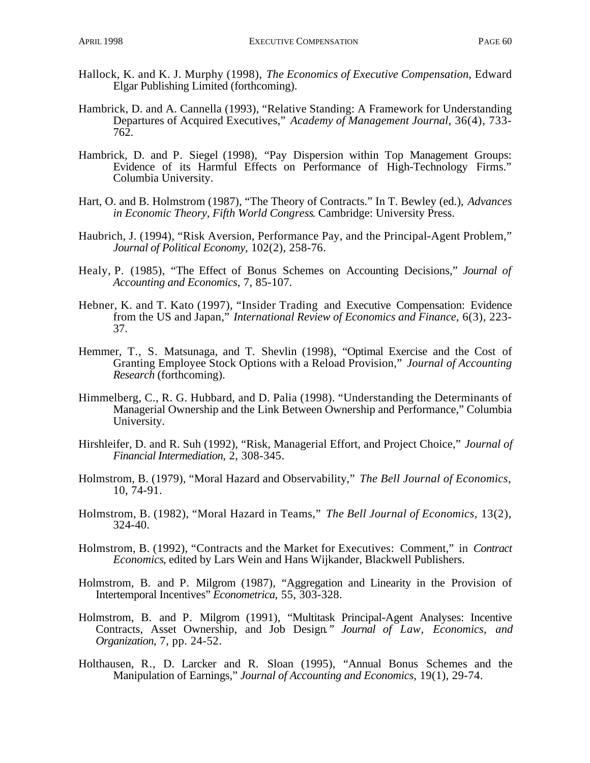Hallock, K. and K. J. Murphy (1998), *The Economics of Executive Compensation*, Edward Elgar Publishing Limited (forthcoming).

Hambrick, D. and A. Cannella (1993), "Relative Standing: A Framework for Understanding Departures of Acquired Executives," *Academy of Management Journal*, 36(4), 733-762.

Hambrick, D. and P. Siegel (1998), "Pay Dispersion within Top Management Groups: Evidence of its Harmful Effects on Performance of High-Technology Firms." Columbia University.

Hart, O. and B. Holmstrom (1987), "The Theory of Contracts." In T. Bewley (ed.), *Advances in Economic Theory, Fifth World Congress*. Cambridge: University Press.

Haubrich, J. (1994), "Risk Aversion, Performance Pay, and the Principal-Agent Problem," *Journal of Political Economy*, 102(2), 258-76.

Healy, P. (1985), "The Effect of Bonus Schemes on Accounting Decisions," *Journal of Accounting and Economics*, 7, 85-107.

Hebner, K. and T. Kato (1997), "Insider Trading and Executive Compensation: Evidence from the US and Japan," *International Review of Economics and Finance*, 6(3), 223-37.

Hemmer, T., S. Matsunaga, and T. Shevlin (1998), "Optimal Exercise and the Cost of Granting Employee Stock Options with a Reload Provision," *Journal of Accounting Research* (forthcoming).

Himmelberg, C., R. G. Hubbard, and D. Palia (1998). "Understanding the Determinants of Managerial Ownership and the Link Between Ownership and Performance," Columbia University.

Hirshleifer, D. and R. Suh (1992), "Risk, Managerial Effort, and Project Choice," *Journal of Financial Intermediation*, 2, 308-345.

Holmstrom, B. (1979), "Moral Hazard and Observability," *The Bell Journal of Economics*, 10, 74-91.

Holmstrom, B. (1982), "Moral Hazard in Teams," *The Bell Journal of Economics*, 13(2), 324-40.

Holmstrom, B. (1992), "Contracts and the Market for Executives: Comment," in *Contract Economics*, edited by Lars Wein and Hans Wijkander, Blackwell Publishers.

Holmstrom, B. and P. Milgrom (1987), "Aggregation and Linearity in the Provision of Intertemporal Incentives" *Econometrica*, 55, 303-328.

Holmstrom, B. and P. Milgrom (1991), "Multitask Principal-Agent Analyses: Incentive Contracts, Asset Ownership, and Job Design." *Journal of Law, Economics, and Organization*, 7, pp. 24-52.

Holthausen, R., D. Larcker and R. Sloan (1995), "Annual Bonus Schemes and the Manipulation of Earnings," *Journal of Accounting and Economics*, 19(1), 29-74.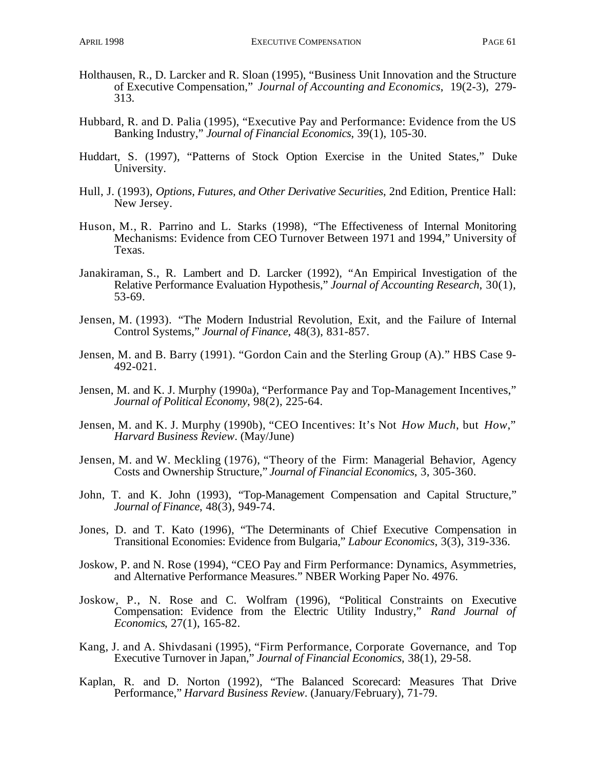Holthausen, R., D. Larcker and R. Sloan (1995), "Business Unit Innovation and the Structure of Executive Compensation," *Journal of Accounting and Economics*, 19(2-3), 279-313.

Hubbard, R. and D. Palia (1995), "Executive Pay and Performance: Evidence from the US Banking Industry," *Journal of Financial Economics*, 39(1), 105-30.

Huddart, S. (1997), "Patterns of Stock Option Exercise in the United States," Duke University.

Hull, J. (1993), *Options, Futures, and Other Derivative Securities*, 2nd Edition, Prentice Hall: New Jersey.

Huson, M., R. Parrino and L. Starks (1998), "The Effectiveness of Internal Monitoring Mechanisms: Evidence from CEO Turnover Between 1971 and 1994," University of Texas.

Janakiraman, S., R. Lambert and D. Larcker (1992), "An Empirical Investigation of the Relative Performance Evaluation Hypothesis," *Journal of Accounting Research*, 30(1), 53-69.

Jensen, M. (1993). "The Modern Industrial Revolution, Exit, and the Failure of Internal Control Systems," *Journal of Finance*, 48(3), 831-857.

Jensen, M. and B. Barry (1991). "Gordon Cain and the Sterling Group (A)." HBS Case 9-492-021.

Jensen, M. and K. J. Murphy (1990a), "Performance Pay and Top-Management Incentives," *Journal of Political Economy*, 98(2), 225-64.

Jensen, M. and K. J. Murphy (1990b), "CEO Incentives: It's Not *How Much*, but *How*," *Harvard Business Review*. (May/June)

Jensen, M. and W. Meckling (1976), "Theory of the Firm: Managerial Behavior, Agency Costs and Ownership Structure," *Journal of Financial Economics*, 3, 305-360.

John, T. and K. John (1993), "Top-Management Compensation and Capital Structure," *Journal of Finance*, 48(3), 949-74.

Jones, D. and T. Kato (1996), "The Determinants of Chief Executive Compensation in Transitional Economies: Evidence from Bulgaria," *Labour Economics*, 3(3), 319-336.

Joskow, P. and N. Rose (1994), "CEO Pay and Firm Performance: Dynamics, Asymmetries, and Alternative Performance Measures." NBER Working Paper No. 4976.

Joskow, P., N. Rose and C. Wolfram (1996), "Political Constraints on Executive Compensation: Evidence from the Electric Utility Industry," *Rand Journal of Economics*, 27(1), 165-82.

Kang, J. and A. Shivdasani (1995), "Firm Performance, Corporate Governance, and Top Executive Turnover in Japan," *Journal of Financial Economics*, 38(1), 29-58.

Kaplan, R. and D. Norton (1992), "The Balanced Scorecard: Measures That Drive Performance," *Harvard Business Review*. (January/February), 71-79.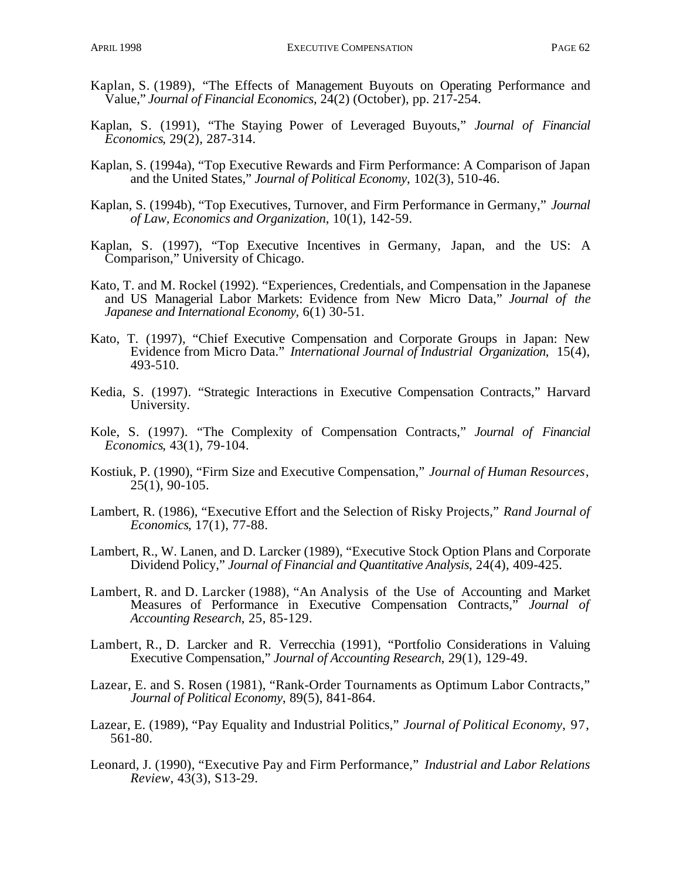Kaplan, S. (1989), "The Effects of Management Buyouts on Operating Performance and Value," *Journal of Financial Economics*, 24(2) (October), pp. 217-254.

Kaplan, S. (1991), "The Staying Power of Leveraged Buyouts," *Journal of Financial Economics*, 29(2), 287-314.

Kaplan, S. (1994a), "Top Executive Rewards and Firm Performance: A Comparison of Japan and the United States," *Journal of Political Economy*, 102(3), 510-46.

Kaplan, S. (1994b), "Top Executives, Turnover, and Firm Performance in Germany," *Journal of Law, Economics and Organization*, 10(1), 142-59.

Kaplan, S. (1997), "Top Executive Incentives in Germany, Japan, and the US: A Comparison," University of Chicago.

Kato, T. and M. Rockel (1992). "Experiences, Credentials, and Compensation in the Japanese and US Managerial Labor Markets: Evidence from New Micro Data," *Journal of the Japanese and International Economy*, 6(1) 30-51.

Kato, T. (1997), "Chief Executive Compensation and Corporate Groups in Japan: New Evidence from Micro Data." *International Journal of Industrial Organization*, 15(4), 493-510.

Kedia, S. (1997). "Strategic Interactions in Executive Compensation Contracts," Harvard University.

Kole, S. (1997). "The Complexity of Compensation Contracts," *Journal of Financial Economics*, 43(1), 79-104.

Kostiuk, P. (1990), "Firm Size and Executive Compensation," *Journal of Human Resources*, 25(1), 90-105.

Lambert, R. (1986), "Executive Effort and the Selection of Risky Projects," *Rand Journal of Economics*, 17(1), 77-88.

Lambert, R., W. Lanen, and D. Larcker (1989), "Executive Stock Option Plans and Corporate Dividend Policy," *Journal of Financial and Quantitative Analysis*, 24(4), 409-425.

Lambert, R. and D. Larcker (1988), "An Analysis of the Use of Accounting and Market Measures of Performance in Executive Compensation Contracts," *Journal of Accounting Research*, 25, 85-129.

Lambert, R., D. Larcker and R. Verrecchia (1991), "Portfolio Considerations in Valuing Executive Compensation," *Journal of Accounting Research*, 29(1), 129-49.

Lazear, E. and S. Rosen (1981), "Rank-Order Tournaments as Optimum Labor Contracts," *Journal of Political Economy*, 89(5), 841-864.

Lazear, E. (1989), "Pay Equality and Industrial Politics," *Journal of Political Economy*, 97, 561-80.

Leonard, J. (1990), "Executive Pay and Firm Performance," *Industrial and Labor Relations Review*, 43(3), S13-29.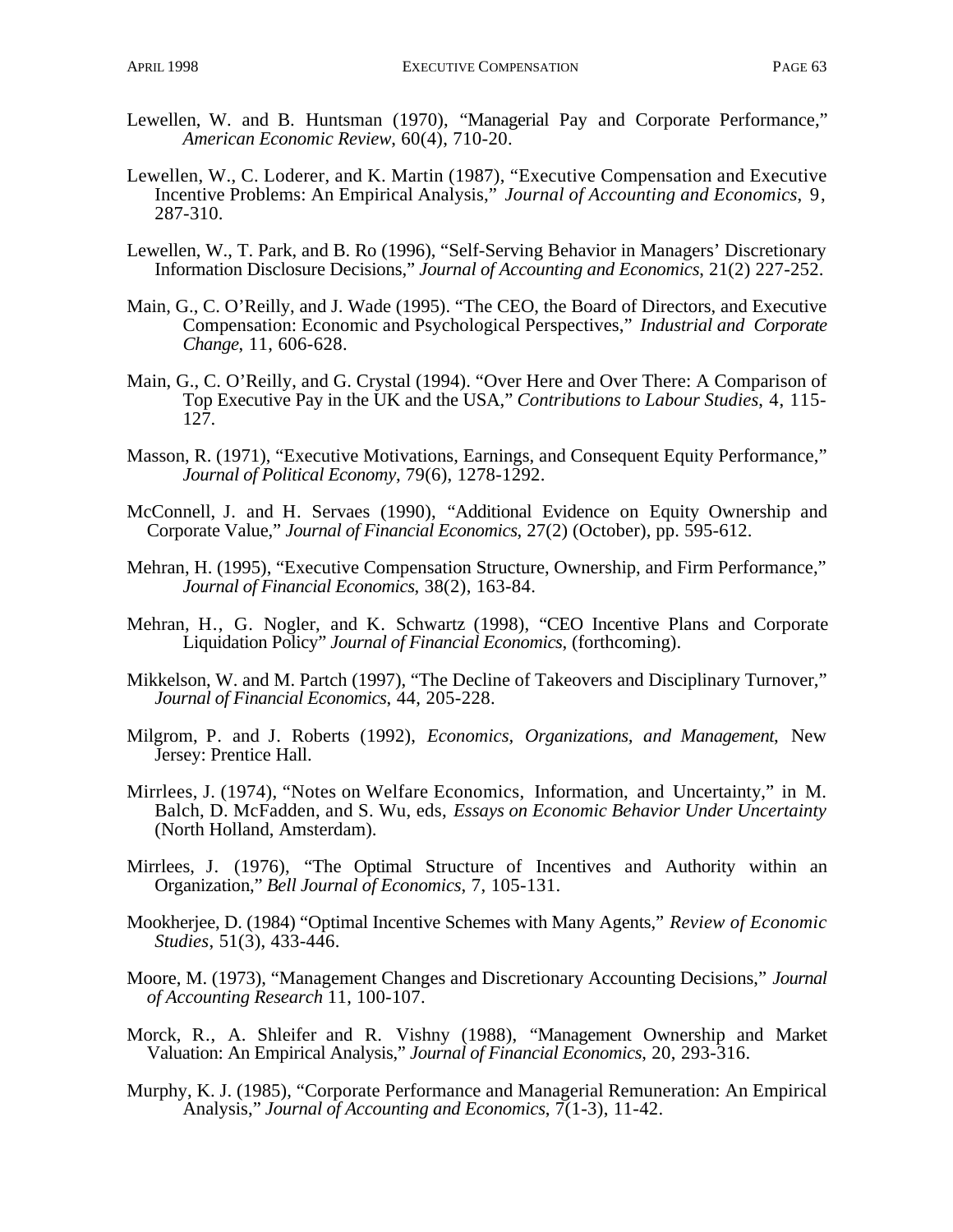Lewellen, W. and B. Huntsman (1970), "Managerial Pay and Corporate Performance," *American Economic Review*, 60(4), 710-20.

Lewellen, W., C. Loderer, and K. Martin (1987), "Executive Compensation and Executive Incentive Problems: An Empirical Analysis," *Journal of Accounting and Economics*, 9, 287-310.

Lewellen, W., T. Park, and B. Ro (1996), "Self-Serving Behavior in Managers' Discretionary Information Disclosure Decisions," *Journal of Accounting and Economics*, 21(2) 227-252.

Main, G., C. O'Reilly, and J. Wade (1995). "The CEO, the Board of Directors, and Executive Compensation: Economic and Psychological Perspectives," *Industrial and Corporate Change*, 11, 606-628.

Main, G., C. O'Reilly, and G. Crystal (1994). "Over Here and Over There: A Comparison of Top Executive Pay in the UK and the USA," *Contributions to Labour Studies*, 4, 115-127.

Masson, R. (1971), "Executive Motivations, Earnings, and Consequent Equity Performance," *Journal of Political Economy*, 79(6), 1278-1292.

McConnell, J. and H. Servaes (1990), "Additional Evidence on Equity Ownership and Corporate Value," *Journal of Financial Economics*, 27(2) (October), pp. 595-612.

Mehran, H. (1995), "Executive Compensation Structure, Ownership, and Firm Performance," *Journal of Financial Economics*, 38(2), 163-84.

Mehran, H., G. Nogler, and K. Schwartz (1998), "CEO Incentive Plans and Corporate Liquidation Policy" *Journal of Financial Economics*, (forthcoming).

Mikkelson, W. and M. Partch (1997), "The Decline of Takeovers and Disciplinary Turnover," *Journal of Financial Economics*, 44, 205-228.

Milgrom, P. and J. Roberts (1992), *Economics, Organizations, and Management*, New Jersey: Prentice Hall.

Mirrlees, J. (1974), "Notes on Welfare Economics, Information, and Uncertainty," in M. Balch, D. McFadden, and S. Wu, eds, *Essays on Economic Behavior Under Uncertainty* (North Holland, Amsterdam).

Mirrlees, J. (1976), "The Optimal Structure of Incentives and Authority within an Organization," *Bell Journal of Economics*, 7, 105-131.

Mookherjee, D. (1984) "Optimal Incentive Schemes with Many Agents," *Review of Economic Studies*, 51(3), 433-446.

Moore, M. (1973), "Management Changes and Discretionary Accounting Decisions," *Journal of Accounting Research* 11, 100-107.

Morck, R., A. Shleifer and R. Vishny (1988), "Management Ownership and Market Valuation: An Empirical Analysis," *Journal of Financial Economics*, 20, 293-316.

Murphy, K. J. (1985), "Corporate Performance and Managerial Remuneration: An Empirical Analysis," *Journal of Accounting and Economics*, 7(1-3), 11-42.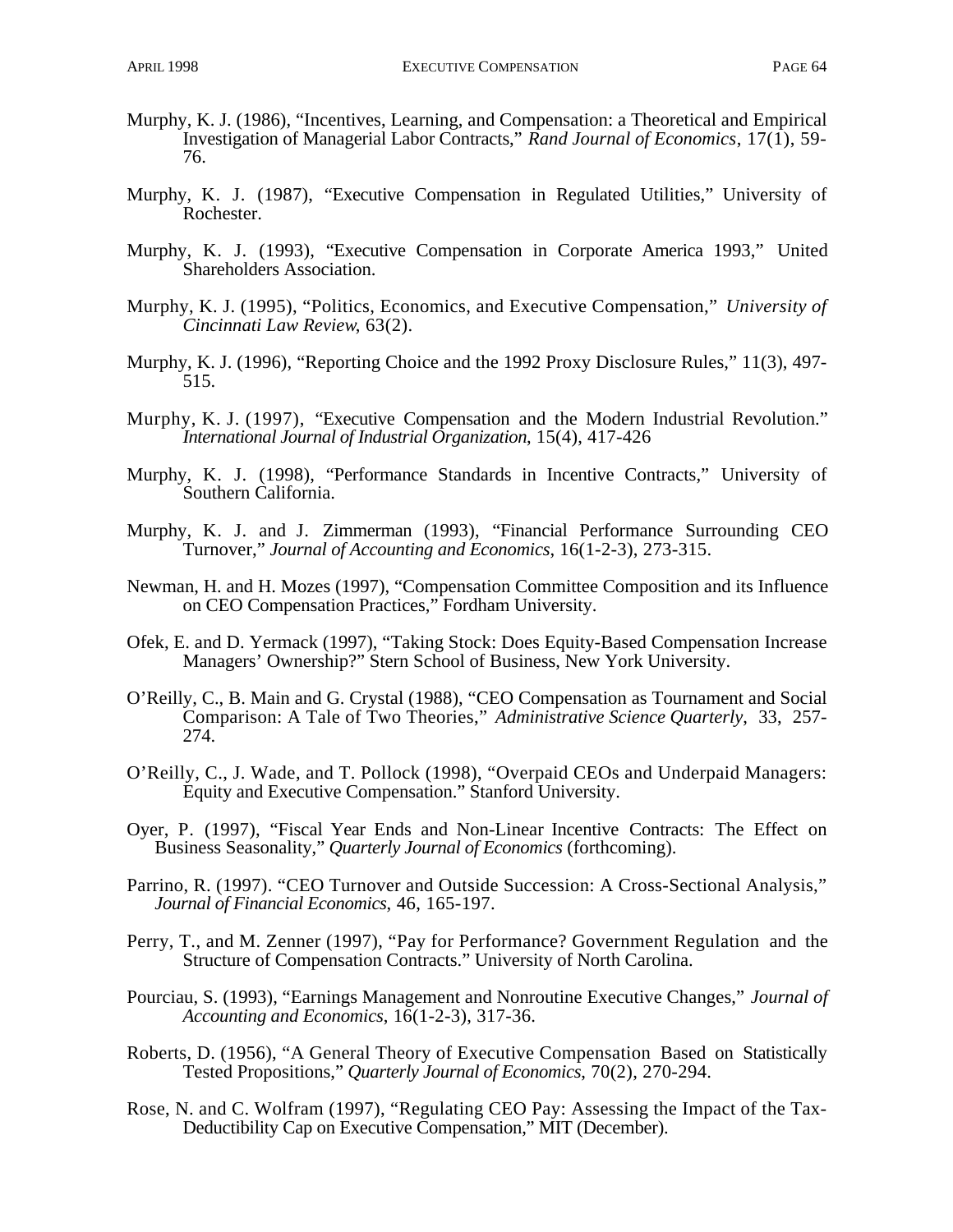Murphy, K. J. (1986), "Incentives, Learning, and Compensation: a Theoretical and Empirical Investigation of Managerial Labor Contracts," *Rand Journal of Economics*, 17(1), 59-76.

Murphy, K. J. (1987), "Executive Compensation in Regulated Utilities," University of Rochester.

Murphy, K. J. (1993), "Executive Compensation in Corporate America 1993," United Shareholders Association.

Murphy, K. J. (1995), "Politics, Economics, and Executive Compensation," *University of Cincinnati Law Review*, 63(2).

Murphy, K. J. (1996), "Reporting Choice and the 1992 Proxy Disclosure Rules," 11(3), 497-515.

Murphy, K. J. (1997), "Executive Compensation and the Modern Industrial Revolution." *International Journal of Industrial Organization*, 15(4), 417-426

Murphy, K. J. (1998), "Performance Standards in Incentive Contracts," University of Southern California.

Murphy, K. J. and J. Zimmerman (1993), "Financial Performance Surrounding CEO Turnover," *Journal of Accounting and Economics*, 16(1-2-3), 273-315.

Newman, H. and H. Mozes (1997), "Compensation Committee Composition and its Influence on CEO Compensation Practices," Fordham University.

Ofek, E. and D. Yermack (1997), "Taking Stock: Does Equity-Based Compensation Increase Managers' Ownership?" Stern School of Business, New York University.

O'Reilly, C., B. Main and G. Crystal (1988), "CEO Compensation as Tournament and Social Comparison: A Tale of Two Theories," *Administrative Science Quarterly*, 33, 257-274.

O'Reilly, C., J. Wade, and T. Pollock (1998), "Overpaid CEOs and Underpaid Managers: Equity and Executive Compensation." Stanford University.

Oyer, P. (1997), "Fiscal Year Ends and Non-Linear Incentive Contracts: The Effect on Business Seasonality," *Quarterly Journal of Economics* (forthcoming).

Parrino, R. (1997). "CEO Turnover and Outside Succession: A Cross-Sectional Analysis," *Journal of Financial Economics*, 46, 165-197.

Perry, T., and M. Zenner (1997), "Pay for Performance? Government Regulation and the Structure of Compensation Contracts." University of North Carolina.

Pourciau, S. (1993), "Earnings Management and Nonroutine Executive Changes," *Journal of Accounting and Economics*, 16(1-2-3), 317-36.

Roberts, D. (1956), "A General Theory of Executive Compensation Based on Statistically Tested Propositions," *Quarterly Journal of Economics*, 70(2), 270-294.

Rose, N. and C. Wolfram (1997), "Regulating CEO Pay: Assessing the Impact of the Tax-Deductibility Cap on Executive Compensation," MIT (December).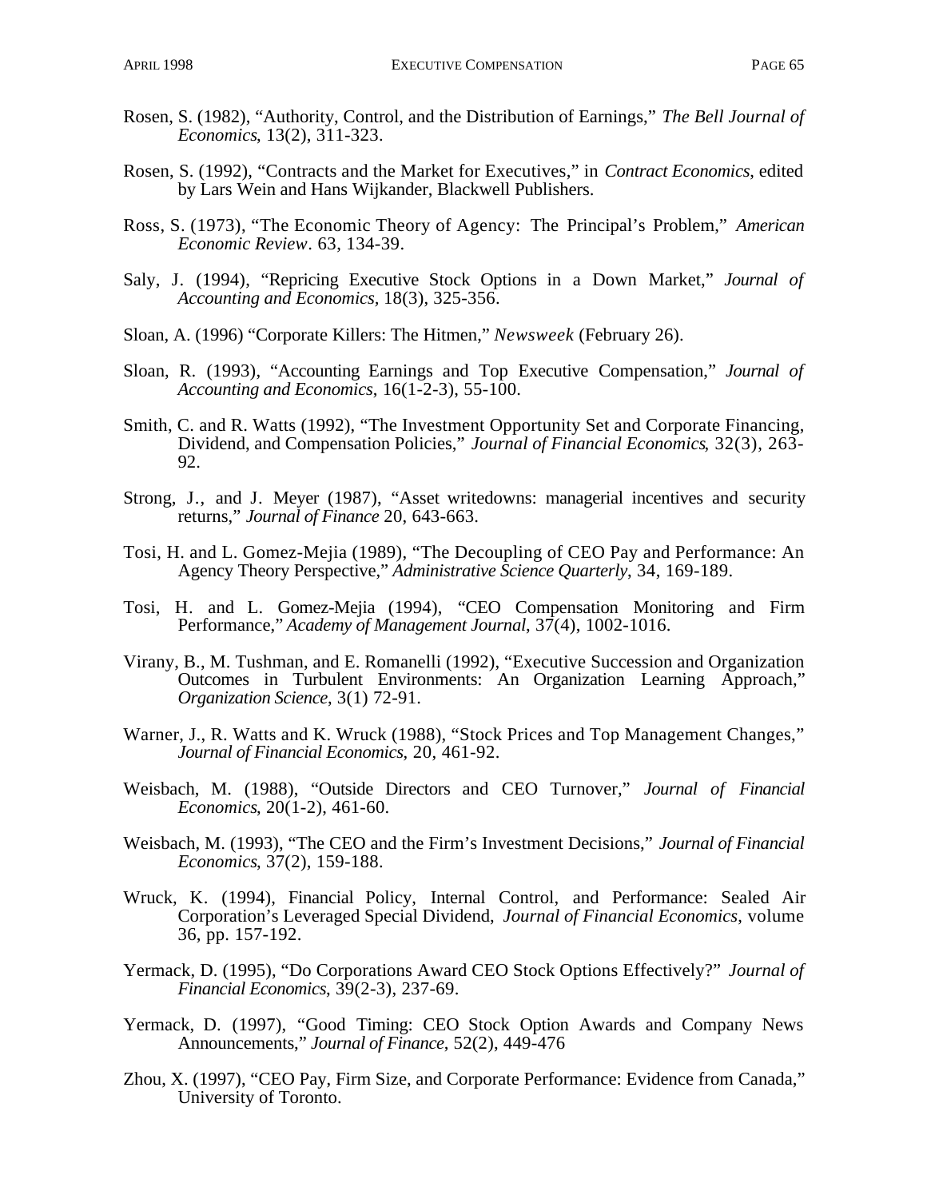Rosen, S. (1982), "Authority, Control, and the Distribution of Earnings," *The Bell Journal of Economics*, 13(2), 311-323.

Rosen, S. (1992), "Contracts and the Market for Executives," in *Contract Economics*, edited by Lars Wein and Hans Wijkander, Blackwell Publishers.

Ross, S. (1973), "The Economic Theory of Agency: The Principal's Problem," *American Economic Review*. 63, 134-39.

Saly, J. (1994), "Repricing Executive Stock Options in a Down Market," *Journal of Accounting and Economics,* 18(3), 325-356.

Sloan, A. (1996) "Corporate Killers: The Hitmen," *Newsweek* (February 26).

Sloan, R. (1993), "Accounting Earnings and Top Executive Compensation," *Journal of Accounting and Economics*, 16(1-2-3), 55-100.

Smith, C. and R. Watts (1992), "The Investment Opportunity Set and Corporate Financing, Dividend, and Compensation Policies," *Journal of Financial Economics*, 32(3), 263-92.

Strong, J., and J. Meyer (1987), "Asset writedowns: managerial incentives and security returns," *Journal of Finance* 20, 643-663.

Tosi, H. and L. Gomez-Mejia (1989), "The Decoupling of CEO Pay and Performance: An Agency Theory Perspective," *Administrative Science Quarterly*, 34, 169-189.

Tosi, H. and L. Gomez-Mejia (1994), "CEO Compensation Monitoring and Firm Performance," *Academy of Management Journal*, 37(4), 1002-1016.

Virany, B., M. Tushman, and E. Romanelli (1992), "Executive Succession and Organization Outcomes in Turbulent Environments: An Organization Learning Approach," *Organization Science*, 3(1) 72-91.

Warner, J., R. Watts and K. Wruck (1988), "Stock Prices and Top Management Changes," *Journal of Financial Economics*, 20, 461-92.

Weisbach, M. (1988), "Outside Directors and CEO Turnover," *Journal of Financial Economics*, 20(1-2), 461-60.

Weisbach, M. (1993), "The CEO and the Firm's Investment Decisions," *Journal of Financial Economics*, 37(2), 159-188.

Wruck, K. (1994), Financial Policy, Internal Control, and Performance: Sealed Air Corporation's Leveraged Special Dividend, *Journal of Financial Economics*, volume 36, pp. 157-192.

Yermack, D. (1995), "Do Corporations Award CEO Stock Options Effectively?" *Journal of Financial Economics*, 39(2-3), 237-69.

Yermack, D. (1997), "Good Timing: CEO Stock Option Awards and Company News Announcements," *Journal of Finance*, 52(2), 449-476

Zhou, X. (1997), "CEO Pay, Firm Size, and Corporate Performance: Evidence from Canada," University of Toronto.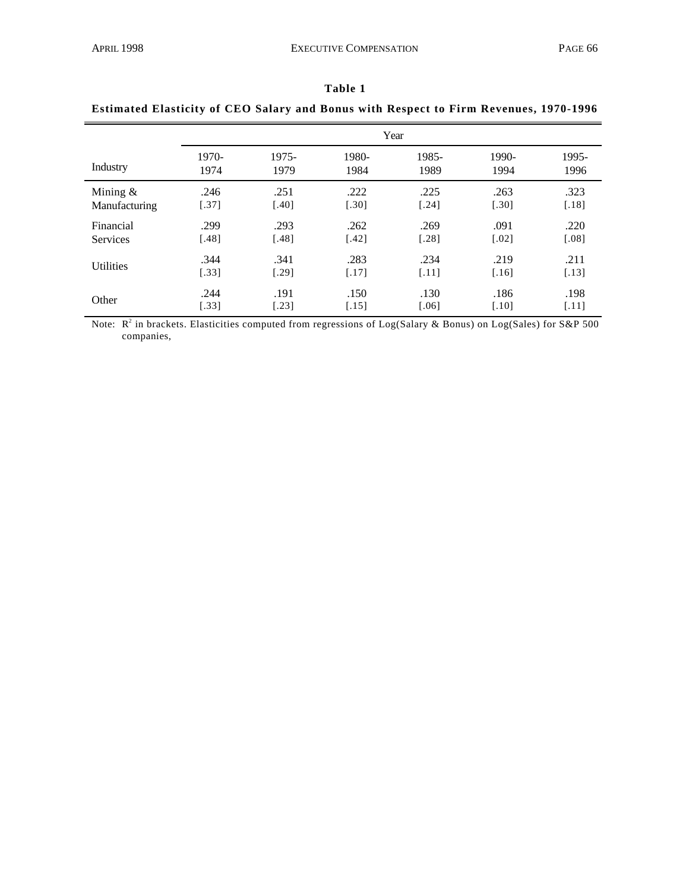**Table 1**

**Estimated Elasticity of CEO Salary and Bonus with Respect to Firm Revenues, 1970-1996**

| | Year | | | | | |
|---|---|---|---|---|---|---|
| Industry | 1970-1974 | 1975-1979 | 1980-1984 | 1985-1989 | 1990-1994 | 1995-1996 |
| Mining & Manufacturing | .246 [.37] | .251 [.40] | .222 [.30] | .225 [.24] | .263 [.30] | .323 [.18] |
| Financial Services | .299 [.48] | .293 [.48] | .262 [.42] | .269 [.28] | .091 [.02] | .220 [.08] |
| Utilities | .344 [.33] | .341 [.29] | .283 [.17] | .234 [.11] | .219 [.16] | .211 [.13] |
| Other | .244 [.33] | .191 [.23] | .150 [.15] | .130 [.06] | .186 [.10] | .198 [.11] |

Note: $R^2$ in brackets. Elasticities computed from regressions of Log(Salary & Bonus) on Log(Sales) for S&P 500 companies,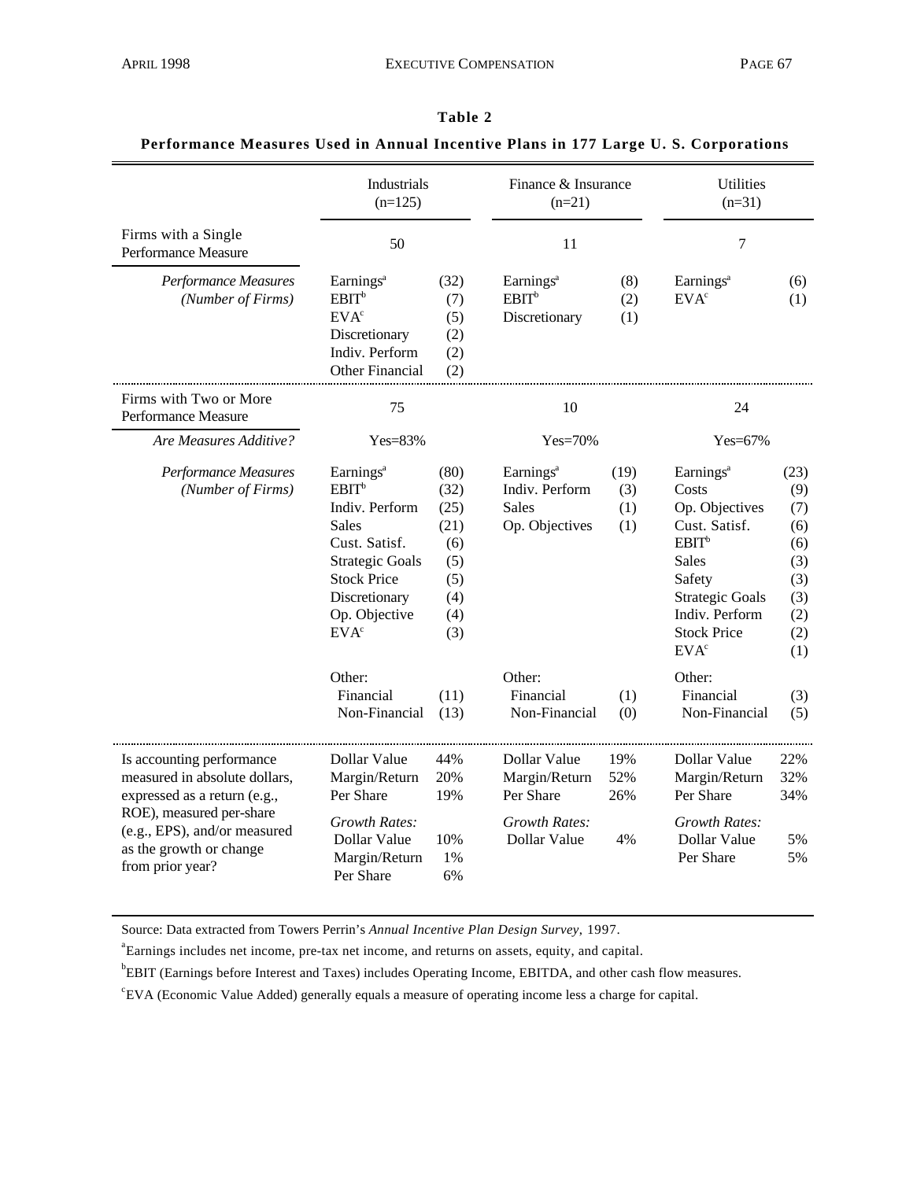**Table 2**

**Performance Measures Used in Annual Incentive Plans in 177 Large U. S. Corporations**

| | Industrials (n=125) | | Finance & Insurance (n=21) | | Utilities (n=31) | |
|---|---|---|---|---|---|---|
| Firms with a Single Performance Measure | 50 | | 11 | | 7 | |
| *Performance Measures (Number of Firms)* | Earnings[a] | (32) | Earnings[a] | (8) | Earnings[a] | (6) |
| | EBIT[b] | (7) | EBIT[b] | (2) | EVA[c] | (1) |
| | EVA[c] | (5) | Discretionary | (1) | | |
| | Discretionary | (2) | | | | |
| | Indiv. Perform | (2) | | | | |
| | Other Financial | (2) | | | | |
| Firms with Two or More Performance Measure | 75 | | 10 | | 24 | |
| *Are Measures Additive?* | Yes=83% | | Yes=70% | | Yes=67% | |
| *Performance Measures (Number of Firms)* | Earnings[a] | (80) | Earnings[a] | (19) | Earnings[a] | (23) |
| | EBIT[b] | (32) | Indiv. Perform | (3) | Costs | (9) |
| | Indiv. Perform | (25) | Sales | (1) | Op. Objectives | (7) |
| | Sales | (21) | Op. Objectives | (1) | Cust. Satisf. | (6) |
| | Cust. Satisf. | (6) | | | EBIT[b] | (6) |
| | Strategic Goals | (5) | | | Sales | (3) |
| | Stock Price | (5) | | | Safety | (3) |
| | Discretionary | (4) | | | Strategic Goals | (3) |
| | Op. Objective | (4) | | | Indiv. Perform | (2) |
| | EVA[c] | (3) | | | Stock Price | (2) |
| | | | | | EVA[c] | (1) |
| | Other: | | Other: | | Other: | |
| | Financial | (11) | Financial | (1) | Financial | (3) |
| | Non-Financial | (13) | Non-Financial | (0) | Non-Financial | (5) |
| Is accounting performance measured in absolute dollars, expressed as a return (e.g., ROE), measured per-share (e.g., EPS), and/or measured as the growth or change from prior year? | Dollar Value | 44% | Dollar Value | 19% | Dollar Value | 22% |
| | Margin/Return | 20% | Margin/Return | 52% | Margin/Return | 32% |
| | Per Share | 19% | Per Share | 26% | Per Share | 34% |
| | *Growth Rates:* | | *Growth Rates:* | | *Growth Rates:* | |
| | Dollar Value | 10% | Dollar Value | 4% | Dollar Value | 5% |
| | Margin/Return | 1% | | | Per Share | 5% |
| | Per Share | 6% | | | | |

Source: Data extracted from Towers Perrin's *Annual Incentive Plan Design Survey*, 1997.

[a]Earnings includes net income, pre-tax net income, and returns on assets, equity, and capital.

[b]EBIT (Earnings before Interest and Taxes) includes Operating Income, EBITDA, and other cash flow measures.

[c]EVA (Economic Value Added) generally equals a measure of operating income less a charge for capital.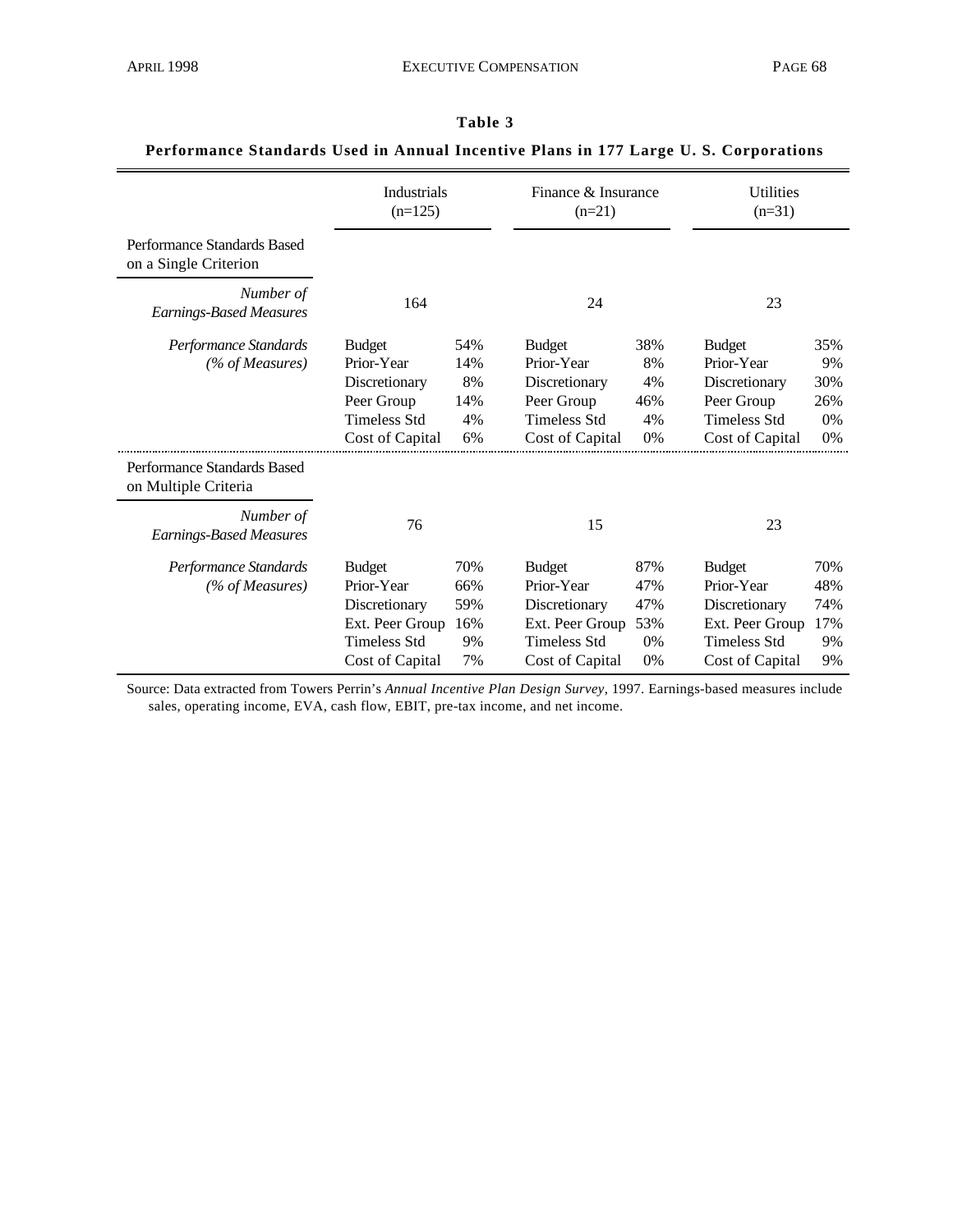**Table 3**

**Performance Standards Used in Annual Incentive Plans in 177 Large U. S. Corporations**

| | Industrials (n=125) | | Finance & Insurance (n=21) | | Utilities (n=31) | |
|---|---|---|---|---|---|---|
| **Performance Standards Based on a Single Criterion** | | | | | | |
| *Number of Earnings-Based Measures* | 164 | | 24 | | 23 | |
| *Performance Standards (% of Measures)* | Budget | 54% | Budget | 38% | Budget | 35% |
| | Prior-Year | 14% | Prior-Year | 8% | Prior-Year | 9% |
| | Discretionary | 8% | Discretionary | 4% | Discretionary | 30% |
| | Peer Group | 14% | Peer Group | 46% | Peer Group | 26% |
| | Timeless Std | 4% | Timeless Std | 4% | Timeless Std | 0% |
| | Cost of Capital | 6% | Cost of Capital | 0% | Cost of Capital | 0% |
| **Performance Standards Based on Multiple Criteria** | | | | | | |
| *Number of Earnings-Based Measures* | 76 | | 15 | | 23 | |
| *Performance Standards (% of Measures)* | Budget | 70% | Budget | 87% | Budget | 70% |
| | Prior-Year | 66% | Prior-Year | 47% | Prior-Year | 48% |
| | Discretionary | 59% | Discretionary | 47% | Discretionary | 74% |
| | Ext. Peer Group | 16% | Ext. Peer Group | 53% | Ext. Peer Group | 17% |
| | Timeless Std | 9% | Timeless Std | 0% | Timeless Std | 9% |
| | Cost of Capital | 7% | Cost of Capital | 0% | Cost of Capital | 9% |

Source: Data extracted from Towers Perrin's *Annual Incentive Plan Design Survey*, 1997. Earnings-based measures include sales, operating income, EVA, cash flow, EBIT, pre-tax income, and net income.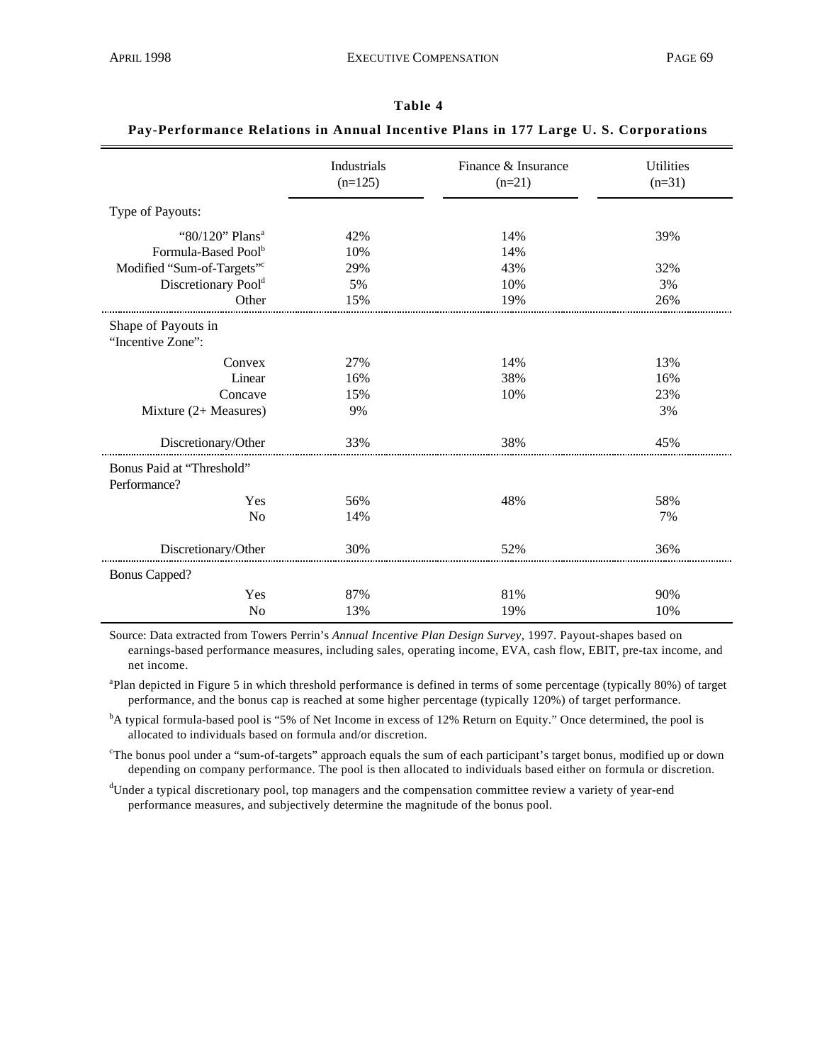**Table 4**

**Pay-Performance Relations in Annual Incentive Plans in 177 Large U. S. Corporations**

| | Industrials (n=125) | Finance & Insurance (n=21) | Utilities (n=31) |
|---|---|---|---|
| Type of Payouts: | | | |
| "80/120" Plans[a] | 42% | 14% | 39% |
| Formula-Based Pool[b] | 10% | 14% | |
| Modified "Sum-of-Targets"[c] | 29% | 43% | 32% |
| Discretionary Pool[d] | 5% | 10% | 3% |
| Other | 15% | 19% | 26% |
| Shape of Payouts in "Incentive Zone": | | | |
| Convex | 27% | 14% | 13% |
| Linear | 16% | 38% | 16% |
| Concave | 15% | 10% | 23% |
| Mixture (2+ Measures) | 9% | | 3% |
| Discretionary/Other | 33% | 38% | 45% |
| Bonus Paid at "Threshold" Performance? | | | |
| Yes | 56% | 48% | 58% |
| No | 14% | | 7% |
| Discretionary/Other | 30% | 52% | 36% |
| Bonus Capped? | | | |
| Yes | 87% | 81% | 90% |
| No | 13% | 19% | 10% |

Source: Data extracted from Towers Perrin's *Annual Incentive Plan Design Survey*, 1997. Payout-shapes based on earnings-based performance measures, including sales, operating income, EVA, cash flow, EBIT, pre-tax income, and net income.

[a]Plan depicted in Figure 5 in which threshold performance is defined in terms of some percentage (typically 80%) of target performance, and the bonus cap is reached at some higher percentage (typically 120%) of target performance.

[b]A typical formula-based pool is "5% of Net Income in excess of 12% Return on Equity." Once determined, the pool is allocated to individuals based on formula and/or discretion.

[c]The bonus pool under a "sum-of-targets" approach equals the sum of each participant's target bonus, modified up or down depending on company performance. The pool is then allocated to individuals based either on formula or discretion.

[d]Under a typical discretionary pool, top managers and the compensation committee review a variety of year-end performance measures, and subjectively determine the magnitude of the bonus pool.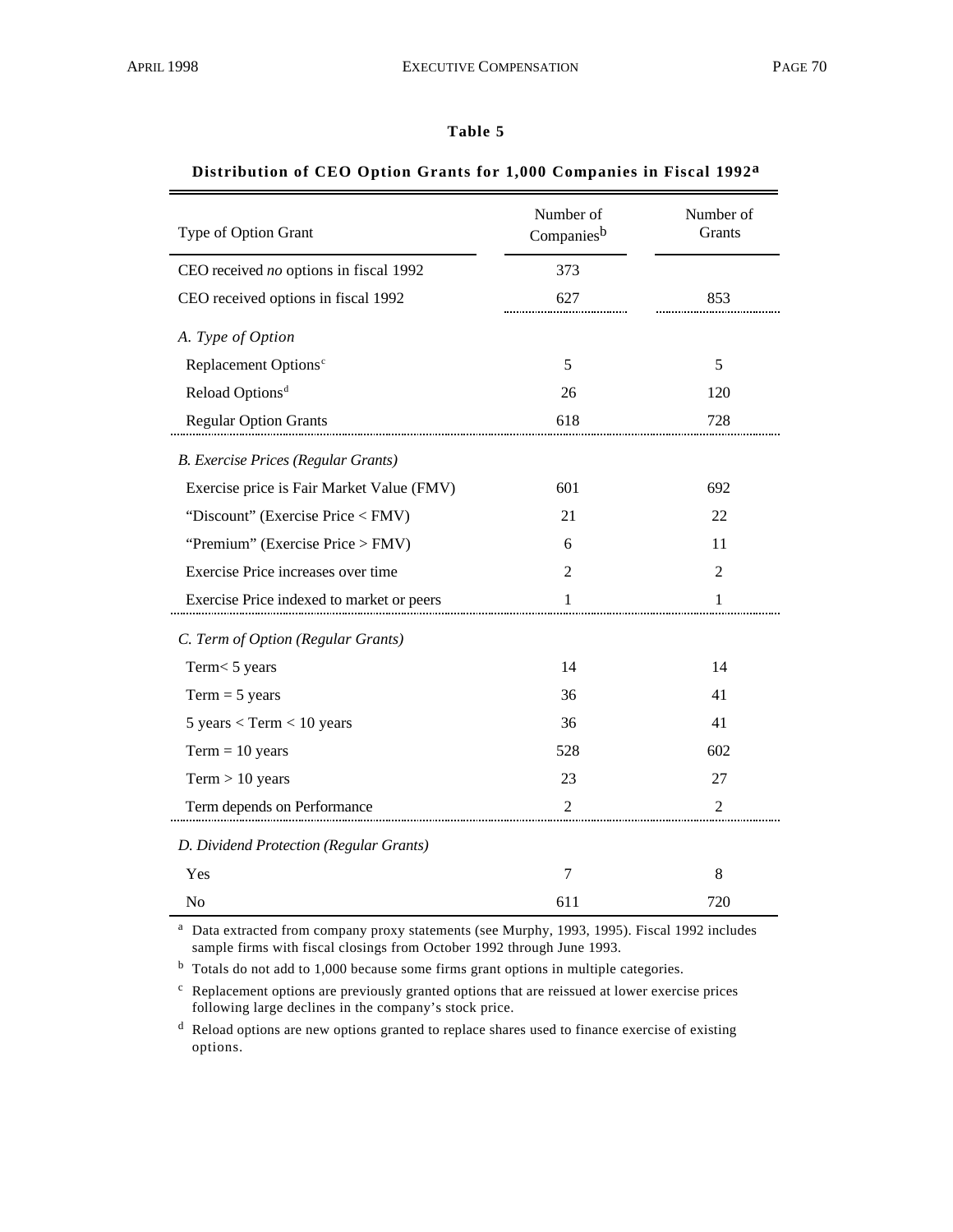**Table 5**

**Distribution of CEO Option Grants for 1,000 Companies in Fiscal 1992[a]**

| Type of Option Grant | Number of Companies[b] | Number of Grants |
|---|---|---|
| CEO received *no* options in fiscal 1992 | 373 | |
| CEO received options in fiscal 1992 | 627 | 853 |
| *A. Type of Option* | | |
| Replacement Options[c] | 5 | 5 |
| Reload Options[d] | 26 | 120 |
| Regular Option Grants | 618 | 728 |
| *B. Exercise Prices (Regular Grants)* | | |
| Exercise price is Fair Market Value (FMV) | 601 | 692 |
| "Discount" (Exercise Price < FMV) | 21 | 22 |
| "Premium" (Exercise Price > FMV) | 6 | 11 |
| Exercise Price increases over time | 2 | 2 |
| Exercise Price indexed to market or peers | 1 | 1 |
| *C. Term of Option (Regular Grants)* | | |
| Term< 5 years | 14 | 14 |
| Term = 5 years | 36 | 41 |
| 5 years < Term < 10 years | 36 | 41 |
| Term = 10 years | 528 | 602 |
| Term > 10 years | 23 | 27 |
| Term depends on Performance | 2 | 2 |
| *D. Dividend Protection (Regular Grants)* | | |
| Yes | 7 | 8 |
| No | 611 | 720 |

[a] Data extracted from company proxy statements (see Murphy, 1993, 1995). Fiscal 1992 includes sample firms with fiscal closings from October 1992 through June 1993.

[b] Totals do not add to 1,000 because some firms grant options in multiple categories.

[c] Replacement options are previously granted options that are reissued at lower exercise prices following large declines in the company's stock price.

[d] Reload options are new options granted to replace shares used to finance exercise of existing options.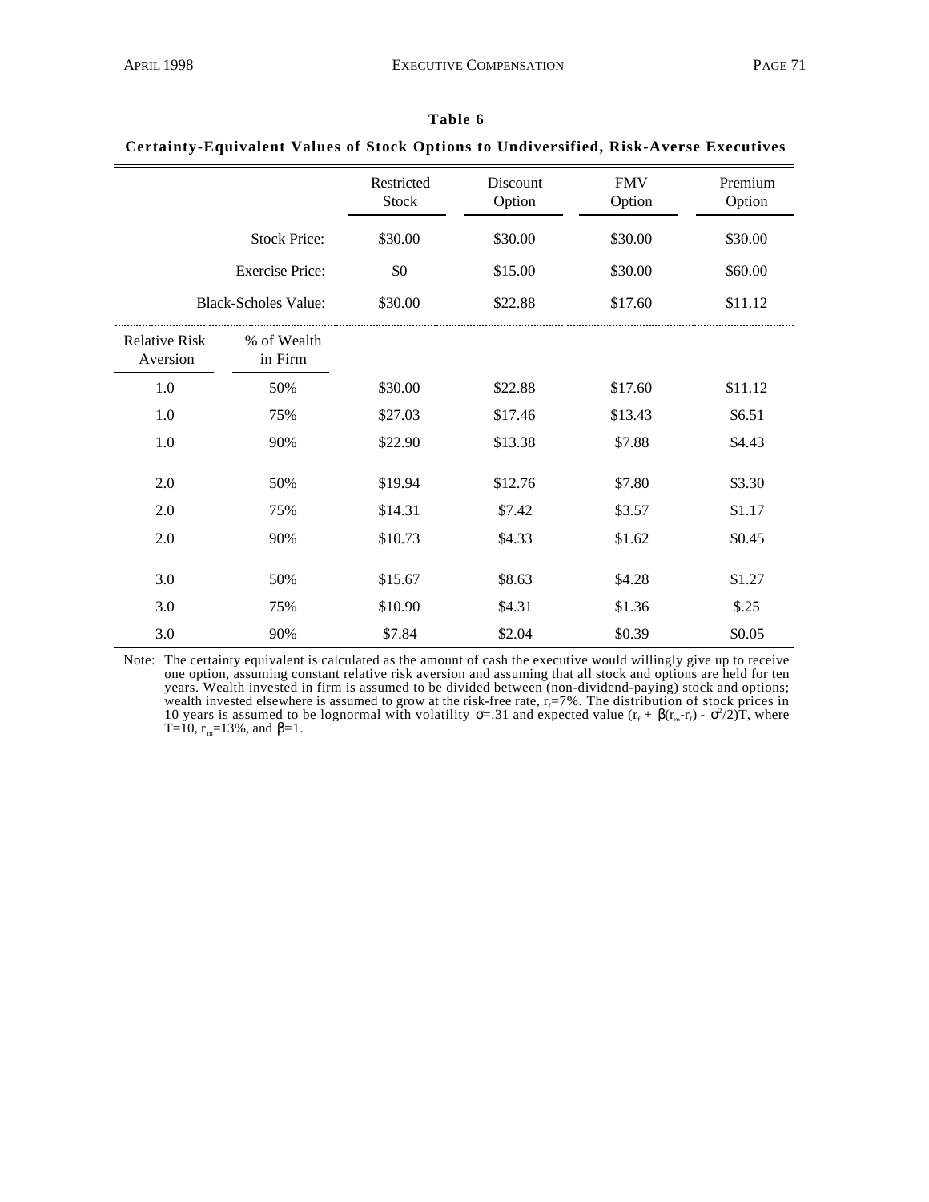**Table 6**

**Certainty-Equivalent Values of Stock Options to Undiversified, Risk-Averse Executives**

| | | Restricted Stock | Discount Option | FMV Option | Premium Option |
|---|---|---|---|---|---|
| | Stock Price: | $30.00 | $30.00 | $30.00 | $30.00 |
| | Exercise Price: | $0 | $15.00 | $30.00 | $60.00 |
| | Black-Scholes Value: | $30.00 | $22.88 | $17.60 | $11.12 |
| Relative Risk Aversion | % of Wealth in Firm | | | | |
| 1.0 | 50% | $30.00 | $22.88 | $17.60 | $11.12 |
| 1.0 | 75% | $27.03 | $17.46 | $13.43 | $6.51 |
| 1.0 | 90% | $22.90 | $13.38 | $7.88 | $4.43 |
| 2.0 | 50% | $19.94 | $12.76 | $7.80 | $3.30 |
| 2.0 | 75% | $14.31 | $7.42 | $3.57 | $1.17 |
| 2.0 | 90% | $10.73 | $4.33 | $1.62 | $0.45 |
| 3.0 | 50% | $15.67 | $8.63 | $4.28 | $1.27 |
| 3.0 | 75% | $10.90 | $4.31 | $1.36 | $.25 |
| 3.0 | 90% | $7.84 | $2.04 | $0.39 | $0.05 |

Note: The certainty equivalent is calculated as the amount of cash the executive would willingly give up to receive one option, assuming constant relative risk aversion and assuming that all stock and options are held for ten years. Wealth invested in firm is assumed to be divided between (non-dividend-paying) stock and options; wealth invested elsewhere is assumed to grow at the risk-free rate, $r_f$=7%. The distribution of stock prices in 10 years is assumed to be lognormal with volatility $\sigma$=.31 and expected value $(r_f + \beta(r_m - r_f) - \sigma^2/2)T$, where $T$=10, $r_m$=13%, and $\beta$=1.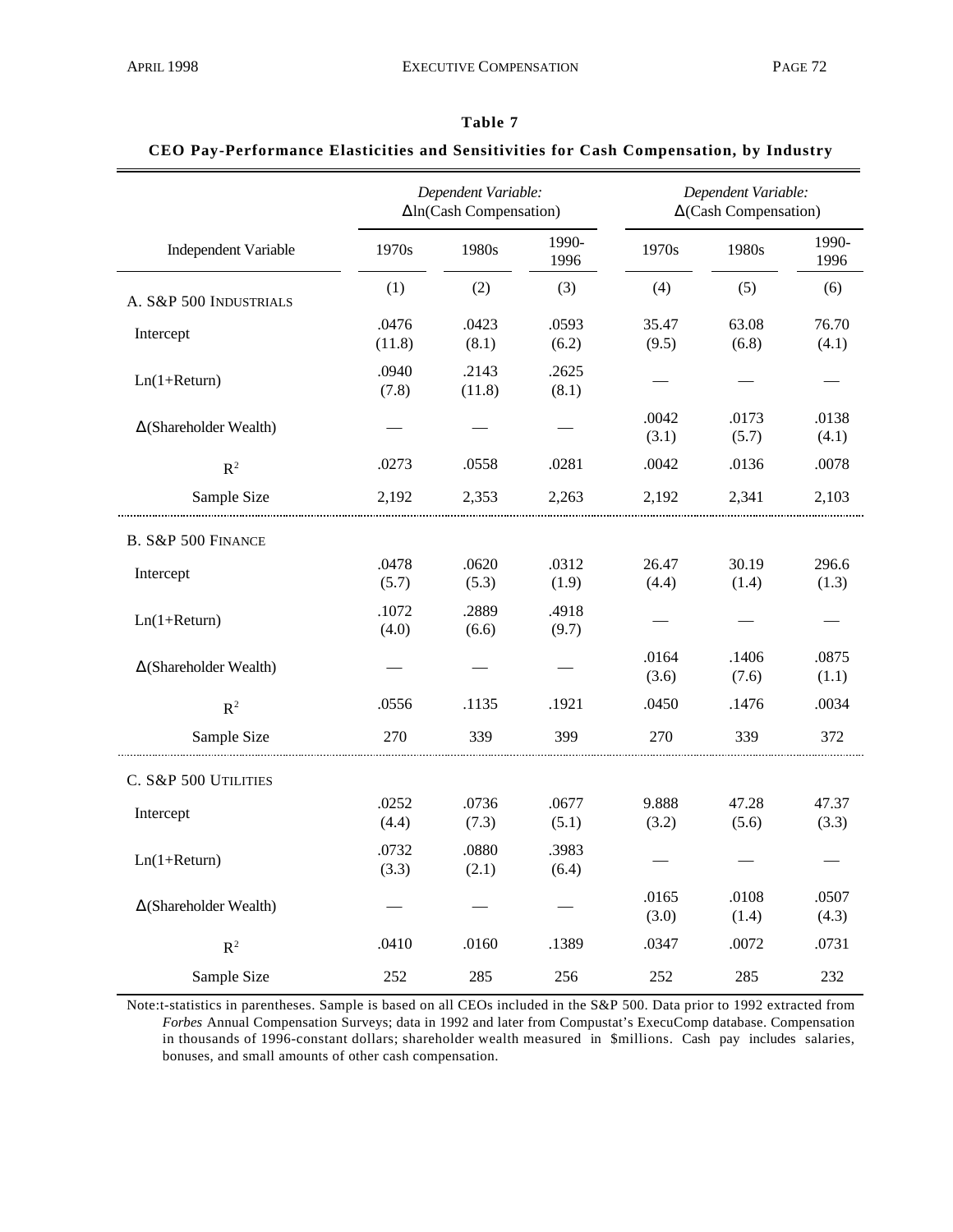**Table 7**

**CEO Pay-Performance Elasticities and Sensitivities for Cash Compensation, by Industry**

| | *Dependent Variable:* $\Delta$ln(Cash Compensation) | | | *Dependent Variable:* $\Delta$(Cash Compensation) | | |
|---|---|---|---|---|---|---|
| Independent Variable | 1970s | 1980s | 1990-1996 | 1970s | 1980s | 1990-1996 |
| | (1) | (2) | (3) | (4) | (5) | (6) |
| A. S&P 500 INDUSTRIALS | | | | | | |
| Intercept | .0476 (11.8) | .0423 (8.1) | .0593 (6.2) | 35.47 (9.5) | 63.08 (6.8) | 76.70 (4.1) |
| Ln(1+Return) | .0940 (7.8) | .2143 (11.8) | .2625 (8.1) | — | — | — |
| $\Delta$(Shareholder Wealth) | — | — | — | .0042 (3.1) | .0173 (5.7) | .0138 (4.1) |
| $R^2$ | .0273 | .0558 | .0281 | .0042 | .0136 | .0078 |
| Sample Size | 2,192 | 2,353 | 2,263 | 2,192 | 2,341 | 2,103 |
| B. S&P 500 FINANCE | | | | | | |
| Intercept | .0478 (5.7) | .0620 (5.3) | .0312 (1.9) | 26.47 (4.4) | 30.19 (1.4) | 296.6 (1.3) |
| Ln(1+Return) | .1072 (4.0) | .2889 (6.6) | .4918 (9.7) | — | — | — |
| $\Delta$(Shareholder Wealth) | — | — | — | .0164 (3.6) | .1406 (7.6) | .0875 (1.1) |
| $R^2$ | .0556 | .1135 | .1921 | .0450 | .1476 | .0034 |
| Sample Size | 270 | 339 | 399 | 270 | 339 | 372 |
| C. S&P 500 UTILITIES | | | | | | |
| Intercept | .0252 (4.4) | .0736 (7.3) | .0677 (5.1) | 9.888 (3.2) | 47.28 (5.6) | 47.37 (3.3) |
| Ln(1+Return) | .0732 (3.3) | .0880 (2.1) | .3983 (6.4) | — | — | — |
| $\Delta$(Shareholder Wealth) | — | — | — | .0165 (3.0) | .0108 (1.4) | .0507 (4.3) |
| $R^2$ | .0410 | .0160 | .1389 | .0347 | .0072 | .0731 |
| Sample Size | 252 | 285 | 256 | 252 | 285 | 232 |

Note: t-statistics in parentheses. Sample is based on all CEOs included in the S&P 500. Data prior to 1992 extracted from *Forbes* Annual Compensation Surveys; data in 1992 and later from Compustat's ExecuComp database. Compensation in thousands of 1996-constant dollars; shareholder wealth measured in $millions. Cash pay includes salaries, bonuses, and small amounts of other cash compensation.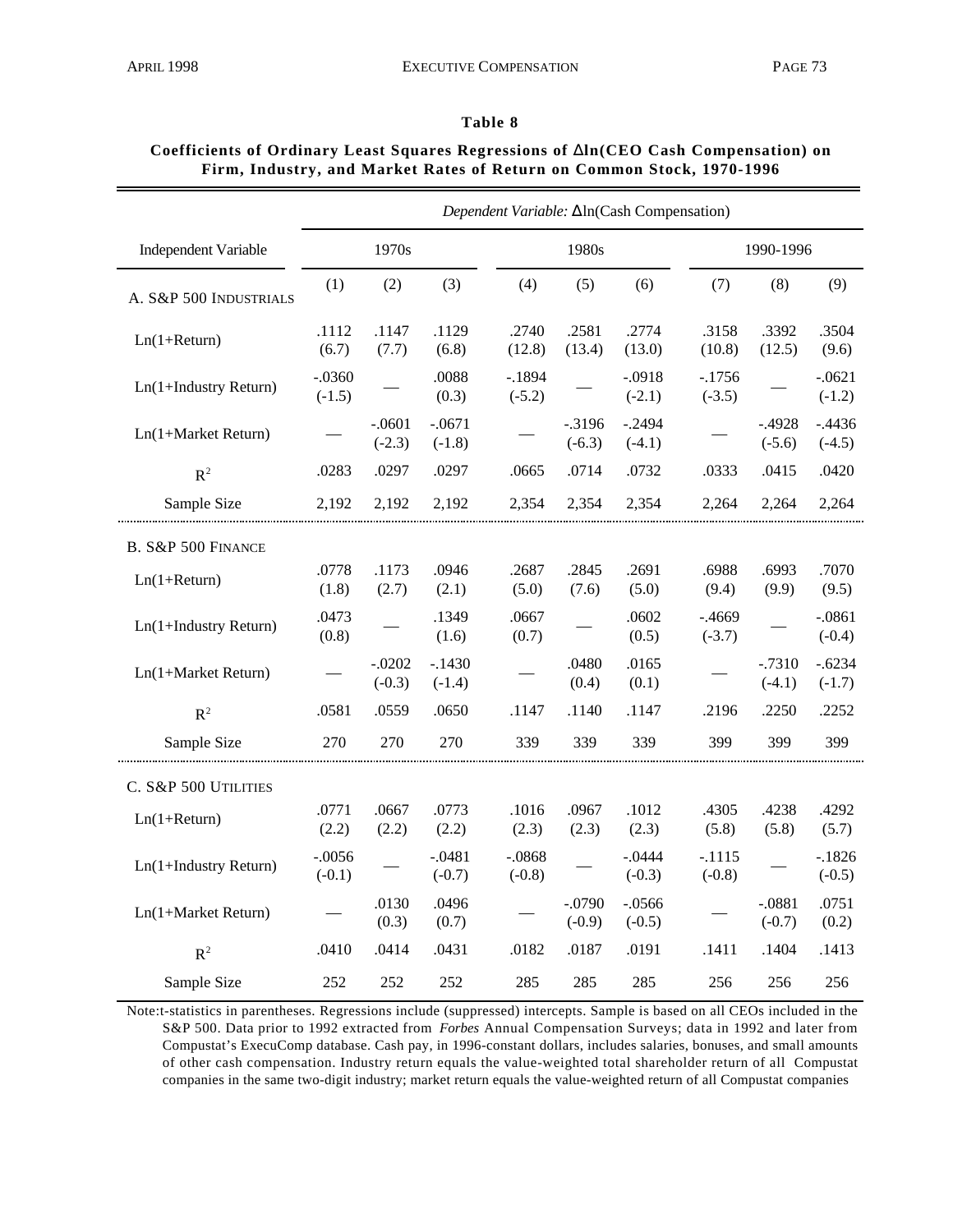**Table 8**

**Coefficients of Ordinary Least Squares Regressions of Δln(CEO Cash Compensation) on Firm, Industry, and Market Rates of Return on Common Stock, 1970-1996**

| | *Dependent Variable:* Δln(Cash Compensation) | | | | | | | | |
|---|---|---|---|---|---|---|---|---|---|
| Independent Variable | 1970s | | | 1980s | | | 1990-1996 | | |
| | (1) | (2) | (3) | (4) | (5) | (6) | (7) | (8) | (9) |
| A. S&P 500 INDUSTRIALS | | | | | | | | | |
| Ln(1+Return) | .1112 (6.7) | .1147 (7.7) | .1129 (6.8) | .2740 (12.8) | .2581 (13.4) | .2774 (13.0) | .3158 (10.8) | .3392 (12.5) | .3504 (9.6) |
| Ln(1+Industry Return) | -.0360 (-1.5) | — | .0088 (0.3) | -.1894 (-5.2) | — | -.0918 (-2.1) | -.1756 (-3.5) | — | -.0621 (-1.2) |
| Ln(1+Market Return) | — | -.0601 (-2.3) | -.0671 (-1.8) | — | -.3196 (-6.3) | -.2494 (-4.1) | — | -.4928 (-5.6) | -.4436 (-4.5) |
| $R^2$ | .0283 | .0297 | .0297 | .0665 | .0714 | .0732 | .0333 | .0415 | .0420 |
| Sample Size | 2,192 | 2,192 | 2,192 | 2,354 | 2,354 | 2,354 | 2,264 | 2,264 | 2,264 |
| B. S&P 500 FINANCE | | | | | | | | | |
| Ln(1+Return) | .0778 (1.8) | .1173 (2.7) | .0946 (2.1) | .2687 (5.0) | .2845 (7.6) | .2691 (5.0) | .6988 (9.4) | .6993 (9.9) | .7070 (9.5) |
| Ln(1+Industry Return) | .0473 (0.8) | — | .1349 (1.6) | .0667 (0.7) | — | .0602 (0.5) | -.4669 (-3.7) | — | -.0861 (-0.4) |
| Ln(1+Market Return) | — | -.0202 (-0.3) | -.1430 (-1.4) | — | .0480 (0.4) | .0165 (0.1) | — | -.7310 (-4.1) | -.6234 (-1.7) |
| $R^2$ | .0581 | .0559 | .0650 | .1147 | .1140 | .1147 | .2196 | .2250 | .2252 |
| Sample Size | 270 | 270 | 270 | 339 | 339 | 339 | 399 | 399 | 399 |
| C. S&P 500 UTILITIES | | | | | | | | | |
| Ln(1+Return) | .0771 (2.2) | .0667 (2.2) | .0773 (2.2) | .1016 (2.3) | .0967 (2.3) | .1012 (2.3) | .4305 (5.8) | .4238 (5.8) | .4292 (5.7) |
| Ln(1+Industry Return) | -.0056 (-0.1) | — | -.0481 (-0.7) | -.0868 (-0.8) | — | -.0444 (-0.3) | -.1115 (-0.8) | — | -.1826 (-0.5) |
| Ln(1+Market Return) | — | .0130 (0.3) | .0496 (0.7) | — | -.0790 (-0.9) | -.0566 (-0.5) | — | -.0881 (-0.7) | .0751 (0.2) |
| $R^2$ | .0410 | .0414 | .0431 | .0182 | .0187 | .0191 | .1411 | .1404 | .1413 |
| Sample Size | 252 | 252 | 252 | 285 | 285 | 285 | 256 | 256 | 256 |

Note: t-statistics in parentheses. Regressions include (suppressed) intercepts. Sample is based on all CEOs included in the S&P 500. Data prior to 1992 extracted from *Forbes* Annual Compensation Surveys; data in 1992 and later from Compustat's ExecuComp database. Cash pay, in 1996-constant dollars, includes salaries, bonuses, and small amounts of other cash compensation. Industry return equals the value-weighted total shareholder return of all Compustat companies in the same two-digit industry; market return equals the value-weighted return of all Compustat companies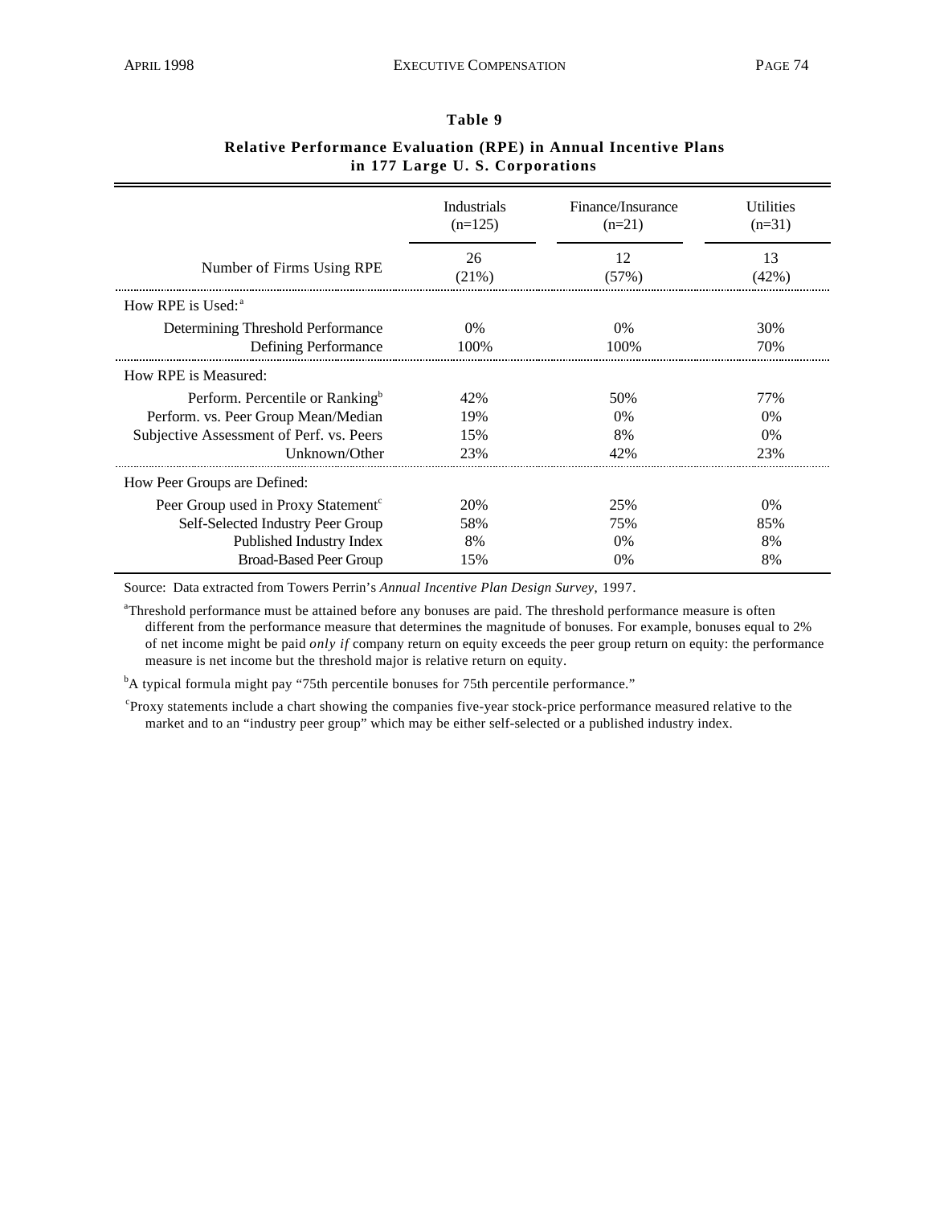**Table 9**

**Relative Performance Evaluation (RPE) in Annual Incentive Plans in 177 Large U. S. Corporations**

| | Industrials (n=125) | Finance/Insurance (n=21) | Utilities (n=31) |
|---|---|---|---|
| Number of Firms Using RPE | 26 (21%) | 12 (57%) | 13 (42%) |
| How RPE is Used:[a] | | | |
| Determining Threshold Performance | 0% | 0% | 30% |
| Defining Performance | 100% | 100% | 70% |
| How RPE is Measured: | | | |
| Perform. Percentile or Ranking[b] | 42% | 50% | 77% |
| Perform. vs. Peer Group Mean/Median | 19% | 0% | 0% |
| Subjective Assessment of Perf. vs. Peers | 15% | 8% | 0% |
| Unknown/Other | 23% | 42% | 23% |
| How Peer Groups are Defined: | | | |
| Peer Group used in Proxy Statement[c] | 20% | 25% | 0% |
| Self-Selected Industry Peer Group | 58% | 75% | 85% |
| Published Industry Index | 8% | 0% | 8% |
| Broad-Based Peer Group | 15% | 0% | 8% |

Source: Data extracted from Towers Perrin's *Annual Incentive Plan Design Survey,* 1997.

[a]Threshold performance must be attained before any bonuses are paid. The threshold performance measure is often different from the performance measure that determines the magnitude of bonuses. For example, bonuses equal to 2% of net income might be paid *only if* company return on equity exceeds the peer group return on equity: the performance measure is net income but the threshold major is relative return on equity.

[b]A typical formula might pay "75th percentile bonuses for 75th percentile performance."

[c]Proxy statements include a chart showing the companies five-year stock-price performance measured relative to the market and to an "industry peer group" which may be either self-selected or a published industry index.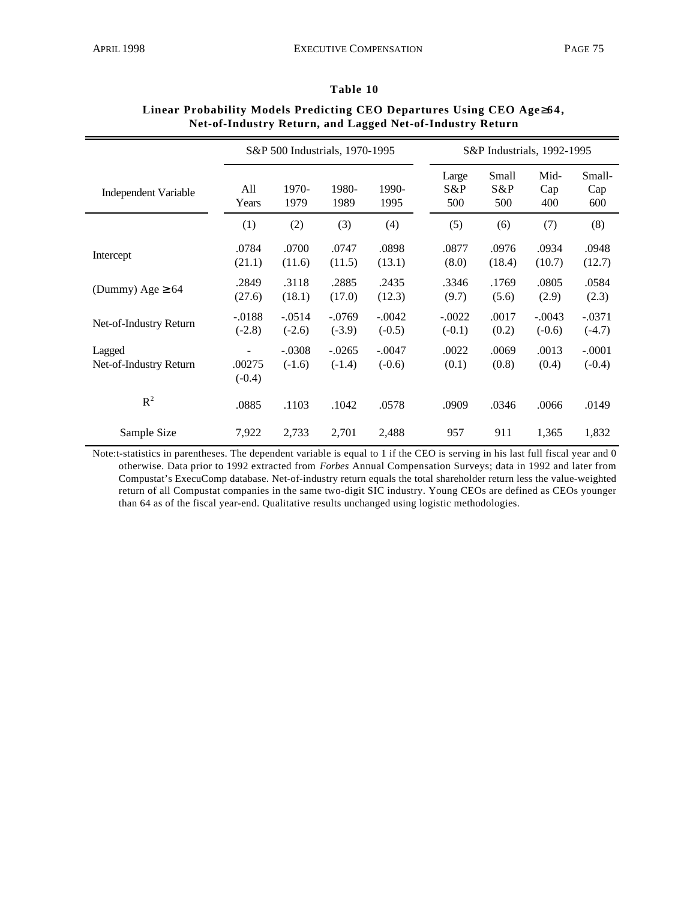**Table 10**

**Linear Probability Models Predicting CEO Departures Using CEO Age≥64, Net-of-Industry Return, and Lagged Net-of-Industry Return**

| Independent Variable | S&P 500 Industrials, 1970-1995 | | | | S&P Industrials, 1992-1995 | | | |
|---|---|---|---|---|---|---|---|---|
| | All Years | 1970-1979 | 1980-1989 | 1990-1995 | Large S&P 500 | Small S&P 500 | Mid-Cap 400 | Small-Cap 600 |
| | (1) | (2) | (3) | (4) | (5) | (6) | (7) | (8) |
| Intercept | .0784 (21.1) | .0700 (11.6) | .0747 (11.5) | .0898 (13.1) | .0877 (8.0) | .0976 (18.4) | .0934 (10.7) | .0948 (12.7) |
| (Dummy) Age ≥ 64 | .2849 (27.6) | .3118 (18.1) | .2885 (17.0) | .2435 (12.3) | .3346 (9.7) | .1769 (5.6) | .0805 (2.9) | .0584 (2.3) |
| Net-of-Industry Return | -.0188 (-2.8) | -.0514 (-2.6) | -.0769 (-3.9) | -.0042 (-0.5) | -.0022 (-0.1) | .0017 (0.2) | -.0043 (-0.6) | -.0371 (-4.7) |
| Lagged Net-of-Industry Return | -.00275 (-0.4) | -.0308 (-1.6) | -.0265 (-1.4) | -.0047 (-0.6) | .0022 (0.1) | .0069 (0.8) | .0013 (0.4) | -.0001 (-0.4) |
| $R^2$ | .0885 | .1103 | .1042 | .0578 | .0909 | .0346 | .0066 | .0149 |
| Sample Size | 7,922 | 2,733 | 2,701 | 2,488 | 957 | 911 | 1,365 | 1,832 |

Note: t-statistics in parentheses. The dependent variable is equal to 1 if the CEO is serving in his last full fiscal year and 0 otherwise. Data prior to 1992 extracted from *Forbes* Annual Compensation Surveys; data in 1992 and later from Compustat's ExecuComp database. Net-of-industry return equals the total shareholder return less the value-weighted return of all Compustat companies in the same two-digit SIC industry. Young CEOs are defined as CEOs younger than 64 as of the fiscal year-end. Qualitative results unchanged using logistic methodologies.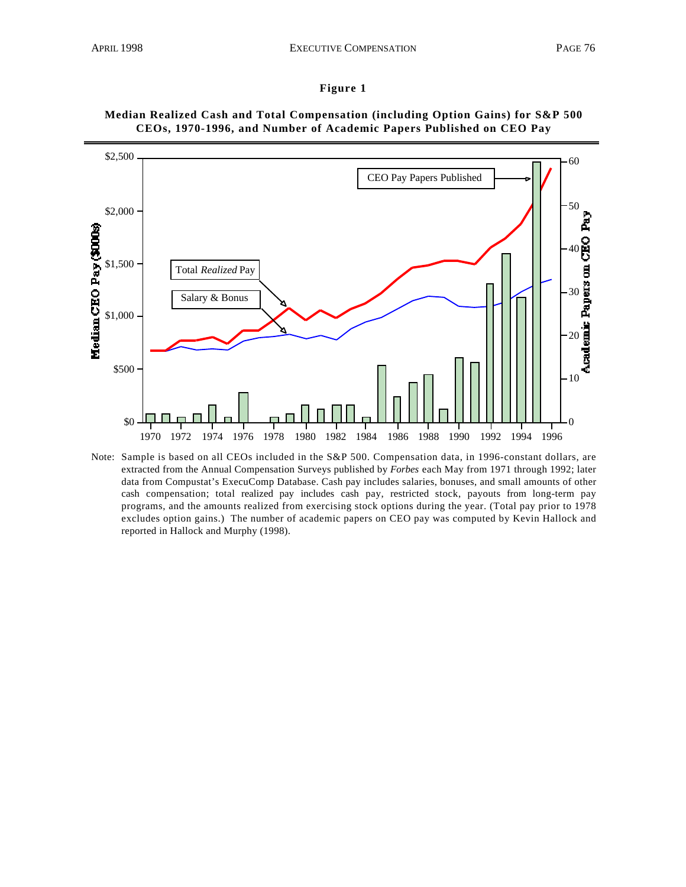**Figure 1**

**Median Realized Cash and Total Compensation (including Option Gains) for S&P 500 CEOs, 1970-1996, and Number of Academic Papers Published on CEO Pay**

Median CEO Pay ($000s)

$2,500
$2,000
$1,500
$1,000
$500
$0

Academic Papers on CEO Pay

60
50
40
30
20
10
0

CEO Pay Papers Published

Total *Realized* Pay

Salary & Bonus

1970 1972 1974 1976 1978 1980 1982 1984 1986 1988 1990 1992 1994 1996

Note: Sample is based on all CEOs included in the S&P 500. Compensation data, in 1996-constant dollars, are extracted from the Annual Compensation Surveys published by *Forbes* each May from 1971 through 1992; later data from Compustat's ExecuComp Database. Cash pay includes salaries, bonuses, and small amounts of other cash compensation; total realized pay includes cash pay, restricted stock, payouts from long-term pay programs, and the amounts realized from exercising stock options during the year. (Total pay prior to 1978 excludes option gains.) The number of academic papers on CEO pay was computed by Kevin Hallock and reported in Hallock and Murphy (1998).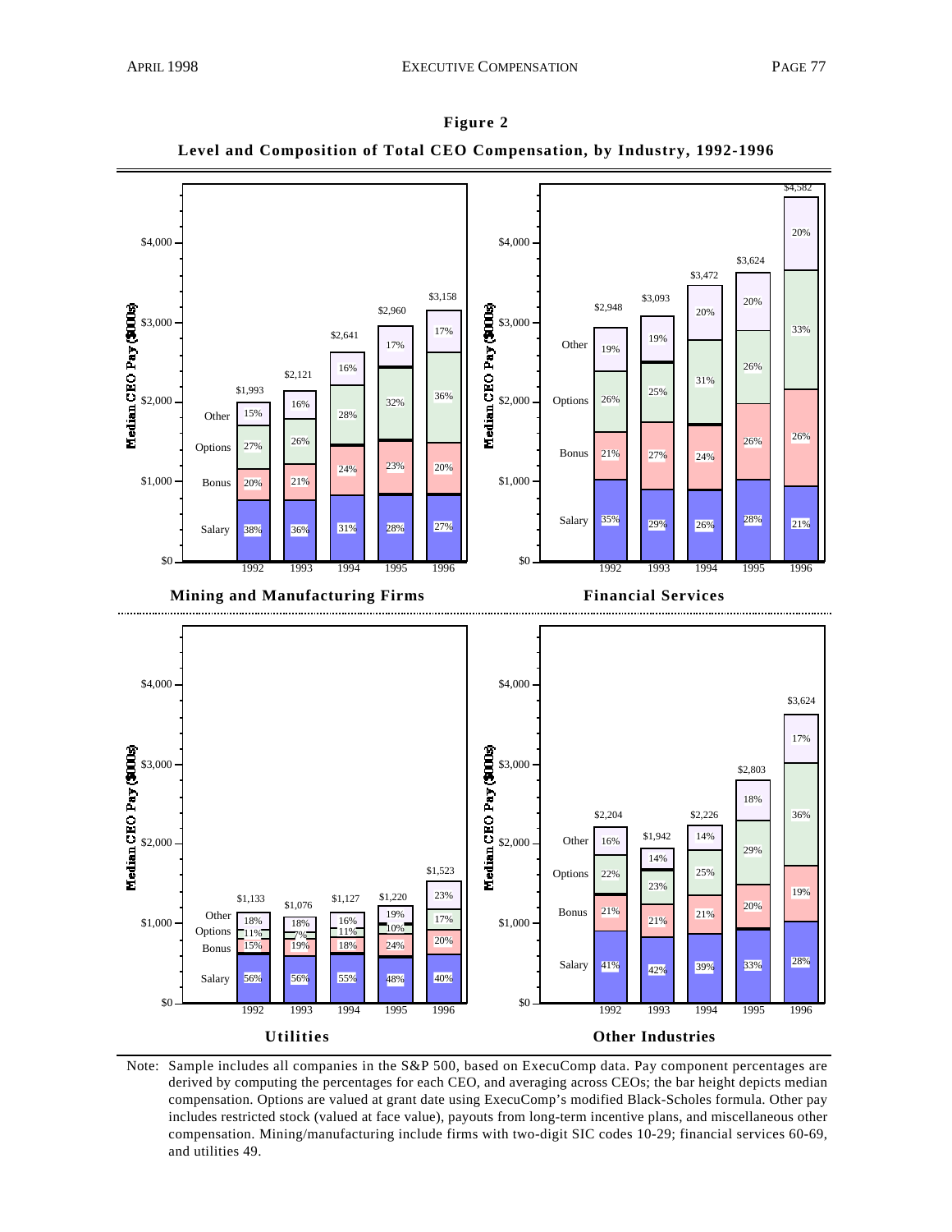**Figure 2**

**Level and Composition of Total CEO Compensation, by Industry, 1992-1996**

**Mining and Manufacturing Firms**

Median CEO Pay ($000s)

$0
$1,000
$2,000
$3,000
$4,000

Other
Options
Bonus
Salary

1992: $1,993 — Salary 38%, Bonus 20%, Options 27%, Other 15%
1993: $2,121 — Salary 36%, Bonus 21%, Options 26%, Other 16%
1994: $2,641 — Salary 31%, Bonus 24%, Options 28%, Other 16%
1995: $2,960 — Salary 28%, Bonus 23%, Options 32%, Other 17%
1996: $3,158 — Salary 27%, Bonus 20%, Options 36%, Other 17%

**Financial Services**

Median CEO Pay ($000s)

$0
$1,000
$2,000
$3,000
$4,000

Other
Options
Bonus
Salary

1992: $2,948 — Salary 35%, Bonus 21%, Options 26%, Other 19%
1993: $3,093 — Salary 29%, Bonus 27%, Options 25%, Other 19%
1994: $3,472 — Salary 26%, Bonus 24%, Options 31%, Other 20%
1995: $3,624 — Salary 28%, Bonus 26%, Options 26%, Other 20%
1996: $4,582 — Salary 21%, Bonus 26%, Options 33%, Other 20%

**Utilities**

Median CEO Pay ($000s)

$0
$1,000
$2,000
$3,000
$4,000

Other
Options
Bonus
Salary

1992: $1,133 — Salary 56%, Bonus 15%, Options 11%, Other 18%
1993: $1,076 — Salary 56%, Bonus 19%, Options 7%, Other 18%
1994: $1,127 — Salary 55%, Bonus 18%, Options 11%, Other 16%
1995: $1,220 — Salary 48%, Bonus 24%, Options 10%, Other 19%
1996: $1,523 — Salary 40%, Bonus 20%, Options 17%, Other 23%

**Other Industries**

Median CEO Pay ($000s)

$0
$1,000
$2,000
$3,000
$4,000

Other
Options
Bonus
Salary

1992: $2,204 — Salary 41%, Bonus 21%, Options 22%, Other 16%
1993: $1,942 — Salary 42%, Bonus 21%, Options 23%, Other 14%
1994: $2,226 — Salary 39%, Bonus 21%, Options 25%, Other 14%
1995: $2,803 — Salary 33%, Bonus 20%, Options 29%, Other 18%
1996: $3,624 — Salary 28%, Bonus 19%, Options 36%, Other 17%

Note: Sample includes all companies in the S&P 500, based on ExecuComp data. Pay component percentages are derived by computing the percentages for each CEO, and averaging across CEOs; the bar height depicts median compensation. Options are valued at grant date using ExecuComp's modified Black-Scholes formula. Other pay includes restricted stock (valued at face value), payouts from long-term incentive plans, and miscellaneous other compensation. Mining/manufacturing include firms with two-digit SIC codes 10-29; financial services 60-69, and utilities 49.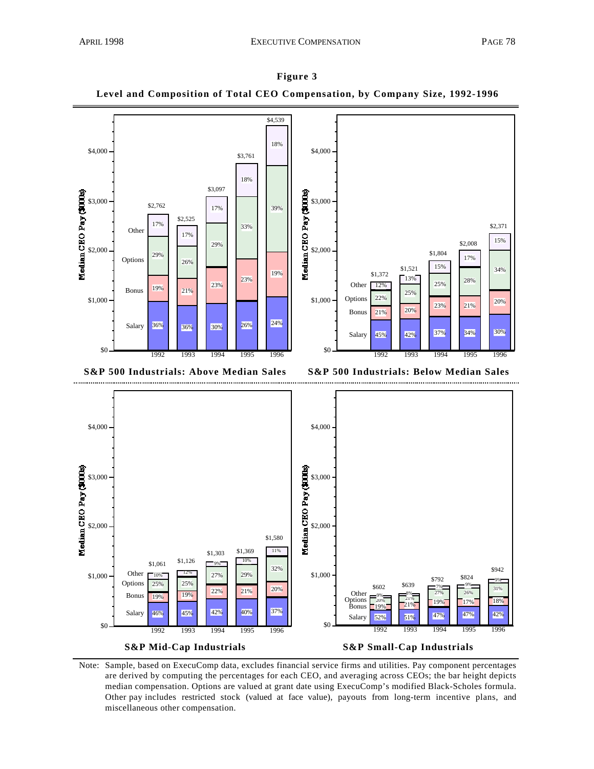**Figure 3**

**Level and Composition of Total CEO Compensation, by Company Size, 1992-1996**

Median CEO Pay ($000s)

$0
$1,000
$2,000
$3,000
$4,000

Other
Options
Bonus
Salary

$2,762 $2,525 $3,097 $3,761 $4,539

17% 17% 17% 18% 18%
29% 26% 29% 33% 39%
19% 21% 23% 23% 19%
36% 36% 30% 26% 24%

1992 1993 1994 1995 1996

**S&P 500 Industrials: Above Median Sales**

Median CEO Pay ($000s)

$0
$1,000
$2,000
$3,000
$4,000

Other
Options
Bonus
Salary

$1,372 $1,521 $1,804 $2,008 $2,371

12% 13% 15% 17% 15%
22% 25% 25% 28% 34%
21% 20% 23% 21% 20%
45% 42% 37% 34% 30%

1992 1993 1994 1995 1996

**S&P 500 Industrials: Below Median Sales**

Median CEO Pay ($000s)

$0
$1,000
$2,000
$3,000
$4,000

Other
Options
Bonus
Salary

$1,061 $1,126 $1,303 $1,369 $1,580

10% 12% 9% 10% 11%
25% 25% 27% 29% 32%
19% 19% 22% 21% 20%
46% 45% 42% 40% 37%

1992 1993 1994 1995 1996

**S&P Mid-Cap Industrials**

Median CEO Pay ($000s)

$0
$1,000
$2,000
$3,000
$4,000

Other
Options
Bonus
Salary

$602 $639 $792 $824 $942

9% 8% 7% 9% 9%
20% 21% 27% 26% 31%
19% 21% 19% 17% 18%
52% 51% 47% 47% 42%

1992 1993 1994 1995 1996

**S&P Small-Cap Industrials**

Note: Sample, based on ExecuComp data, excludes financial service firms and utilities. Pay component percentages are derived by computing the percentages for each CEO, and averaging across CEOs; the bar height depicts median compensation. Options are valued at grant date using ExecuComp's modified Black-Scholes formula. Other pay includes restricted stock (valued at face value), payouts from long-term incentive plans, and miscellaneous other compensation.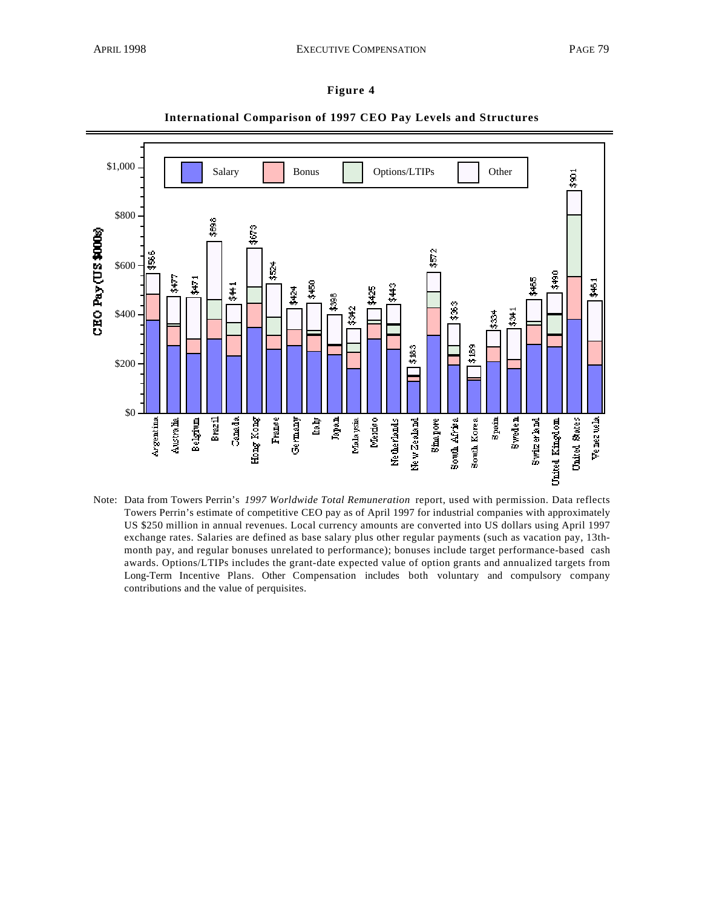**Figure 4**

**International Comparison of 1997 CEO Pay Levels and Structures**

CEO Pay (US $000s)

$1,000
$800
$600
$400
$200
$0

Salary
Bonus
Options/LTIPs
Other

$565 Argentina
$477 Australia
$471 Belgium
$698 Brazil
$441 Canada
$673 Hong Kong
$524 France
$424 Germany
$450 Italy
$398 Japan
$342 Malaysia
$425 Mexico
$443 Netherlands
$183 New Zealand
$572 Singapore
$363 South Africa
$189 South Korea
$334 Spain
$341 Sweden
$465 Switzerland
$490 United Kingdom
$901 United States
$461 Venezuela

Note: Data from Towers Perrin's *1997 Worldwide Total Remuneration* report, used with permission. Data reflects Towers Perrin's estimate of competitive CEO pay as of April 1997 for industrial companies with approximately US $250 million in annual revenues. Local currency amounts are converted into US dollars using April 1997 exchange rates. Salaries are defined as base salary plus other regular payments (such as vacation pay, 13th-month pay, and regular bonuses unrelated to performance); bonuses include target performance-based cash awards. Options/LTIPs includes the grant-date expected value of option grants and annualized targets from Long-Term Incentive Plans. Other Compensation includes both voluntary and compulsory company contributions and the value of perquisites.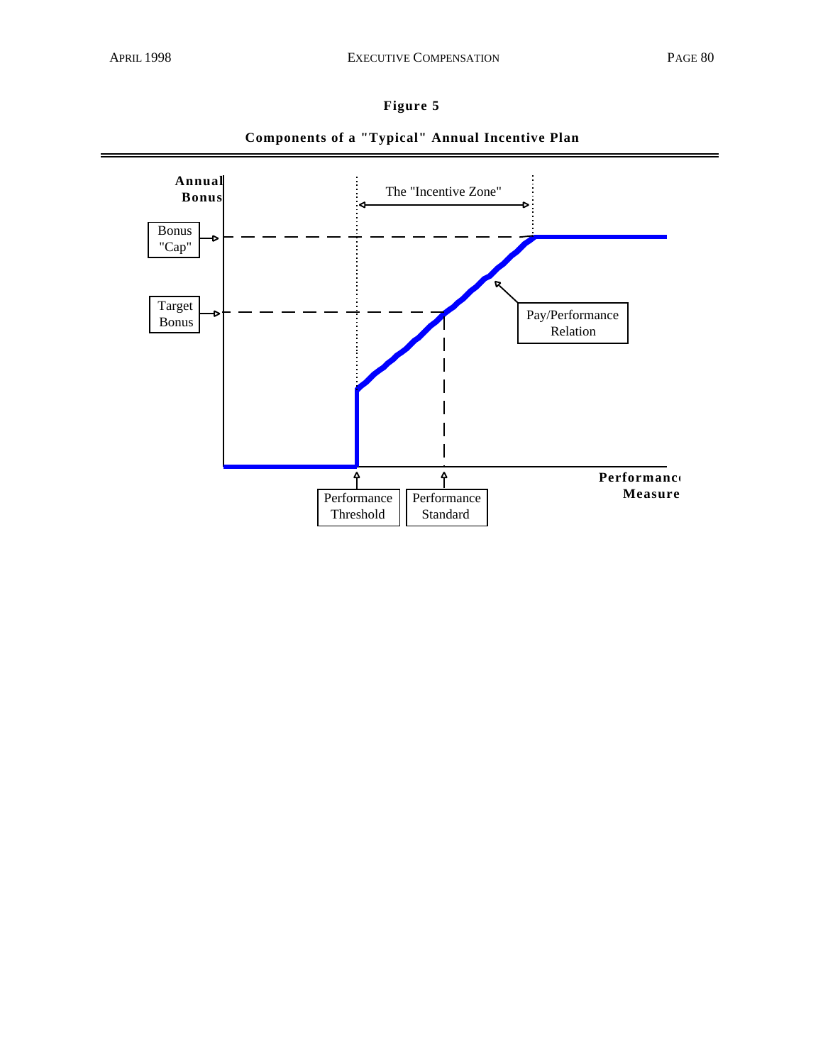**Figure 5**

**Components of a "Typical" Annual Incentive Plan**

**Annual Bonus**

The "Incentive Zone"

Bonus "Cap"

Target Bonus

Pay/Performance Relation

Performance Threshold

Performance Standard

**Performance Measure**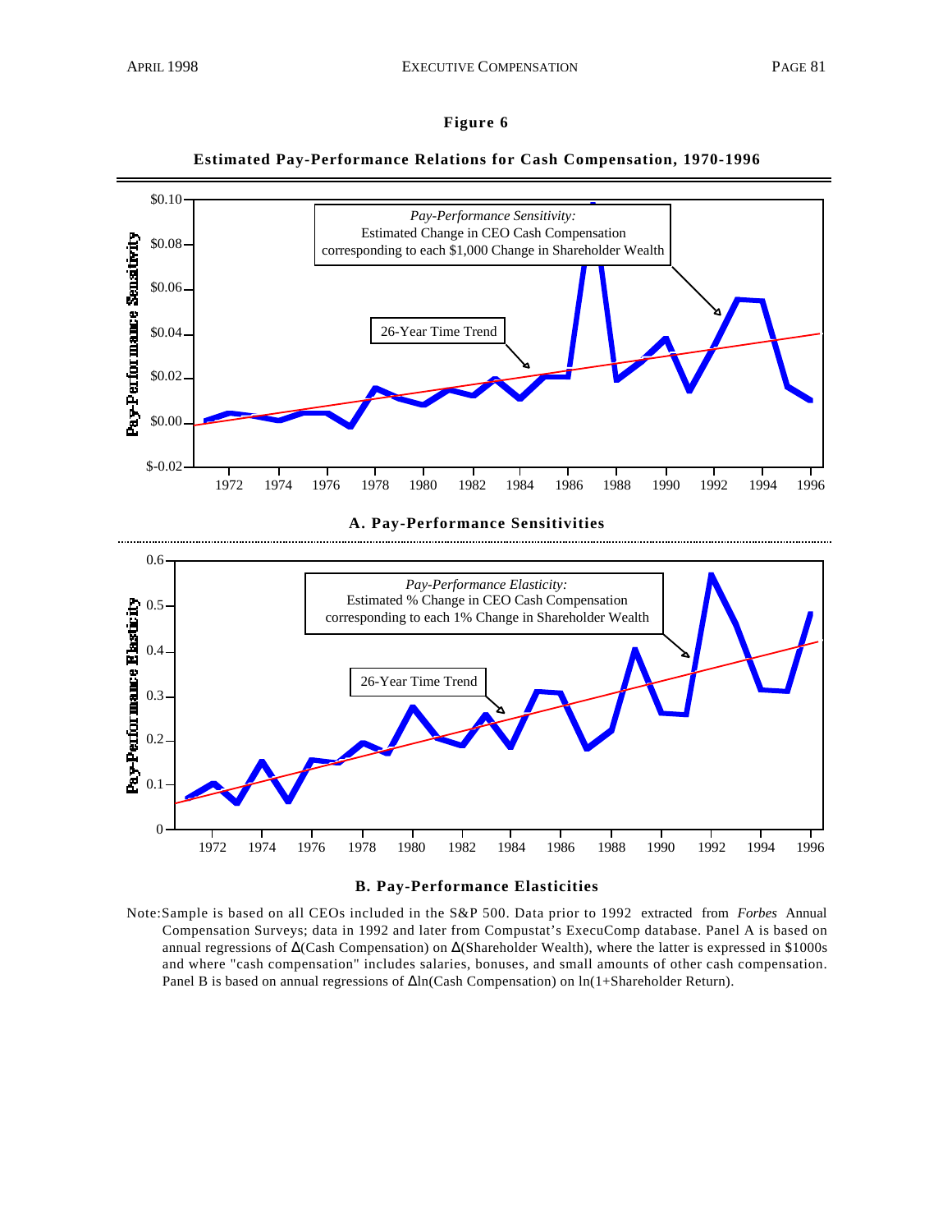**Figure 6**

**Estimated Pay-Performance Relations for Cash Compensation, 1970-1996**

Pay-Performance Sensitivity

$0.10
$0.08
$0.06
$0.04
$0.02
$0.00
$-0.02

1972 1974 1976 1978 1980 1982 1984 1986 1988 1990 1992 1994 1996

*Pay-Performance Sensitivity:*
Estimated Change in CEO Cash Compensation corresponding to each $1,000 Change in Shareholder Wealth

26-Year Time Trend

**A. Pay-Performance Sensitivities**

Pay-Performance Elasticity

0.6
0.5
0.4
0.3
0.2
0.1
0

1972 1974 1976 1978 1980 1982 1984 1986 1988 1990 1992 1994 1996

*Pay-Performance Elasticity:*
Estimated % Change in CEO Cash Compensation corresponding to each 1% Change in Shareholder Wealth

26-Year Time Trend

**B. Pay-Performance Elasticities**

Note: Sample is based on all CEOs included in the S&P 500. Data prior to 1992 extracted from *Forbes* Annual Compensation Surveys; data in 1992 and later from Compustat's ExecuComp database. Panel A is based on annual regressions of $\Delta$(Cash Compensation) on $\Delta$(Shareholder Wealth), where the latter is expressed in $1000s and where "cash compensation" includes salaries, bonuses, and small amounts of other cash compensation. Panel B is based on annual regressions of $\Delta\ln$(Cash Compensation) on $\ln$(1+Shareholder Return).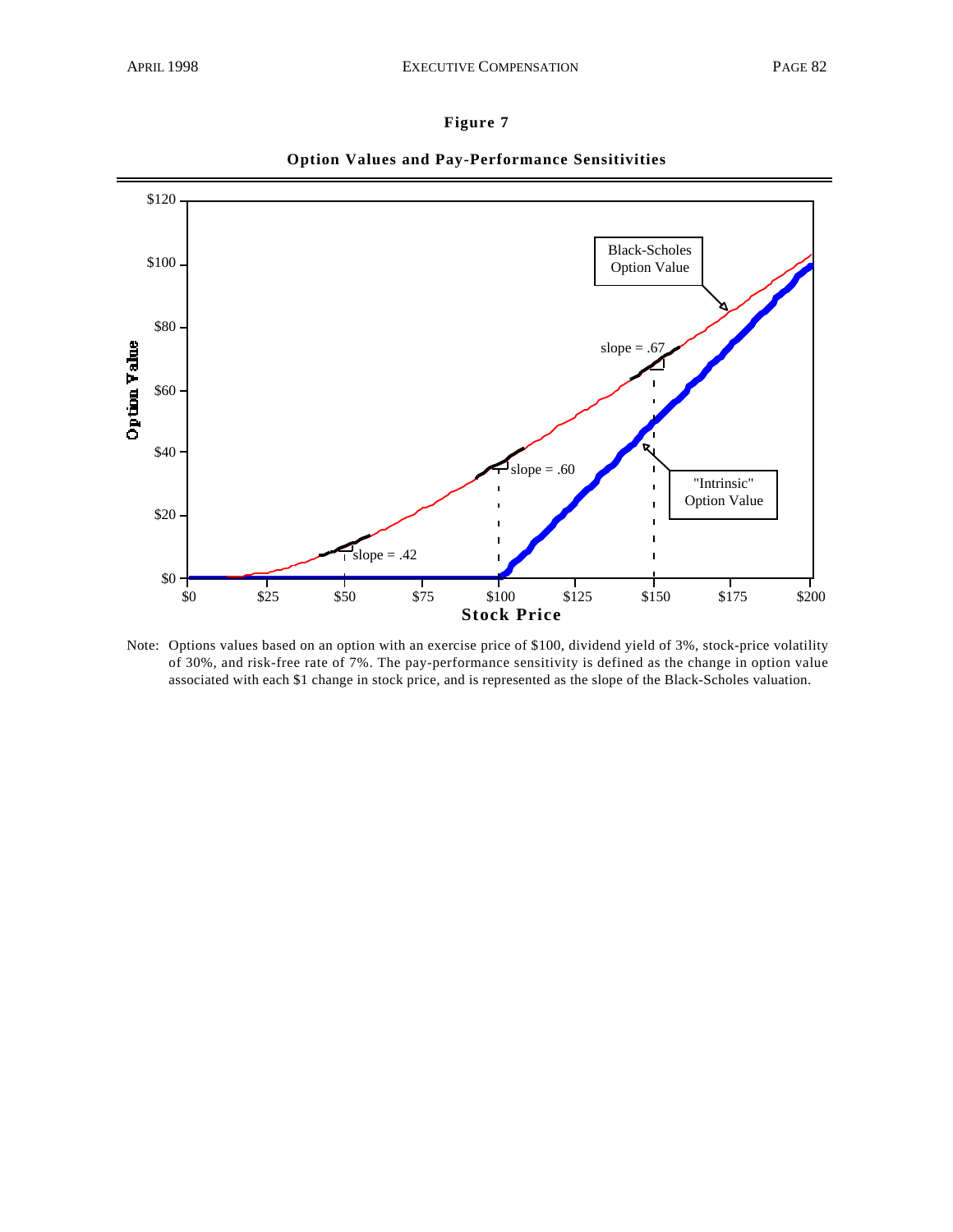**Figure 7**

**Option Values and Pay-Performance Sensitivities**

$120
$100
$80
$60
$40
$20
$0

Option Value

$0
$25
$50
$75
$100
$125
$150
$175
$200

**Stock Price**

Black-Scholes Option Value

slope = .67

slope = .60

slope = .42

"Intrinsic" Option Value

Note: Options values based on an option with an exercise price of $100, dividend yield of 3%, stock-price volatility of 30%, and risk-free rate of 7%. The pay-performance sensitivity is defined as the change in option value associated with each $1 change in stock price, and is represented as the slope of the Black-Scholes valuation.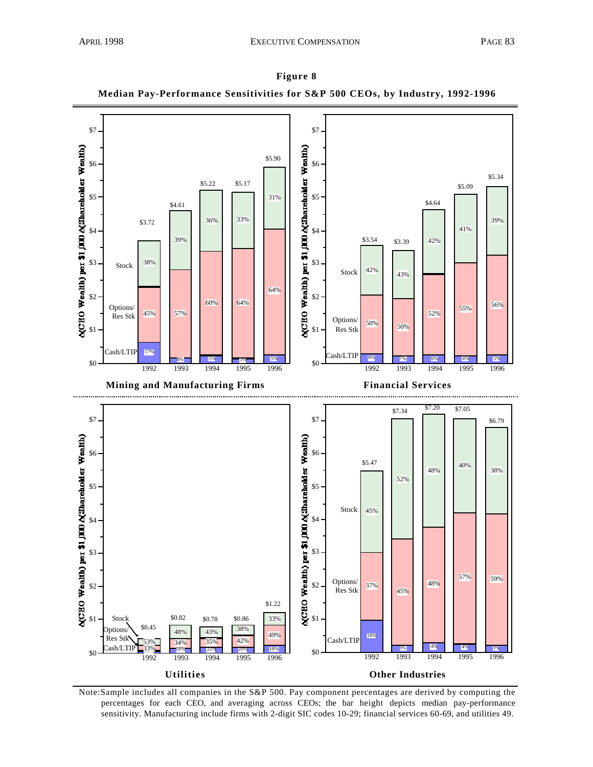**Figure 8**

**Median Pay-Performance Sensitivities for S&P 500 CEOs, by Industry, 1992-1996**

Δ(CEO Wealth) per $1,000 Δ(Shareholder Wealth)

**Mining and Manufacturing Firms**

$0 $1 $2 $3 $4 $5 $6 $7

Stock
Options/ Res Stk
Cash/LTIP

1992: $3.72 — 38%, 45%, 17%
1993: $4.61 — 39%, 57%, 4%
1994: $5.22 — 36%, 60%, 5%
1995: $5.17 — 33%, 64%, 3%
1996: $5.90 — 31%, 64%, 5%

**Financial Services**

$0 $1 $2 $3 $4 $5 $6 $7

Stock
Options/ Res Stk
Cash/LTIP

1992: $3.54 — 42%, 50%, 8%
1993: $3.39 — 43%, 50%, 7%
1994: $4.64 — 42%, 52%, 6%
1995: $5.09 — 41%, 55%, 4%
1996: $5.34 — 39%, 56%, 5%

**Utilities**

$0 $1 $2 $3 $4 $5 $6 $7

Stock
Options/ Res Stk
Cash/LTIP

1992: $0.45 — 53%, 33%
1993: $0.82 — 48%, 34%, 18%
1994: $0.78 — 43%, 35%, 22%
1995: $0.86 — 38%, 42%, 20%
1996: $1.22 — 33%, 49%, 18%

**Other Industries**

$0 $1 $2 $3 $4 $5 $6 $7

Stock
Options/ Res Stk
Cash/LTIP

1992: $5.47 — 45%, 37%, 18%
1993: $7.34 — 52%, 45%, 3%
1994: $7.20 — 48%, 48%, 4%
1995: $7.05 — 40%, 57%, 4%
1996: $6.79 — 38%, 59%, 3%

Note: Sample includes all companies in the S&P 500. Pay component percentages are derived by computing the percentages for each CEO, and averaging across CEOs; the bar height depicts median pay-performance sensitivity. Manufacturing include firms with 2-digit SIC codes 10-29; financial services 60-69, and utilities 49.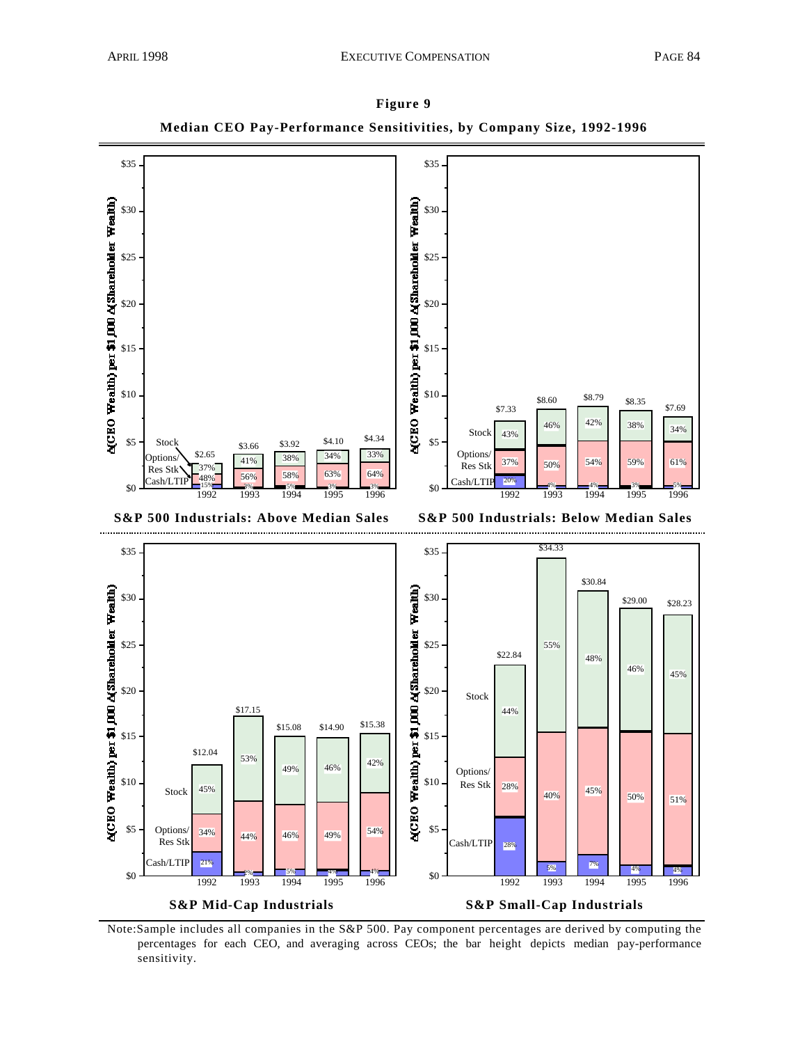**Figure 9**

**Median CEO Pay-Performance Sensitivities, by Company Size, 1992-1996**

Δ(CEO Wealth) per $1,000 Δ(Shareholder Wealth)

$35
$30
$25
$20
$15
$10
$5
$0

Stock
Options/
Res Stk
Cash/LTIP

1992: $2.65 — 37%, 48%, 15%
1993: $3.66 — 41%, 56%, 3%
1994: $3.92 — 38%, 58%, 5%
1995: $4.10 — 34%, 63%, 3%
1996: $4.34 — 33%, 64%, 3%

**S&P 500 Industrials: Above Median Sales**

1992: $7.33 — 43%, 37%, 20%
1993: $8.60 — 46%, 50%, 4%
1994: $8.79 — 42%, 54%, 4%
1995: $8.35 — 38%, 59%, 3%
1996: $7.69 — 34%, 61%, 5%

**S&P 500 Industrials: Below Median Sales**

1992: $12.04 — 45%, 34%, 21%
1993: $17.15 — 53%, 44%, 3%
1994: $15.08 — 49%, 46%, 5%
1995: $14.90 — 46%, 49%, 4%
1996: $15.38 — 42%, 54%, 4%

**S&P Mid-Cap Industrials**

1992: $22.84 — 44%, 28%, 28%
1993: $34.33 — 55%, 40%, 5%
1994: $30.84 — 48%, 45%, 7%
1995: $29.00 — 46%, 50%, 4%
1996: $28.23 — 45%, 51%, 4%

**S&P Small-Cap Industrials**

Note: Sample includes all companies in the S&P 500. Pay component percentages are derived by computing the percentages for each CEO, and averaging across CEOs; the bar height depicts median pay-performance sensitivity.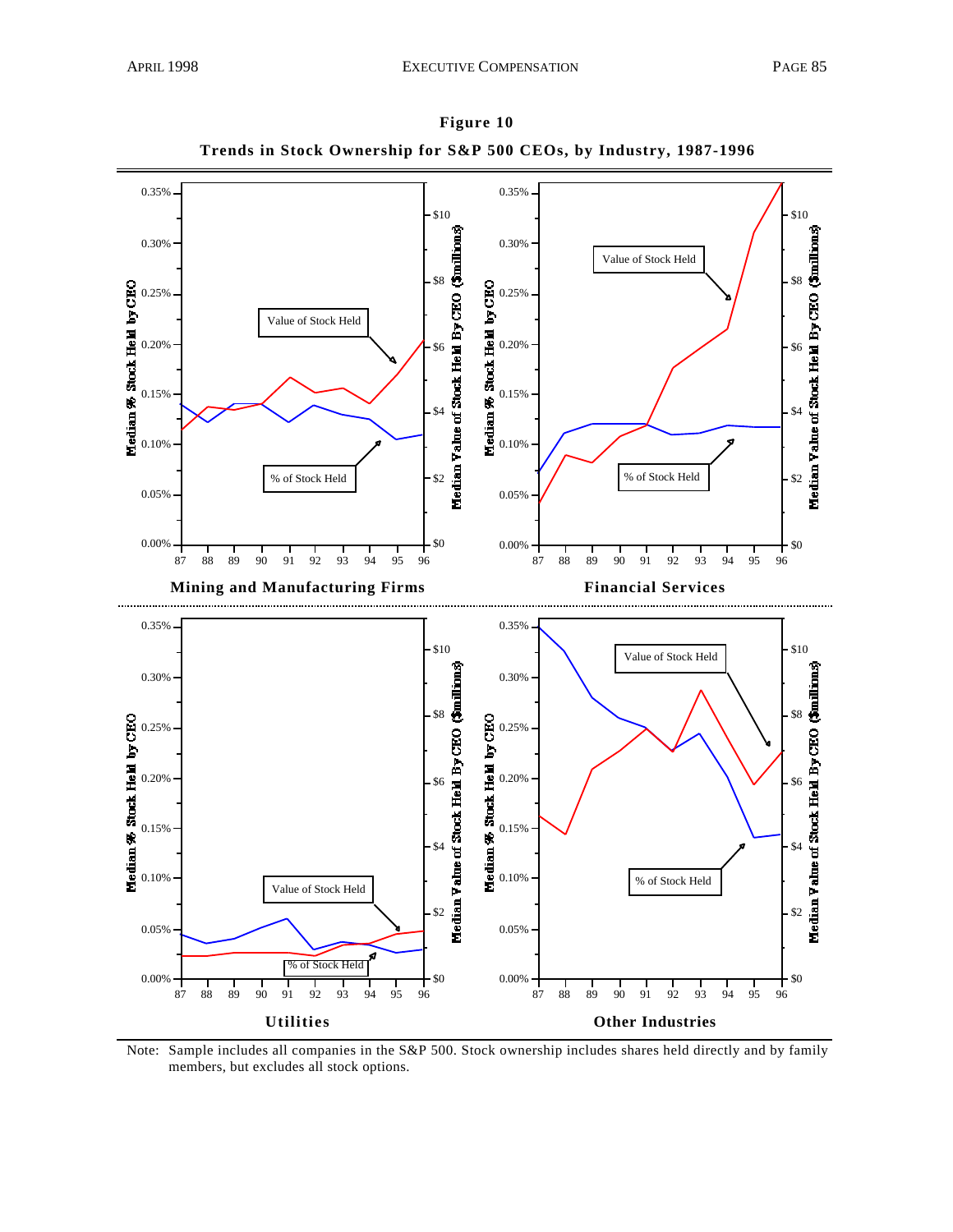**Figure 10**

**Trends in Stock Ownership for S&P 500 CEOs, by Industry, 1987-1996**

**Mining and Manufacturing Firms**

Median % Stock Held by CEO

0.35%
0.30%
0.25%
0.20%
0.15%
0.10%
0.05%
0.00%

Median Value of Stock Held By CEO ($millions)

$10
$8
$6
$4
$2
$0

87 88 89 90 91 92 93 94 95 96

Value of Stock Held

% of Stock Held

**Financial Services**

Median % Stock Held by CEO

0.35%
0.30%
0.25%
0.20%
0.15%
0.10%
0.05%
0.00%

Median Value of Stock Held By CEO ($millions)

$10
$8
$6
$4
$2
$0

87 88 89 90 91 92 93 94 95 96

Value of Stock Held

% of Stock Held

**Utilities**

Median % Stock Held by CEO

0.35%
0.30%
0.25%
0.20%
0.15%
0.10%
0.05%
0.00%

Median Value of Stock Held By CEO ($millions)

$10
$8
$6
$4
$2
$0

87 88 89 90 91 92 93 94 95 96

Value of Stock Held

% of Stock Held

**Other Industries**

Median % Stock Held by CEO

0.35%
0.30%
0.25%
0.20%
0.15%
0.10%
0.05%
0.00%

Median Value of Stock Held By CEO ($millions)

$10
$8
$6
$4
$2
$0

87 88 89 90 91 92 93 94 95 96

Value of Stock Held

% of Stock Held

Note: Sample includes all companies in the S&P 500. Stock ownership includes shares held directly and by family members, but excludes all stock options.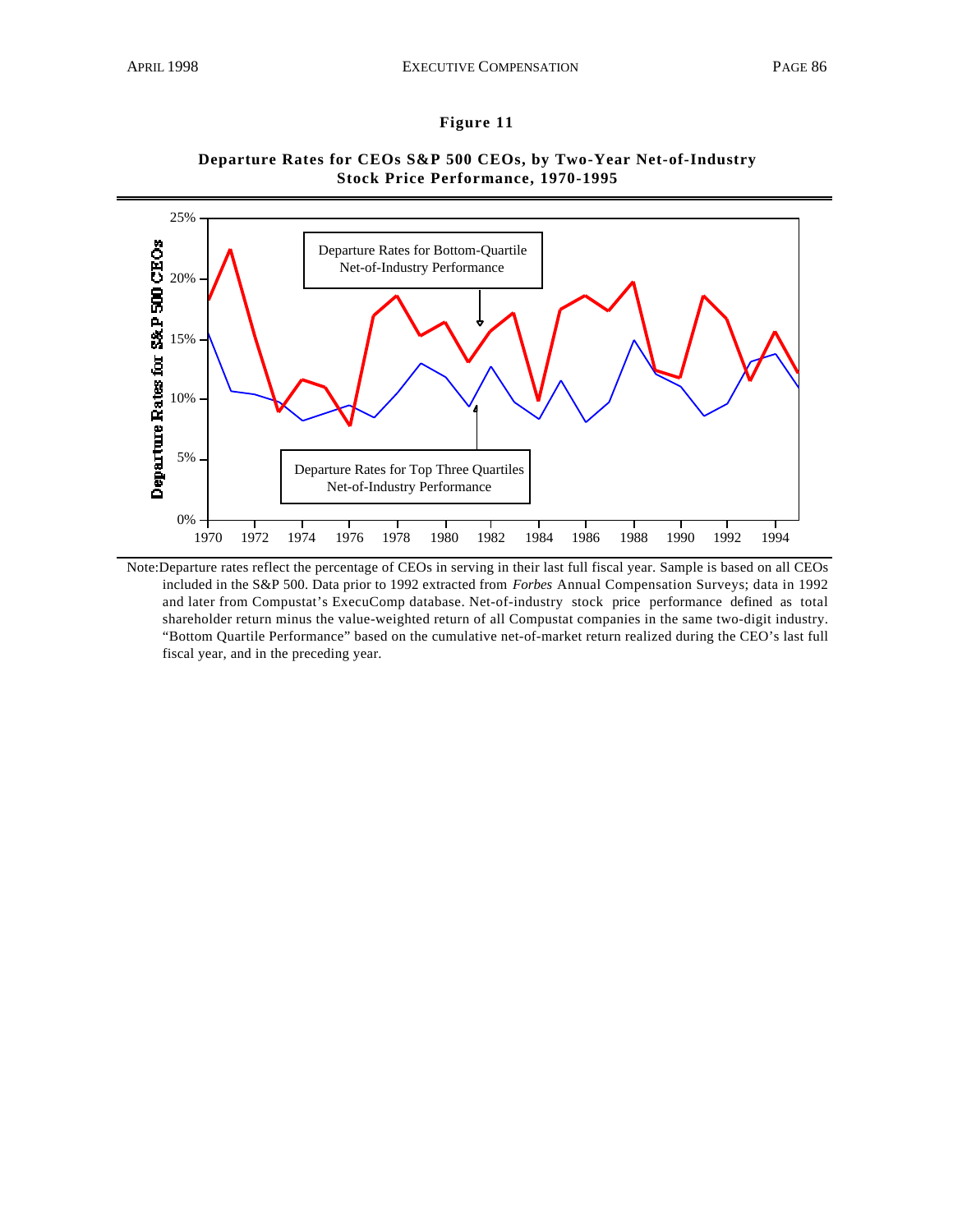**Figure 11**

**Departure Rates for CEOs S&P 500 CEOs, by Two-Year Net-of-Industry Stock Price Performance, 1970-1995**

Departure Rates for S&P 500 CEOs

25%
20%
15%
10%
5%
0%

1970 1972 1974 1976 1978 1980 1982 1984 1986 1988 1990 1992 1994

Departure Rates for Bottom-Quartile Net-of-Industry Performance

Departure Rates for Top Three Quartiles Net-of-Industry Performance

Note: Departure rates reflect the percentage of CEOs in serving in their last full fiscal year. Sample is based on all CEOs included in the S&P 500. Data prior to 1992 extracted from *Forbes* Annual Compensation Surveys; data in 1992 and later from Compustat's ExecuComp database. Net-of-industry stock price performance defined as total shareholder return minus the value-weighted return of all Compustat companies in the same two-digit industry. "Bottom Quartile Performance" based on the cumulative net-of-market return realized during the CEO's last full fiscal year, and in the preceding year.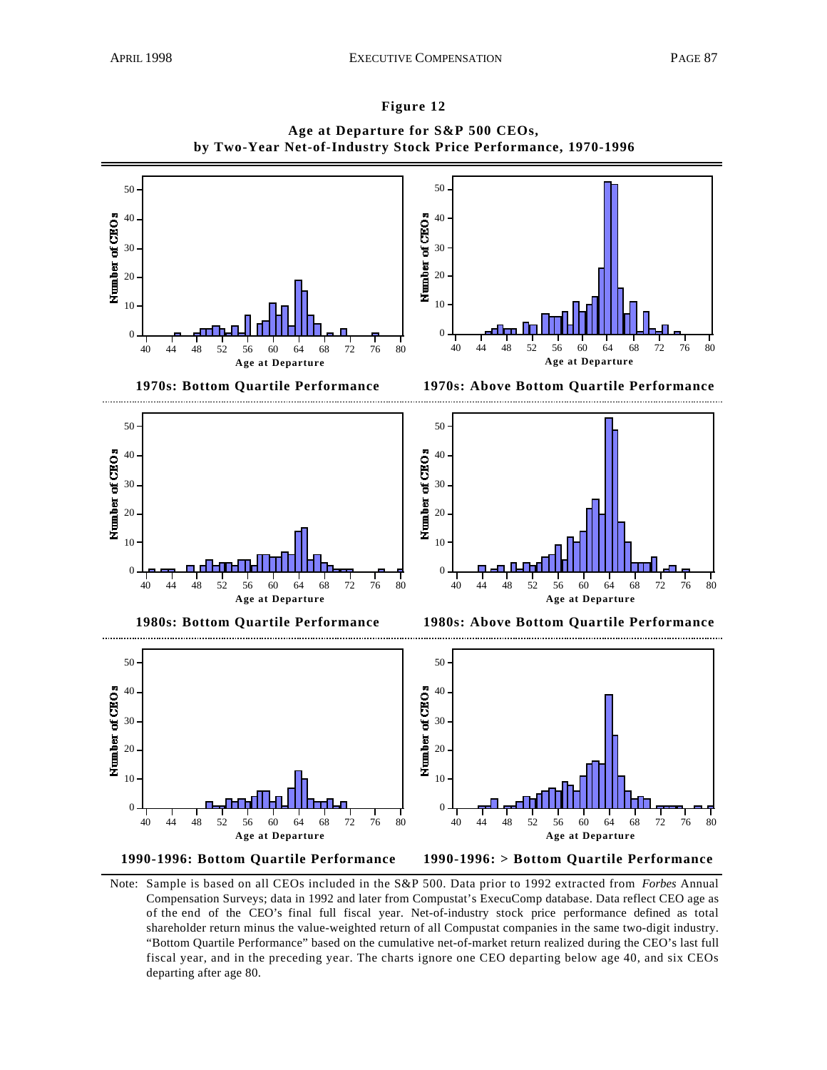**Figure 12**

**Age at Departure for S&P 500 CEOs, by Two-Year Net-of-Industry Stock Price Performance, 1970-1996**

Number of CEOs
0
10
20
30
40
50
40 44 48 52 56 60 64 68 72 76 80
Age at Departure

**1970s: Bottom Quartile Performance**

Number of CEOs
0
10
20
30
40
50
40 44 48 52 56 60 64 68 72 76 80
Age at Departure

**1970s: Above Bottom Quartile Performance**

Number of CEOs
0
10
20
30
40
50
40 44 48 52 56 60 64 68 72 76 80
Age at Departure

**1980s: Bottom Quartile Performance**

Number of CEOs
0
10
20
30
40
50
40 44 48 52 56 60 64 68 72 76 80
Age at Departure

**1980s: Above Bottom Quartile Performance**

Number of CEOs
0
10
20
30
40
50
40 44 48 52 56 60 64 68 72 76 80
Age at Departure

**1990-1996: Bottom Quartile Performance**

Number of CEOs
0
10
20
30
40
50
40 44 48 52 56 60 64 68 72 76 80
Age at Departure

**1990-1996: > Bottom Quartile Performance**

Note: Sample is based on all CEOs included in the S&P 500. Data prior to 1992 extracted from *Forbes* Annual Compensation Surveys; data in 1992 and later from Compustat's ExecuComp database. Data reflect CEO age as of the end of the CEO's final full fiscal year. Net-of-industry stock price performance defined as total shareholder return minus the value-weighted return of all Compustat companies in the same two-digit industry. "Bottom Quartile Performance" based on the cumulative net-of-market return realized during the CEO's last full fiscal year, and in the preceding year. The charts ignore one CEO departing below age 40, and six CEOs departing after age 80.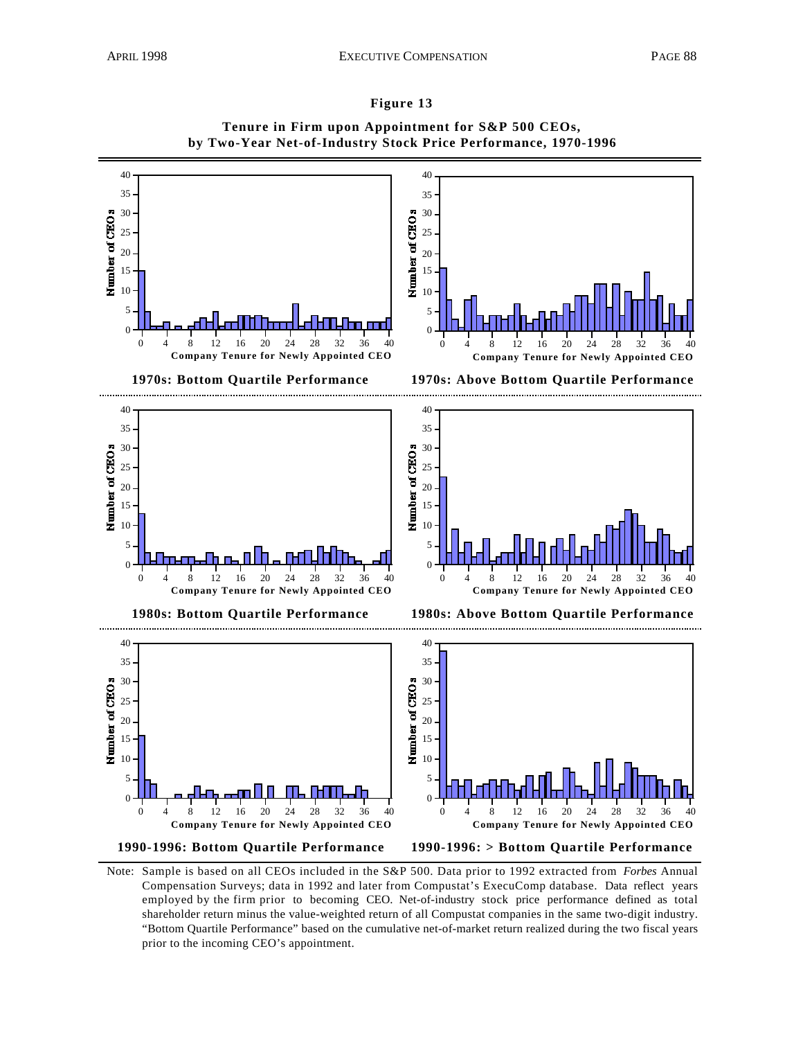**Figure 13**

**Tenure in Firm upon Appointment for S&P 500 CEOs, by Two-Year Net-of-Industry Stock Price Performance, 1970-1996**

Number of CEOs
0 5 10 15 20 25 30 35 40
0 4 8 12 16 20 24 28 32 36 40
Company Tenure for Newly Appointed CEO

**1970s: Bottom Quartile Performance**

**1970s: Above Bottom Quartile Performance**

**1980s: Bottom Quartile Performance**

**1980s: Above Bottom Quartile Performance**

**1990-1996: Bottom Quartile Performance**

**1990-1996: > Bottom Quartile Performance**

Note: Sample is based on all CEOs included in the S&P 500. Data prior to 1992 extracted from *Forbes* Annual Compensation Surveys; data in 1992 and later from Compustat's ExecuComp database. Data reflect years employed by the firm prior to becoming CEO. Net-of-industry stock price performance defined as total shareholder return minus the value-weighted return of all Compustat companies in the same two-digit industry. "Bottom Quartile Performance" based on the cumulative net-of-market return realized during the two fiscal years prior to the incoming CEO's appointment.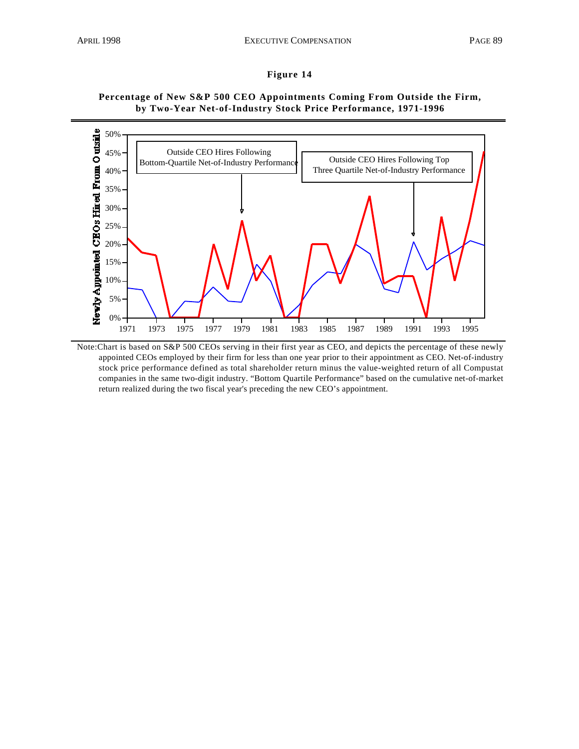**Figure 14**

**Percentage of New S&P 500 CEO Appointments Coming From Outside the Firm, by Two-Year Net-of-Industry Stock Price Performance, 1971-1996**

Newly Appointed CEOs Hired From Outside

50%
45%
40%
35%
30%
25%
20%
15%
10%
5%
0%

Outside CEO Hires Following Bottom-Quartile Net-of-Industry Performance

Outside CEO Hires Following Top Three Quartile Net-of-Industry Performance

1971 1973 1975 1977 1979 1981 1983 1985 1987 1989 1991 1993 1995

Note: Chart is based on S&P 500 CEOs serving in their first year as CEO, and depicts the percentage of these newly appointed CEOs employed by their firm for less than one year prior to their appointment as CEO. Net-of-industry stock price performance defined as total shareholder return minus the value-weighted return of all Compustat companies in the same two-digit industry. "Bottom Quartile Performance" based on the cumulative net-of-market return realized during the two fiscal year's preceding the new CEO's appointment.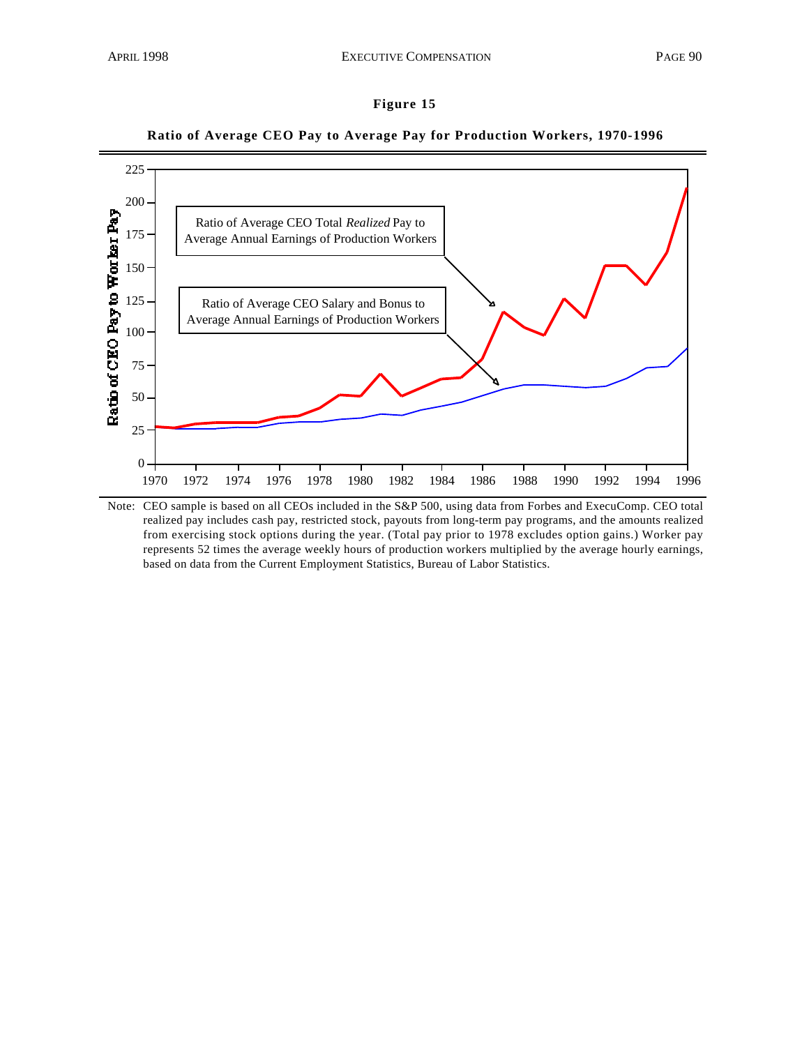**Figure 15**

**Ratio of Average CEO Pay to Average Pay for Production Workers, 1970-1996**

Ratio of CEO Pay to Worker Pay

225
200
175
150
125
100
75
50
25
0

1970 1972 1974 1976 1978 1980 1982 1984 1986 1988 1990 1992 1994 1996

Ratio of Average CEO Total *Realized* Pay to Average Annual Earnings of Production Workers

Ratio of Average CEO Salary and Bonus to Average Annual Earnings of Production Workers

Note: CEO sample is based on all CEOs included in the S&P 500, using data from Forbes and ExecuComp. CEO total realized pay includes cash pay, restricted stock, payouts from long-term pay programs, and the amounts realized from exercising stock options during the year. (Total pay prior to 1978 excludes option gains.) Worker pay represents 52 times the average weekly hours of production workers multiplied by the average hourly earnings, based on data from the Current Employment Statistics, Bureau of Labor Statistics.